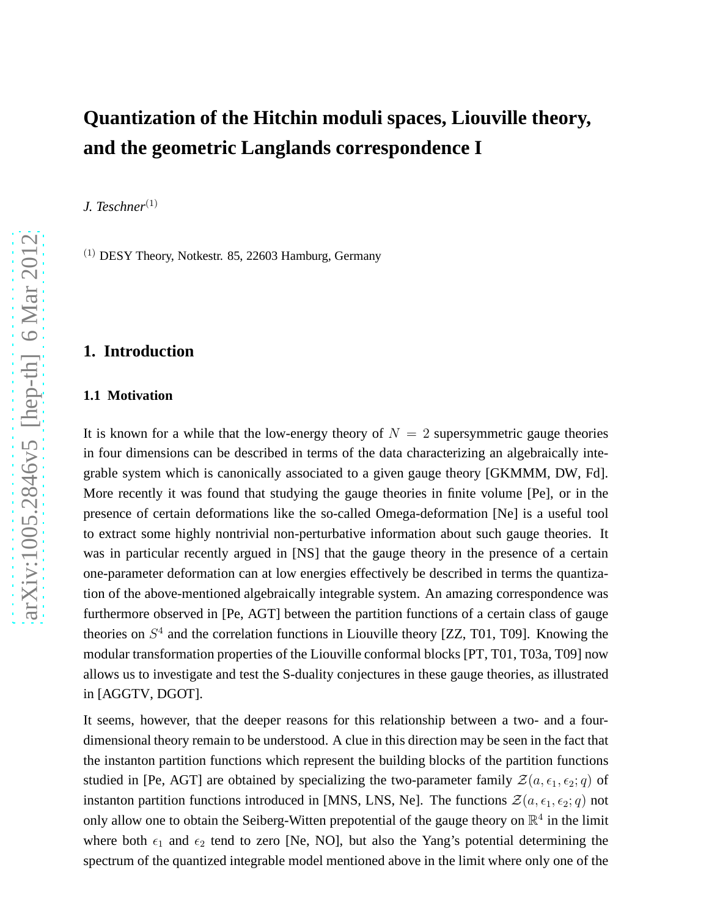# Quantization of the Hitchin moduli spaces, Liouville theory, and the geometric Langlands correspondence I

*J. Teschner*[(1)]

[(1)] DESY Theory, Notkestr. 85, 22603 Hamburg, Germany

## 1. Introduction

### 1.1 Motivation

It is known for a while that the low-energy theory of $N = 2$ supersymmetric gauge theories in four dimensions can be described in terms of the data characterizing an algebraically integrable system which is canonically associated to a given gauge theory [GKMMM, DW, Fd]. More recently it was found that studying the gauge theories in finite volume [Pe], or in the presence of certain deformations like the so-called Omega-deformation [Ne] is a useful tool to extract some highly nontrivial non-perturbative information about such gauge theories. It was in particular recently argued in [NS] that the gauge theory in the presence of a certain one-parameter deformation can at low energies effectively be described in terms the quantization of the above-mentioned algebraically integrable system. An amazing correspondence was furthermore observed in [Pe, AGT] between the partition functions of a certain class of gauge theories on $S^4$ and the correlation functions in Liouville theory [ZZ, T01, T09]. Knowing the modular transformation properties of the Liouville conformal blocks [PT, T01, T03a, T09] now allows us to investigate and test the S-duality conjectures in these gauge theories, as illustrated in [AGGTV, DGOT].

It seems, however, that the deeper reasons for this relationship between a two- and a four-dimensional theory remain to be understood. A clue in this direction may be seen in the fact that the instanton partition functions which represent the building blocks of the partition functions studied in [Pe, AGT] are obtained by specializing the two-parameter family $\mathcal{Z}(a, \epsilon_1, \epsilon_2; q)$ of instanton partition functions introduced in [MNS, LNS, Ne]. The functions $\mathcal{Z}(a, \epsilon_1, \epsilon_2; q)$ not only allow one to obtain the Seiberg-Witten prepotential of the gauge theory on $\mathbb{R}^4$ in the limit where both $\epsilon_1$ and $\epsilon_2$ tend to zero [Ne, NO], but also the Yang's potential determining the spectrum of the quantized integrable model mentioned above in the limit where only one of the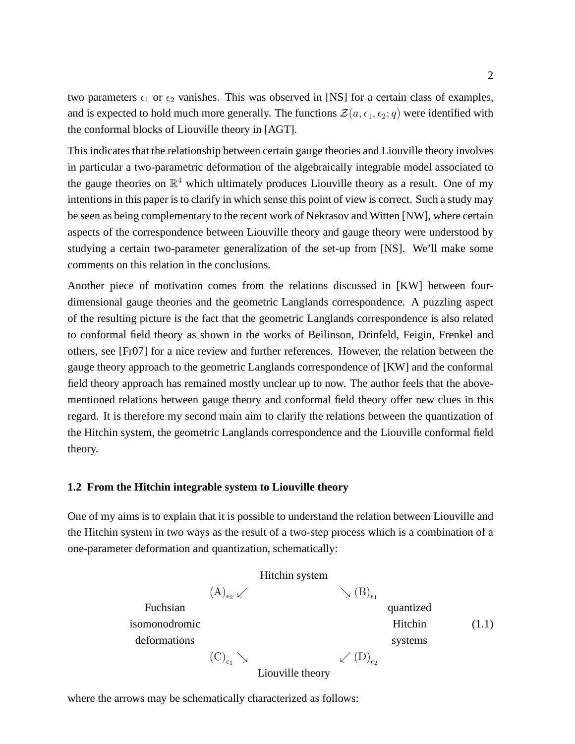two parameters $\epsilon_1$ or $\epsilon_2$ vanishes. This was observed in [NS] for a certain class of examples, and is expected to hold much more generally. The functions $\mathcal{Z}(a, \epsilon_1, \epsilon_2; q)$ were identified with the conformal blocks of Liouville theory in [AGT].

This indicates that the relationship between certain gauge theories and Liouville theory involves in particular a two-parametric deformation of the algebraically integrable model associated to the gauge theories on $\mathbb{R}^4$ which ultimately produces Liouville theory as a result. One of my intentions in this paper is to clarify in which sense this point of view is correct. Such a study may be seen as being complementary to the recent work of Nekrasov and Witten [NW], where certain aspects of the correspondence between Liouville theory and gauge theory were understood by studying a certain two-parameter generalization of the set-up from [NS]. We'll make some comments on this relation in the conclusions.

Another piece of motivation comes from the relations discussed in [KW] between four-dimensional gauge theories and the geometric Langlands correspondence. A puzzling aspect of the resulting picture is the fact that the geometric Langlands correspondence is also related to conformal field theory as shown in the works of Beilinson, Drinfeld, Feigin, Frenkel and others, see [Fr07] for a nice review and further references. However, the relation between the gauge theory approach to the geometric Langlands correspondence of [KW] and the conformal field theory approach has remained mostly unclear up to now. The author feels that the above-mentioned relations between gauge theory and conformal field theory offer new clues in this regard. It is therefore my second main aim to clarify the relations between the quantization of the Hitchin system, the geometric Langlands correspondence and the Liouville conformal field theory.

### 1.2 From the Hitchin integrable system to Liouville theory

One of my aims is to explain that it is possible to understand the relation between Liouville and the Hitchin system in two ways as the result of a two-step process which is a combination of a one-parameter deformation and quantization, schematically:

$$
\begin{array}{ccccc}
 & & \text{Hitchin system} & & \\
 & (\mathrm{A})_{\epsilon_2} \swarrow & & \searrow (\mathrm{B})_{\epsilon_1} & \\
\begin{array}{c}\text{Fuchsian}\\ \text{isomonodromic}\\ \text{deformations}\end{array} & & & & \begin{array}{c}\text{quantized}\\ \text{Hitchin}\\ \text{systems}\end{array} \\
 & (\mathrm{C})_{\epsilon_1} \searrow & & \swarrow (\mathrm{D})_{\epsilon_2} & \\
 & & \text{Liouville theory} & &
\end{array}
\tag{1.1}
$$

where the arrows may be schematically characterized as follows: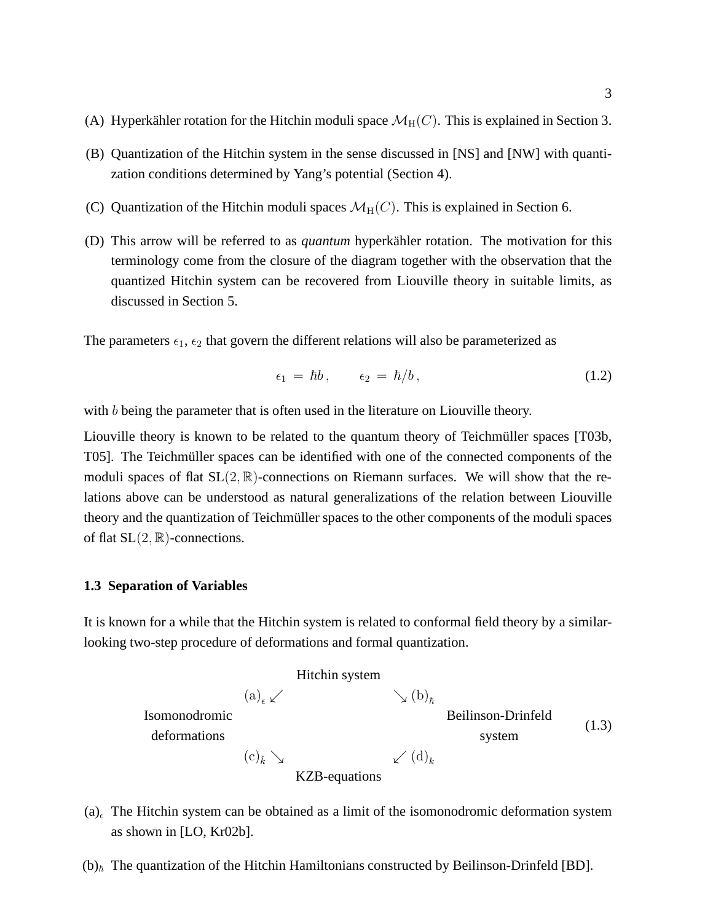(A) Hyperkähler rotation for the Hitchin moduli space $\mathcal{M}_{\rm H}(C)$. This is explained in Section 3.

(B) Quantization of the Hitchin system in the sense discussed in [NS] and [NW] with quantization conditions determined by Yang's potential (Section 4).

(C) Quantization of the Hitchin moduli spaces $\mathcal{M}_{\rm H}(C)$. This is explained in Section 6.

(D) This arrow will be referred to as *quantum* hyperkähler rotation. The motivation for this terminology come from the closure of the diagram together with the observation that the quantized Hitchin system can be recovered from Liouville theory in suitable limits, as discussed in Section 5.

The parameters $\epsilon_1$, $\epsilon_2$ that govern the different relations will also be parameterized as

$$\epsilon_1 \,=\, \hbar b\,, \qquad \epsilon_2 \,=\, \hbar/b\,, \tag{1.2}$$

with $b$ being the parameter that is often used in the literature on Liouville theory.

Liouville theory is known to be related to the quantum theory of Teichmüller spaces [T03b, T05]. The Teichmüller spaces can be identified with one of the connected components of the moduli spaces of flat $\mathrm{SL}(2,\mathbb{R})$-connections on Riemann surfaces. We will show that the relations above can be understood as natural generalizations of the relation between Liouville theory and the quantization of Teichmüller spaces to the other components of the moduli spaces of flat $\mathrm{SL}(2,\mathbb{R})$-connections.

### 1.3 Separation of Variables

It is known for a while that the Hitchin system is related to conformal field theory by a similar-looking two-step procedure of deformations and formal quantization.

$$\begin{array}{ccccc} & & \text{Hitchin system} & & \\ & (\mathrm{a})_\epsilon \swarrow & & \searrow (\mathrm{b})_\hbar & \\ \begin{array}{c}\text{Isomonodromic}\\ \text{deformations}\end{array} & & & & \begin{array}{c}\text{Beilinson-Drinfeld}\\ \text{system}\end{array} \\ & (\mathrm{c})_{\check{k}} \searrow & & \swarrow (\mathrm{d})_k & \\ & & \text{KZB-equations} & & \end{array} \tag{1.3}$$

(a)$_\epsilon$ The Hitchin system can be obtained as a limit of the isomonodromic deformation system as shown in [LO, Kr02b].

(b)$_\hbar$ The quantization of the Hitchin Hamiltonians constructed by Beilinson-Drinfeld [BD].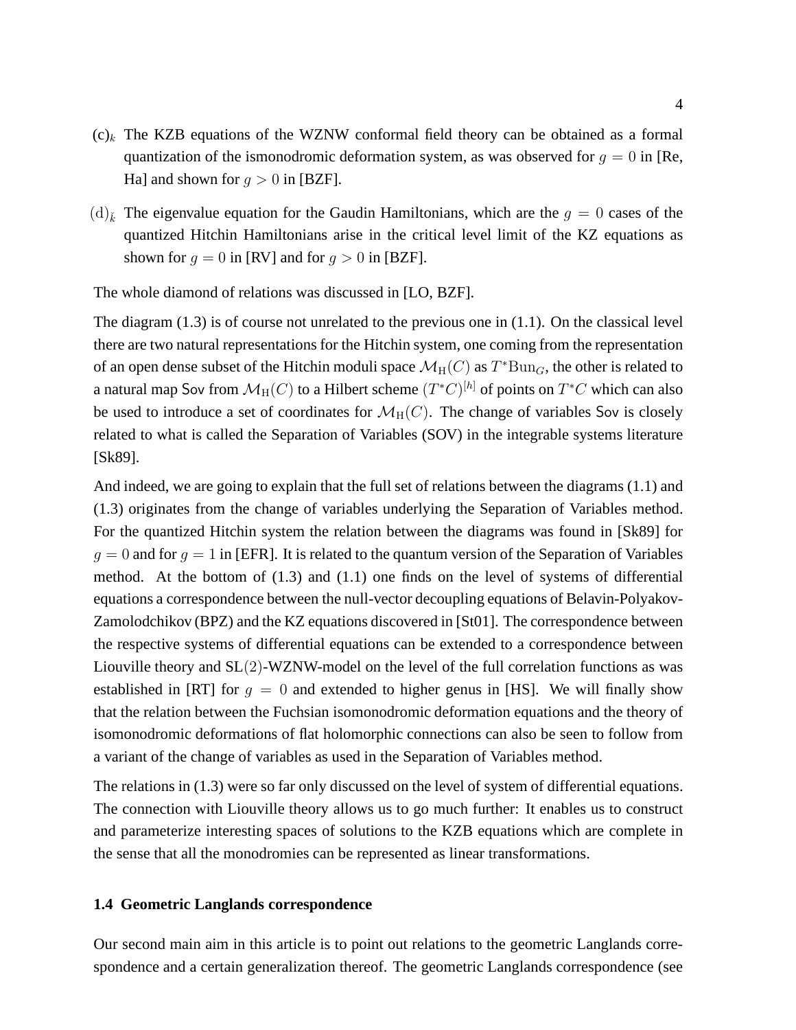(c)$_k$ The KZB equations of the WZNW conformal field theory can be obtained as a formal quantization of the ismonodromic deformation system, as was observed for $g = 0$ in [Re, Ha] and shown for $g > 0$ in [BZF].

$(\mathrm{d})_{\check{k}}$ The eigenvalue equation for the Gaudin Hamiltonians, which are the $g = 0$ cases of the quantized Hitchin Hamiltonians arise in the critical level limit of the KZ equations as shown for $g = 0$ in [RV] and for $g > 0$ in [BZF].

The whole diamond of relations was discussed in [LO, BZF].

The diagram (1.3) is of course not unrelated to the previous one in (1.1). On the classical level there are two natural representations for the Hitchin system, one coming from the representation of an open dense subset of the Hitchin moduli space $\mathcal{M}_{\mathrm{H}}(C)$ as $T^*\mathrm{Bun}_G$, the other is related to a natural map $\mathsf{Sov}$ from $\mathcal{M}_{\mathrm{H}}(C)$ to a Hilbert scheme $(T^*C)^{[h]}$ of points on $T^*C$ which can also be used to introduce a set of coordinates for $\mathcal{M}_{\mathrm{H}}(C)$. The change of variables $\mathsf{Sov}$ is closely related to what is called the Separation of Variables (SOV) in the integrable systems literature [Sk89].

And indeed, we are going to explain that the full set of relations between the diagrams (1.1) and (1.3) originates from the change of variables underlying the Separation of Variables method. For the quantized Hitchin system the relation between the diagrams was found in [Sk89] for $g = 0$ and for $g = 1$ in [EFR]. It is related to the quantum version of the Separation of Variables method. At the bottom of (1.3) and (1.1) one finds on the level of systems of differential equations a correspondence between the null-vector decoupling equations of Belavin-Polyakov-Zamolodchikov (BPZ) and the KZ equations discovered in [St01]. The correspondence between the respective systems of differential equations can be extended to a correspondence between Liouville theory and $\mathrm{SL}(2)$-WZNW-model on the level of the full correlation functions as was established in [RT] for $g = 0$ and extended to higher genus in [HS]. We will finally show that the relation between the Fuchsian isomonodromic deformation equations and the theory of isomonodromic deformations of flat holomorphic connections can also be seen to follow from a variant of the change of variables as used in the Separation of Variables method.

The relations in (1.3) were so far only discussed on the level of system of differential equations. The connection with Liouville theory allows us to go much further: It enables us to construct and parameterize interesting spaces of solutions to the KZB equations which are complete in the sense that all the monodromies can be represented as linear transformations.

### 1.4 Geometric Langlands correspondence

Our second main aim in this article is to point out relations to the geometric Langlands correspondence and a certain generalization thereof. The geometric Langlands correspondence (see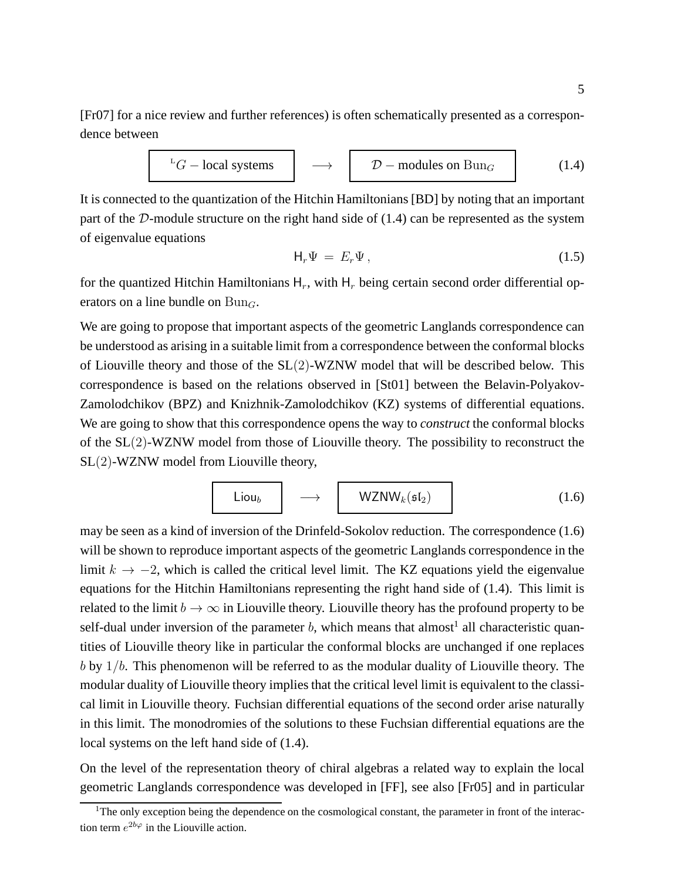[Fr07] for a nice review and further references) is often schematically presented as a correspondence between

$$\boxed{\;{}^{\mathrm{L}}G - \text{local systems}\;} \quad \longrightarrow \quad \boxed{\;\mathcal{D} - \text{modules on } \mathrm{Bun}_G\;} \tag{1.4}$$

It is connected to the quantization of the Hitchin Hamiltonians [BD] by noting that an important part of the $\mathcal{D}$-module structure on the right hand side of (1.4) can be represented as the system of eigenvalue equations

$$\mathsf{H}_r \Psi \,=\, E_r \Psi\,, \tag{1.5}$$

for the quantized Hitchin Hamiltonians $\mathsf{H}_r$, with $\mathsf{H}_r$ being certain second order differential operators on a line bundle on $\mathrm{Bun}_G$.

We are going to propose that important aspects of the geometric Langlands correspondence can be understood as arising in a suitable limit from a correspondence between the conformal blocks of Liouville theory and those of the $\mathrm{SL}(2)$-WZNW model that will be described below. This correspondence is based on the relations observed in [St01] between the Belavin-Polyakov-Zamolodchikov (BPZ) and Knizhnik-Zamolodchikov (KZ) systems of differential equations. We are going to show that this correspondence opens the way to *construct* the conformal blocks of the $\mathrm{SL}(2)$-WZNW model from those of Liouville theory. The possibility to reconstruct the $\mathrm{SL}(2)$-WZNW model from Liouville theory,

$$\boxed{\;\mathsf{Liou}_b\;} \quad \longrightarrow \quad \boxed{\;\mathsf{WZNW}_k(\mathfrak{sl}_2)\;} \tag{1.6}$$

may be seen as a kind of inversion of the Drinfeld-Sokolov reduction. The correspondence (1.6) will be shown to reproduce important aspects of the geometric Langlands correspondence in the limit $k \to -2$, which is called the critical level limit. The KZ equations yield the eigenvalue equations for the Hitchin Hamiltonians representing the right hand side of (1.4). This limit is related to the limit $b \to \infty$ in Liouville theory. Liouville theory has the profound property to be self-dual under inversion of the parameter $b$, which means that almost[1] all characteristic quantities of Liouville theory like in particular the conformal blocks are unchanged if one replaces $b$ by $1/b$. This phenomenon will be referred to as the modular duality of Liouville theory. The modular duality of Liouville theory implies that the critical level limit is equivalent to the classical limit in Liouville theory. Fuchsian differential equations of the second order arise naturally in this limit. The monodromies of the solutions to these Fuchsian differential equations are the local systems on the left hand side of (1.4).

On the level of the representation theory of chiral algebras a related way to explain the local geometric Langlands correspondence was developed in [FF], see also [Fr05] and in particular

[1] The only exception being the dependence on the cosmological constant, the parameter in front of the interaction term $e^{2b\varphi}$ in the Liouville action.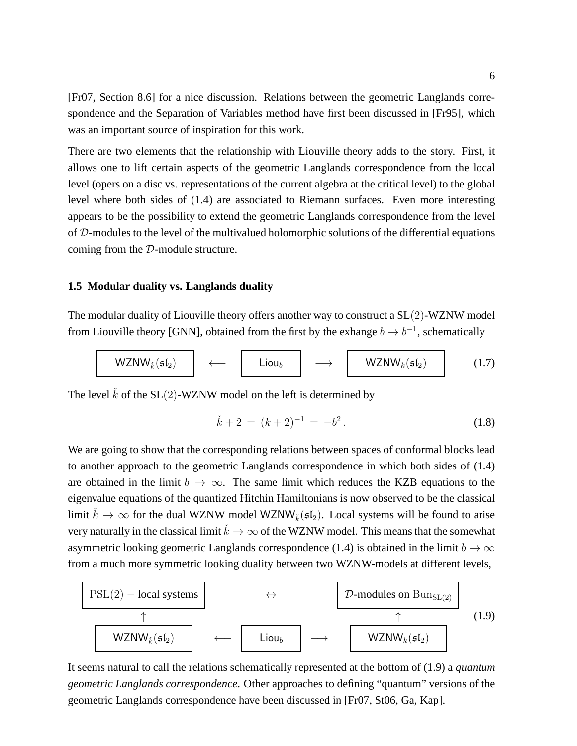[Fr07, Section 8.6] for a nice discussion. Relations between the geometric Langlands correspondence and the Separation of Variables method have first been discussed in [Fr95], which was an important source of inspiration for this work.

There are two elements that the relationship with Liouville theory adds to the story. First, it allows one to lift certain aspects of the geometric Langlands correspondence from the local level (opers on a disc vs. representations of the current algebra at the critical level) to the global level where both sides of (1.4) are associated to Riemann surfaces. Even more interesting appears to be the possibility to extend the geometric Langlands correspondence from the level of $\mathcal{D}$-modules to the level of the multivalued holomorphic solutions of the differential equations coming from the $\mathcal{D}$-module structure.

### 1.5 Modular duality vs. Langlands duality

The modular duality of Liouville theory offers another way to construct a $\mathrm{SL}(2)$-WZNW model from Liouville theory [GNN], obtained from the first by the exhange $b \to b^{-1}$, schematically

$$\boxed{\mathsf{WZNW}_{\check{k}}(\mathfrak{sl}_2)} \quad \longleftarrow \quad \boxed{\mathsf{Liou}_b} \quad \longrightarrow \quad \boxed{\mathsf{WZNW}_{k}(\mathfrak{sl}_2)} \tag{1.7}$$

The level $\check{k}$ of the $\mathrm{SL}(2)$-WZNW model on the left is determined by

$$\check{k} + 2 \,=\, (k+2)^{-1} \,=\, -b^2\,. \tag{1.8}$$

We are going to show that the corresponding relations between spaces of conformal blocks lead to another approach to the geometric Langlands correspondence in which both sides of (1.4) are obtained in the limit $b \to \infty$. The same limit which reduces the KZB equations to the eigenvalue equations of the quantized Hitchin Hamiltonians is now observed to be the classical limit $\check{k} \to \infty$ for the dual WZNW model $\mathsf{WZNW}_{\check{k}}(\mathfrak{sl}_2)$. Local systems will be found to arise very naturally in the classical limit $\check{k} \to \infty$ of the WZNW model. This means that the somewhat asymmetric looking geometric Langlands correspondence (1.4) is obtained in the limit $b \to \infty$ from a much more symmetric looking duality between two WZNW-models at different levels,

$$\begin{array}{ccccc}
\boxed{\mathrm{PSL}(2) - \text{local systems}} & & \leftrightarrow & & \boxed{\mathcal{D}\text{-modules on } \mathrm{Bun}_{\mathrm{SL}(2)}} \\
\uparrow & & & & \uparrow \\
\boxed{\mathsf{WZNW}_{\check{k}}(\mathfrak{sl}_2)} & \longleftarrow & \boxed{\mathsf{Liou}_b} & \longrightarrow & \boxed{\mathsf{WZNW}_{k}(\mathfrak{sl}_2)}
\end{array} \tag{1.9}$$

It seems natural to call the relations schematically represented at the bottom of (1.9) a *quantum geometric Langlands correspondence*. Other approaches to defining "quantum" versions of the geometric Langlands correspondence have been discussed in [Fr07, St06, Ga, Kap].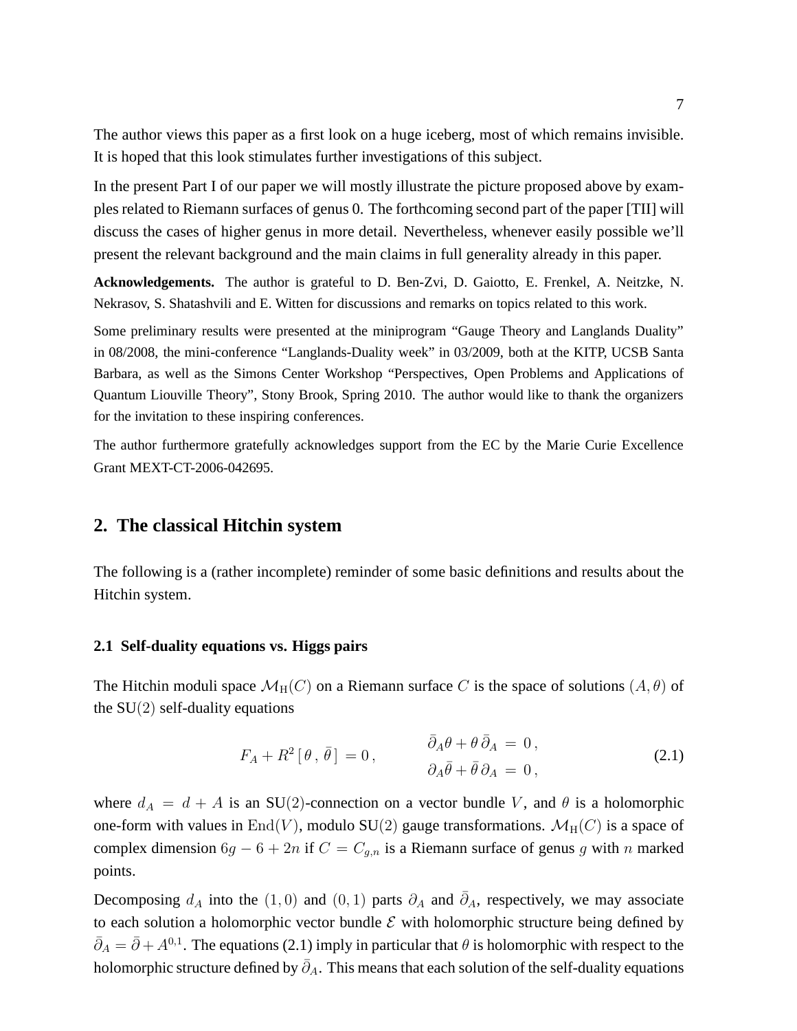The author views this paper as a first look on a huge iceberg, most of which remains invisible. It is hoped that this look stimulates further investigations of this subject.

In the present Part I of our paper we will mostly illustrate the picture proposed above by examples related to Riemann surfaces of genus 0. The forthcoming second part of the paper [TII] will discuss the cases of higher genus in more detail. Nevertheless, whenever easily possible we'll present the relevant background and the main claims in full generality already in this paper.

**Acknowledgements.** The author is grateful to D. Ben-Zvi, D. Gaiotto, E. Frenkel, A. Neitzke, N. Nekrasov, S. Shatashvili and E. Witten for discussions and remarks on topics related to this work.

Some preliminary results were presented at the miniprogram "Gauge Theory and Langlands Duality" in 08/2008, the mini-conference "Langlands-Duality week" in 03/2009, both at the KITP, UCSB Santa Barbara, as well as the Simons Center Workshop "Perspectives, Open Problems and Applications of Quantum Liouville Theory", Stony Brook, Spring 2010. The author would like to thank the organizers for the invitation to these inspiring conferences.

The author furthermore gratefully acknowledges support from the EC by the Marie Curie Excellence Grant MEXT-CT-2006-042695.

## 2. The classical Hitchin system

The following is a (rather incomplete) reminder of some basic definitions and results about the Hitchin system.

### 2.1 Self-duality equations vs. Higgs pairs

The Hitchin moduli space $\mathcal{M}_{\rm H}(C)$ on a Riemann surface $C$ is the space of solutions $(A,\theta)$ of the $\mathrm{SU}(2)$ self-duality equations

$$
F_A + R^2\,[\,\theta\,,\,\bar{\theta}\,] = 0\,, \qquad \begin{aligned} \bar{\partial}_A\theta + \theta\,\bar{\partial}_A \,&=\, 0\,, \\ \partial_A\bar{\theta} + \bar{\theta}\,\partial_A \,&=\, 0\,, \end{aligned} \tag{2.1}
$$

where $d_A = d + A$ is an $\mathrm{SU}(2)$-connection on a vector bundle $V$, and $\theta$ is a holomorphic one-form with values in $\mathrm{End}(V)$, modulo $\mathrm{SU}(2)$ gauge transformations. $\mathcal{M}_{\rm H}(C)$ is a space of complex dimension $6g-6+2n$ if $C = C_{g,n}$ is a Riemann surface of genus $g$ with $n$ marked points.

Decomposing $d_A$ into the $(1,0)$ and $(0,1)$ parts $\partial_A$ and $\bar{\partial}_A$, respectively, we may associate to each solution a holomorphic vector bundle $\mathcal{E}$ with holomorphic structure being defined by $\bar{\partial}_A = \bar{\partial} + A^{0,1}$. The equations (2.1) imply in particular that $\theta$ is holomorphic with respect to the holomorphic structure defined by $\bar{\partial}_A$. This means that each solution of the self-duality equations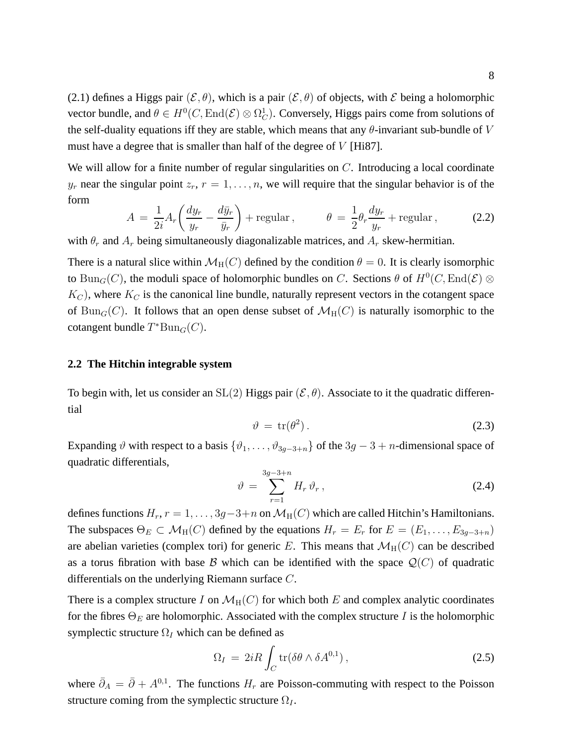(2.1) defines a Higgs pair $(\mathcal{E}, \theta)$, which is a pair $(\mathcal{E}, \theta)$ of objects, with $\mathcal{E}$ being a holomorphic vector bundle, and $\theta \in H^0(C, \text{End}(\mathcal{E}) \otimes \Omega^1_C)$. Conversely, Higgs pairs come from solutions of the self-duality equations iff they are stable, which means that any $\theta$-invariant sub-bundle of $V$ must have a degree that is smaller than half of the degree of $V$ [Hi87].

We will allow for a finite number of regular singularities on $C$. Introducing a local coordinate $y_r$ near the singular point $z_r$, $r = 1, \ldots, n$, we will require that the singular behavior is of the form

$$A \,=\, \frac{1}{2i} A_r \left( \frac{dy_r}{y_r} - \frac{d\bar{y}_r}{\bar{y}_r} \right) + \text{regular}\,, \qquad \theta \,=\, \frac{1}{2} \theta_r \frac{dy_r}{y_r} + \text{regular}\,, \tag{2.2}$$

with $\theta_r$ and $A_r$ being simultaneously diagonalizable matrices, and $A_r$ skew-hermitian.

There is a natural slice within $\mathcal{M}_{\text{H}}(C)$ defined by the condition $\theta = 0$. It is clearly isomorphic to $\text{Bun}_G(C)$, the moduli space of holomorphic bundles on $C$. Sections $\theta$ of $H^0(C, \text{End}(\mathcal{E}) \otimes K_C)$, where $K_C$ is the canonical line bundle, naturally represent vectors in the cotangent space of $\text{Bun}_G(C)$. It follows that an open dense subset of $\mathcal{M}_{\text{H}}(C)$ is naturally isomorphic to the cotangent bundle $T^*\text{Bun}_G(C)$.

### 2.2 The Hitchin integrable system

To begin with, let us consider an $\text{SL}(2)$ Higgs pair $(\mathcal{E}, \theta)$. Associate to it the quadratic differential

$$\vartheta \,=\, \text{tr}(\theta^2)\,. \tag{2.3}$$

Expanding $\vartheta$ with respect to a basis $\{\vartheta_1, \ldots, \vartheta_{3g-3+n}\}$ of the $3g-3+n$-dimensional space of quadratic differentials,

$$\vartheta \,=\, \sum_{r=1}^{3g-3+n} H_r\, \vartheta_r\,, \tag{2.4}$$

defines functions $H_r$, $r = 1, \ldots, 3g-3+n$ on $\mathcal{M}_{\text{H}}(C)$ which are called Hitchin's Hamiltonians. The subspaces $\Theta_E \subset \mathcal{M}_{\text{H}}(C)$ defined by the equations $H_r = E_r$ for $E = (E_1, \ldots, E_{3g-3+n})$ are abelian varieties (complex tori) for generic $E$. This means that $\mathcal{M}_{\text{H}}(C)$ can be described as a torus fibration with base $\mathcal{B}$ which can be identified with the space $\mathcal{Q}(C)$ of quadratic differentials on the underlying Riemann surface $C$.

There is a complex structure $I$ on $\mathcal{M}_{\text{H}}(C)$ for which both $E$ and complex analytic coordinates for the fibres $\Theta_E$ are holomorphic. Associated with the complex structure $I$ is the holomorphic symplectic structure $\Omega_I$ which can be defined as

$$\Omega_I \,=\, 2iR \int_C \text{tr}(\delta\theta \wedge \delta A^{0,1})\,, \tag{2.5}$$

where $\bar{\partial}_A = \bar{\partial} + A^{0,1}$. The functions $H_r$ are Poisson-commuting with respect to the Poisson structure coming from the symplectic structure $\Omega_I$.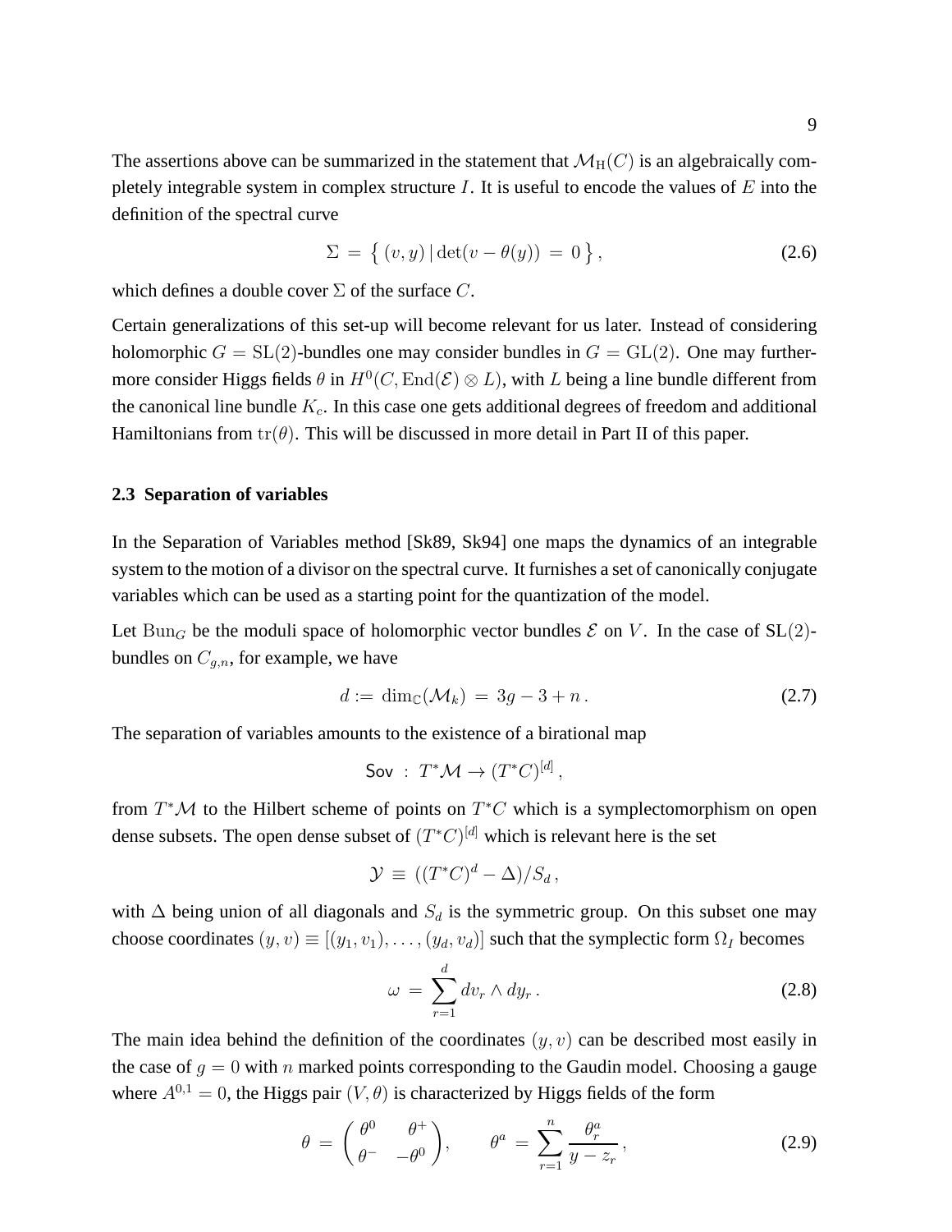The assertions above can be summarized in the statement that $\mathcal{M}_{\rm H}(C)$ is an algebraically completely integrable system in complex structure $I$. It is useful to encode the values of $E$ into the definition of the spectral curve

$$\Sigma \,=\, \big\{\, (v,y)\,|\, \det(v-\theta(y)) \,=\, 0\,\big\}\,, \tag{2.6}$$

which defines a double cover $\Sigma$ of the surface $C$.

Certain generalizations of this set-up will become relevant for us later. Instead of considering holomorphic $G = \mathrm{SL}(2)$-bundles one may consider bundles in $G = \mathrm{GL}(2)$. One may furthermore consider Higgs fields $\theta$ in $H^0(C, \mathrm{End}(\mathcal{E}) \otimes L)$, with $L$ being a line bundle different from the canonical line bundle $K_c$. In this case one gets additional degrees of freedom and additional Hamiltonians from $\mathrm{tr}(\theta)$. This will be discussed in more detail in Part II of this paper.

### 2.3 Separation of variables

In the Separation of Variables method [Sk89, Sk94] one maps the dynamics of an integrable system to the motion of a divisor on the spectral curve. It furnishes a set of canonically conjugate variables which can be used as a starting point for the quantization of the model.

Let $\mathrm{Bun}_G$ be the moduli space of holomorphic vector bundles $\mathcal{E}$ on $V$. In the case of $\mathrm{SL}(2)$-bundles on $C_{g,n}$, for example, we have

$$d := \dim_{\mathbb{C}}(\mathcal{M}_k) \,=\, 3g-3+n\,. \tag{2.7}$$

The separation of variables amounts to the existence of a birational map

$$\mathsf{Sov} \;:\; T^*\mathcal{M} \to (T^*C)^{[d]}\,,$$

from $T^*\mathcal{M}$ to the Hilbert scheme of points on $T^*C$ which is a symplectomorphism on open dense subsets. The open dense subset of $(T^*C)^{[d]}$ which is relevant here is the set

$$\mathcal{Y} \,\equiv\, ((T^*C)^d - \Delta)/S_d\,,$$

with $\Delta$ being union of all diagonals and $S_d$ is the symmetric group. On this subset one may choose coordinates $(y,v) \equiv [(y_1,v_1),\dots,(y_d,v_d)]$ such that the symplectic form $\Omega_I$ becomes

$$\omega \,=\, \sum_{r=1}^{d} dv_r \wedge dy_r\,. \tag{2.8}$$

The main idea behind the definition of the coordinates $(y,v)$ can be described most easily in the case of $g=0$ with $n$ marked points corresponding to the Gaudin model. Choosing a gauge where $A^{0,1}=0$, the Higgs pair $(V,\theta)$ is characterized by Higgs fields of the form

$$\theta \,=\, \begin{pmatrix} \theta^0 & \theta^+ \\ \theta^- & -\theta^0 \end{pmatrix}, \qquad \theta^a \,=\, \sum_{r=1}^{n} \frac{\theta_r^a}{y-z_r}\,, \tag{2.9}$$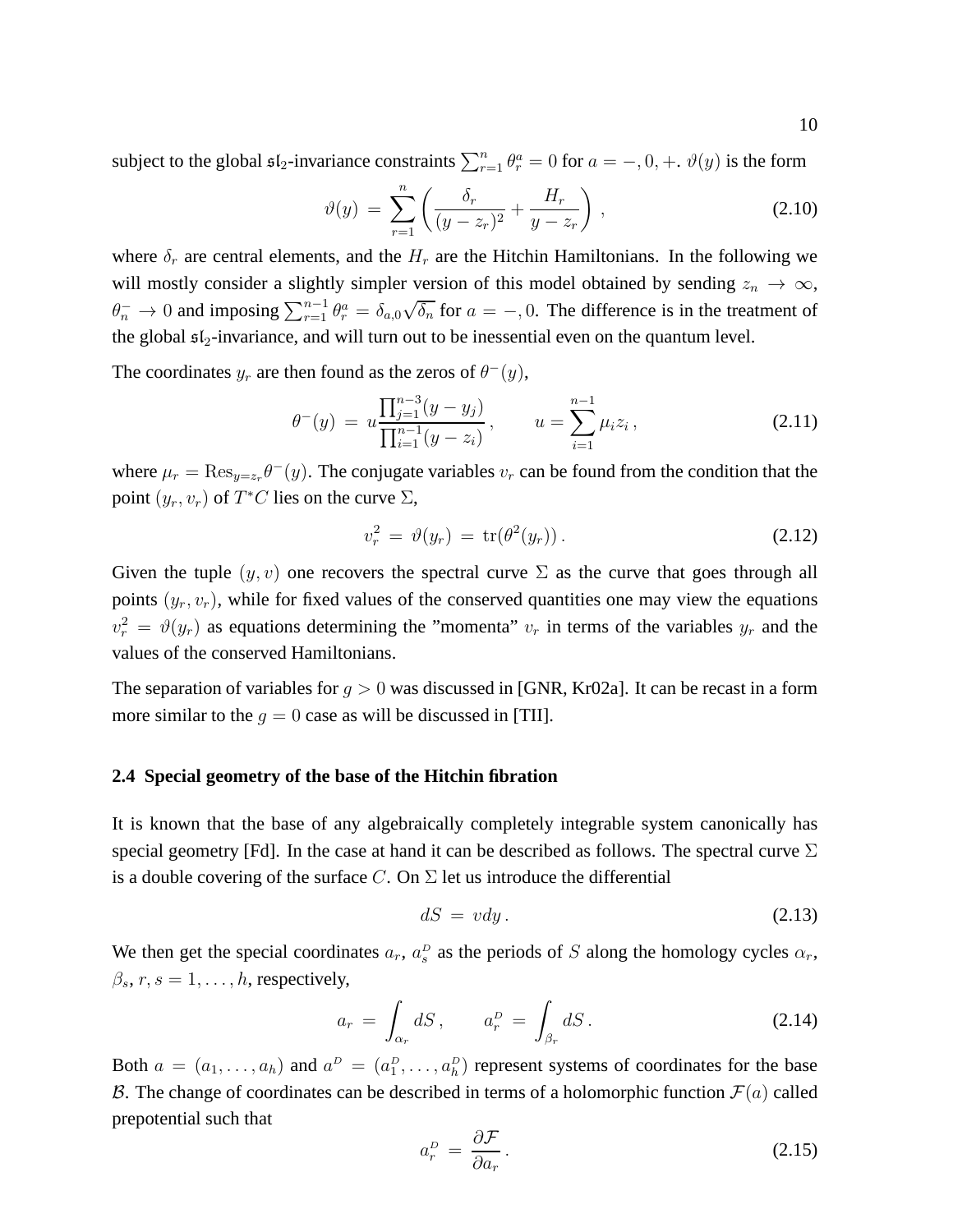subject to the global $\mathfrak{sl}_2$-invariance constraints $\sum_{r=1}^{n} \theta_r^a = 0$ for $a = -, 0, +$. $\vartheta(y)$ is the form

$$\vartheta(y) \, = \, \sum_{r=1}^{n} \left( \frac{\delta_r}{(y - z_r)^2} + \frac{H_r}{y - z_r} \right) \,, \tag{2.10}$$

where $\delta_r$ are central elements, and the $H_r$ are the Hitchin Hamiltonians. In the following we will mostly consider a slightly simpler version of this model obtained by sending $z_n \to \infty$, $\theta_n^- \to 0$ and imposing $\sum_{r=1}^{n-1} \theta_r^a = \delta_{a,0}\sqrt{\delta_n}$ for $a = -, 0$. The difference is in the treatment of the global $\mathfrak{sl}_2$-invariance, and will turn out to be inessential even on the quantum level.

The coordinates $y_r$ are then found as the zeros of $\theta^-(y)$,

$$\theta^-(y) \, = \, u \frac{\prod_{j=1}^{n-3}(y - y_j)}{\prod_{i=1}^{n-1}(y - z_i)} \,, \qquad u = \sum_{i=1}^{n-1} \mu_i z_i \,, \tag{2.11}$$

where $\mu_r = \mathrm{Res}_{y=z_r}\theta^-(y)$. The conjugate variables $v_r$ can be found from the condition that the point $(y_r, v_r)$ of $T^*C$ lies on the curve $\Sigma$,

$$v_r^2 \, = \, \vartheta(y_r) \, = \, \mathrm{tr}(\theta^2(y_r)) \,. \tag{2.12}$$

Given the tuple $(y, v)$ one recovers the spectral curve $\Sigma$ as the curve that goes through all points $(y_r, v_r)$, while for fixed values of the conserved quantities one may view the equations $v_r^2 = \vartheta(y_r)$ as equations determining the "momenta" $v_r$ in terms of the variables $y_r$ and the values of the conserved Hamiltonians.

The separation of variables for $g > 0$ was discussed in [GNR, Kr02a]. It can be recast in a form more similar to the $g = 0$ case as will be discussed in [TII].

### 2.4 Special geometry of the base of the Hitchin fibration

It is known that the base of any algebraically completely integrable system canonically has special geometry [Fd]. In the case at hand it can be described as follows. The spectral curve $\Sigma$ is a double covering of the surface $C$. On $\Sigma$ let us introduce the differential

$$dS \, = \, v dy \,. \tag{2.13}$$

We then get the special coordinates $a_r$, $a_s^D$ as the periods of $S$ along the homology cycles $\alpha_r$, $\beta_s$, $r, s = 1, \ldots, h$, respectively,

$$a_r \, = \, \int_{\alpha_r} dS \,, \qquad a_r^D \, = \, \int_{\beta_r} dS \,. \tag{2.14}$$

Both $a = (a_1, \ldots, a_h)$ and $a^D = (a_1^D, \ldots, a_h^D)$ represent systems of coordinates for the base $\mathcal{B}$. The change of coordinates can be described in terms of a holomorphic function $\mathcal{F}(a)$ called prepotential such that

$$a_r^D \, = \, \frac{\partial \mathcal{F}}{\partial a_r} \,. \tag{2.15}$$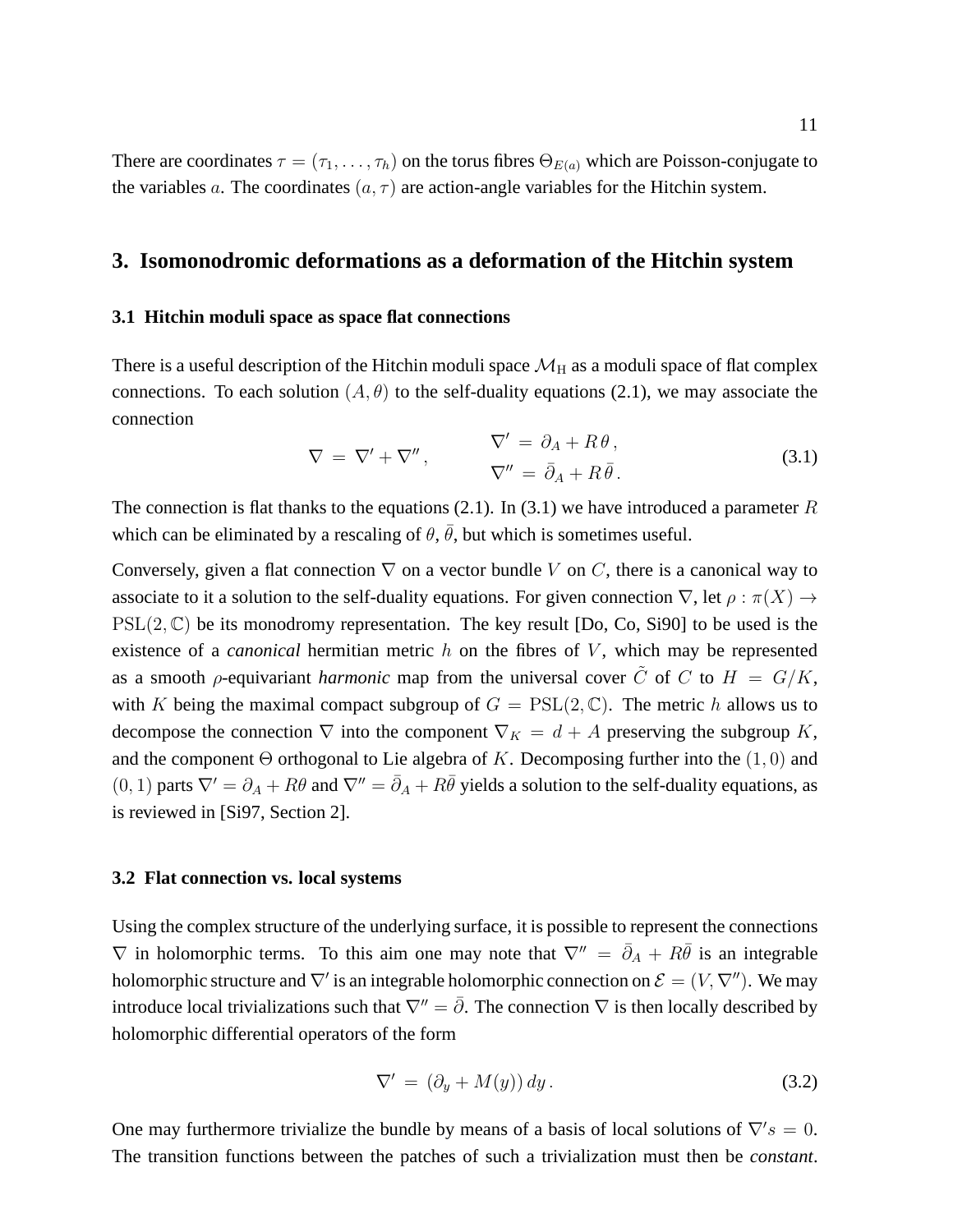There are coordinates $\tau = (\tau_1, \dots, \tau_h)$ on the torus fibres $\Theta_{E(a)}$ which are Poisson-conjugate to the variables $a$. The coordinates $(a, \tau)$ are action-angle variables for the Hitchin system.

## 3. Isomonodromic deformations as a deformation of the Hitchin system

### 3.1 Hitchin moduli space as space flat connections

There is a useful description of the Hitchin moduli space $\mathcal{M}_{\rm H}$ as a moduli space of flat complex connections. To each solution $(A, \theta)$ to the self-duality equations (2.1), we may associate the connection

$$
\nabla \,=\, \nabla' + \nabla'' \,, \qquad \begin{aligned} \nabla' \,&=\, \partial_A + R\,\theta\,, \\ \nabla'' \,&=\, \bar{\partial}_A + R\,\bar{\theta}\,. \end{aligned} \tag{3.1}
$$

The connection is flat thanks to the equations (2.1). In (3.1) we have introduced a parameter $R$ which can be eliminated by a rescaling of $\theta$, $\bar{\theta}$, but which is sometimes useful.

Conversely, given a flat connection $\nabla$ on a vector bundle $V$ on $C$, there is a canonical way to associate to it a solution to the self-duality equations. For given connection $\nabla$, let $\rho : \pi(X) \to \mathrm{PSL}(2, \mathbb{C})$ be its monodromy representation. The key result [Do, Co, Si90] to be used is the existence of a *canonical* hermitian metric $h$ on the fibres of $V$, which may be represented as a smooth $\rho$-equivariant *harmonic* map from the universal cover $\tilde{C}$ of $C$ to $H = G/K$, with $K$ being the maximal compact subgroup of $G = \mathrm{PSL}(2, \mathbb{C})$. The metric $h$ allows us to decompose the connection $\nabla$ into the component $\nabla_K = d + A$ preserving the subgroup $K$, and the component $\Theta$ orthogonal to Lie algebra of $K$. Decomposing further into the $(1, 0)$ and $(0, 1)$ parts $\nabla' = \partial_A + R\theta$ and $\nabla'' = \bar{\partial}_A + R\bar{\theta}$ yields a solution to the self-duality equations, as is reviewed in [Si97, Section 2].

### 3.2 Flat connection vs. local systems

Using the complex structure of the underlying surface, it is possible to represent the connections $\nabla$ in holomorphic terms. To this aim one may note that $\nabla'' = \bar{\partial}_A + R\bar{\theta}$ is an integrable holomorphic structure and $\nabla'$ is an integrable holomorphic connection on $\mathcal{E} = (V, \nabla'')$. We may introduce local trivializations such that $\nabla'' = \bar{\partial}$. The connection $\nabla$ is then locally described by holomorphic differential operators of the form

$$
\nabla' \,=\, (\partial_y + M(y))\, dy\,. \tag{3.2}
$$

One may furthermore trivialize the bundle by means of a basis of local solutions of $\nabla' s = 0$. The transition functions between the patches of such a trivialization must then be *constant*.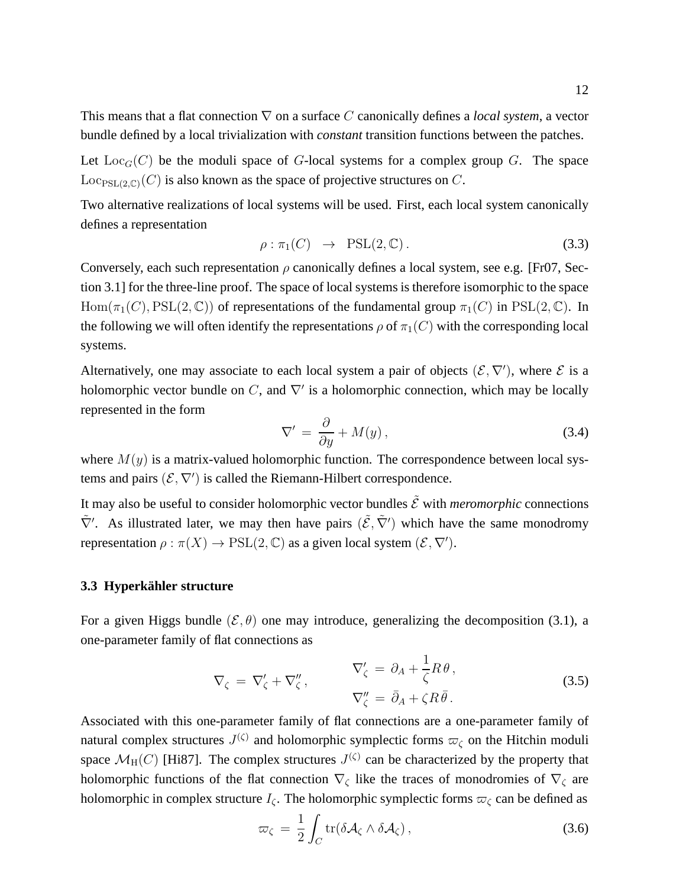This means that a flat connection $\nabla$ on a surface $C$ canonically defines a *local system*, a vector bundle defined by a local trivialization with *constant* transition functions between the patches.

Let $\mathrm{Loc}_G(C)$ be the moduli space of $G$-local systems for a complex group $G$. The space $\mathrm{Loc}_{\mathrm{PSL}(2,\mathbb{C})}(C)$ is also known as the space of projective structures on $C$.

Two alternative realizations of local systems will be used. First, each local system canonically defines a representation

$$\rho : \pi_1(C) \;\; \to \;\; \mathrm{PSL}(2,\mathbb{C})\,. \tag{3.3}$$

Conversely, each such representation $\rho$ canonically defines a local system, see e.g. [Fr07, Section 3.1] for the three-line proof. The space of local systems is therefore isomorphic to the space $\mathrm{Hom}(\pi_1(C), \mathrm{PSL}(2,\mathbb{C}))$ of representations of the fundamental group $\pi_1(C)$ in $\mathrm{PSL}(2,\mathbb{C})$. In the following we will often identify the representations $\rho$ of $\pi_1(C)$ with the corresponding local systems.

Alternatively, one may associate to each local system a pair of objects $(\mathcal{E}, \nabla')$, where $\mathcal{E}$ is a holomorphic vector bundle on $C$, and $\nabla'$ is a holomorphic connection, which may be locally represented in the form

$$\nabla' \,=\, \frac{\partial}{\partial y} + M(y)\,, \tag{3.4}$$

where $M(y)$ is a matrix-valued holomorphic function. The correspondence between local systems and pairs $(\mathcal{E}, \nabla')$ is called the Riemann-Hilbert correspondence.

It may also be useful to consider holomorphic vector bundles $\tilde{\mathcal{E}}$ with *meromorphic* connections $\tilde{\nabla}'$. As illustrated later, we may then have pairs $(\tilde{\mathcal{E}}, \tilde{\nabla}')$ which have the same monodromy representation $\rho : \pi(X) \to \mathrm{PSL}(2,\mathbb{C})$ as a given local system $(\mathcal{E}, \nabla')$.

### 3.3 Hyperkähler structure

For a given Higgs bundle $(\mathcal{E}, \theta)$ one may introduce, generalizing the decomposition (3.1), a one-parameter family of flat connections as

$$\nabla_\zeta \,=\, \nabla'_\zeta + \nabla''_\zeta\,, \qquad\qquad \begin{aligned} \nabla'_\zeta \,&=\, \partial_A + \frac{1}{\zeta} R\,\theta\,, \\ \nabla''_\zeta \,&=\, \bar{\partial}_A + \zeta R\,\bar{\theta}\,. \end{aligned} \tag{3.5}$$

Associated with this one-parameter family of flat connections are a one-parameter family of natural complex structures $J^{(\zeta)}$ and holomorphic symplectic forms $\varpi_\zeta$ on the Hitchin moduli space $\mathcal{M}_{\mathrm{H}}(C)$ [Hi87]. The complex structures $J^{(\zeta)}$ can be characterized by the property that holomorphic functions of the flat connection $\nabla_\zeta$ like the traces of monodromies of $\nabla_\zeta$ are holomorphic in complex structure $I_\zeta$. The holomorphic symplectic forms $\varpi_\zeta$ can be defined as

$$\varpi_\zeta \,=\, \frac{1}{2}\int_C \mathrm{tr}(\delta\mathcal{A}_\zeta \wedge \delta\mathcal{A}_\zeta)\,, \tag{3.6}$$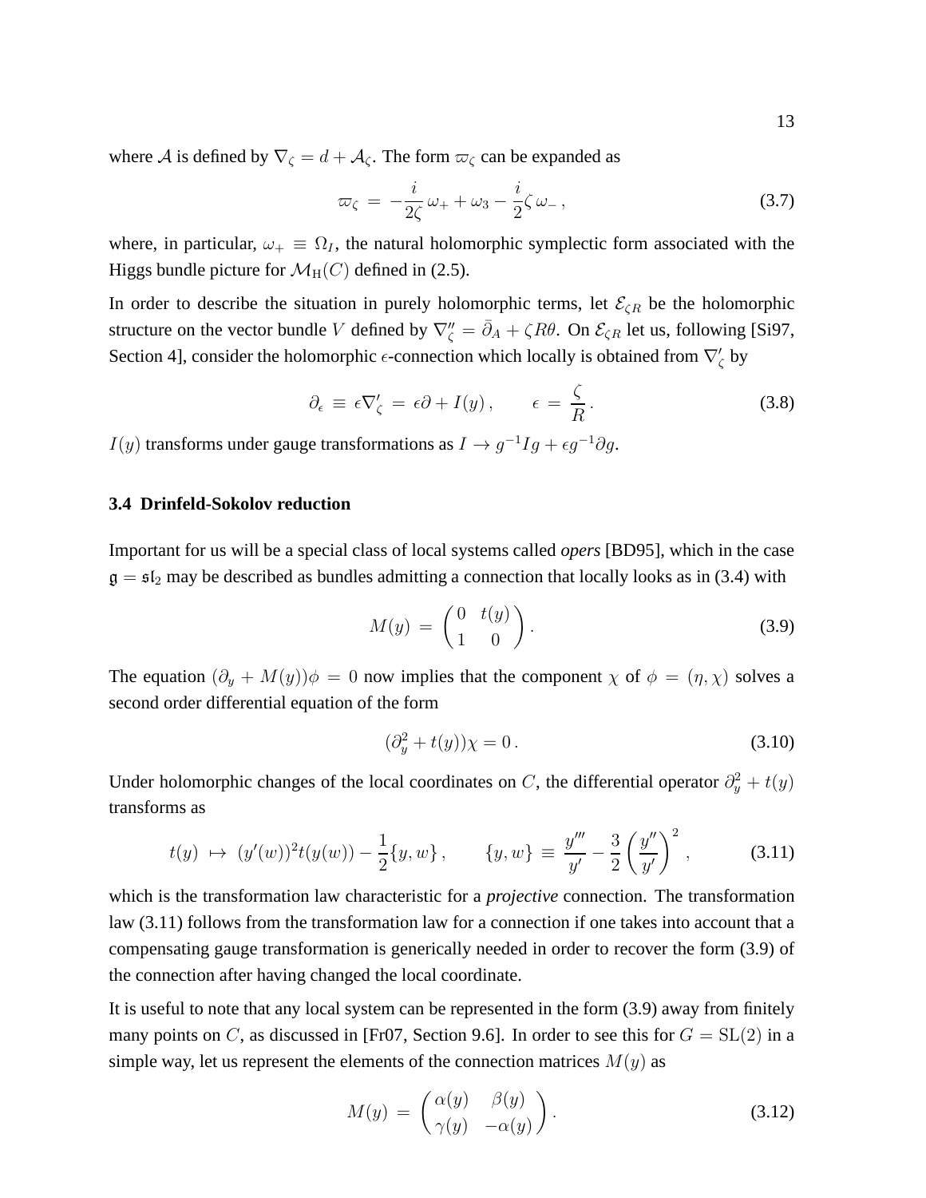where $\mathcal{A}$ is defined by $\nabla_\zeta = d + \mathcal{A}_\zeta$. The form $\varpi_\zeta$ can be expanded as

$$\varpi_\zeta \,=\, -\frac{i}{2\zeta}\,\omega_+ + \omega_3 - \frac{i}{2}\zeta\,\omega_-\,, \tag{3.7}$$

where, in particular, $\omega_+ \equiv \Omega_I$, the natural holomorphic symplectic form associated with the Higgs bundle picture for $\mathcal{M}_{\rm H}(C)$ defined in (2.5).

In order to describe the situation in purely holomorphic terms, let $\mathcal{E}_{\zeta R}$ be the holomorphic structure on the vector bundle $V$ defined by $\nabla''_\zeta = \bar{\partial}_A + \zeta R\theta$. On $\mathcal{E}_{\zeta R}$ let us, following [Si97, Section 4], consider the holomorphic $\epsilon$-connection which locally is obtained from $\nabla'_\zeta$ by

$$\partial_\epsilon \,\equiv\, \epsilon\nabla'_\zeta \,=\, \epsilon\partial + I(y)\,, \qquad \epsilon \,=\, \frac{\zeta}{R}\,. \tag{3.8}$$

$I(y)$ transforms under gauge transformations as $I \to g^{-1}Ig + \epsilon g^{-1}\partial g$.

### 3.4 Drinfeld-Sokolov reduction

Important for us will be a special class of local systems called *opers* [BD95], which in the case $\mathfrak{g} = \mathfrak{sl}_2$ may be described as bundles admitting a connection that locally looks as in (3.4) with

$$M(y) \,=\, \begin{pmatrix} 0 & t(y) \\ 1 & 0 \end{pmatrix}. \tag{3.9}$$

The equation $(\partial_y + M(y))\phi = 0$ now implies that the component $\chi$ of $\phi = (\eta, \chi)$ solves a second order differential equation of the form

$$(\partial_y^2 + t(y))\chi = 0\,. \tag{3.10}$$

Under holomorphic changes of the local coordinates on $C$, the differential operator $\partial_y^2 + t(y)$ transforms as

$$t(y) \,\mapsto\, (y'(w))^2 t(y(w)) - \frac{1}{2}\{y, w\}\,, \qquad \{y, w\} \,\equiv\, \frac{y'''}{y'} - \frac{3}{2}\left(\frac{y''}{y'}\right)^2\,, \tag{3.11}$$

which is the transformation law characteristic for a *projective* connection. The transformation law (3.11) follows from the transformation law for a connection if one takes into account that a compensating gauge transformation is generically needed in order to recover the form (3.9) of the connection after having changed the local coordinate.

It is useful to note that any local system can be represented in the form (3.9) away from finitely many points on $C$, as discussed in [Fr07, Section 9.6]. In order to see this for $G = \mathrm{SL}(2)$ in a simple way, let us represent the elements of the connection matrices $M(y)$ as

$$M(y) \,=\, \begin{pmatrix} \alpha(y) & \beta(y) \\ \gamma(y) & -\alpha(y) \end{pmatrix}. \tag{3.12}$$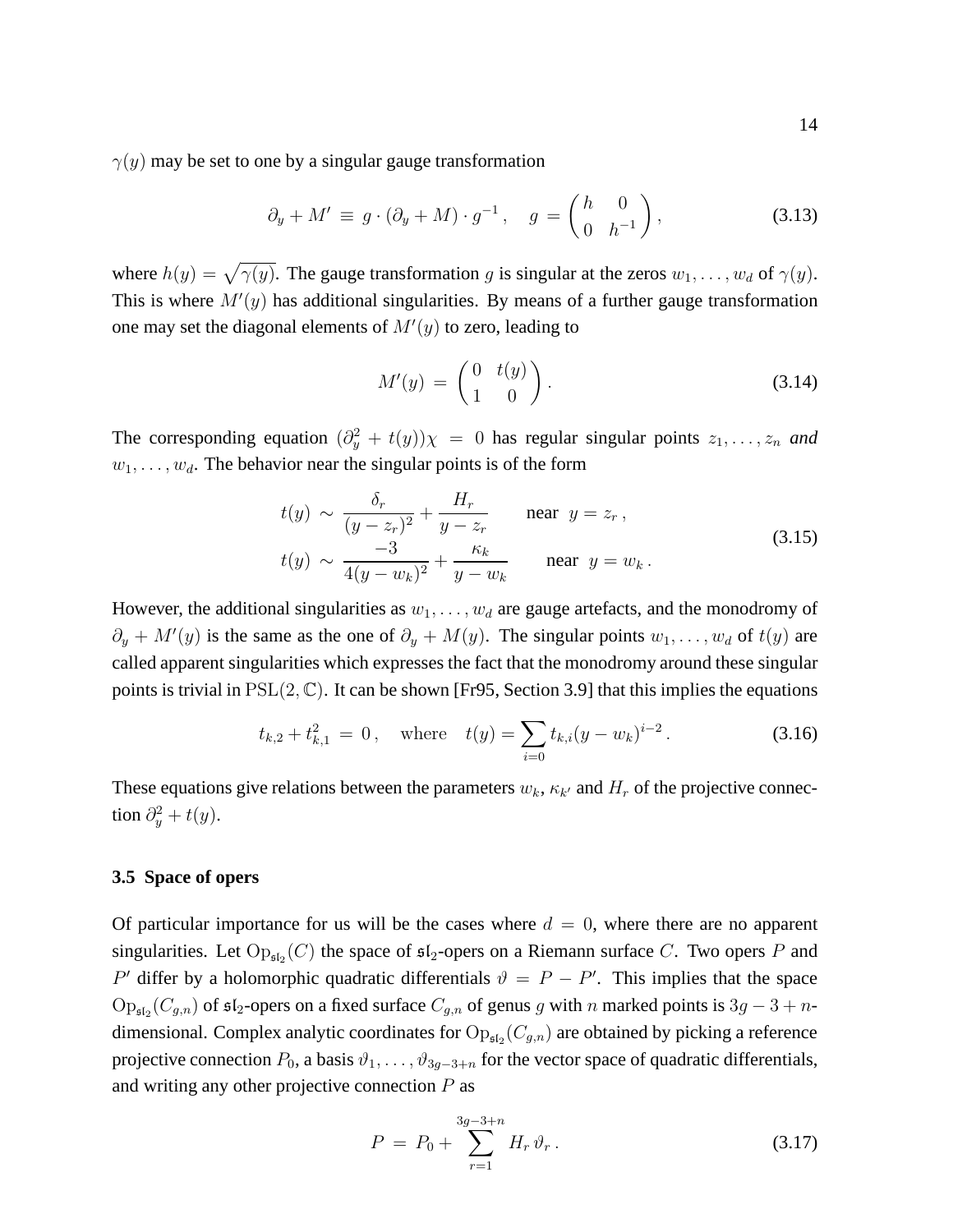$\gamma(y)$ may be set to one by a singular gauge transformation

$$
\partial_y + M' \equiv g \cdot (\partial_y + M) \cdot g^{-1} , \quad g = \begin{pmatrix} h & 0 \\ 0 & h^{-1} \end{pmatrix} , \tag{3.13}
$$

where $h(y) = \sqrt{\gamma(y)}$. The gauge transformation $g$ is singular at the zeros $w_1, \dots, w_d$ of $\gamma(y)$. This is where $M'(y)$ has additional singularities. By means of a further gauge transformation one may set the diagonal elements of $M'(y)$ to zero, leading to

$$
M'(y) = \begin{pmatrix} 0 & t(y) \\ 1 & 0 \end{pmatrix} . \tag{3.14}
$$

The corresponding equation $(\partial_y^2 + t(y))\chi = 0$ has regular singular points $z_1, \dots, z_n$ *and* $w_1, \dots, w_d$. The behavior near the singular points is of the form

$$
\begin{aligned}
t(y) &\sim \frac{\delta_r}{(y - z_r)^2} + \frac{H_r}{y - z_r} \qquad \text{near } \; y = z_r \, , \\
t(y) &\sim \frac{-3}{4(y - w_k)^2} + \frac{\kappa_k}{y - w_k} \qquad \text{near } \; y = w_k \, .
\end{aligned} \tag{3.15}
$$

However, the additional singularities as $w_1, \dots, w_d$ are gauge artefacts, and the monodromy of $\partial_y + M'(y)$ is the same as the one of $\partial_y + M(y)$. The singular points $w_1, \dots, w_d$ of $t(y)$ are called apparent singularities which expresses the fact that the monodromy around these singular points is trivial in $\mathrm{PSL}(2, \mathbb{C})$. It can be shown [Fr95, Section 3.9] that this implies the equations

$$
t_{k,2} + t_{k,1}^2 = 0 \, , \quad \text{where} \quad t(y) = \sum_{i=0} t_{k,i} (y - w_k)^{i-2} \, . \tag{3.16}
$$

These equations give relations between the parameters $w_k$, $\kappa_{k'}$ and $H_r$ of the projective connection $\partial_y^2 + t(y)$.

### 3.5 Space of opers

Of particular importance for us will be the cases where $d = 0$, where there are no apparent singularities. Let $\mathrm{Op}_{\mathfrak{sl}_2}(C)$ the space of $\mathfrak{sl}_2$-opers on a Riemann surface $C$. Two opers $P$ and $P'$ differ by a holomorphic quadratic differentials $\vartheta = P - P'$. This implies that the space $\mathrm{Op}_{\mathfrak{sl}_2}(C_{g,n})$ of $\mathfrak{sl}_2$-opers on a fixed surface $C_{g,n}$ of genus $g$ with $n$ marked points is $3g - 3 + n$-dimensional. Complex analytic coordinates for $\mathrm{Op}_{\mathfrak{sl}_2}(C_{g,n})$ are obtained by picking a reference projective connection $P_0$, a basis $\vartheta_1, \dots, \vartheta_{3g-3+n}$ for the vector space of quadratic differentials, and writing any other projective connection $P$ as

$$
P = P_0 + \sum_{r=1}^{3g-3+n} H_r \, \vartheta_r \, . \tag{3.17}
$$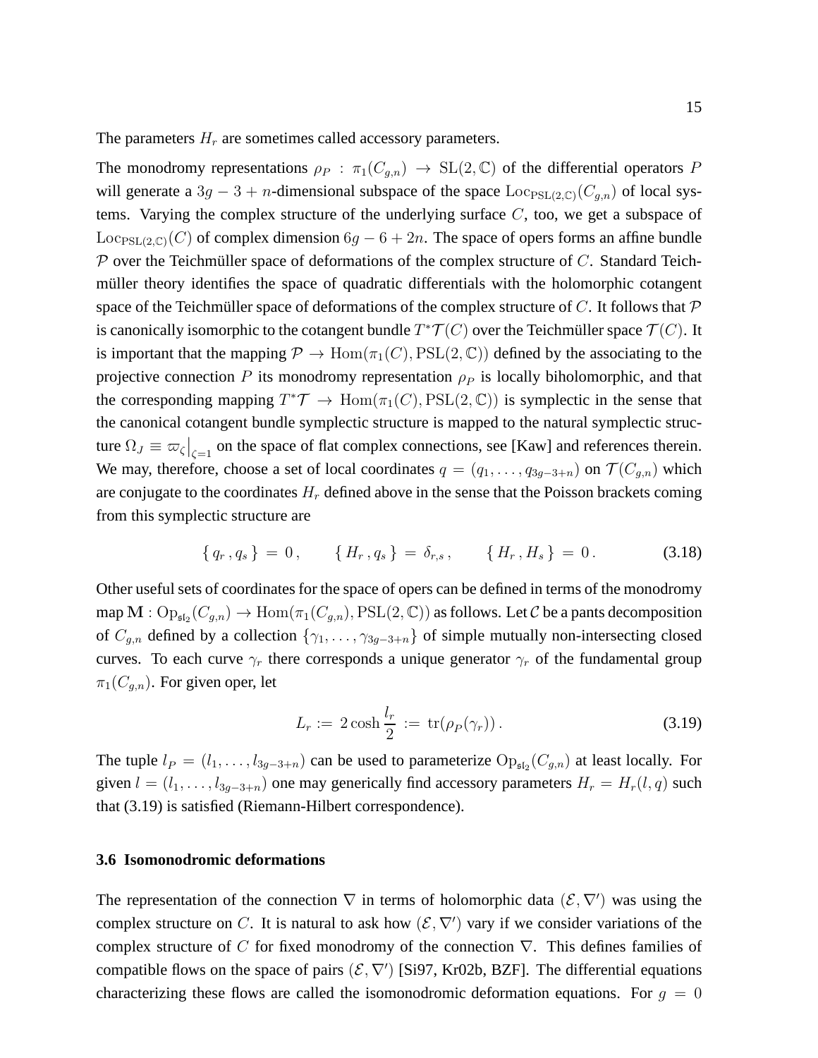The parameters $H_r$ are sometimes called accessory parameters.

The monodromy representations $\rho_P : \pi_1(C_{g,n}) \to \mathrm{SL}(2,\mathbb{C})$ of the differential operators $P$ will generate a $3g-3+n$-dimensional subspace of the space $\mathrm{Loc}_{\mathrm{PSL}(2,\mathbb{C})}(C_{g,n})$ of local systems. Varying the complex structure of the underlying surface $C$, too, we get a subspace of $\mathrm{Loc}_{\mathrm{PSL}(2,\mathbb{C})}(C)$ of complex dimension $6g-6+2n$. The space of opers forms an affine bundle $\mathcal{P}$ over the Teichmüller space of deformations of the complex structure of $C$. Standard Teichmüller theory identifies the space of quadratic differentials with the holomorphic cotangent space of the Teichmüller space of deformations of the complex structure of $C$. It follows that $\mathcal{P}$ is canonically isomorphic to the cotangent bundle $T^*\mathcal{T}(C)$ over the Teichmüller space $\mathcal{T}(C)$. It is important that the mapping $\mathcal{P} \to \mathrm{Hom}(\pi_1(C), \mathrm{PSL}(2,\mathbb{C}))$ defined by the associating to the projective connection $P$ its monodromy representation $\rho_P$ is locally biholomorphic, and that the corresponding mapping $T^*\mathcal{T} \to \mathrm{Hom}(\pi_1(C), \mathrm{PSL}(2,\mathbb{C}))$ is symplectic in the sense that the canonical cotangent bundle symplectic structure is mapped to the natural symplectic structure $\Omega_J \equiv \varpi_\zeta\big|_{\zeta=1}$ on the space of flat complex connections, see [Kaw] and references therein. We may, therefore, choose a set of local coordinates $q = (q_1, \ldots, q_{3g-3+n})$ on $\mathcal{T}(C_{g,n})$ which are conjugate to the coordinates $H_r$ defined above in the sense that the Poisson brackets coming from this symplectic structure are

$$\{\, q_r \,, q_s \,\} \,=\, 0\,, \qquad \{\, H_r \,, q_s \,\} \,=\, \delta_{r,s}\,, \qquad \{\, H_r \,, H_s \,\} \,=\, 0\,. \tag{3.18}$$

Other useful sets of coordinates for the space of opers can be defined in terms of the monodromy map $\mathbf{M} : \mathrm{Op}_{\mathfrak{sl}_2}(C_{g,n}) \to \mathrm{Hom}(\pi_1(C_{g,n}), \mathrm{PSL}(2,\mathbb{C}))$ as follows. Let $\mathcal{C}$ be a pants decomposition of $C_{g,n}$ defined by a collection $\{\gamma_1, \ldots, \gamma_{3g-3+n}\}$ of simple mutually non-intersecting closed curves. To each curve $\gamma_r$ there corresponds a unique generator $\gamma_r$ of the fundamental group $\pi_1(C_{g,n})$. For given oper, let

$$L_r := \, 2\cosh\frac{l_r}{2} \, := \, \mathrm{tr}(\rho_P(\gamma_r))\,. \tag{3.19}$$

The tuple $l_P = (l_1, \ldots, l_{3g-3+n})$ can be used to parameterize $\mathrm{Op}_{\mathfrak{sl}_2}(C_{g,n})$ at least locally. For given $l = (l_1, \ldots, l_{3g-3+n})$ one may generically find accessory parameters $H_r = H_r(l, q)$ such that (3.19) is satisfied (Riemann-Hilbert correspondence).

### 3.6 Isomonodromic deformations

The representation of the connection $\nabla$ in terms of holomorphic data $(\mathcal{E}, \nabla')$ was using the complex structure on $C$. It is natural to ask how $(\mathcal{E}, \nabla')$ vary if we consider variations of the complex structure of $C$ for fixed monodromy of the connection $\nabla$. This defines families of compatible flows on the space of pairs $(\mathcal{E}, \nabla')$ [Si97, Kr02b, BZF]. The differential equations characterizing these flows are called the isomonodromic deformation equations. For $g = 0$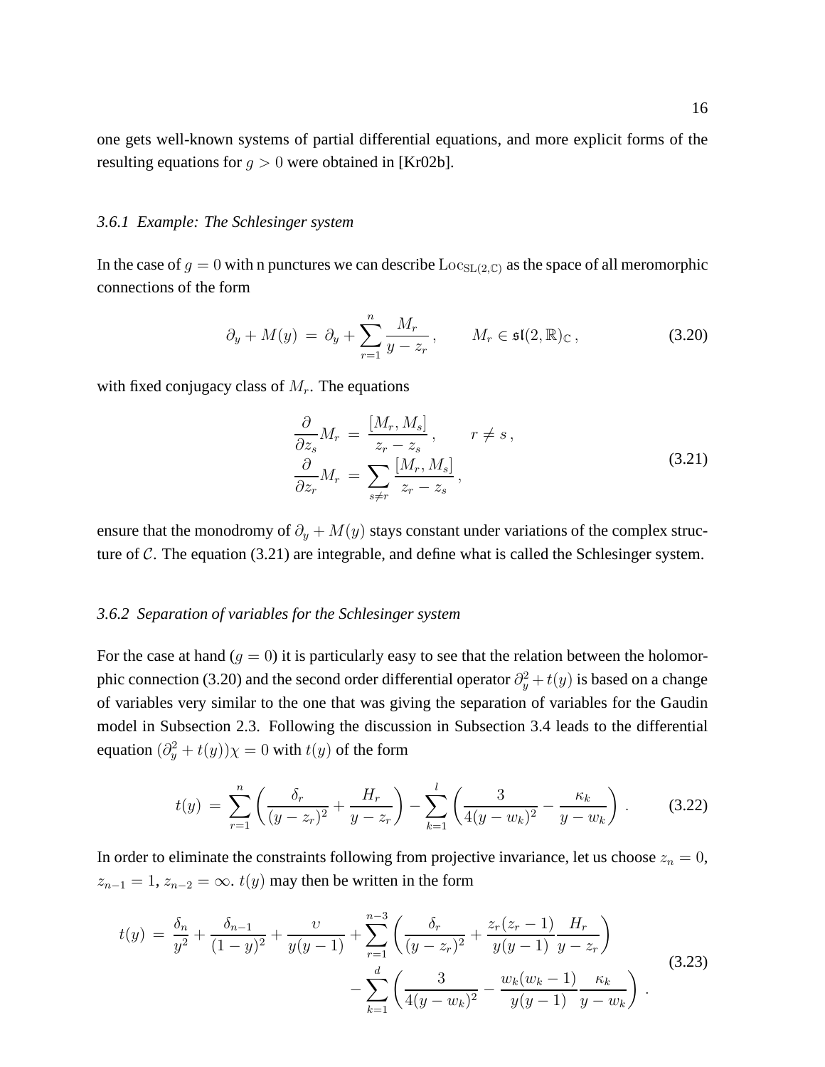one gets well-known systems of partial differential equations, and more explicit forms of the resulting equations for $g > 0$ were obtained in [Kr02b].

### 3.6.1 *Example: The Schlesinger system*

In the case of $g = 0$ with n punctures we can describe $\mathrm{Loc}_{\mathrm{SL}(2,\mathbb{C})}$ as the space of all meromorphic connections of the form

$$\partial_y + M(y) \,=\, \partial_y + \sum_{r=1}^{n} \frac{M_r}{y - z_r}\,, \qquad M_r \in \mathfrak{sl}(2,\mathbb{R})_{\mathbb{C}}\,, \tag{3.20}$$

with fixed conjugacy class of $M_r$. The equations

$$\begin{aligned}
\frac{\partial}{\partial z_s} M_r \,&=\, \frac{[M_r, M_s]}{z_r - z_s}\,, \qquad r \neq s\,, \\
\frac{\partial}{\partial z_r} M_r \,&=\, \sum_{s \neq r} \frac{[M_r, M_s]}{z_r - z_s}\,,
\end{aligned} \tag{3.21}$$

ensure that the monodromy of $\partial_y + M(y)$ stays constant under variations of the complex structure of $\mathcal{C}$. The equation (3.21) are integrable, and define what is called the Schlesinger system.

### 3.6.2 *Separation of variables for the Schlesinger system*

For the case at hand ($g = 0$) it is particularly easy to see that the relation between the holomorphic connection (3.20) and the second order differential operator $\partial_y^2 + t(y)$ is based on a change of variables very similar to the one that was giving the separation of variables for the Gaudin model in Subsection 2.3. Following the discussion in Subsection 3.4 leads to the differential equation $(\partial_y^2 + t(y))\chi = 0$ with $t(y)$ of the form

$$t(y) \,=\, \sum_{r=1}^{n} \left( \frac{\delta_r}{(y - z_r)^2} + \frac{H_r}{y - z_r} \right) - \sum_{k=1}^{l} \left( \frac{3}{4(y - w_k)^2} - \frac{\kappa_k}{y - w_k} \right)\,. \tag{3.22}$$

In order to eliminate the constraints following from projective invariance, let us choose $z_n = 0$, $z_{n-1} = 1$, $z_{n-2} = \infty$. $t(y)$ may then be written in the form

$$\begin{aligned}
t(y) \,=\, \frac{\delta_n}{y^2} + \frac{\delta_{n-1}}{(1-y)^2} + \frac{\upsilon}{y(y-1)} &+ \sum_{r=1}^{n-3} \left( \frac{\delta_r}{(y - z_r)^2} + \frac{z_r(z_r - 1)}{y(y-1)} \frac{H_r}{y - z_r} \right) \\
&- \sum_{k=1}^{d} \left( \frac{3}{4(y - w_k)^2} - \frac{w_k(w_k - 1)}{y(y-1)} \frac{\kappa_k}{y - w_k} \right)\,.
\end{aligned} \tag{3.23}$$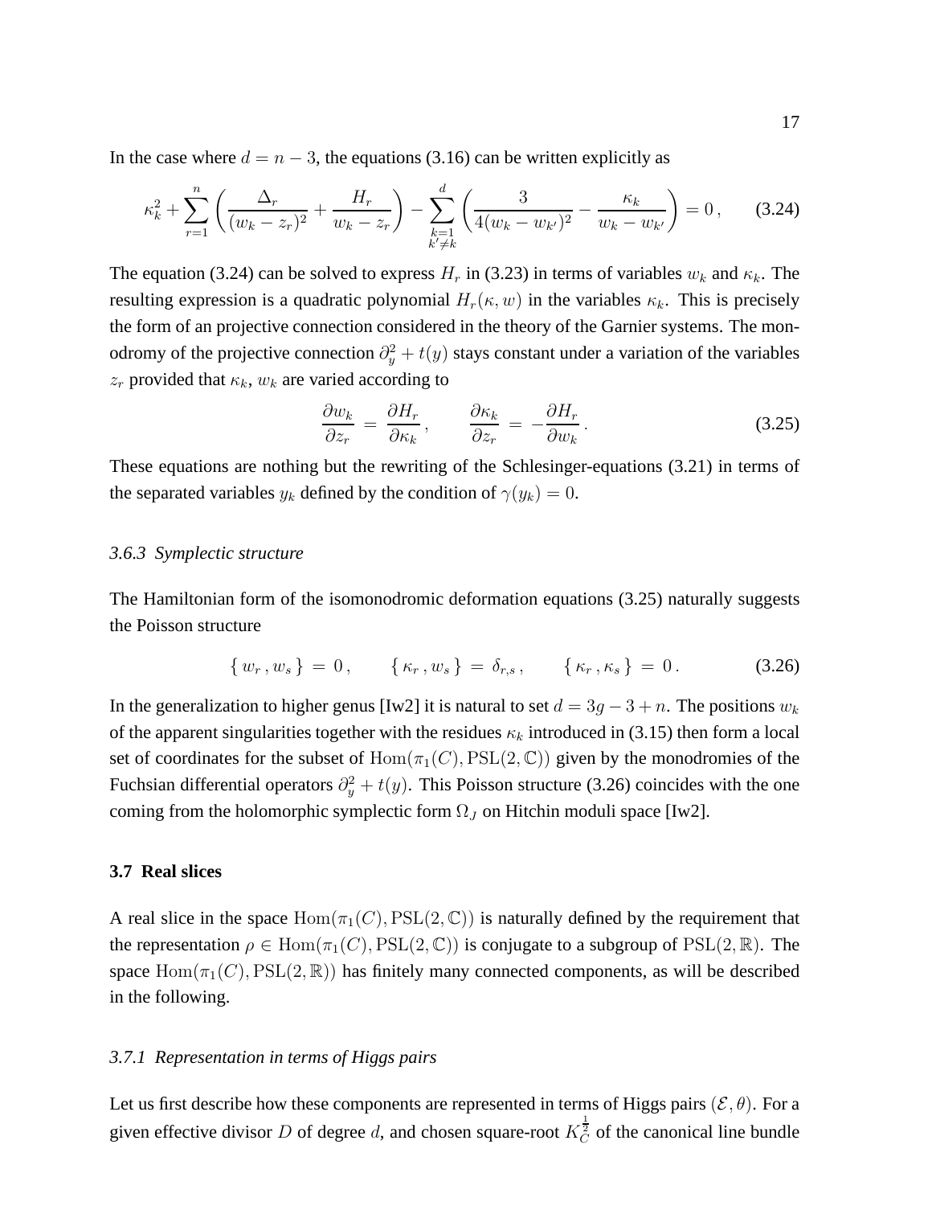In the case where $d = n - 3$, the equations (3.16) can be written explicitly as

$$\kappa_k^2 + \sum_{r=1}^{n} \left( \frac{\Delta_r}{(w_k - z_r)^2} + \frac{H_r}{w_k - z_r} \right) - \sum_{\substack{k=1 \\ k' \neq k}}^{d} \left( \frac{3}{4(w_k - w_{k'})^2} - \frac{\kappa_k}{w_k - w_{k'}} \right) = 0 \,, \qquad (3.24)$$

The equation (3.24) can be solved to express $H_r$ in (3.23) in terms of variables $w_k$ and $\kappa_k$. The resulting expression is a quadratic polynomial $H_r(\kappa, w)$ in the variables $\kappa_k$. This is precisely the form of an projective connection considered in the theory of the Garnier systems. The monodromy of the projective connection $\partial_y^2 + t(y)$ stays constant under a variation of the variables $z_r$ provided that $\kappa_k$, $w_k$ are varied according to

$$\frac{\partial w_k}{\partial z_r} = \frac{\partial H_r}{\partial \kappa_k} \,, \qquad \frac{\partial \kappa_k}{\partial z_r} = -\frac{\partial H_r}{\partial w_k} \,. \qquad (3.25)$$

These equations are nothing but the rewriting of the Schlesinger-equations (3.21) in terms of the separated variables $y_k$ defined by the condition of $\gamma(y_k) = 0$.

### *3.6.3 Symplectic structure*

The Hamiltonian form of the isomonodromic deformation equations (3.25) naturally suggests the Poisson structure

$$\{ \, w_r \, , w_s \, \} \, = \, 0 \, , \qquad \{ \, \kappa_r \, , w_s \, \} \, = \, \delta_{r,s} \, , \qquad \{ \, \kappa_r \, , \kappa_s \, \} \, = \, 0 \, . \qquad (3.26)$$

In the generalization to higher genus [Iw2] it is natural to set $d = 3g - 3 + n$. The positions $w_k$ of the apparent singularities together with the residues $\kappa_k$ introduced in (3.15) then form a local set of coordinates for the subset of $\mathrm{Hom}(\pi_1(C), \mathrm{PSL}(2, \mathbb{C}))$ given by the monodromies of the Fuchsian differential operators $\partial_y^2 + t(y)$. This Poisson structure (3.26) coincides with the one coming from the holomorphic symplectic form $\Omega_J$ on Hitchin moduli space [Iw2].

## 3.7 Real slices

A real slice in the space $\mathrm{Hom}(\pi_1(C), \mathrm{PSL}(2, \mathbb{C}))$ is naturally defined by the requirement that the representation $\rho \in \mathrm{Hom}(\pi_1(C), \mathrm{PSL}(2, \mathbb{C}))$ is conjugate to a subgroup of $\mathrm{PSL}(2, \mathbb{R})$. The space $\mathrm{Hom}(\pi_1(C), \mathrm{PSL}(2, \mathbb{R}))$ has finitely many connected components, as will be described in the following.

### *3.7.1 Representation in terms of Higgs pairs*

Let us first describe how these components are represented in terms of Higgs pairs $(\mathcal{E}, \theta)$. For a given effective divisor $D$ of degree $d$, and chosen square-root $K_C^{\frac{1}{2}}$ of the canonical line bundle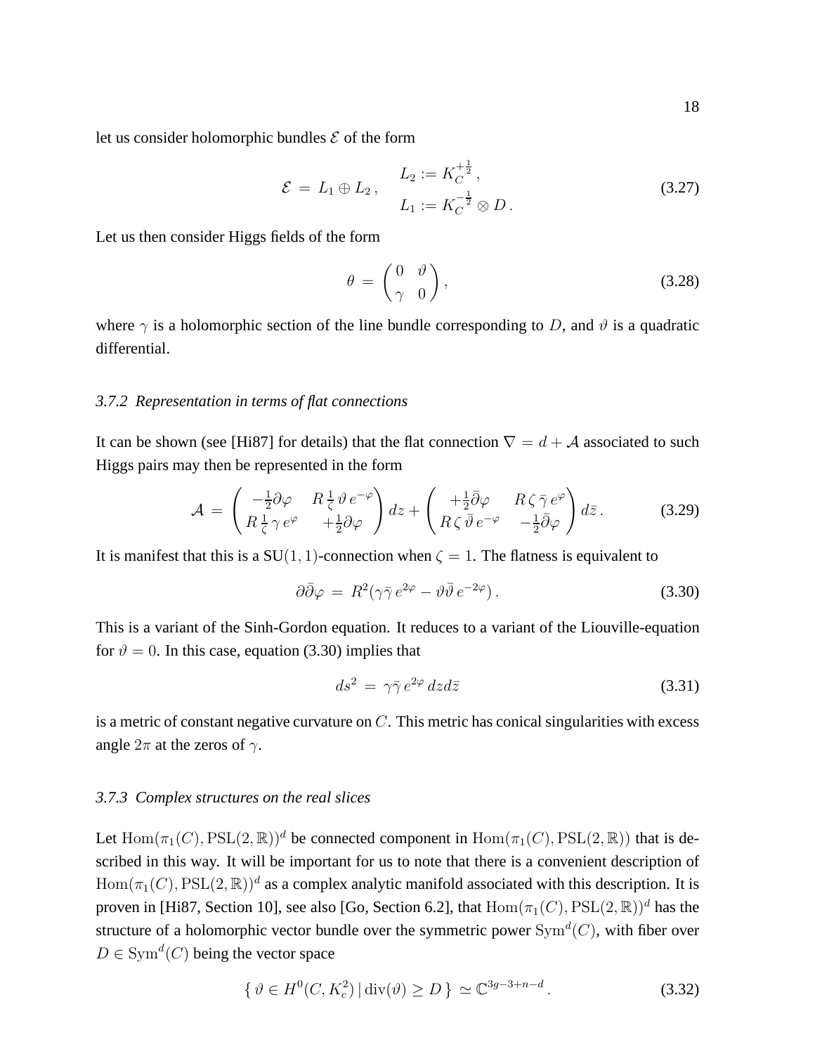let us consider holomorphic bundles $\mathcal{E}$ of the form

$$\mathcal{E} = L_1 \oplus L_2 \,, \qquad \begin{aligned} L_2 &:= K_C^{+\frac{1}{2}} \,, \\ L_1 &:= K_C^{-\frac{1}{2}} \otimes D \,. \end{aligned} \tag{3.27}$$

Let us then consider Higgs fields of the form

$$\theta = \begin{pmatrix} 0 & \vartheta \\ \gamma & 0 \end{pmatrix}, \tag{3.28}$$

where $\gamma$ is a holomorphic section of the line bundle corresponding to $D$, and $\vartheta$ is a quadratic differential.

### 3.7.2 Representation in terms of flat connections

It can be shown (see [Hi87] for details) that the flat connection $\nabla = d + \mathcal{A}$ associated to such Higgs pairs may then be represented in the form

$$\mathcal{A} = \begin{pmatrix} -\frac{1}{2}\partial\varphi & R\,\frac{1}{\zeta}\,\vartheta\, e^{-\varphi} \\ R\,\frac{1}{\zeta}\,\gamma\, e^{\varphi} & +\frac{1}{2}\partial\varphi \end{pmatrix} dz + \begin{pmatrix} +\frac{1}{2}\bar{\partial}\varphi & R\,\zeta\,\bar{\gamma}\, e^{\varphi} \\ R\,\zeta\,\bar{\vartheta}\, e^{-\varphi} & -\frac{1}{2}\bar{\partial}\varphi \end{pmatrix} d\bar{z} \,. \tag{3.29}$$

It is manifest that this is a $\mathrm{SU}(1,1)$-connection when $\zeta = 1$. The flatness is equivalent to

$$\partial\bar{\partial}\varphi = R^2(\gamma\bar{\gamma}\, e^{2\varphi} - \vartheta\bar{\vartheta}\, e^{-2\varphi}) \,. \tag{3.30}$$

This is a variant of the Sinh-Gordon equation. It reduces to a variant of the Liouville-equation for $\vartheta = 0$. In this case, equation (3.30) implies that

$$ds^2 = \gamma\bar{\gamma}\, e^{2\varphi}\, dz d\bar{z} \tag{3.31}$$

is a metric of constant negative curvature on $C$. This metric has conical singularities with excess angle $2\pi$ at the zeros of $\gamma$.

### 3.7.3 Complex structures on the real slices

Let $\mathrm{Hom}(\pi_1(C), \mathrm{PSL}(2,\mathbb{R}))^d$ be connected component in $\mathrm{Hom}(\pi_1(C), \mathrm{PSL}(2,\mathbb{R}))$ that is described in this way. It will be important for us to note that there is a convenient description of $\mathrm{Hom}(\pi_1(C), \mathrm{PSL}(2,\mathbb{R}))^d$ as a complex analytic manifold associated with this description. It is proven in [Hi87, Section 10], see also [Go, Section 6.2], that $\mathrm{Hom}(\pi_1(C), \mathrm{PSL}(2,\mathbb{R}))^d$ has the structure of a holomorphic vector bundle over the symmetric power $\mathrm{Sym}^d(C)$, with fiber over $D \in \mathrm{Sym}^d(C)$ being the vector space

$$\{\, \vartheta \in H^0(C, K_c^2) \,|\, \mathrm{div}(\vartheta) \geq D \,\} \simeq \mathbb{C}^{3g-3+n-d} \,. \tag{3.32}$$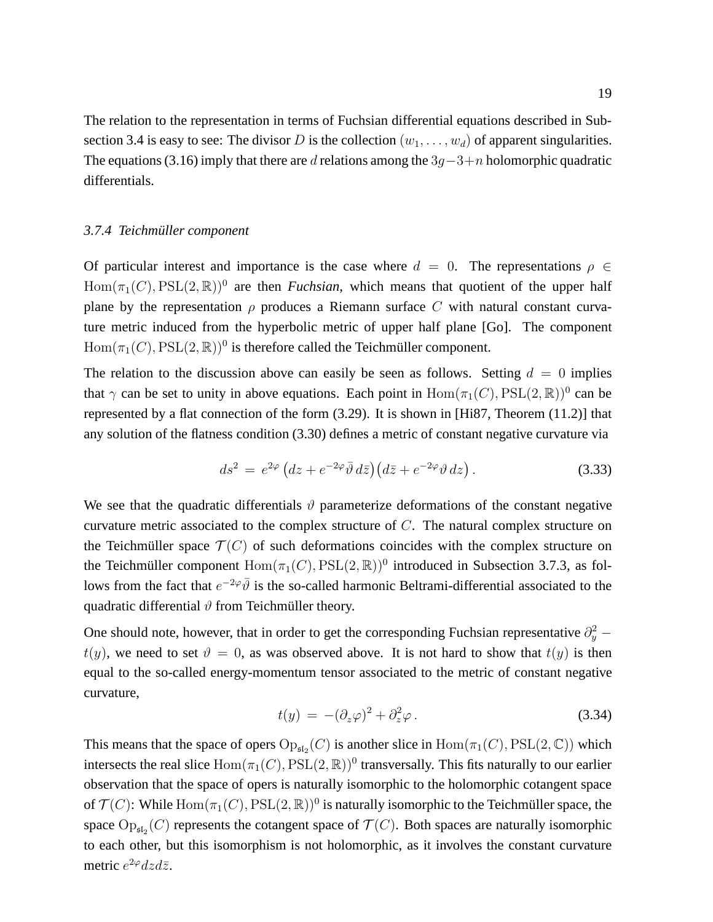The relation to the representation in terms of Fuchsian differential equations described in Subsection 3.4 is easy to see: The divisor $D$ is the collection $(w_1, \ldots, w_d)$ of apparent singularities. The equations (3.16) imply that there are $d$ relations among the $3g-3+n$ holomorphic quadratic differentials.

### 3.7.4 *Teichmüller component*

Of particular interest and importance is the case where $d = 0$. The representations $\rho \in \mathrm{Hom}(\pi_1(C), \mathrm{PSL}(2,\mathbb{R}))^0$ are then *Fuchsian*, which means that quotient of the upper half plane by the representation $\rho$ produces a Riemann surface $C$ with natural constant curvature metric induced from the hyperbolic metric of upper half plane [Go]. The component $\mathrm{Hom}(\pi_1(C), \mathrm{PSL}(2,\mathbb{R}))^0$ is therefore called the Teichmüller component.

The relation to the discussion above can easily be seen as follows. Setting $d = 0$ implies that $\gamma$ can be set to unity in above equations. Each point in $\mathrm{Hom}(\pi_1(C), \mathrm{PSL}(2,\mathbb{R}))^0$ can be represented by a flat connection of the form (3.29). It is shown in [Hi87, Theorem (11.2)] that any solution of the flatness condition (3.30) defines a metric of constant negative curvature via

$$ds^2 \,=\, e^{2\varphi}\left(dz + e^{-2\varphi}\bar{\vartheta}\, d\bar{z}\right)\left(d\bar{z} + e^{-2\varphi}\vartheta\, dz\right). \tag{3.33}$$

We see that the quadratic differentials $\vartheta$ parameterize deformations of the constant negative curvature metric associated to the complex structure of $C$. The natural complex structure on the Teichmüller space $\mathcal{T}(C)$ of such deformations coincides with the complex structure on the Teichmüller component $\mathrm{Hom}(\pi_1(C), \mathrm{PSL}(2,\mathbb{R}))^0$ introduced in Subsection 3.7.3, as follows from the fact that $e^{-2\varphi}\bar{\vartheta}$ is the so-called harmonic Beltrami-differential associated to the quadratic differential $\vartheta$ from Teichmüller theory.

One should note, however, that in order to get the corresponding Fuchsian representative $\partial_y^2 - t(y)$, we need to set $\vartheta = 0$, as was observed above. It is not hard to show that $t(y)$ is then equal to the so-called energy-momentum tensor associated to the metric of constant negative curvature,

$$t(y) \,=\, -(\partial_z\varphi)^2 + \partial_z^2\varphi\,. \tag{3.34}$$

This means that the space of opers $\mathrm{Op}_{\mathfrak{sl}_2}(C)$ is another slice in $\mathrm{Hom}(\pi_1(C), \mathrm{PSL}(2,\mathbb{C}))$ which intersects the real slice $\mathrm{Hom}(\pi_1(C), \mathrm{PSL}(2,\mathbb{R}))^0$ transversally. This fits naturally to our earlier observation that the space of opers is naturally isomorphic to the holomorphic cotangent space of $\mathcal{T}(C)$: While $\mathrm{Hom}(\pi_1(C), \mathrm{PSL}(2,\mathbb{R}))^0$ is naturally isomorphic to the Teichmüller space, the space $\mathrm{Op}_{\mathfrak{sl}_2}(C)$ represents the cotangent space of $\mathcal{T}(C)$. Both spaces are naturally isomorphic to each other, but this isomorphism is not holomorphic, as it involves the constant curvature metric $e^{2\varphi}dzd\bar{z}$.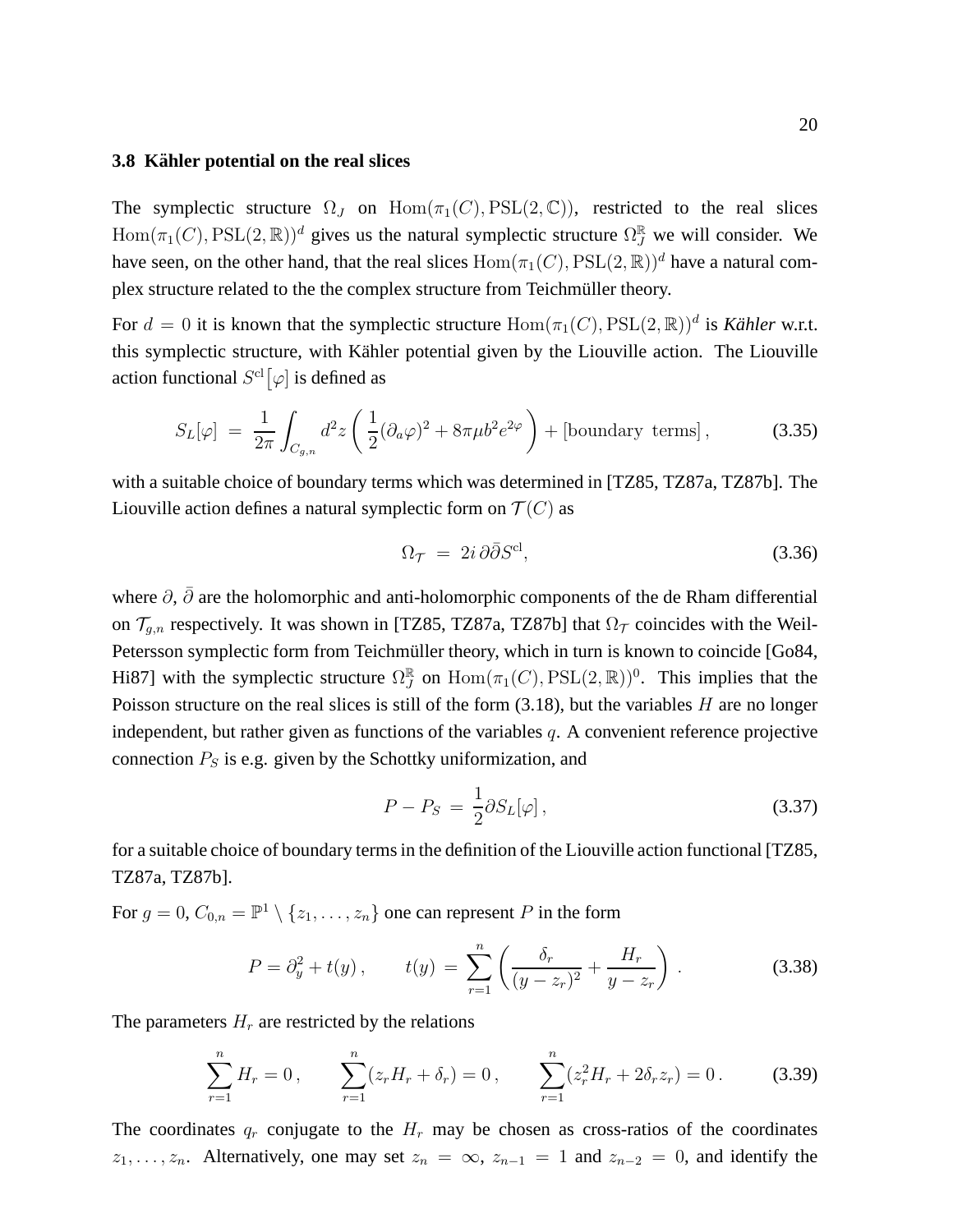### 3.8 Kähler potential on the real slices

The symplectic structure $\Omega_J$ on $\mathrm{Hom}(\pi_1(C), \mathrm{PSL}(2,\mathbb{C}))$, restricted to the real slices $\mathrm{Hom}(\pi_1(C), \mathrm{PSL}(2,\mathbb{R}))^d$ gives us the natural symplectic structure $\Omega_J^{\mathbb{R}}$ we will consider. We have seen, on the other hand, that the real slices $\mathrm{Hom}(\pi_1(C), \mathrm{PSL}(2,\mathbb{R}))^d$ have a natural complex structure related to the the complex structure from Teichmüller theory.

For $d = 0$ it is known that the symplectic structure $\mathrm{Hom}(\pi_1(C), \mathrm{PSL}(2,\mathbb{R}))^d$ is ***Kähler*** w.r.t. this symplectic structure, with Kähler potential given by the Liouville action. The Liouville action functional $S^{\mathrm{cl}}[\varphi]$ is defined as

$$
S_L[\varphi] \;=\; \frac{1}{2\pi}\int_{C_{g,n}} d^2z\left(\frac{1}{2}(\partial_a\varphi)^2 + 8\pi\mu b^2 e^{2\varphi}\right) + [\text{boundary terms}]\,, \tag{3.35}
$$

with a suitable choice of boundary terms which was determined in [TZ85, TZ87a, TZ87b]. The Liouville action defines a natural symplectic form on $\mathcal{T}(C)$ as

$$
\Omega_{\mathcal{T}} \;=\; 2i\,\partial\bar{\partial}S^{\mathrm{cl}}, \tag{3.36}
$$

where $\partial$, $\bar{\partial}$ are the holomorphic and anti-holomorphic components of the de Rham differential on $\mathcal{T}_{g,n}$ respectively. It was shown in [TZ85, TZ87a, TZ87b] that $\Omega_{\mathcal{T}}$ coincides with the Weil-Petersson symplectic form from Teichmüller theory, which in turn is known to coincide [Go84, Hi87] with the symplectic structure $\Omega_J^{\mathbb{R}}$ on $\mathrm{Hom}(\pi_1(C), \mathrm{PSL}(2,\mathbb{R}))^0$. This implies that the Poisson structure on the real slices is still of the form (3.18), but the variables $H$ are no longer independent, but rather given as functions of the variables $q$. A convenient reference projective connection $P_S$ is e.g. given by the Schottky uniformization, and

$$
P - P_S \;=\; \frac{1}{2}\partial S_L[\varphi]\,, \tag{3.37}
$$

for a suitable choice of boundary terms in the definition of the Liouville action functional [TZ85, TZ87a, TZ87b].

For $g = 0$, $C_{0,n} = \mathbb{P}^1 \setminus \{z_1, \dots, z_n\}$ one can represent $P$ in the form

$$
P = \partial_y^2 + t(y)\,, \qquad t(y) \;=\; \sum_{r=1}^{n}\left(\frac{\delta_r}{(y-z_r)^2} + \frac{H_r}{y-z_r}\right)\,. \tag{3.38}
$$

The parameters $H_r$ are restricted by the relations

$$
\sum_{r=1}^{n} H_r = 0\,, \qquad \sum_{r=1}^{n}(z_r H_r + \delta_r) = 0\,, \qquad \sum_{r=1}^{n}(z_r^2 H_r + 2\delta_r z_r) = 0\,. \tag{3.39}
$$

The coordinates $q_r$ conjugate to the $H_r$ may be chosen as cross-ratios of the coordinates $z_1, \dots, z_n$. Alternatively, one may set $z_n = \infty$, $z_{n-1} = 1$ and $z_{n-2} = 0$, and identify the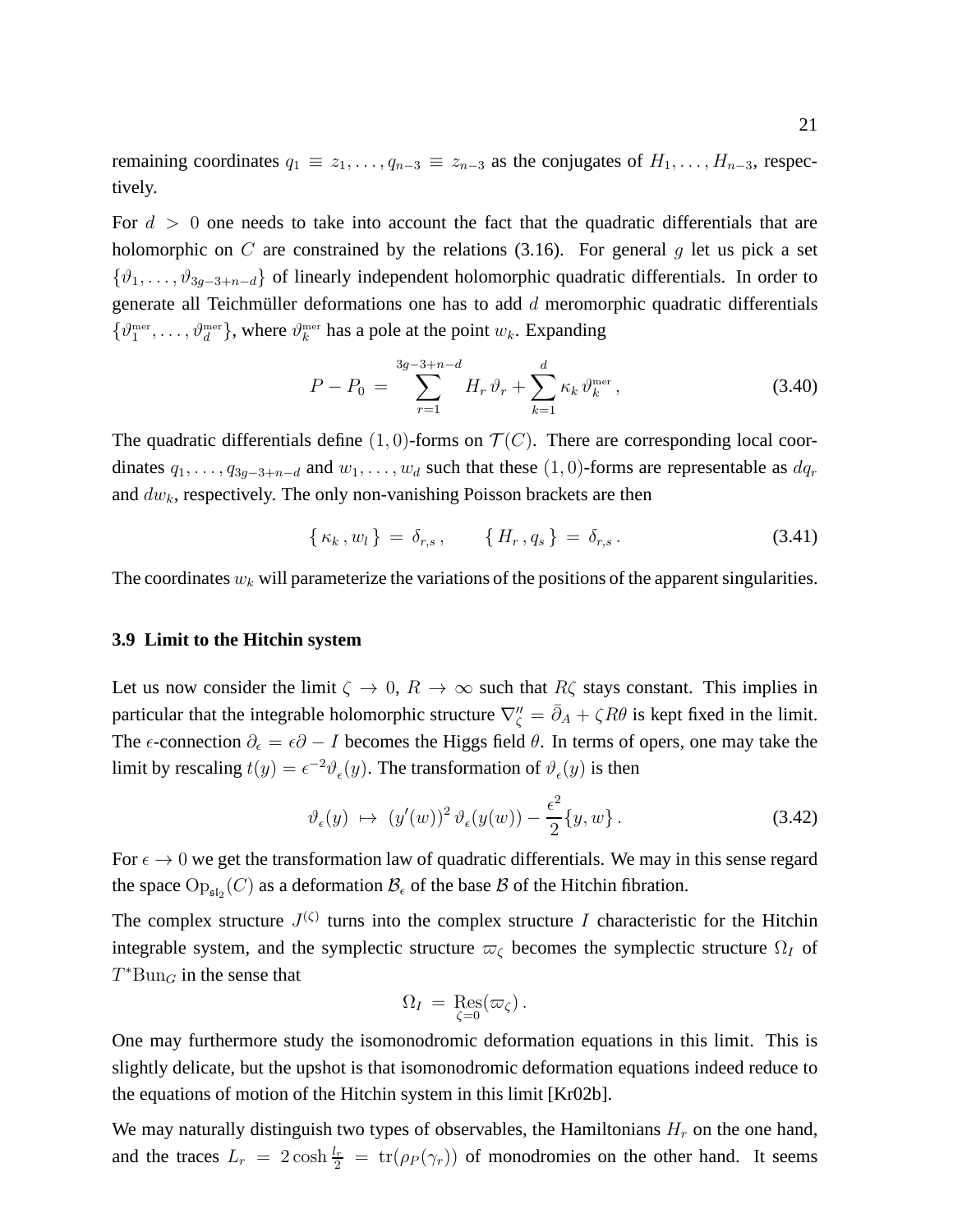remaining coordinates $q_1 \equiv z_1, \dots, q_{n-3} \equiv z_{n-3}$ as the conjugates of $H_1, \dots, H_{n-3}$, respectively.

For $d > 0$ one needs to take into account the fact that the quadratic differentials that are holomorphic on $C$ are constrained by the relations (3.16). For general $g$ let us pick a set $\{\vartheta_1, \dots, \vartheta_{3g-3+n-d}\}$ of linearly independent holomorphic quadratic differentials. In order to generate all Teichmüller deformations one has to add $d$ meromorphic quadratic differentials $\{\vartheta_1^{\rm mer}, \dots, \vartheta_d^{\rm mer}\}$, where $\vartheta_k^{\rm mer}$ has a pole at the point $w_k$. Expanding

$$P - P_0 \,=\, \sum_{r=1}^{3g-3+n-d} H_r\, \vartheta_r + \sum_{k=1}^{d} \kappa_k\, \vartheta_k^{\rm mer}\,, \tag{3.40}$$

The quadratic differentials define $(1,0)$-forms on $\mathcal{T}(C)$. There are corresponding local coordinates $q_1, \dots, q_{3g-3+n-d}$ and $w_1, \dots, w_d$ such that these $(1,0)$-forms are representable as $dq_r$ and $dw_k$, respectively. The only non-vanishing Poisson brackets are then

$$\{\,\kappa_k\,, w_l\,\} \,=\, \delta_{r,s}\,, \qquad \{\,H_r\,, q_s\,\} \,=\, \delta_{r,s}\,. \tag{3.41}$$

The coordinates $w_k$ will parameterize the variations of the positions of the apparent singularities.

### 3.9 Limit to the Hitchin system

Let us now consider the limit $\zeta \to 0$, $R \to \infty$ such that $R\zeta$ stays constant. This implies in particular that the integrable holomorphic structure $\nabla''_\zeta = \bar\partial_A + \zeta R\theta$ is kept fixed in the limit. The $\epsilon$-connection $\partial_\epsilon = \epsilon\partial - I$ becomes the Higgs field $\theta$. In terms of opers, one may take the limit by rescaling $t(y) = \epsilon^{-2}\vartheta_\epsilon(y)$. The transformation of $\vartheta_\epsilon(y)$ is then

$$\vartheta_\epsilon(y) \,\mapsto\, (y'(w))^2\,\vartheta_\epsilon(y(w)) - \frac{\epsilon^2}{2}\{y, w\}\,. \tag{3.42}$$

For $\epsilon \to 0$ we get the transformation law of quadratic differentials. We may in this sense regard the space $\mathrm{Op}_{\mathfrak{sl}_2}(C)$ as a deformation $\mathcal{B}_\epsilon$ of the base $\mathcal{B}$ of the Hitchin fibration.

The complex structure $J^{(\zeta)}$ turns into the complex structure $I$ characteristic for the Hitchin integrable system, and the symplectic structure $\varpi_\zeta$ becomes the symplectic structure $\Omega_I$ of $T^*\mathrm{Bun}_G$ in the sense that

$$\Omega_I \,=\, \operatorname*{Res}_{\zeta=0}(\varpi_\zeta)\,.$$

One may furthermore study the isomonodromic deformation equations in this limit. This is slightly delicate, but the upshot is that isomonodromic deformation equations indeed reduce to the equations of motion of the Hitchin system in this limit [Kr02b].

We may naturally distinguish two types of observables, the Hamiltonians $H_r$ on the one hand, and the traces $L_r \,=\, 2\cosh\frac{l_r}{2} \,=\, \mathrm{tr}(\rho_P(\gamma_r))$ of monodromies on the other hand. It seems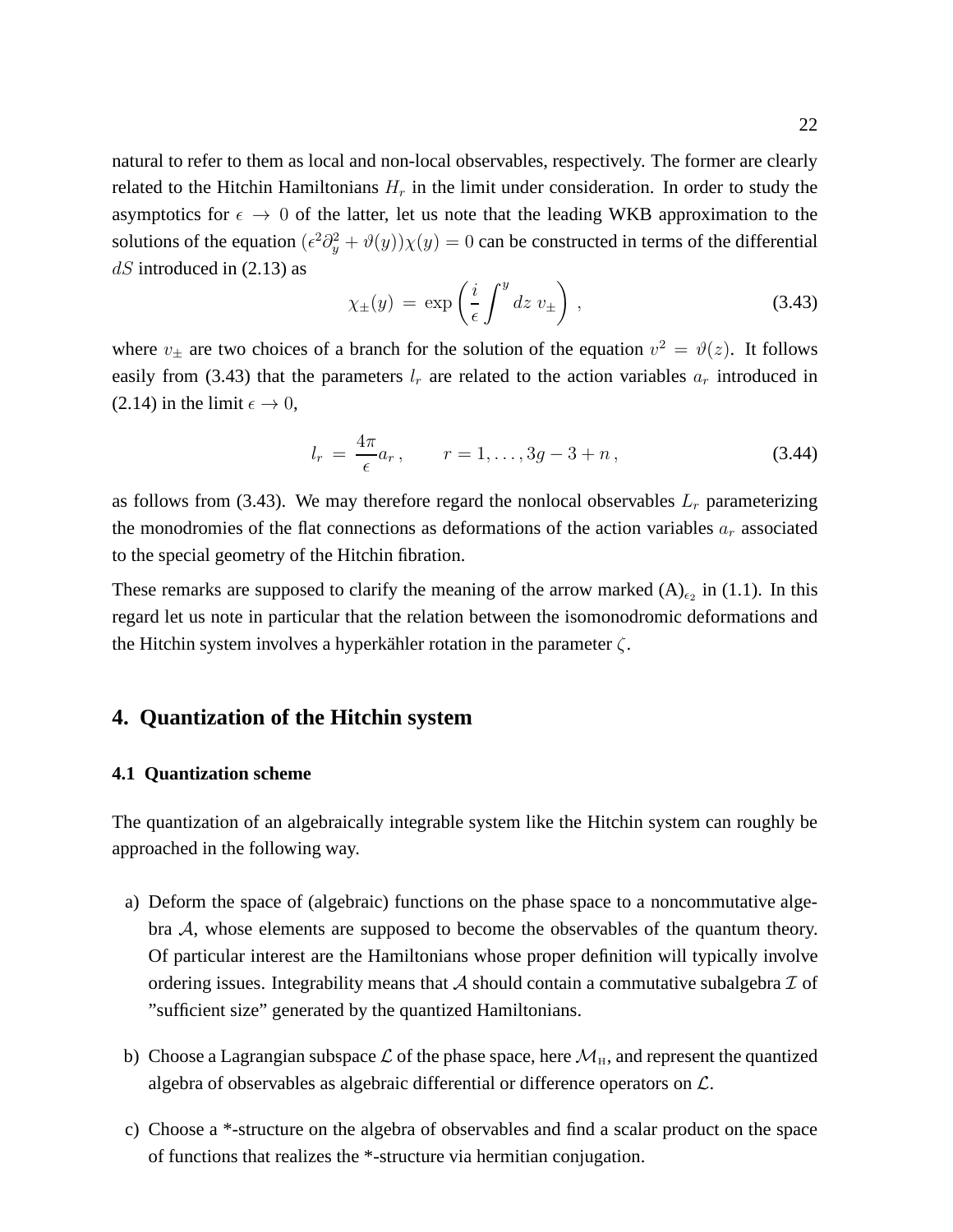natural to refer to them as local and non-local observables, respectively. The former are clearly related to the Hitchin Hamiltonians $H_r$ in the limit under consideration. In order to study the asymptotics for $\epsilon \to 0$ of the latter, let us note that the leading WKB approximation to the solutions of the equation $(\epsilon^2\partial_y^2 + \vartheta(y))\chi(y) = 0$ can be constructed in terms of the differential $dS$ introduced in (2.13) as

$$\chi_\pm(y) \,=\, \exp\left(\frac{i}{\epsilon}\int^y dz\; v_\pm\right)\,, \tag{3.43}$$

where $v_\pm$ are two choices of a branch for the solution of the equation $v^2 = \vartheta(z)$. It follows easily from (3.43) that the parameters $l_r$ are related to the action variables $a_r$ introduced in (2.14) in the limit $\epsilon \to 0$,

$$l_r \,=\, \frac{4\pi}{\epsilon}a_r\,, \qquad r = 1,\dots,3g-3+n\,, \tag{3.44}$$

as follows from (3.43). We may therefore regard the nonlocal observables $L_r$ parameterizing the monodromies of the flat connections as deformations of the action variables $a_r$ associated to the special geometry of the Hitchin fibration.

These remarks are supposed to clarify the meaning of the arrow marked $(\mathrm{A})_{\epsilon_2}$ in (1.1). In this regard let us note in particular that the relation between the isomonodromic deformations and the Hitchin system involves a hyperkähler rotation in the parameter $\zeta$.

## 4. Quantization of the Hitchin system

### 4.1 Quantization scheme

The quantization of an algebraically integrable system like the Hitchin system can roughly be approached in the following way.

a) Deform the space of (algebraic) functions on the phase space to a noncommutative algebra $\mathcal{A}$, whose elements are supposed to become the observables of the quantum theory. Of particular interest are the Hamiltonians whose proper definition will typically involve ordering issues. Integrability means that $\mathcal{A}$ should contain a commutative subalgebra $\mathcal{I}$ of "sufficient size" generated by the quantized Hamiltonians.

b) Choose a Lagrangian subspace $\mathcal{L}$ of the phase space, here $\mathcal{M}_{\mathrm{H}}$, and represent the quantized algebra of observables as algebraic differential or difference operators on $\mathcal{L}$.

c) Choose a *-structure on the algebra of observables and find a scalar product on the space of functions that realizes the *-structure via hermitian conjugation.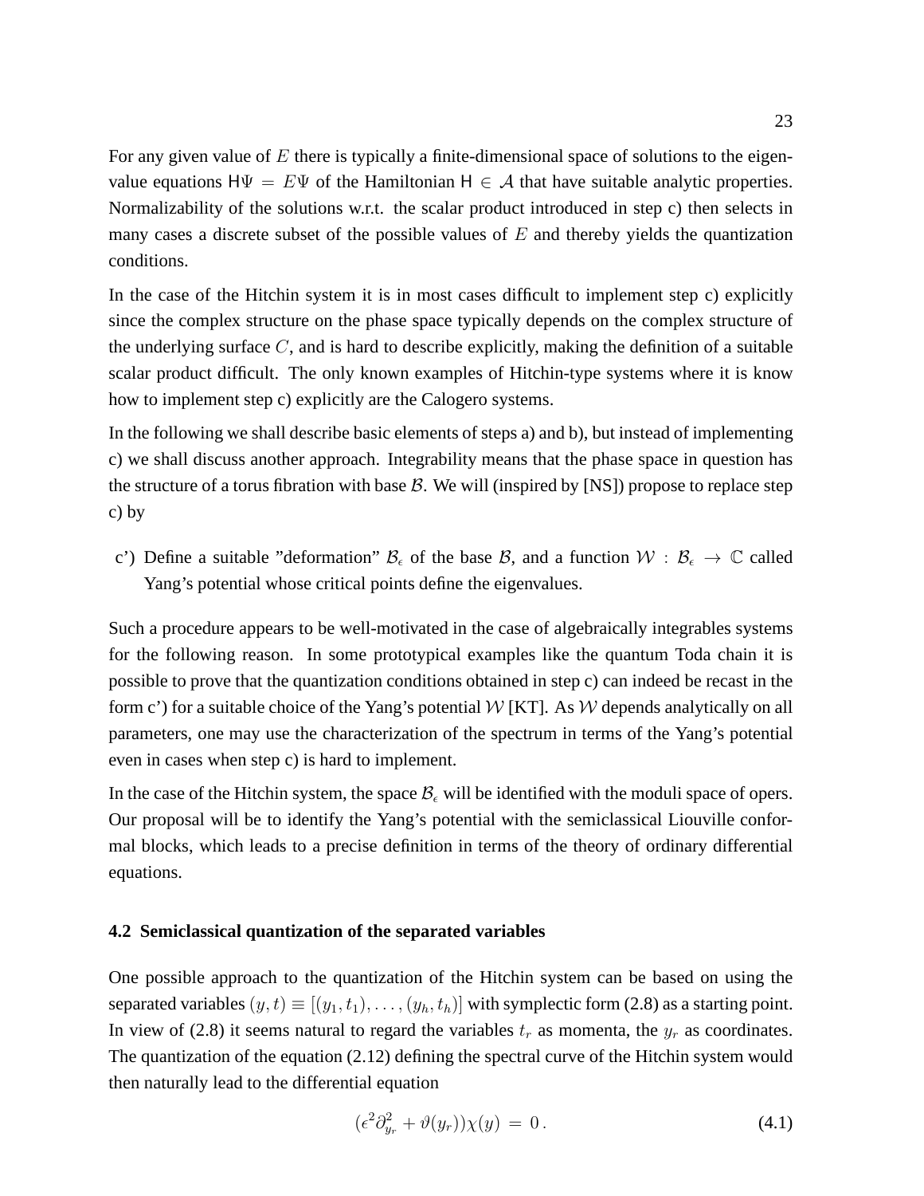For any given value of $E$ there is typically a finite-dimensional space of solutions to the eigenvalue equations $\mathsf{H}\Psi = E\Psi$ of the Hamiltonian $\mathsf{H} \in \mathcal{A}$ that have suitable analytic properties. Normalizability of the solutions w.r.t. the scalar product introduced in step c) then selects in many cases a discrete subset of the possible values of $E$ and thereby yields the quantization conditions.

In the case of the Hitchin system it is in most cases difficult to implement step c) explicitly since the complex structure on the phase space typically depends on the complex structure of the underlying surface $C$, and is hard to describe explicitly, making the definition of a suitable scalar product difficult. The only known examples of Hitchin-type systems where it is know how to implement step c) explicitly are the Calogero systems.

In the following we shall describe basic elements of steps a) and b), but instead of implementing c) we shall discuss another approach. Integrability means that the phase space in question has the structure of a torus fibration with base $\mathcal{B}$. We will (inspired by [NS]) propose to replace step c) by

c') Define a suitable "deformation" $\mathcal{B}_\epsilon$ of the base $\mathcal{B}$, and a function $\mathcal{W} : \mathcal{B}_\epsilon \to \mathbb{C}$ called Yang's potential whose critical points define the eigenvalues.

Such a procedure appears to be well-motivated in the case of algebraically integrables systems for the following reason. In some prototypical examples like the quantum Toda chain it is possible to prove that the quantization conditions obtained in step c) can indeed be recast in the form c') for a suitable choice of the Yang's potential $\mathcal{W}$ [KT]. As $\mathcal{W}$ depends analytically on all parameters, one may use the characterization of the spectrum in terms of the Yang's potential even in cases when step c) is hard to implement.

In the case of the Hitchin system, the space $\mathcal{B}_\epsilon$ will be identified with the moduli space of opers. Our proposal will be to identify the Yang's potential with the semiclassical Liouville conformal blocks, which leads to a precise definition in terms of the theory of ordinary differential equations.

#### 4.2 Semiclassical quantization of the separated variables

One possible approach to the quantization of the Hitchin system can be based on using the separated variables $(y, t) \equiv [(y_1, t_1), \dots, (y_h, t_h)]$ with symplectic form (2.8) as a starting point. In view of (2.8) it seems natural to regard the variables $t_r$ as momenta, the $y_r$ as coordinates. The quantization of the equation (2.12) defining the spectral curve of the Hitchin system would then naturally lead to the differential equation

$$(\epsilon^2 \partial_{y_r}^2 + \vartheta(y_r))\chi(y) = 0 \,. \tag{4.1}$$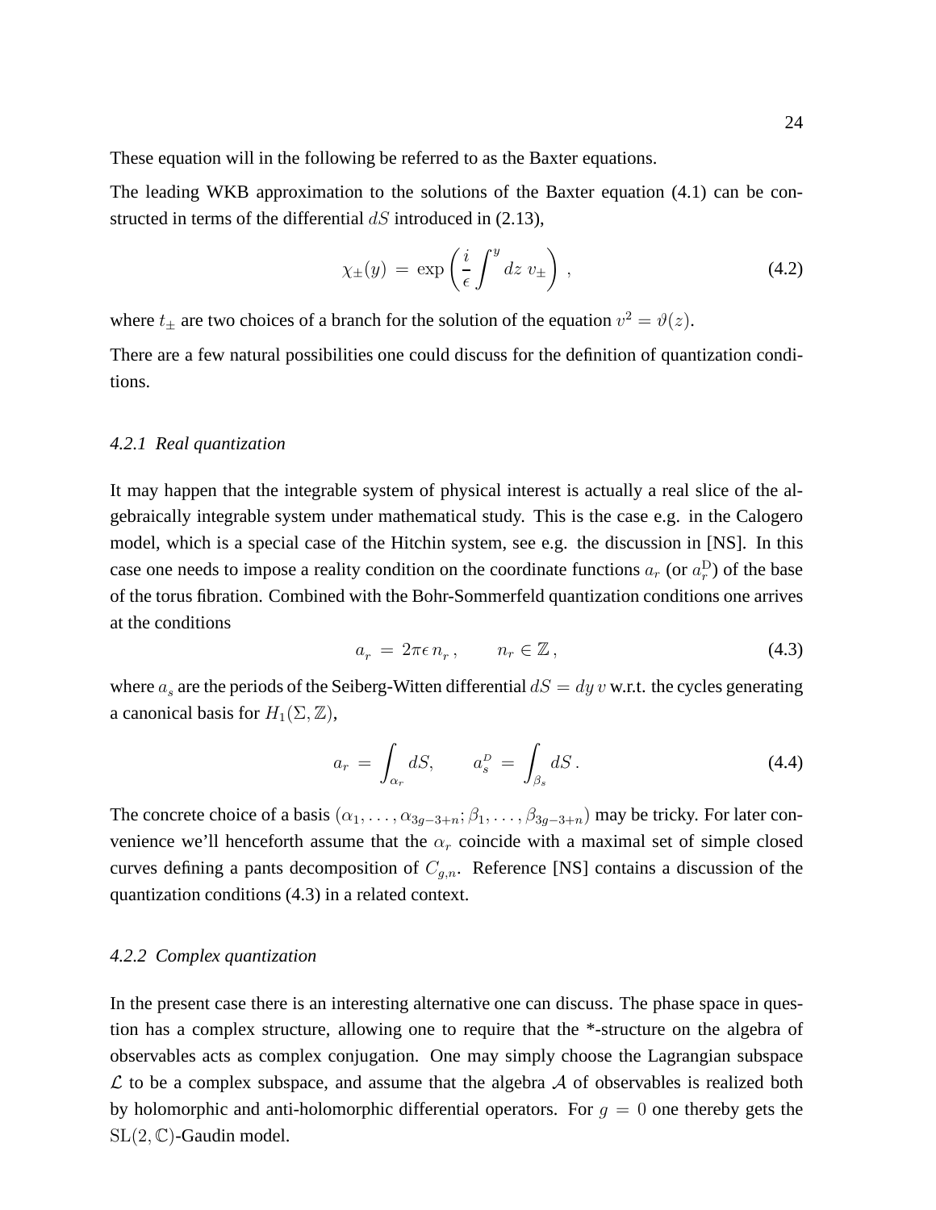These equation will in the following be referred to as the Baxter equations.

The leading WKB approximation to the solutions of the Baxter equation (4.1) can be constructed in terms of the differential $dS$ introduced in (2.13),

$$\chi_{\pm}(y) \,=\, \exp\left(\frac{i}{\epsilon}\int^{y} dz\; v_{\pm}\right)\,, \tag{4.2}$$

where $t_{\pm}$ are two choices of a branch for the solution of the equation $v^2 = \vartheta(z)$.

There are a few natural possibilities one could discuss for the definition of quantization conditions.

### 4.2.1 *Real quantization*

It may happen that the integrable system of physical interest is actually a real slice of the algebraically integrable system under mathematical study. This is the case e.g. in the Calogero model, which is a special case of the Hitchin system, see e.g. the discussion in [NS]. In this case one needs to impose a reality condition on the coordinate functions $a_r$ (or $a_r^{\rm D}$) of the base of the torus fibration. Combined with the Bohr-Sommerfeld quantization conditions one arrives at the conditions

$$a_r \,=\, 2\pi\epsilon\, n_r\,, \qquad n_r \in \mathbb{Z}\,, \tag{4.3}$$

where $a_s$ are the periods of the Seiberg-Witten differential $dS = dy\, v$ w.r.t. the cycles generating a canonical basis for $H_1(\Sigma, \mathbb{Z})$,

$$a_r \,=\, \int_{\alpha_r} dS, \qquad a_s^{D} \,=\, \int_{\beta_s} dS\,. \tag{4.4}$$

The concrete choice of a basis $(\alpha_1,\dots,\alpha_{3g-3+n};\beta_1,\dots,\beta_{3g-3+n})$ may be tricky. For later convenience we'll henceforth assume that the $\alpha_r$ coincide with a maximal set of simple closed curves defining a pants decomposition of $C_{g,n}$. Reference [NS] contains a discussion of the quantization conditions (4.3) in a related context.

### 4.2.2 *Complex quantization*

In the present case there is an interesting alternative one can discuss. The phase space in question has a complex structure, allowing one to require that the *-structure on the algebra of observables acts as complex conjugation. One may simply choose the Lagrangian subspace $\mathcal{L}$ to be a complex subspace, and assume that the algebra $\mathcal{A}$ of observables is realized both by holomorphic and anti-holomorphic differential operators. For $g = 0$ one thereby gets the $\mathrm{SL}(2,\mathbb{C})$-Gaudin model.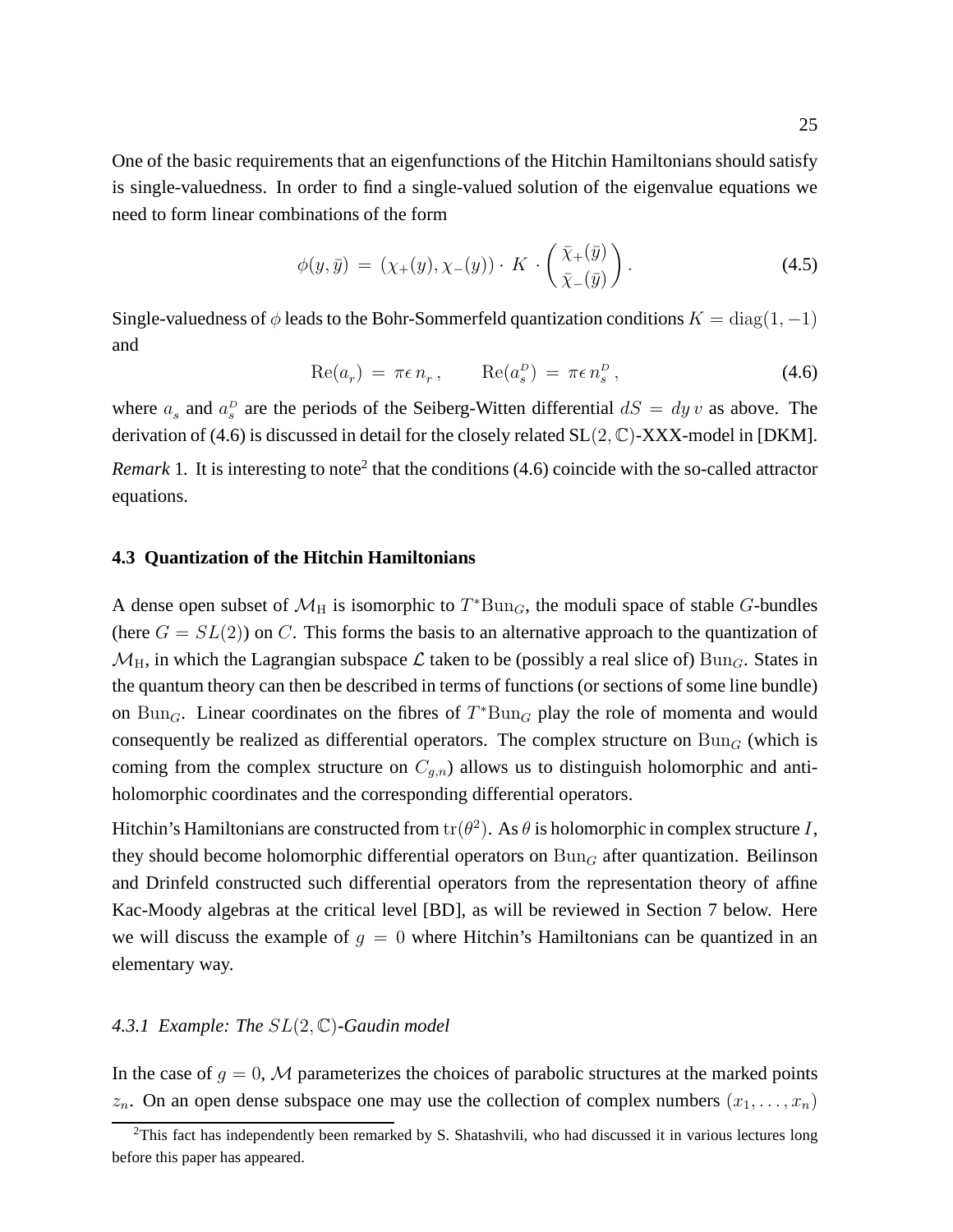One of the basic requirements that an eigenfunctions of the Hitchin Hamiltonians should satisfy is single-valuedness. In order to find a single-valued solution of the eigenvalue equations we need to form linear combinations of the form

$$\phi(y, \bar{y}) = (\chi_+(y), \chi_-(y)) \cdot K \cdot \begin{pmatrix} \bar{\chi}_+(\bar{y}) \\ \bar{\chi}_-(\bar{y}) \end{pmatrix}. \tag{4.5}$$

Single-valuedness of $\phi$ leads to the Bohr-Sommerfeld quantization conditions $K = \mathrm{diag}(1, -1)$ and

$$\mathrm{Re}(a_r) = \pi\epsilon\, n_r\,, \qquad \mathrm{Re}(a_s^D) = \pi\epsilon\, n_s^D\,, \tag{4.6}$$

where $a_s$ and $a_s^D$ are the periods of the Seiberg-Witten differential $dS = dy\, v$ as above. The derivation of (4.6) is discussed in detail for the closely related SL$(2,\mathbb{C})$-XXX-model in [DKM].

*Remark* 1. It is interesting to note[2] that the conditions (4.6) coincide with the so-called attractor equations.

### 4.3 Quantization of the Hitchin Hamiltonians

A dense open subset of $\mathcal{M}_{\mathrm{H}}$ is isomorphic to $T^*\mathrm{Bun}_G$, the moduli space of stable $G$-bundles (here $G = SL(2)$) on $C$. This forms the basis to an alternative approach to the quantization of $\mathcal{M}_{\mathrm{H}}$, in which the Lagrangian subspace $\mathcal{L}$ taken to be (possibly a real slice of) $\mathrm{Bun}_G$. States in the quantum theory can then be described in terms of functions (or sections of some line bundle) on $\mathrm{Bun}_G$. Linear coordinates on the fibres of $T^*\mathrm{Bun}_G$ play the role of momenta and would consequently be realized as differential operators. The complex structure on $\mathrm{Bun}_G$ (which is coming from the complex structure on $C_{g,n}$) allows us to distinguish holomorphic and anti-holomorphic coordinates and the corresponding differential operators.

Hitchin's Hamiltonians are constructed from $\mathrm{tr}(\theta^2)$. As $\theta$ is holomorphic in complex structure $I$, they should become holomorphic differential operators on $\mathrm{Bun}_G$ after quantization. Beilinson and Drinfeld constructed such differential operators from the representation theory of affine Kac-Moody algebras at the critical level [BD], as will be reviewed in Section 7 below. Here we will discuss the example of $g = 0$ where Hitchin's Hamiltonians can be quantized in an elementary way.

#### *4.3.1 Example: The $SL(2,\mathbb{C})$-Gaudin model*

In the case of $g = 0$, $\mathcal{M}$ parameterizes the choices of parabolic structures at the marked points $z_n$. On an open dense subspace one may use the collection of complex numbers $(x_1, \ldots, x_n)$

[2] This fact has independently been remarked by S. Shatashvili, who had discussed it in various lectures long before this paper has appeared.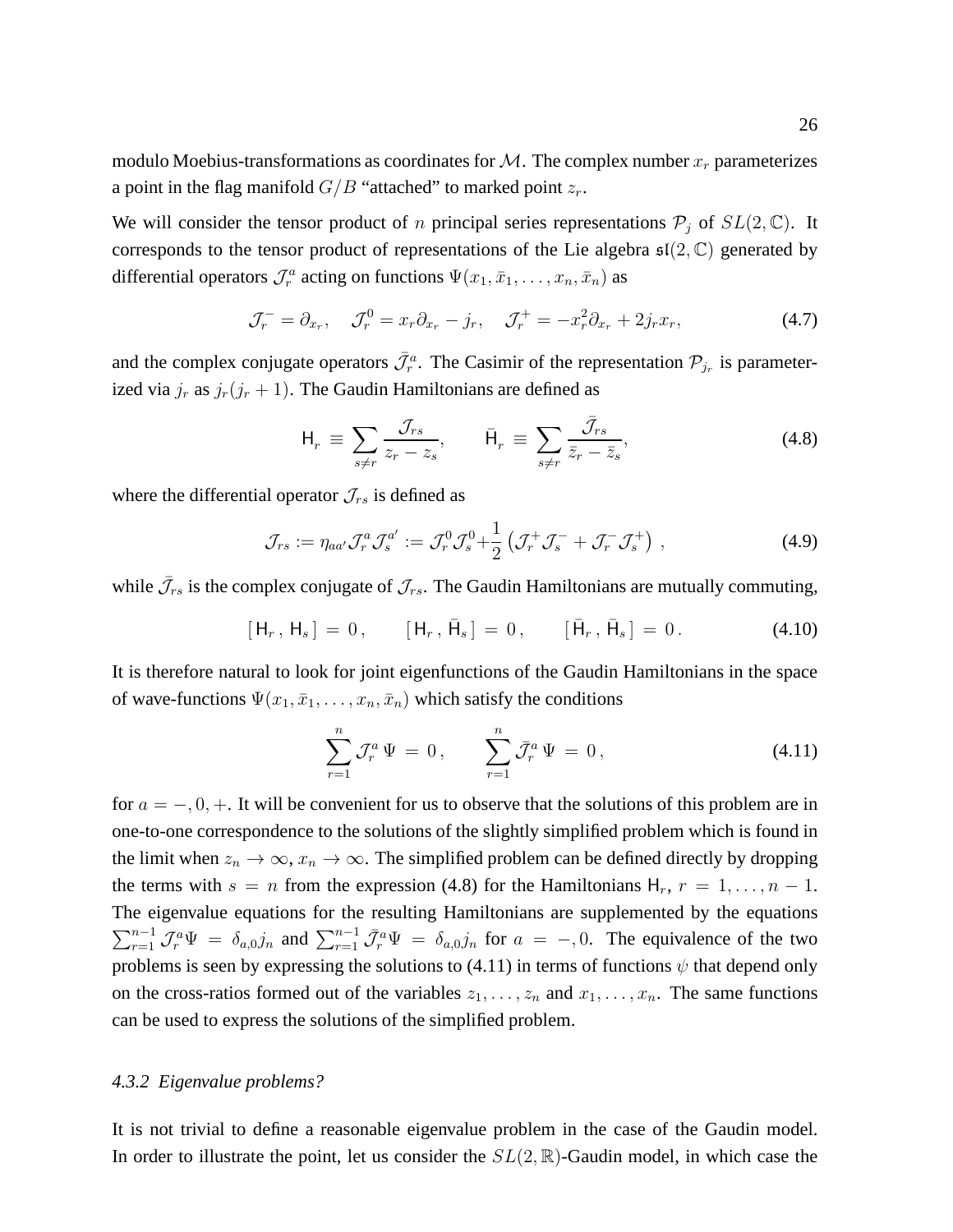modulo Moebius-transformations as coordinates for $\mathcal{M}$. The complex number $x_r$ parameterizes a point in the flag manifold $G/B$ "attached" to marked point $z_r$.

We will consider the tensor product of $n$ principal series representations $\mathcal{P}_j$ of $SL(2,\mathbb{C})$. It corresponds to the tensor product of representations of the Lie algebra $\mathfrak{sl}(2,\mathbb{C})$ generated by differential operators $\mathcal{J}_r^a$ acting on functions $\Psi(x_1,\bar{x}_1,\dots,x_n,\bar{x}_n)$ as

$$
\mathcal{J}_r^- = \partial_{x_r}, \quad \mathcal{J}_r^0 = x_r\partial_{x_r} - j_r, \quad \mathcal{J}_r^+ = -x_r^2\partial_{x_r} + 2j_r x_r, \tag{4.7}
$$

and the complex conjugate operators $\bar{\mathcal{J}}_r^a$. The Casimir of the representation $\mathcal{P}_{j_r}$ is parameterized via $j_r$ as $j_r(j_r+1)$. The Gaudin Hamiltonians are defined as

$$
\mathsf{H}_r \equiv \sum_{s\neq r} \frac{\mathcal{J}_{rs}}{z_r - z_s}, \qquad \bar{\mathsf{H}}_r \equiv \sum_{s\neq r} \frac{\bar{\mathcal{J}}_{rs}}{\bar{z}_r - \bar{z}_s}, \tag{4.8}
$$

where the differential operator $\mathcal{J}_{rs}$ is defined as

$$
\mathcal{J}_{rs} := \eta_{aa'}\mathcal{J}_r^a\mathcal{J}_s^{a'} := \mathcal{J}_r^0\mathcal{J}_s^0 + \frac{1}{2}\left(\mathcal{J}_r^+\mathcal{J}_s^- + \mathcal{J}_r^-\mathcal{J}_s^+\right), \tag{4.9}
$$

while $\bar{\mathcal{J}}_{rs}$ is the complex conjugate of $\mathcal{J}_{rs}$. The Gaudin Hamiltonians are mutually commuting,

$$
[\,\mathsf{H}_r\,,\,\mathsf{H}_s\,] = 0\,, \qquad [\,\mathsf{H}_r\,,\,\bar{\mathsf{H}}_s\,] = 0\,, \qquad [\,\bar{\mathsf{H}}_r\,,\,\bar{\mathsf{H}}_s\,] = 0\,. \tag{4.10}
$$

It is therefore natural to look for joint eigenfunctions of the Gaudin Hamiltonians in the space of wave-functions $\Psi(x_1,\bar{x}_1,\dots,x_n,\bar{x}_n)$ which satisfy the conditions

$$
\sum_{r=1}^{n} \mathcal{J}_r^a\,\Psi = 0\,, \qquad \sum_{r=1}^{n} \bar{\mathcal{J}}_r^a\,\Psi = 0\,, \tag{4.11}
$$

for $a = -,0,+$. It will be convenient for us to observe that the solutions of this problem are in one-to-one correspondence to the solutions of the slightly simplified problem which is found in the limit when $z_n \to \infty$, $x_n \to \infty$. The simplified problem can be defined directly by dropping the terms with $s = n$ from the expression (4.8) for the Hamiltonians $\mathsf{H}_r$, $r = 1,\dots,n-1$. The eigenvalue equations for the resulting Hamiltonians are supplemented by the equations $\sum_{r=1}^{n-1}\mathcal{J}_r^a\Psi = \delta_{a,0}j_n$ and $\sum_{r=1}^{n-1}\bar{\mathcal{J}}_r^a\Psi = \delta_{a,0}j_n$ for $a = -,0$. The equivalence of the two problems is seen by expressing the solutions to (4.11) in terms of functions $\psi$ that depend only on the cross-ratios formed out of the variables $z_1,\dots,z_n$ and $x_1,\dots,x_n$. The same functions can be used to express the solutions of the simplified problem.

#### *4.3.2 Eigenvalue problems?*

It is not trivial to define a reasonable eigenvalue problem in the case of the Gaudin model. In order to illustrate the point, let us consider the $SL(2,\mathbb{R})$-Gaudin model, in which case the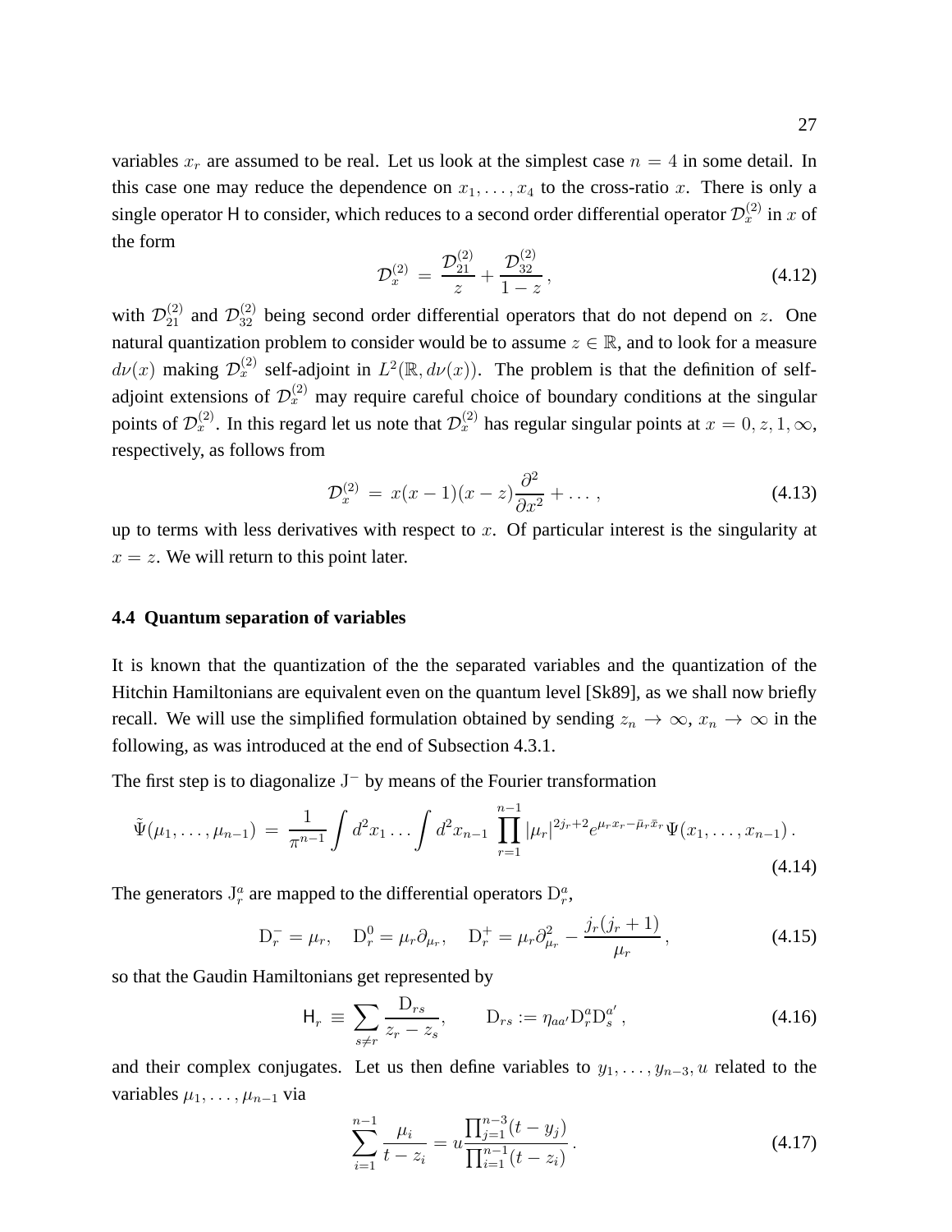variables $x_r$ are assumed to be real. Let us look at the simplest case $n = 4$ in some detail. In this case one may reduce the dependence on $x_1, \dots, x_4$ to the cross-ratio $x$. There is only a single operator $\mathsf{H}$ to consider, which reduces to a second order differential operator $\mathcal{D}_x^{(2)}$ in $x$ of the form

$$\mathcal{D}_x^{(2)} \, = \, \frac{\mathcal{D}_{21}^{(2)}}{z} + \frac{\mathcal{D}_{32}^{(2)}}{1-z} \,, \tag{4.12}$$

with $\mathcal{D}_{21}^{(2)}$ and $\mathcal{D}_{32}^{(2)}$ being second order differential operators that do not depend on $z$. One natural quantization problem to consider would be to assume $z \in \mathbb{R}$, and to look for a measure $d\nu(x)$ making $\mathcal{D}_x^{(2)}$ self-adjoint in $L^2(\mathbb{R}, d\nu(x))$. The problem is that the definition of self-adjoint extensions of $\mathcal{D}_x^{(2)}$ may require careful choice of boundary conditions at the singular points of $\mathcal{D}_x^{(2)}$. In this regard let us note that $\mathcal{D}_x^{(2)}$ has regular singular points at $x = 0, z, 1, \infty$, respectively, as follows from

$$\mathcal{D}_x^{(2)} \, = \, x(x-1)(x-z)\frac{\partial^2}{\partial x^2} + \dots \,, \tag{4.13}$$

up to terms with less derivatives with respect to $x$. Of particular interest is the singularity at $x = z$. We will return to this point later.

### 4.4 Quantum separation of variables

It is known that the quantization of the the separated variables and the quantization of the Hitchin Hamiltonians are equivalent even on the quantum level [Sk89], as we shall now briefly recall. We will use the simplified formulation obtained by sending $z_n \to \infty$, $x_n \to \infty$ in the following, as was introduced at the end of Subsection 4.3.1.

The first step is to diagonalize $\mathrm{J}^-$ by means of the Fourier transformation

$$\tilde{\Psi}(\mu_1, \dots, \mu_{n-1}) \, = \, \frac{1}{\pi^{n-1}} \int d^2x_1 \dots \int d^2x_{n-1} \, \prod_{r=1}^{n-1} |\mu_r|^{2j_r+2} e^{\mu_r x_r - \bar{\mu}_r \bar{x}_r} \Psi(x_1, \dots, x_{n-1}) \,. \tag{4.14}$$

The generators $\mathrm{J}_r^a$ are mapped to the differential operators $\mathrm{D}_r^a$,

$$\mathrm{D}_r^- = \mu_r, \quad \mathrm{D}_r^0 = \mu_r \partial_{\mu_r}, \quad \mathrm{D}_r^+ = \mu_r \partial_{\mu_r}^2 - \frac{j_r(j_r+1)}{\mu_r} \,, \tag{4.15}$$

so that the Gaudin Hamiltonians get represented by

$$\mathsf{H}_r \, \equiv \, \sum_{s \neq r} \frac{\mathrm{D}_{rs}}{z_r - z_s}, \qquad \mathrm{D}_{rs} := \eta_{aa'} \mathrm{D}_r^a \mathrm{D}_s^{a'} \,, \tag{4.16}$$

and their complex conjugates. Let us then define variables to $y_1, \dots, y_{n-3}, u$ related to the variables $\mu_1, \dots, \mu_{n-1}$ via

$$\sum_{i=1}^{n-1} \frac{\mu_i}{t - z_i} = u \frac{\prod_{j=1}^{n-3}(t - y_j)}{\prod_{i=1}^{n-1}(t - z_i)} \,. \tag{4.17}$$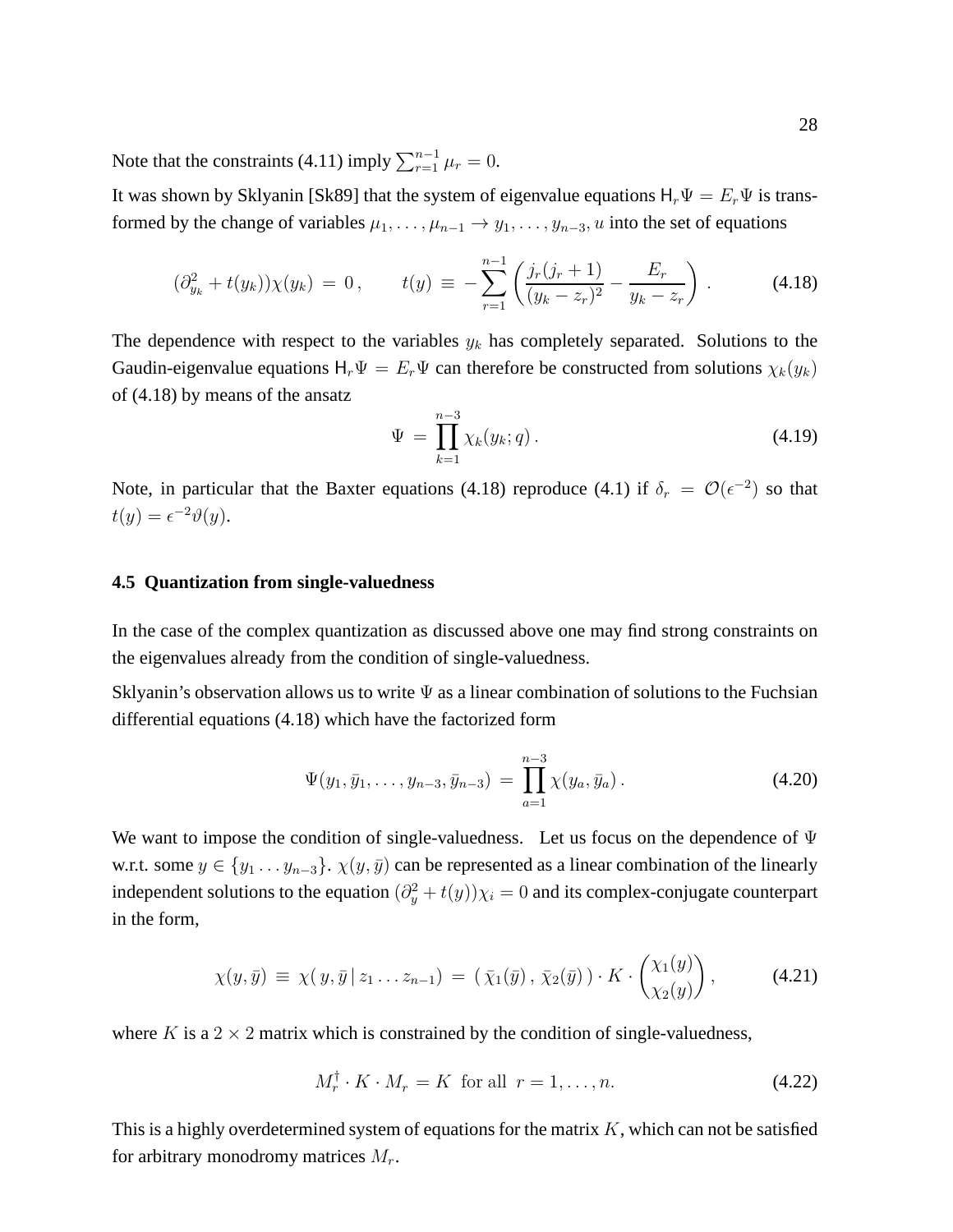Note that the constraints (4.11) imply $\sum_{r=1}^{n-1} \mu_r = 0$.

It was shown by Sklyanin [Sk89] that the system of eigenvalue equations $\mathsf{H}_r \Psi = E_r \Psi$ is transformed by the change of variables $\mu_1, \ldots, \mu_{n-1} \to y_1, \ldots, y_{n-3}, u$ into the set of equations

$$(\partial_{y_k}^2 + t(y_k))\chi(y_k) \,=\, 0\,, \qquad t(y) \,\equiv\, -\sum_{r=1}^{n-1} \left( \frac{j_r(j_r+1)}{(y_k - z_r)^2} - \frac{E_r}{y_k - z_r} \right)\,. \tag{4.18}$$

The dependence with respect to the variables $y_k$ has completely separated. Solutions to the Gaudin-eigenvalue equations $\mathsf{H}_r \Psi = E_r \Psi$ can therefore be constructed from solutions $\chi_k(y_k)$ of (4.18) by means of the ansatz

$$\Psi \,=\, \prod_{k=1}^{n-3} \chi_k(y_k; q)\,. \tag{4.19}$$

Note, in particular that the Baxter equations (4.18) reproduce (4.1) if $\delta_r = \mathcal{O}(\epsilon^{-2})$ so that $t(y) = \epsilon^{-2}\vartheta(y)$.

### 4.5 Quantization from single-valuedness

In the case of the complex quantization as discussed above one may find strong constraints on the eigenvalues already from the condition of single-valuedness.

Sklyanin's observation allows us to write $\Psi$ as a linear combination of solutions to the Fuchsian differential equations (4.18) which have the factorized form

$$\Psi(y_1, \bar{y}_1, \ldots, y_{n-3}, \bar{y}_{n-3}) \,=\, \prod_{a=1}^{n-3} \chi(y_a, \bar{y}_a)\,. \tag{4.20}$$

We want to impose the condition of single-valuedness. Let us focus on the dependence of $\Psi$ w.r.t. some $y \in \{y_1 \ldots y_{n-3}\}$. $\chi(y, \bar{y})$ can be represented as a linear combination of the linearly independent solutions to the equation $(\partial_y^2 + t(y))\chi_i = 0$ and its complex-conjugate counterpart in the form,

$$\chi(y, \bar{y}) \,\equiv\, \chi(\, y, \bar{y}\,|\, z_1 \ldots z_{n-1}) \,=\, (\, \bar{\chi}_1(\bar{y})\,,\, \bar{\chi}_2(\bar{y})\,) \cdot K \cdot \begin{pmatrix} \chi_1(y) \\ \chi_2(y) \end{pmatrix}, \tag{4.21}$$

where $K$ is a $2 \times 2$ matrix which is constrained by the condition of single-valuedness,

$$M_r^\dagger \cdot K \cdot M_r = K \;\text{ for all }\; r = 1, \ldots, n. \tag{4.22}$$

This is a highly overdetermined system of equations for the matrix $K$, which can not be satisfied for arbitrary monodromy matrices $M_r$.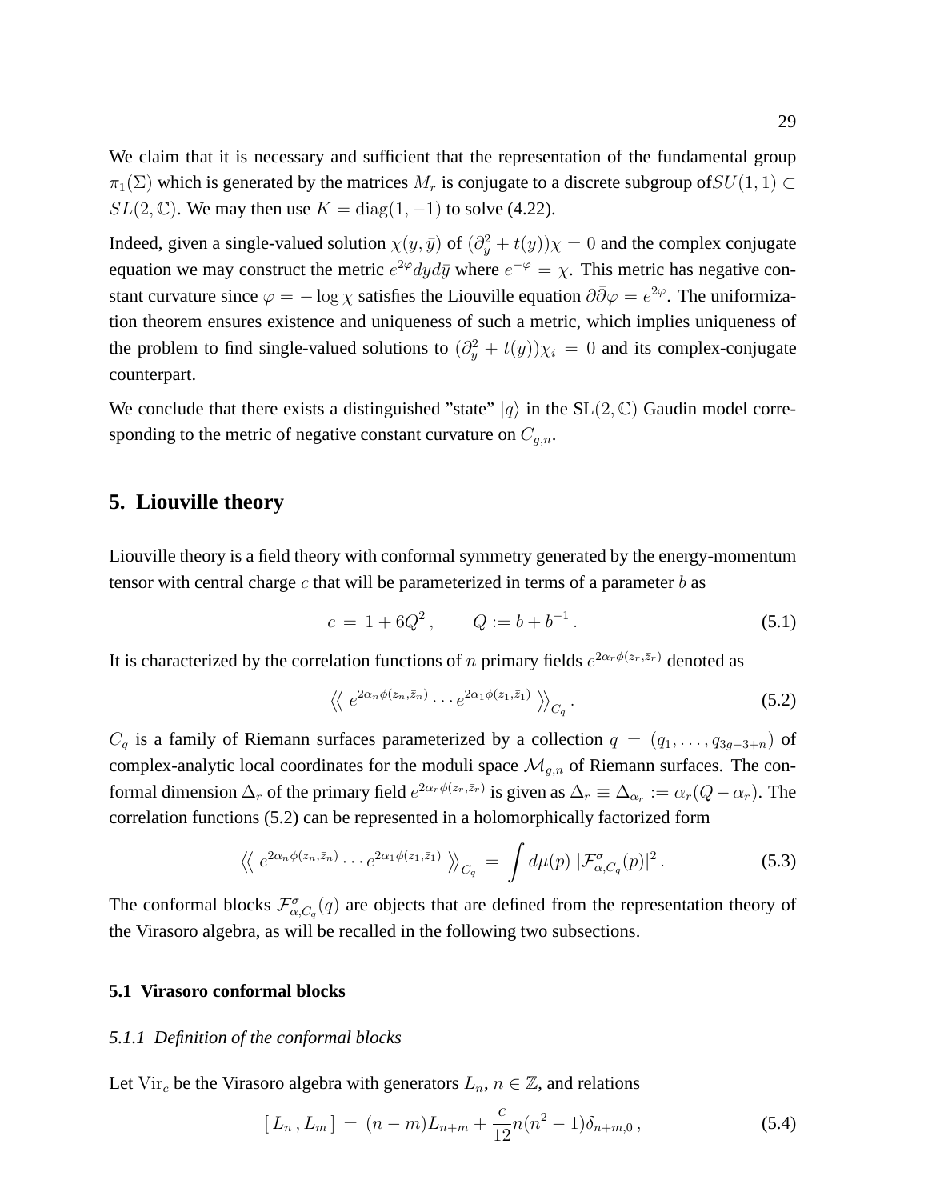We claim that it is necessary and sufficient that the representation of the fundamental group $\pi_1(\Sigma)$ which is generated by the matrices $M_r$ is conjugate to a discrete subgroup of$SU(1,1) \subset SL(2,\mathbb{C})$. We may then use $K = \mathrm{diag}(1,-1)$ to solve (4.22).

Indeed, given a single-valued solution $\chi(y,\bar{y})$ of $(\partial_y^2 + t(y))\chi = 0$ and the complex conjugate equation we may construct the metric $e^{2\varphi}dyd\bar{y}$ where $e^{-\varphi} = \chi$. This metric has negative constant curvature since $\varphi = -\log\chi$ satisfies the Liouville equation $\partial\bar{\partial}\varphi = e^{2\varphi}$. The uniformization theorem ensures existence and uniqueness of such a metric, which implies uniqueness of the problem to find single-valued solutions to $(\partial_y^2 + t(y))\chi_i = 0$ and its complex-conjugate counterpart.

We conclude that there exists a distinguished "state" $|q\rangle$ in the $\mathrm{SL}(2,\mathbb{C})$ Gaudin model corresponding to the metric of negative constant curvature on $C_{g,n}$.

## 5. Liouville theory

Liouville theory is a field theory with conformal symmetry generated by the energy-momentum tensor with central charge $c$ that will be parameterized in terms of a parameter $b$ as

$$c \,=\, 1 + 6Q^2\,, \qquad Q := b + b^{-1}\,. \tag{5.1}$$

It is characterized by the correlation functions of $n$ primary fields $e^{2\alpha_r\phi(z_r,\bar{z}_r)}$ denoted as

$$\Big\langle\!\Big\langle\, e^{2\alpha_n\phi(z_n,\bar{z}_n)}\cdots e^{2\alpha_1\phi(z_1,\bar{z}_1)}\,\Big\rangle\!\Big\rangle_{C_q}. \tag{5.2}$$

$C_q$ is a family of Riemann surfaces parameterized by a collection $q = (q_1,\ldots,q_{3g-3+n})$ of complex-analytic local coordinates for the moduli space $\mathcal{M}_{g,n}$ of Riemann surfaces. The conformal dimension $\Delta_r$ of the primary field $e^{2\alpha_r\phi(z_r,\bar{z}_r)}$ is given as $\Delta_r \equiv \Delta_{\alpha_r} := \alpha_r(Q-\alpha_r)$. The correlation functions (5.2) can be represented in a holomorphically factorized form

$$\Big\langle\!\Big\langle\, e^{2\alpha_n\phi(z_n,\bar{z}_n)}\cdots e^{2\alpha_1\phi(z_1,\bar{z}_1)}\,\Big\rangle\!\Big\rangle_{C_q} \,=\, \int d\mu(p)\,|\mathcal{F}^{\sigma}_{\alpha,C_q}(p)|^2\,. \tag{5.3}$$

The conformal blocks $\mathcal{F}^{\sigma}_{\alpha,C_q}(q)$ are objects that are defined from the representation theory of the Virasoro algebra, as will be recalled in the following two subsections.

### 5.1 Virasoro conformal blocks

#### *5.1.1 Definition of the conformal blocks*

Let $\mathrm{Vir}_c$ be the Virasoro algebra with generators $L_n$, $n \in \mathbb{Z}$, and relations

$$[\,L_n\,,L_m\,] \,=\, (n-m)L_{n+m} + \frac{c}{12}n(n^2-1)\delta_{n+m,0}\,, \tag{5.4}$$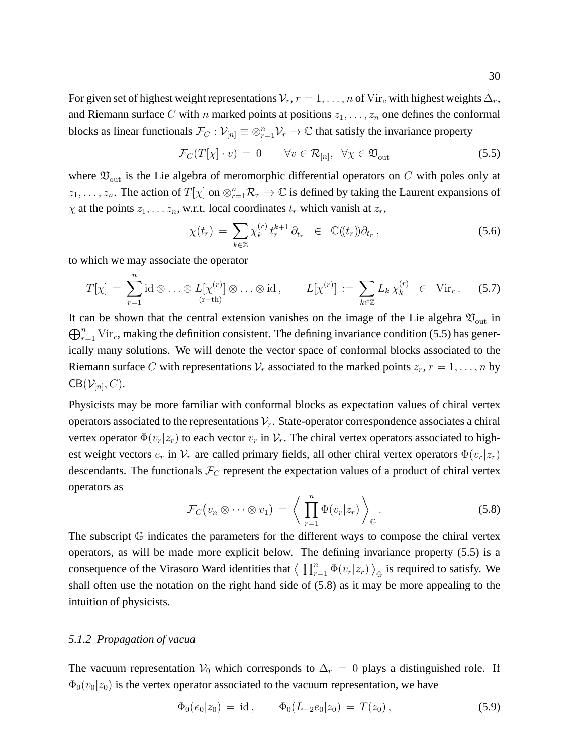For given set of highest weight representations $\mathcal{V}_r$, $r = 1, \dots, n$ of $\mathrm{Vir}_c$ with highest weights $\Delta_r$, and Riemann surface $C$ with $n$ marked points at positions $z_1, \dots, z_n$ one defines the conformal blocks as linear functionals $\mathcal{F}_C : \mathcal{V}_{[n]} \equiv \otimes_{r=1}^n \mathcal{V}_r \to \mathbb{C}$ that satisfy the invariance property

$$\mathcal{F}_C(T[\chi] \cdot v) \, = \, 0 \qquad \forall v \in \mathcal{R}_{[n]}, \;\; \forall \chi \in \mathfrak{V}_{\mathrm{out}} \tag{5.5}$$

where $\mathfrak{V}_{\mathrm{out}}$ is the Lie algebra of meromorphic differential operators on $C$ with poles only at $z_1, \dots, z_n$. The action of $T[\chi]$ on $\otimes_{r=1}^n \mathcal{R}_r \to \mathbb{C}$ is defined by taking the Laurent expansions of $\chi$ at the points $z_1, \dots z_n$, w.r.t. local coordinates $t_r$ which vanish at $z_r$,

$$\chi(t_r) \, = \, \sum_{k \in \mathbb{Z}} \chi_k^{(r)} \, t_r^{k+1} \, \partial_{t_r} \quad \in \quad \mathbb{C}(\!(t_r)\!)\partial_{t_r} \, , \tag{5.6}$$

to which we may associate the operator

$$T[\chi] \, = \, \sum_{r=1}^n \mathrm{id} \otimes \ldots \otimes \underset{(\mathrm{r-th})}{L[\chi^{(r)}]} \otimes \ldots \otimes \mathrm{id} \, , \qquad L[\chi^{(r)}] \, := \, \sum_{k \in \mathbb{Z}} L_k \, \chi_k^{(r)} \quad \in \quad \mathrm{Vir}_c \, . \tag{5.7}$$

It can be shown that the central extension vanishes on the image of the Lie algebra $\mathfrak{V}_{\mathrm{out}}$ in $\bigoplus_{r=1}^n \mathrm{Vir}_c$, making the definition consistent. The defining invariance condition (5.5) has generically many solutions. We will denote the vector space of conformal blocks associated to the Riemann surface $C$ with representations $\mathcal{V}_r$ associated to the marked points $z_r$, $r = 1, \dots, n$ by $\mathsf{CB}(\mathcal{V}_{[n]}, C)$.

Physicists may be more familiar with conformal blocks as expectation values of chiral vertex operators associated to the representations $\mathcal{V}_r$. State-operator correspondence associates a chiral vertex operator $\Phi(v_r|z_r)$ to each vector $v_r$ in $\mathcal{V}_r$. The chiral vertex operators associated to highest weight vectors $e_r$ in $\mathcal{V}_r$ are called primary fields, all other chiral vertex operators $\Phi(v_r|z_r)$ descendants. The functionals $\mathcal{F}_C$ represent the expectation values of a product of chiral vertex operators as

$$\mathcal{F}_C\big(v_n \otimes \cdots \otimes v_1\big) \, = \, \bigg\langle \, \prod_{r=1}^n \Phi(v_r|z_r) \, \bigg\rangle_{\mathbb{G}} \, . \tag{5.8}$$

The subscript $\mathbb{G}$ indicates the parameters for the different ways to compose the chiral vertex operators, as will be made more explicit below. The defining invariance property (5.5) is a consequence of the Virasoro Ward identities that $\big\langle \, \prod_{r=1}^n \Phi(v_r|z_r) \, \big\rangle_{\mathbb{G}}$ is required to satisfy. We shall often use the notation on the right hand side of (5.8) as it may be more appealing to the intuition of physicists.

### *5.1.2 Propagation of vacua*

The vacuum representation $\mathcal{V}_0$ which corresponds to $\Delta_r = 0$ plays a distinguished role. If $\Phi_0(v_0|z_0)$ is the vertex operator associated to the vacuum representation, we have

$$\Phi_0(e_0|z_0) \, = \, \mathrm{id} \, , \qquad \Phi_0(L_{-2}e_0|z_0) \, = \, T(z_0) \, , \tag{5.9}$$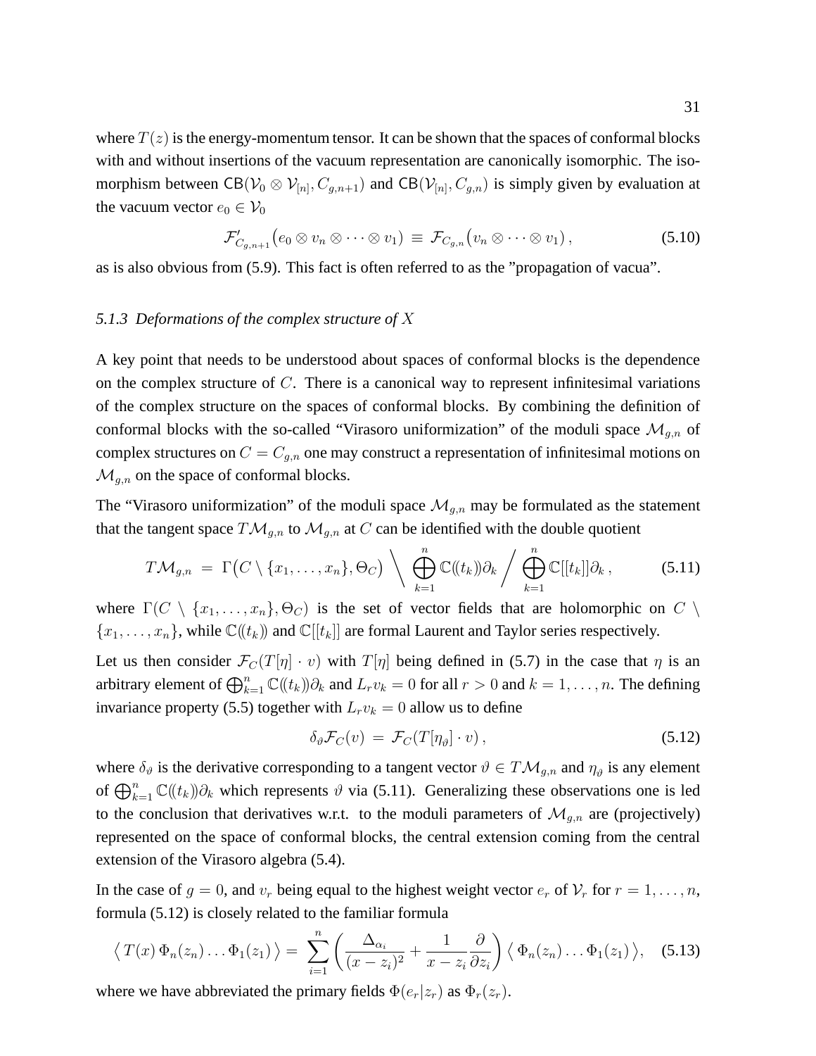where $T(z)$ is the energy-momentum tensor. It can be shown that the spaces of conformal blocks with and without insertions of the vacuum representation are canonically isomorphic. The isomorphism between $\mathsf{CB}(\mathcal{V}_0 \otimes \mathcal{V}_{[n]}, C_{g,n+1})$ and $\mathsf{CB}(\mathcal{V}_{[n]}, C_{g,n})$ is simply given by evaluation at the vacuum vector $e_0 \in \mathcal{V}_0$

$$\mathcal{F}'_{C_{g,n+1}}\big(e_0 \otimes v_n \otimes \cdots \otimes v_1\big) \,\equiv\, \mathcal{F}_{C_{g,n}}\big(v_n \otimes \cdots \otimes v_1\big)\,, \tag{5.10}$$

as is also obvious from (5.9). This fact is often referred to as the "propagation of vacua".

### 5.1.3 *Deformations of the complex structure of $X$*

A key point that needs to be understood about spaces of conformal blocks is the dependence on the complex structure of $C$. There is a canonical way to represent infinitesimal variations of the complex structure on the spaces of conformal blocks. By combining the definition of conformal blocks with the so-called "Virasoro uniformization" of the moduli space $\mathcal{M}_{g,n}$ of complex structures on $C = C_{g,n}$ one may construct a representation of infinitesimal motions on $\mathcal{M}_{g,n}$ on the space of conformal blocks.

The "Virasoro uniformization" of the moduli space $\mathcal{M}_{g,n}$ may be formulated as the statement that the tangent space $T\mathcal{M}_{g,n}$ to $\mathcal{M}_{g,n}$ at $C$ can be identified with the double quotient

$$T\mathcal{M}_{g,n} \,=\, \Gamma\big(C \setminus \{x_1,\ldots,x_n\},\Theta_C\big) \,\Big\backslash\, \bigoplus_{k=1}^{n} \mathbb{C}(\!(t_k)\!)\partial_k \,\Big/\, \bigoplus_{k=1}^{n} \mathbb{C}[[t_k]]\partial_k\,, \tag{5.11}$$

where $\Gamma(C \setminus \{x_1,\ldots,x_n\},\Theta_C)$ is the set of vector fields that are holomorphic on $C \setminus \{x_1,\ldots,x_n\}$, while $\mathbb{C}(\!(t_k)\!)$ and $\mathbb{C}[[t_k]]$ are formal Laurent and Taylor series respectively.

Let us then consider $\mathcal{F}_C(T[\eta]\cdot v)$ with $T[\eta]$ being defined in (5.7) in the case that $\eta$ is an arbitrary element of $\bigoplus_{k=1}^{n}\mathbb{C}(\!(t_k)\!)\partial_k$ and $L_r v_k = 0$ for all $r > 0$ and $k = 1,\ldots,n$. The defining invariance property (5.5) together with $L_r v_k = 0$ allow us to define

$$\delta_\vartheta \mathcal{F}_C(v) \,=\, \mathcal{F}_C(T[\eta_\vartheta]\cdot v)\,, \tag{5.12}$$

where $\delta_\vartheta$ is the derivative corresponding to a tangent vector $\vartheta \in T\mathcal{M}_{g,n}$ and $\eta_\vartheta$ is any element of $\bigoplus_{k=1}^{n}\mathbb{C}(\!(t_k)\!)\partial_k$ which represents $\vartheta$ via (5.11). Generalizing these observations one is led to the conclusion that derivatives w.r.t. to the moduli parameters of $\mathcal{M}_{g,n}$ are (projectively) represented on the space of conformal blocks, the central extension coming from the central extension of the Virasoro algebra (5.4).

In the case of $g = 0$, and $v_r$ being equal to the highest weight vector $e_r$ of $\mathcal{V}_r$ for $r = 1,\ldots,n$, formula (5.12) is closely related to the familiar formula

$$\big\langle\, T(x)\,\Phi_n(z_n)\ldots\Phi_1(z_1)\,\big\rangle = \sum_{i=1}^{n}\left(\frac{\Delta_{\alpha_i}}{(x-z_i)^2} + \frac{1}{x-z_i}\frac{\partial}{\partial z_i}\right)\big\langle\, \Phi_n(z_n)\ldots\Phi_1(z_1)\,\big\rangle, \tag{5.13}$$

where we have abbreviated the primary fields $\Phi(e_r|z_r)$ as $\Phi_r(z_r)$.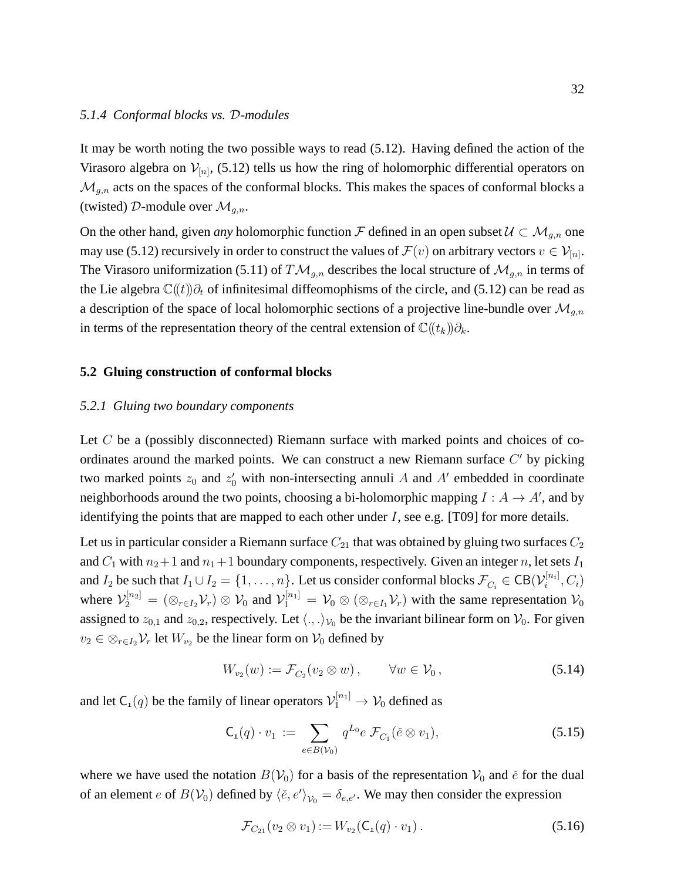#### 5.1.4 *Conformal blocks vs. $\mathcal{D}$-modules*

It may be worth noting the two possible ways to read (5.12). Having defined the action of the Virasoro algebra on $\mathcal{V}_{[n]}$, (5.12) tells us how the ring of holomorphic differential operators on $\mathcal{M}_{g,n}$ acts on the spaces of the conformal blocks. This makes the spaces of conformal blocks a (twisted) $\mathcal{D}$-module over $\mathcal{M}_{g,n}$.

On the other hand, given *any* holomorphic function $\mathcal{F}$ defined in an open subset $\mathcal{U} \subset \mathcal{M}_{g,n}$ one may use (5.12) recursively in order to construct the values of $\mathcal{F}(v)$ on arbitrary vectors $v \in \mathcal{V}_{[n]}$. The Virasoro uniformization (5.11) of $T\mathcal{M}_{g,n}$ describes the local structure of $\mathcal{M}_{g,n}$ in terms of the Lie algebra $\mathbb{C}(\!(t)\!)\partial_t$ of infinitesimal diffeomophisms of the circle, and (5.12) can be read as a description of the space of local holomorphic sections of a projective line-bundle over $\mathcal{M}_{g,n}$ in terms of the representation theory of the central extension of $\mathbb{C}(\!(t_k)\!)\partial_k$.

### 5.2 Gluing construction of conformal blocks

#### 5.2.1 *Gluing two boundary components*

Let $C$ be a (possibly disconnected) Riemann surface with marked points and choices of coordinates around the marked points. We can construct a new Riemann surface $C'$ by picking two marked points $z_0$ and $z_0'$ with non-intersecting annuli $A$ and $A'$ embedded in coordinate neighborhoods around the two points, choosing a bi-holomorphic mapping $I : A \to A'$, and by identifying the points that are mapped to each other under $I$, see e.g. [T09] for more details.

Let us in particular consider a Riemann surface $C_{21}$ that was obtained by gluing two surfaces $C_2$ and $C_1$ with $n_2+1$ and $n_1+1$ boundary components, respectively. Given an integer $n$, let sets $I_1$ and $I_2$ be such that $I_1 \cup I_2 = \{1, \dots, n\}$. Let us consider conformal blocks $\mathcal{F}_{C_i} \in \mathsf{CB}(\mathcal{V}_i^{[n_i]}, C_i)$ where $\mathcal{V}_2^{[n_2]} = (\otimes_{r\in I_2}\mathcal{V}_r) \otimes \mathcal{V}_0$ and $\mathcal{V}_1^{[n_1]} = \mathcal{V}_0 \otimes (\otimes_{r\in I_1}\mathcal{V}_r)$ with the same representation $\mathcal{V}_0$ assigned to $z_{0,1}$ and $z_{0,2}$, respectively. Let $\langle .,. \rangle_{\mathcal{V}_0}$ be the invariant bilinear form on $\mathcal{V}_0$. For given $v_2 \in \otimes_{r\in I_2}\mathcal{V}_r$ let $W_{v_2}$ be the linear form on $\mathcal{V}_0$ defined by

$$W_{v_2}(w) := \mathcal{F}_{C_2}(v_2 \otimes w)\,, \qquad \forall w \in \mathcal{V}_0\,, \tag{5.14}$$

and let $\mathsf{C}_1(q)$ be the family of linear operators $\mathcal{V}_1^{[n_1]} \to \mathcal{V}_0$ defined as

$$\mathsf{C}_1(q) \cdot v_1 := \sum_{e\in B(\mathcal{V}_0)} q^{L_0} e\ \mathcal{F}_{C_1}(\check{e} \otimes v_1), \tag{5.15}$$

where we have used the notation $B(\mathcal{V}_0)$ for a basis of the representation $\mathcal{V}_0$ and $\check{e}$ for the dual of an element $e$ of $B(\mathcal{V}_0)$ defined by $\langle \check{e}, e' \rangle_{\mathcal{V}_0} = \delta_{e,e'}$. We may then consider the expression

$$\mathcal{F}_{C_{21}}(v_2 \otimes v_1) := W_{v_2}(\mathsf{C}_1(q) \cdot v_1)\,. \tag{5.16}$$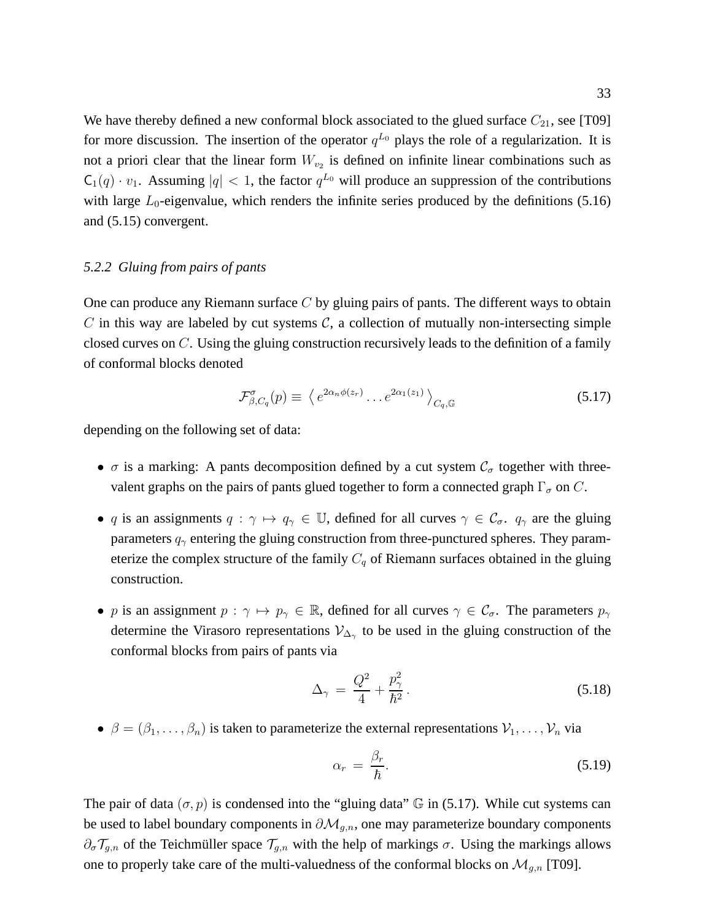We have thereby defined a new conformal block associated to the glued surface $C_{21}$, see [T09] for more discussion. The insertion of the operator $q^{L_0}$ plays the role of a regularization. It is not a priori clear that the linear form $W_{v_2}$ is defined on infinite linear combinations such as $\mathsf{C}_1(q) \cdot v_1$. Assuming $|q| < 1$, the factor $q^{L_0}$ will produce an suppression of the contributions with large $L_0$-eigenvalue, which renders the infinite series produced by the definitions (5.16) and (5.15) convergent.

### 5.2.2 *Gluing from pairs of pants*

One can produce any Riemann surface $C$ by gluing pairs of pants. The different ways to obtain $C$ in this way are labeled by cut systems $\mathcal{C}$, a collection of mutually non-intersecting simple closed curves on $C$. Using the gluing construction recursively leads to the definition of a family of conformal blocks denoted

$$\mathcal{F}^{\sigma}_{\beta,C_q}(p) \equiv \left\langle\, e^{2\alpha_n\phi(z_r)} \dots e^{2\alpha_1(z_1)} \,\right\rangle_{C_q,\mathbb{G}} \tag{5.17}$$

depending on the following set of data:

- $\sigma$ is a marking: A pants decomposition defined by a cut system $\mathcal{C}_\sigma$ together with three-valent graphs on the pairs of pants glued together to form a connected graph $\Gamma_\sigma$ on $C$.
- $q$ is an assignments $q : \gamma \mapsto q_\gamma \in \mathbb{U}$, defined for all curves $\gamma \in \mathcal{C}_\sigma$. $q_\gamma$ are the gluing parameters $q_\gamma$ entering the gluing construction from three-punctured spheres. They parameterize the complex structure of the family $C_q$ of Riemann surfaces obtained in the gluing construction.
- $p$ is an assignment $p : \gamma \mapsto p_\gamma \in \mathbb{R}$, defined for all curves $\gamma \in \mathcal{C}_\sigma$. The parameters $p_\gamma$ determine the Virasoro representations $\mathcal{V}_{\Delta_\gamma}$ to be used in the gluing construction of the conformal blocks from pairs of pants via

$$\Delta_\gamma \,=\, \frac{Q^2}{4} + \frac{p_\gamma^2}{\hbar^2}\,. \tag{5.18}$$

- $\beta = (\beta_1, \dots, \beta_n)$ is taken to parameterize the external representations $\mathcal{V}_1, \dots, \mathcal{V}_n$ via

$$\alpha_r \,=\, \frac{\beta_r}{\hbar}. \tag{5.19}$$

The pair of data $(\sigma, p)$ is condensed into the "gluing data" $\mathbb{G}$ in (5.17). While cut systems can be used to label boundary components in $\partial\mathcal{M}_{g,n}$, one may parameterize boundary components $\partial_\sigma\mathcal{T}_{g,n}$ of the Teichmüller space $\mathcal{T}_{g,n}$ with the help of markings $\sigma$. Using the markings allows one to properly take care of the multi-valuedness of the conformal blocks on $\mathcal{M}_{g,n}$ [T09].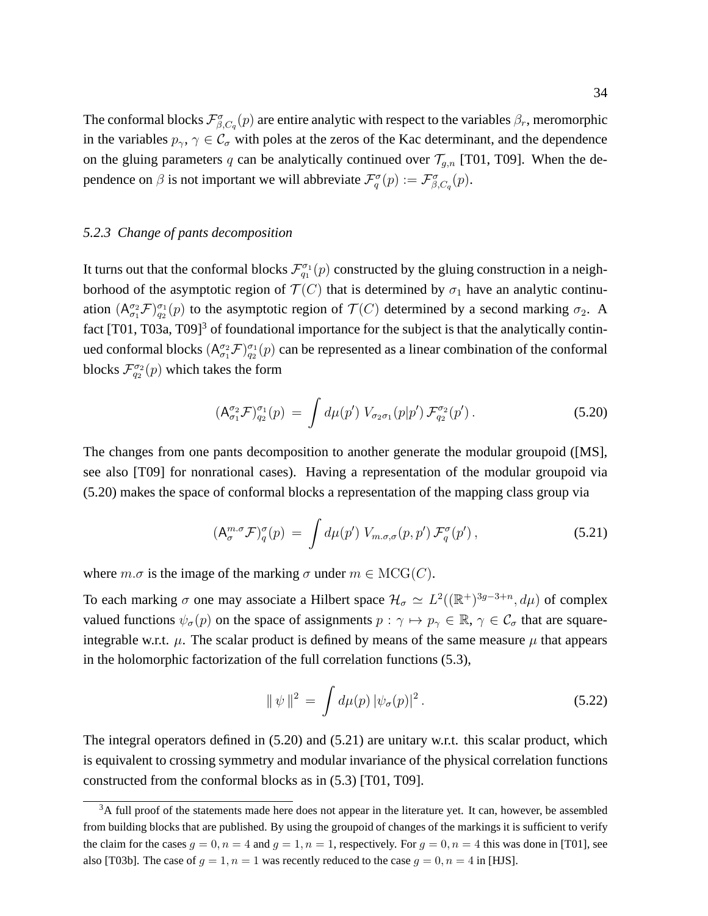The conformal blocks $\mathcal{F}^{\sigma}_{\beta,C_q}(p)$ are entire analytic with respect to the variables $\beta_r$, meromorphic in the variables $p_\gamma$, $\gamma \in \mathcal{C}_\sigma$ with poles at the zeros of the Kac determinant, and the dependence on the gluing parameters $q$ can be analytically continued over $\mathcal{T}_{g,n}$ [T01, T09]. When the dependence on $\beta$ is not important we will abbreviate $\mathcal{F}^{\sigma}_{q}(p) := \mathcal{F}^{\sigma}_{\beta,C_q}(p)$.

### 5.2.3 *Change of pants decomposition*

It turns out that the conformal blocks $\mathcal{F}^{\sigma_1}_{q_1}(p)$ constructed by the gluing construction in a neighborhood of the asymptotic region of $\mathcal{T}(C)$ that is determined by $\sigma_1$ have an analytic continuation $(\mathsf{A}^{\sigma_2}_{\sigma_1}\mathcal{F})^{\sigma_1}_{q_2}(p)$ to the asymptotic region of $\mathcal{T}(C)$ determined by a second marking $\sigma_2$. A fact [T01, T03a, T09][3] of foundational importance for the subject is that the analytically continued conformal blocks $(\mathsf{A}^{\sigma_2}_{\sigma_1}\mathcal{F})^{\sigma_1}_{q_2}(p)$ can be represented as a linear combination of the conformal blocks $\mathcal{F}^{\sigma_2}_{q_2}(p)$ which takes the form

$$(\mathsf{A}^{\sigma_2}_{\sigma_1}\mathcal{F})^{\sigma_1}_{q_2}(p) \;=\; \int d\mu(p')\; V_{\sigma_2\sigma_1}(p|p')\,\mathcal{F}^{\sigma_2}_{q_2}(p')\,. \tag{5.20}$$

The changes from one pants decomposition to another generate the modular groupoid ([MS], see also [T09] for nonrational cases). Having a representation of the modular groupoid via (5.20) makes the space of conformal blocks a representation of the mapping class group via

$$(\mathsf{A}^{m.\sigma}_{\sigma}\mathcal{F})^{\sigma}_{q}(p) \;=\; \int d\mu(p')\; V_{m.\sigma,\sigma}(p,p')\,\mathcal{F}^{\sigma}_{q}(p')\,, \tag{5.21}$$

where $m.\sigma$ is the image of the marking $\sigma$ under $m \in \mathrm{MCG}(C)$.

To each marking $\sigma$ one may associate a Hilbert space $\mathcal{H}_\sigma \simeq L^2((\mathbb{R}^+)^{3g-3+n}, d\mu)$ of complex valued functions $\psi_\sigma(p)$ on the space of assignments $p : \gamma \mapsto p_\gamma \in \mathbb{R}$, $\gamma \in \mathcal{C}_\sigma$ that are square-integrable w.r.t. $\mu$. The scalar product is defined by means of the same measure $\mu$ that appears in the holomorphic factorization of the full correlation functions (5.3),

$$\|\,\psi\,\|^2 \;=\; \int d\mu(p)\,|\psi_\sigma(p)|^2\,. \tag{5.22}$$

The integral operators defined in (5.20) and (5.21) are unitary w.r.t. this scalar product, which is equivalent to crossing symmetry and modular invariance of the physical correlation functions constructed from the conformal blocks as in (5.3) [T01, T09].

---

[3] A full proof of the statements made here does not appear in the literature yet. It can, however, be assembled from building blocks that are published. By using the groupoid of changes of the markings it is sufficient to verify the claim for the cases $g = 0, n = 4$ and $g = 1, n = 1$, respectively. For $g = 0, n = 4$ this was done in [T01], see also [T03b]. The case of $g = 1, n = 1$ was recently reduced to the case $g = 0, n = 4$ in [HJS].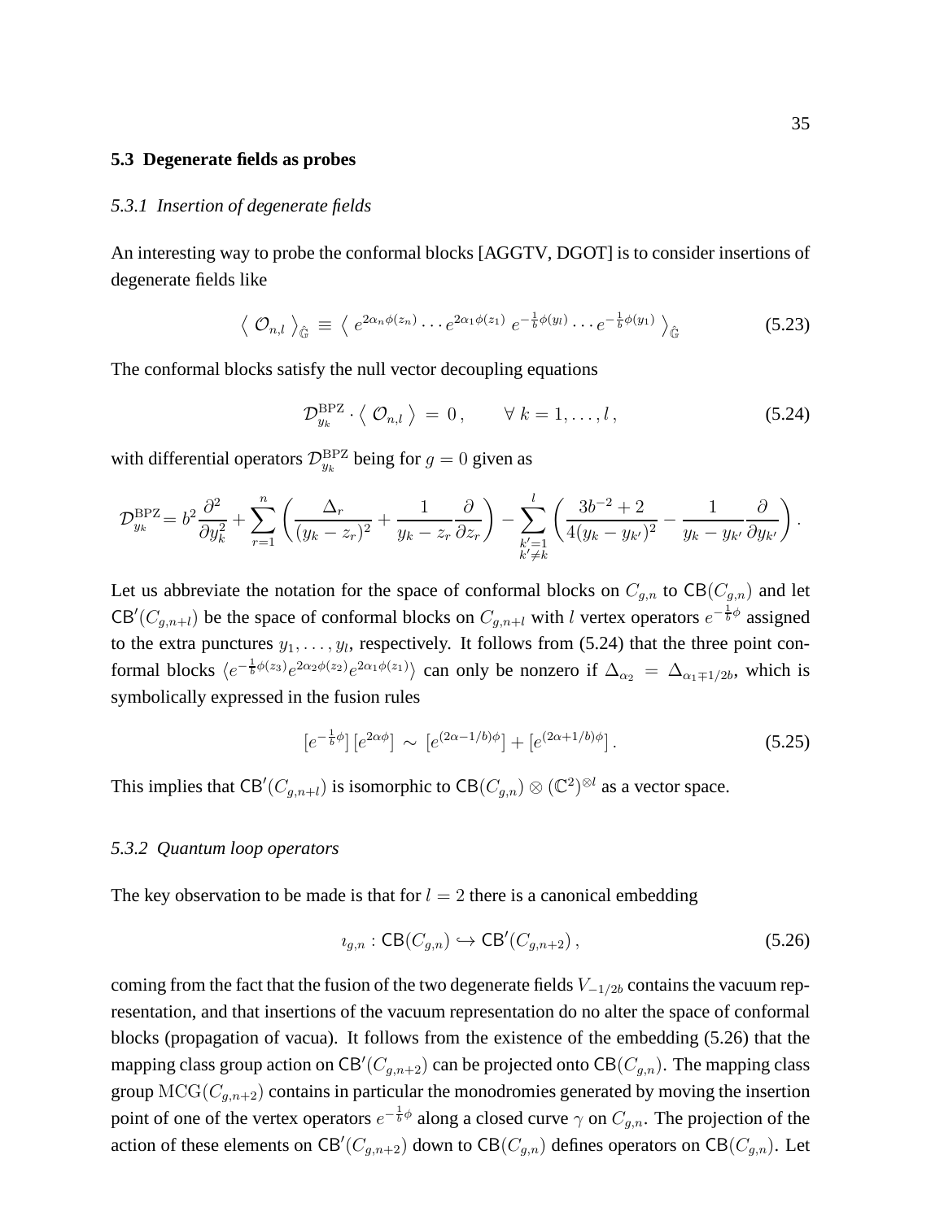### 5.3 Degenerate fields as probes

#### *5.3.1 Insertion of degenerate fields*

An interesting way to probe the conformal blocks [AGGTV, DGOT] is to consider insertions of degenerate fields like

$$\big\langle\, \mathcal{O}_{n,l}\,\big\rangle_{\hat{\mathbb{G}}} \;\equiv\; \big\langle\; e^{2\alpha_n\phi(z_n)}\cdots e^{2\alpha_1\phi(z_1)}\; e^{-\frac{1}{b}\phi(y_l)}\cdots e^{-\frac{1}{b}\phi(y_1)}\;\big\rangle_{\hat{\mathbb{G}}} \tag{5.23}$$

The conformal blocks satisfy the null vector decoupling equations

$$\mathcal{D}^{\rm BPZ}_{y_k}\cdot\big\langle\, \mathcal{O}_{n,l}\,\big\rangle \,=\, 0\,,\qquad \forall\; k=1,\dots,l\,, \tag{5.24}$$

with differential operators $\mathcal{D}^{\rm BPZ}_{y_k}$ being for $g=0$ given as

$$\mathcal{D}^{\rm BPZ}_{y_k}= b^2\frac{\partial^2}{\partial y_k^2}+\sum_{r=1}^{n}\left(\frac{\Delta_r}{(y_k-z_r)^2}+\frac{1}{y_k-z_r}\frac{\partial}{\partial z_r}\right)-\sum_{\substack{k'=1\\k'\neq k}}^{l}\left(\frac{3b^{-2}+2}{4(y_k-y_{k'})^2}-\frac{1}{y_k-y_{k'}}\frac{\partial}{\partial y_{k'}}\right).$$

Let us abbreviate the notation for the space of conformal blocks on $C_{g,n}$ to $\mathsf{CB}(C_{g,n})$ and let $\mathsf{CB}'(C_{g,n+l})$ be the space of conformal blocks on $C_{g,n+l}$ with $l$ vertex operators $e^{-\frac{1}{b}\phi}$ assigned to the extra punctures $y_1,\dots,y_l$, respectively. It follows from (5.24) that the three point conformal blocks $\langle e^{-\frac{1}{b}\phi(z_3)}e^{2\alpha_2\phi(z_2)}e^{2\alpha_1\phi(z_1)}\rangle$ can only be nonzero if $\Delta_{\alpha_2}=\Delta_{\alpha_1\mp 1/2b}$, which is symbolically expressed in the fusion rules

$$\big[e^{-\frac{1}{b}\phi}\big]\,\big[e^{2\alpha\phi}\big]\;\sim\;\big[e^{(2\alpha-1/b)\phi}\big]+\big[e^{(2\alpha+1/b)\phi}\big]\,. \tag{5.25}$$

This implies that $\mathsf{CB}'(C_{g,n+l})$ is isomorphic to $\mathsf{CB}(C_{g,n})\otimes(\mathbb{C}^2)^{\otimes l}$ as a vector space.

#### *5.3.2 Quantum loop operators*

The key observation to be made is that for $l=2$ there is a canonical embedding

$$\imath_{g,n}:\mathsf{CB}(C_{g,n})\hookrightarrow\mathsf{CB}'(C_{g,n+2})\,, \tag{5.26}$$

coming from the fact that the fusion of the two degenerate fields $V_{-1/2b}$ contains the vacuum representation, and that insertions of the vacuum representation do no alter the space of conformal blocks (propagation of vacua). It follows from the existence of the embedding (5.26) that the mapping class group action on $\mathsf{CB}'(C_{g,n+2})$ can be projected onto $\mathsf{CB}(C_{g,n})$. The mapping class group $\mathrm{MCG}(C_{g,n+2})$ contains in particular the monodromies generated by moving the insertion point of one of the vertex operators $e^{-\frac{1}{b}\phi}$ along a closed curve $\gamma$ on $C_{g,n}$. The projection of the action of these elements on $\mathsf{CB}'(C_{g,n+2})$ down to $\mathsf{CB}(C_{g,n})$ defines operators on $\mathsf{CB}(C_{g,n})$. Let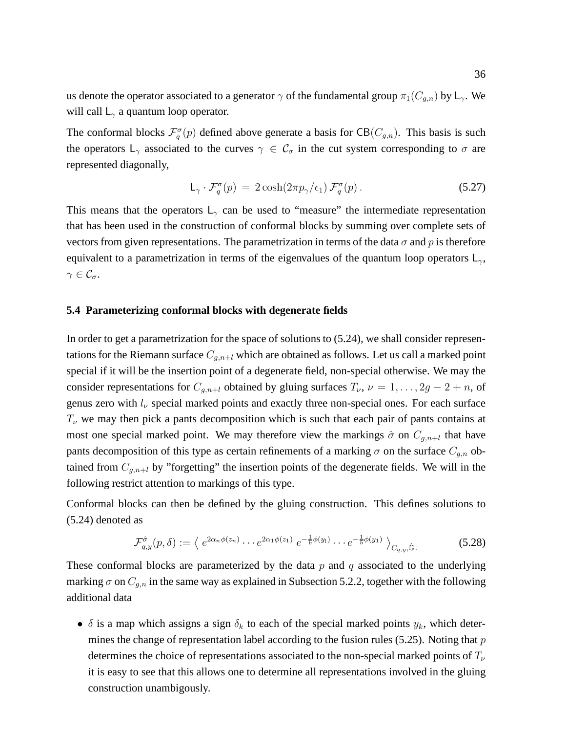us denote the operator associated to a generator $\gamma$ of the fundamental group $\pi_1(C_{g,n})$ by $\mathsf{L}_\gamma$. We will call $\mathsf{L}_\gamma$ a quantum loop operator.

The conformal blocks $\mathcal{F}_q^\sigma(p)$ defined above generate a basis for $\mathsf{CB}(C_{g,n})$. This basis is such the operators $\mathsf{L}_\gamma$ associated to the curves $\gamma \in \mathcal{C}_\sigma$ in the cut system corresponding to $\sigma$ are represented diagonally,

$$\mathsf{L}_\gamma \cdot \mathcal{F}_q^\sigma(p) \, = \, 2\cosh(2\pi p_\gamma/\epsilon_1)\, \mathcal{F}_q^\sigma(p)\,. \tag{5.27}$$

This means that the operators $\mathsf{L}_\gamma$ can be used to "measure" the intermediate representation that has been used in the construction of conformal blocks by summing over complete sets of vectors from given representations. The parametrization in terms of the data $\sigma$ and $p$ is therefore equivalent to a parametrization in terms of the eigenvalues of the quantum loop operators $\mathsf{L}_\gamma$, $\gamma \in \mathcal{C}_\sigma$.

### 5.4 Parameterizing conformal blocks with degenerate fields

In order to get a parametrization for the space of solutions to (5.24), we shall consider representations for the Riemann surface $C_{g,n+l}$ which are obtained as follows. Let us call a marked point special if it will be the insertion point of a degenerate field, non-special otherwise. We may the consider representations for $C_{g,n+l}$ obtained by gluing surfaces $T_\nu$, $\nu = 1, \dots, 2g-2+n$, of genus zero with $l_\nu$ special marked points and exactly three non-special ones. For each surface $T_\nu$ we may then pick a pants decomposition which is such that each pair of pants contains at most one special marked point. We may therefore view the markings $\hat{\sigma}$ on $C_{g,n+l}$ that have pants decomposition of this type as certain refinements of a marking $\sigma$ on the surface $C_{g,n}$ obtained from $C_{g,n+l}$ by "forgetting" the insertion points of the degenerate fields. We will in the following restrict attention to markings of this type.

Conformal blocks can then be defined by the gluing construction. This defines solutions to (5.24) denoted as

$$\mathcal{F}_{q,y}^{\hat{\sigma}}(p,\delta) := \left\langle \, e^{2\alpha_n\phi(z_n)} \cdots e^{2\alpha_1\phi(z_1)} \; e^{-\frac{1}{b}\phi(y_l)} \cdots e^{-\frac{1}{b}\phi(y_1)} \, \right\rangle_{C_{q,y},\hat{\mathbb{G}}}. \tag{5.28}$$

These conformal blocks are parameterized by the data $p$ and $q$ associated to the underlying marking $\sigma$ on $C_{g,n}$ in the same way as explained in Subsection 5.2.2, together with the following additional data

- $\delta$ is a map which assigns a sign $\delta_k$ to each of the special marked points $y_k$, which determines the change of representation label according to the fusion rules (5.25). Noting that $p$ determines the choice of representations associated to the non-special marked points of $T_\nu$ it is easy to see that this allows one to determine all representations involved in the gluing construction unambigously.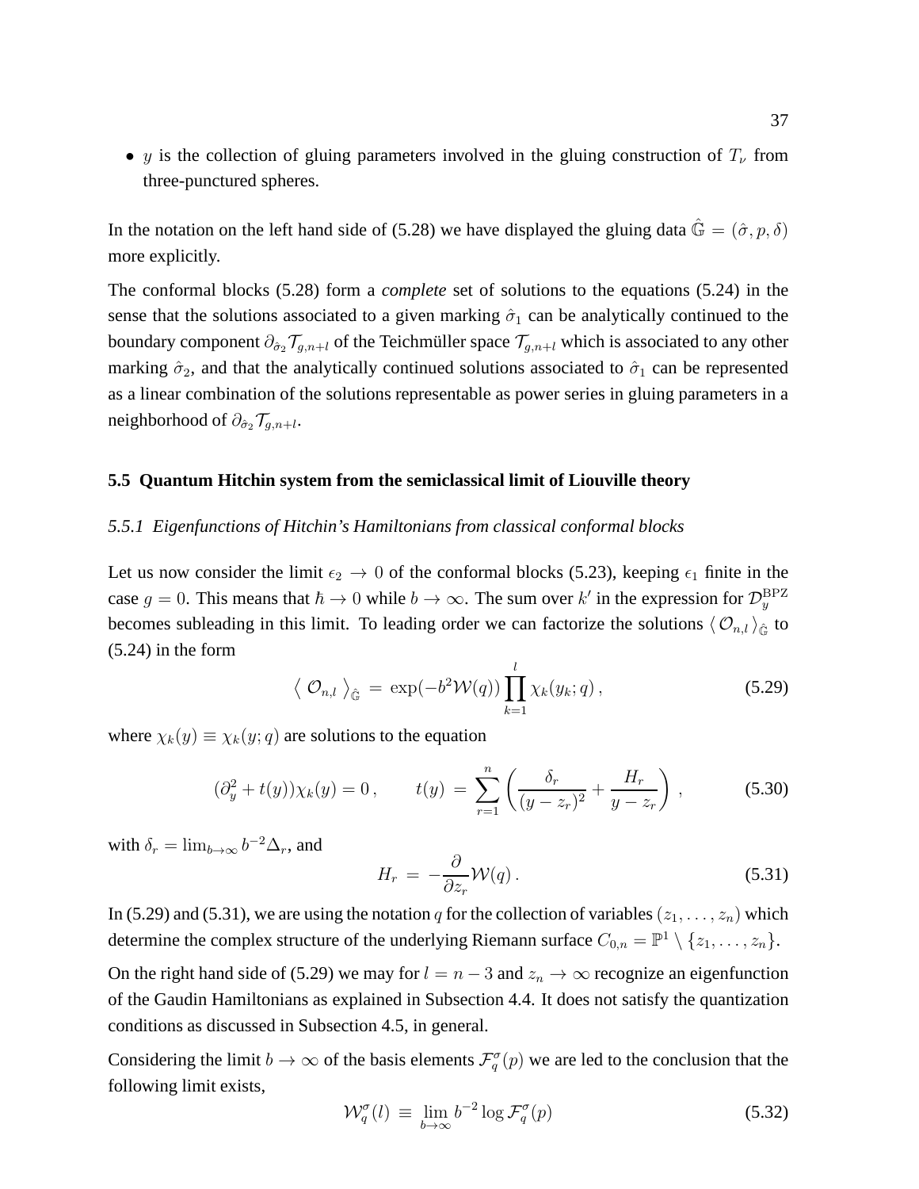- $y$ is the collection of gluing parameters involved in the gluing construction of $T_\nu$ from three-punctured spheres.

In the notation on the left hand side of (5.28) we have displayed the gluing data $\hat{\mathbb{G}} = (\hat{\sigma}, p, \delta)$ more explicitly.

The conformal blocks (5.28) form a *complete* set of solutions to the equations (5.24) in the sense that the solutions associated to a given marking $\hat{\sigma}_1$ can be analytically continued to the boundary component $\partial_{\hat{\sigma}_2}\mathcal{T}_{g,n+l}$ of the Teichmüller space $\mathcal{T}_{g,n+l}$ which is associated to any other marking $\hat{\sigma}_2$, and that the analytically continued solutions associated to $\hat{\sigma}_1$ can be represented as a linear combination of the solutions representable as power series in gluing parameters in a neighborhood of $\partial_{\hat{\sigma}_2}\mathcal{T}_{g,n+l}$.

### 5.5 Quantum Hitchin system from the semiclassical limit of Liouville theory

#### *5.5.1 Eigenfunctions of Hitchin's Hamiltonians from classical conformal blocks*

Let us now consider the limit $\epsilon_2 \to 0$ of the conformal blocks (5.23), keeping $\epsilon_1$ finite in the case $g = 0$. This means that $\hbar \to 0$ while $b \to \infty$. The sum over $k'$ in the expression for $\mathcal{D}_y^{\rm BPZ}$ becomes subleading in this limit. To leading order we can factorize the solutions $\langle\, \mathcal{O}_{n,l}\,\rangle_{\hat{\mathbb{G}}}$ to (5.24) in the form

$$
\big\langle\, \mathcal{O}_{n,l}\,\big\rangle_{\hat{\mathbb{G}}} \,=\, \exp(-b^2\mathcal{W}(q))\prod_{k=1}^{l}\chi_k(y_k;q)\,, \tag{5.29}
$$

where $\chi_k(y) \equiv \chi_k(y;q)$ are solutions to the equation

$$
(\partial_y^2 + t(y))\chi_k(y) = 0\,, \qquad t(y) \,=\, \sum_{r=1}^{n}\left(\frac{\delta_r}{(y-z_r)^2} + \frac{H_r}{y-z_r}\right)\,, \tag{5.30}
$$

with $\delta_r = \lim_{b\to\infty} b^{-2}\Delta_r$, and

$$
H_r \,=\, -\frac{\partial}{\partial z_r}\mathcal{W}(q)\,. \tag{5.31}
$$

In (5.29) and (5.31), we are using the notation $q$ for the collection of variables $(z_1,\dots,z_n)$ which determine the complex structure of the underlying Riemann surface $C_{0,n} = \mathbb{P}^1 \setminus \{z_1,\dots,z_n\}$.

On the right hand side of (5.29) we may for $l = n-3$ and $z_n \to \infty$ recognize an eigenfunction of the Gaudin Hamiltonians as explained in Subsection 4.4. It does not satisfy the quantization conditions as discussed in Subsection 4.5, in general.

Considering the limit $b \to \infty$ of the basis elements $\mathcal{F}_q^\sigma(p)$ we are led to the conclusion that the following limit exists,

$$
\mathcal{W}_q^\sigma(l) \,\equiv\, \lim_{b\to\infty} b^{-2}\log\mathcal{F}_q^\sigma(p) \tag{5.32}
$$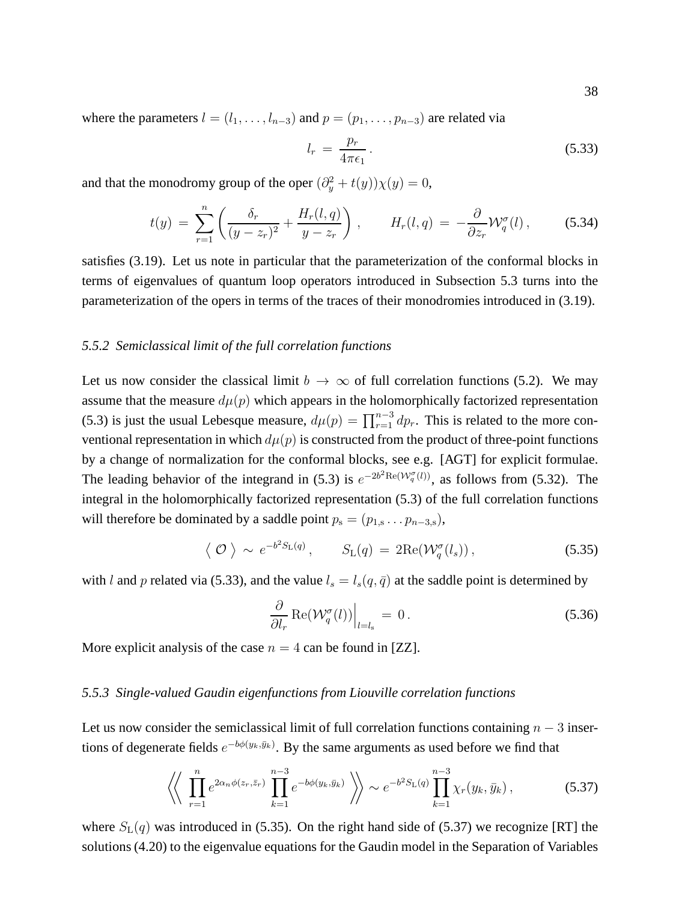where the parameters $l = (l_1, \dots, l_{n-3})$ and $p = (p_1, \dots, p_{n-3})$ are related via

$$l_r \,=\, \frac{p_r}{4\pi\epsilon_1}\,. \tag{5.33}$$

and that the monodromy group of the oper $(\partial_y^2 + t(y))\chi(y) = 0$,

$$t(y) \,=\, \sum_{r=1}^{n} \left( \frac{\delta_r}{(y - z_r)^2} + \frac{H_r(l,q)}{y - z_r} \right)\,, \qquad H_r(l,q) \,=\, -\frac{\partial}{\partial z_r}\mathcal{W}_q^\sigma(l)\,, \tag{5.34}$$

satisfies (3.19). Let us note in particular that the parameterization of the conformal blocks in terms of eigenvalues of quantum loop operators introduced in Subsection 5.3 turns into the parameterization of the opers in terms of the traces of their monodromies introduced in (3.19).

### *5.5.2 Semiclassical limit of the full correlation functions*

Let us now consider the classical limit $b \to \infty$ of full correlation functions (5.2). We may assume that the measure $d\mu(p)$ which appears in the holomorphically factorized representation (5.3) is just the usual Lebesque measure, $d\mu(p) = \prod_{r=1}^{n-3} dp_r$. This is related to the more conventional representation in which $d\mu(p)$ is constructed from the product of three-point functions by a change of normalization for the conformal blocks, see e.g. [AGT] for explicit formulae. The leading behavior of the integrand in (5.3) is $e^{-2b^2 \mathrm{Re}(\mathcal{W}_q^\sigma(l))}$, as follows from (5.32). The integral in the holomorphically factorized representation (5.3) of the full correlation functions will therefore be dominated by a saddle point $p_{\rm s} = (p_{1,\rm s} \dots p_{n-3,\rm s})$,

$$\langle\, \mathcal{O}\,\rangle \,\sim\, e^{-b^2 S_{\rm L}(q)}\,, \qquad S_{\rm L}(q) \,=\, 2\mathrm{Re}(\mathcal{W}_q^\sigma(l_s))\,, \tag{5.35}$$

with $l$ and $p$ related via (5.33), and the value $l_s = l_s(q, \bar{q})$ at the saddle point is determined by

$$\frac{\partial}{\partial l_r} \mathrm{Re}(\mathcal{W}_q^\sigma(l))\Big|_{l=l_{\rm s}} \,=\, 0\,. \tag{5.36}$$

More explicit analysis of the case $n = 4$ can be found in [ZZ].

### *5.5.3 Single-valued Gaudin eigenfunctions from Liouville correlation functions*

Let us now consider the semiclassical limit of full correlation functions containing $n-3$ insertions of degenerate fields $e^{-b\phi(y_k,\bar{y}_k)}$. By the same arguments as used before we find that

$$\left\langle\!\!\left\langle\, \prod_{r=1}^{n} e^{2\alpha_n\phi(z_r,\bar{z}_r)} \prod_{k=1}^{n-3} e^{-b\phi(y_k,\bar{y}_k)} \,\right\rangle\!\!\right\rangle \sim e^{-b^2 S_{\rm L}(q)} \prod_{k=1}^{n-3} \chi_r(y_k, \bar{y}_k)\,, \tag{5.37}$$

where $S_{\rm L}(q)$ was introduced in (5.35). On the right hand side of (5.37) we recognize [RT] the solutions (4.20) to the eigenvalue equations for the Gaudin model in the Separation of Variables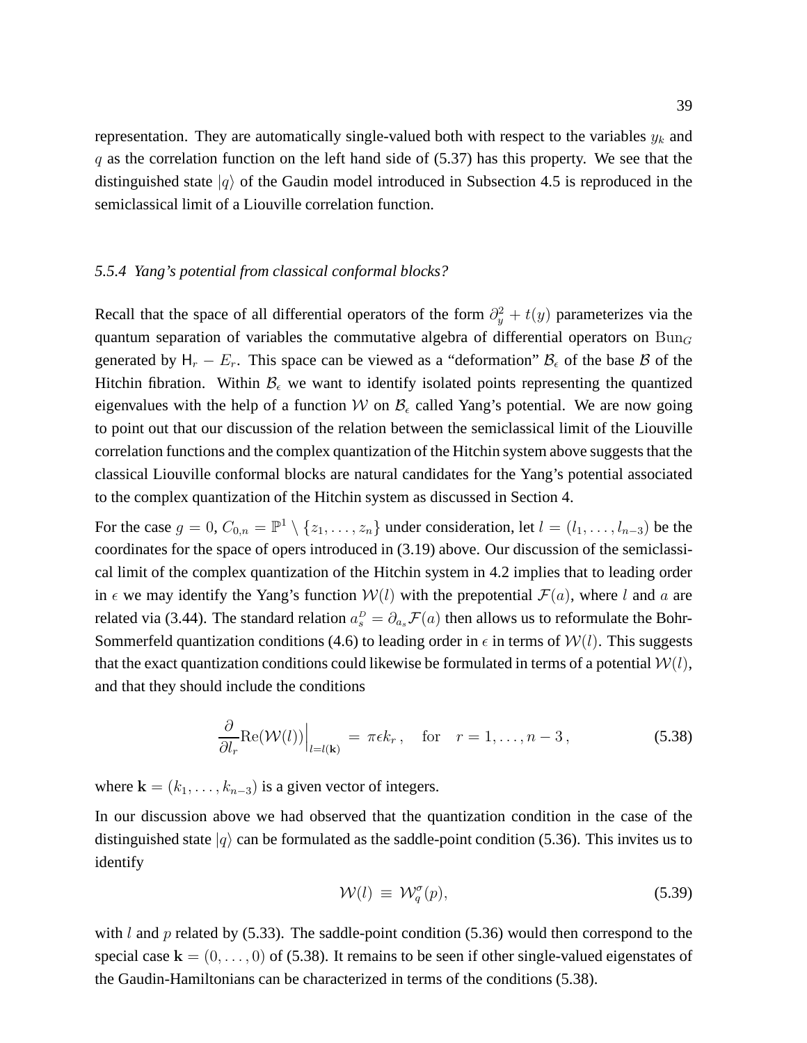representation. They are automatically single-valued both with respect to the variables $y_k$ and $q$ as the correlation function on the left hand side of (5.37) has this property. We see that the distinguished state $|q\rangle$ of the Gaudin model introduced in Subsection 4.5 is reproduced in the semiclassical limit of a Liouville correlation function.

#### *5.5.4 Yang's potential from classical conformal blocks?*

Recall that the space of all differential operators of the form $\partial_y^2 + t(y)$ parameterizes via the quantum separation of variables the commutative algebra of differential operators on $\mathrm{Bun}_G$ generated by $\mathsf{H}_r - E_r$. This space can be viewed as a "deformation" $\mathcal{B}_\epsilon$ of the base $\mathcal{B}$ of the Hitchin fibration. Within $\mathcal{B}_\epsilon$ we want to identify isolated points representing the quantized eigenvalues with the help of a function $\mathcal{W}$ on $\mathcal{B}_\epsilon$ called Yang's potential. We are now going to point out that our discussion of the relation between the semiclassical limit of the Liouville correlation functions and the complex quantization of the Hitchin system above suggests that the classical Liouville conformal blocks are natural candidates for the Yang's potential associated to the complex quantization of the Hitchin system as discussed in Section 4.

For the case $g = 0$, $C_{0,n} = \mathbb{P}^1 \setminus \{z_1, \dots, z_n\}$ under consideration, let $l = (l_1, \dots, l_{n-3})$ be the coordinates for the space of opers introduced in (3.19) above. Our discussion of the semiclassical limit of the complex quantization of the Hitchin system in 4.2 implies that to leading order in $\epsilon$ we may identify the Yang's function $\mathcal{W}(l)$ with the prepotential $\mathcal{F}(a)$, where $l$ and $a$ are related via (3.44). The standard relation $a_s^D = \partial_{a_s}\mathcal{F}(a)$ then allows us to reformulate the Bohr-Sommerfeld quantization conditions (4.6) to leading order in $\epsilon$ in terms of $\mathcal{W}(l)$. This suggests that the exact quantization conditions could likewise be formulated in terms of a potential $\mathcal{W}(l)$, and that they should include the conditions

$$\frac{\partial}{\partial l_r}\mathrm{Re}(\mathcal{W}(l))\Big|_{l=l(\mathbf{k})} = \pi\epsilon k_r\,, \quad \text{for} \quad r = 1, \dots, n-3\,, \tag{5.38}$$

where $\mathbf{k} = (k_1, \dots, k_{n-3})$ is a given vector of integers.

In our discussion above we had observed that the quantization condition in the case of the distinguished state $|q\rangle$ can be formulated as the saddle-point condition (5.36). This invites us to identify

$$\mathcal{W}(l) \equiv \mathcal{W}_q^\sigma(p), \tag{5.39}$$

with $l$ and $p$ related by (5.33). The saddle-point condition (5.36) would then correspond to the special case $\mathbf{k} = (0, \dots, 0)$ of (5.38). It remains to be seen if other single-valued eigenstates of the Gaudin-Hamiltonians can be characterized in terms of the conditions (5.38).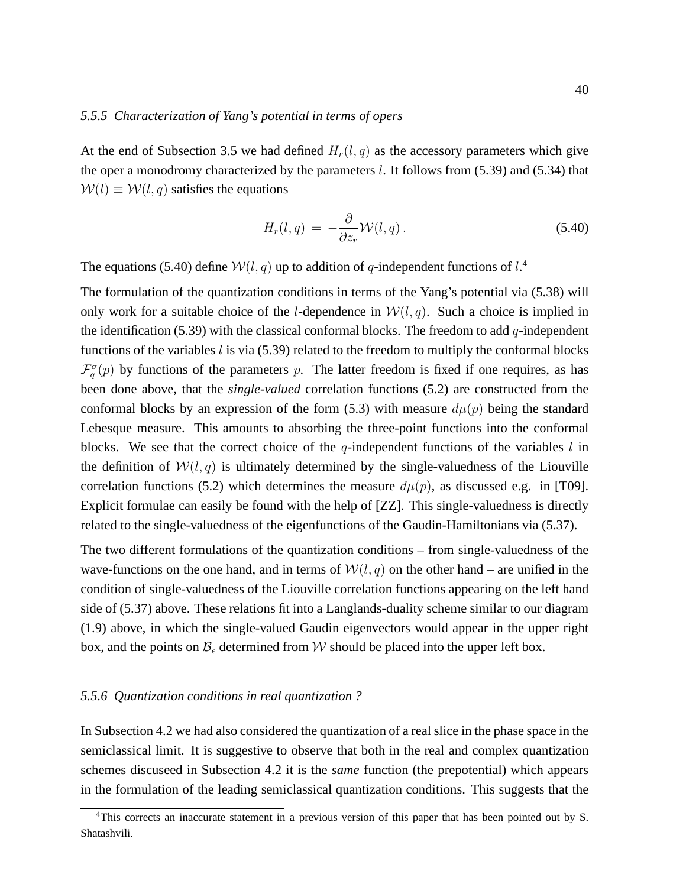#### 5.5.5 *Characterization of Yang's potential in terms of opers*

At the end of Subsection 3.5 we had defined $H_r(l,q)$ as the accessory parameters which give the oper a monodromy characterized by the parameters $l$. It follows from (5.39) and (5.34) that $\mathcal{W}(l) \equiv \mathcal{W}(l,q)$ satisfies the equations

$$H_r(l,q) \,=\, -\frac{\partial}{\partial z_r}\mathcal{W}(l,q)\,. \tag{5.40}$$

The equations (5.40) define $\mathcal{W}(l,q)$ up to addition of $q$-independent functions of $l$.[4]

The formulation of the quantization conditions in terms of the Yang's potential via (5.38) will only work for a suitable choice of the $l$-dependence in $\mathcal{W}(l,q)$. Such a choice is implied in the identification (5.39) with the classical conformal blocks. The freedom to add $q$-independent functions of the variables $l$ is via (5.39) related to the freedom to multiply the conformal blocks $\mathcal{F}_q^\sigma(p)$ by functions of the parameters $p$. The latter freedom is fixed if one requires, as has been done above, that the ***single-valued*** correlation functions (5.2) are constructed from the conformal blocks by an expression of the form (5.3) with measure $d\mu(p)$ being the standard Lebesque measure. This amounts to absorbing the three-point functions into the conformal blocks. We see that the correct choice of the $q$-independent functions of the variables $l$ in the definition of $\mathcal{W}(l,q)$ is ultimately determined by the single-valuedness of the Liouville correlation functions (5.2) which determines the measure $d\mu(p)$, as discussed e.g. in [T09]. Explicit formulae can easily be found with the help of [ZZ]. This single-valuedness is directly related to the single-valuedness of the eigenfunctions of the Gaudin-Hamiltonians via (5.37).

The two different formulations of the quantization conditions – from single-valuedness of the wave-functions on the one hand, and in terms of $\mathcal{W}(l,q)$ on the other hand – are unified in the condition of single-valuedness of the Liouville correlation functions appearing on the left hand side of (5.37) above. These relations fit into a Langlands-duality scheme similar to our diagram (1.9) above, in which the single-valued Gaudin eigenvectors would appear in the upper right box, and the points on $\mathcal{B}_\epsilon$ determined from $\mathcal{W}$ should be placed into the upper left box.

#### 5.5.6 *Quantization conditions in real quantization ?*

In Subsection 4.2 we had also considered the quantization of a real slice in the phase space in the semiclassical limit. It is suggestive to observe that both in the real and complex quantization schemes discuseed in Subsection 4.2 it is the *same* function (the prepotential) which appears in the formulation of the leading semiclassical quantization conditions. This suggests that the

[4]This corrects an inaccurate statement in a previous version of this paper that has been pointed out by S. Shatashvili.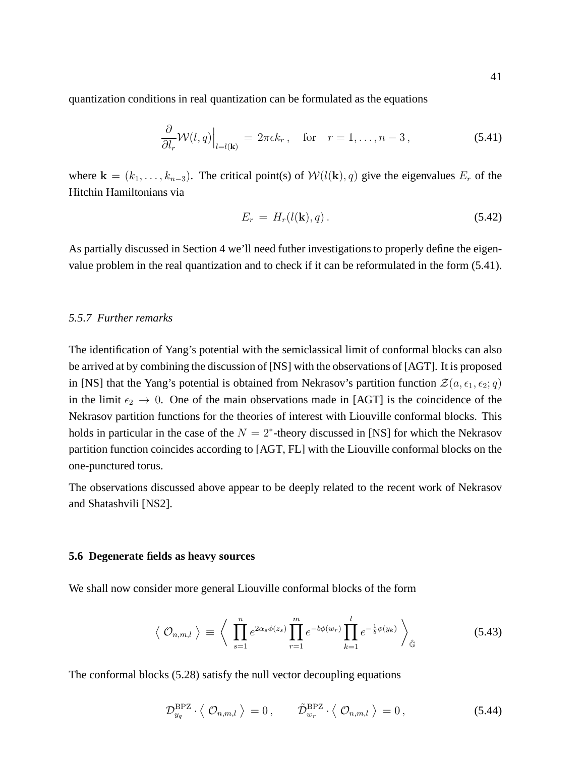quantization conditions in real quantization can be formulated as the equations

$$\frac{\partial}{\partial l_r}\mathcal{W}(l,q)\Big|_{l=l(\mathbf{k})} \,=\, 2\pi\epsilon k_r\,, \quad \text{for} \quad r=1,\ldots,n-3\,, \tag{5.41}$$

where $\mathbf{k} = (k_1,\ldots,k_{n-3})$. The critical point(s) of $\mathcal{W}(l(\mathbf{k}),q)$ give the eigenvalues $E_r$ of the Hitchin Hamiltonians via

$$E_r \,=\, H_r(l(\mathbf{k}),q)\,. \tag{5.42}$$

As partially discussed in Section 4 we'll need futher investigations to properly define the eigenvalue problem in the real quantization and to check if it can be reformulated in the form (5.41).

#### *5.5.7 Further remarks*

The identification of Yang's potential with the semiclassical limit of conformal blocks can also be arrived at by combining the discussion of [NS] with the observations of [AGT]. It is proposed in [NS] that the Yang's potential is obtained from Nekrasov's partition function $\mathcal{Z}(a,\epsilon_1,\epsilon_2;q)$ in the limit $\epsilon_2 \to 0$. One of the main observations made in [AGT] is the coincidence of the Nekrasov partition functions for the theories of interest with Liouville conformal blocks. This holds in particular in the case of the $N = 2^*$-theory discussed in [NS] for which the Nekrasov partition function coincides according to [AGT, FL] with the Liouville conformal blocks on the one-punctured torus.

The observations discussed above appear to be deeply related to the recent work of Nekrasov and Shatashvili [NS2].

### 5.6 Degenerate fields as heavy sources

We shall now consider more general Liouville conformal blocks of the form

$$\left\langle\, \mathcal{O}_{n,m,l}\,\right\rangle \,\equiv\, \left\langle\, \prod_{s=1}^{n} e^{2\alpha_s\phi(z_s)} \prod_{r=1}^{m} e^{-b\phi(w_r)} \prod_{k=1}^{l} e^{-\frac{1}{b}\phi(y_k)} \,\right\rangle_{\hat{\mathbb{G}}} \tag{5.43}$$

The conformal blocks (5.28) satisfy the null vector decoupling equations

$$\mathcal{D}^{\rm BPZ}_{y_q}\cdot\left\langle\, \mathcal{O}_{n,m,l}\,\right\rangle \,=0\,, \qquad \tilde{\mathcal{D}}^{\rm BPZ}_{w_r}\cdot\left\langle\, \mathcal{O}_{n,m,l}\,\right\rangle \,=0\,, \tag{5.44}$$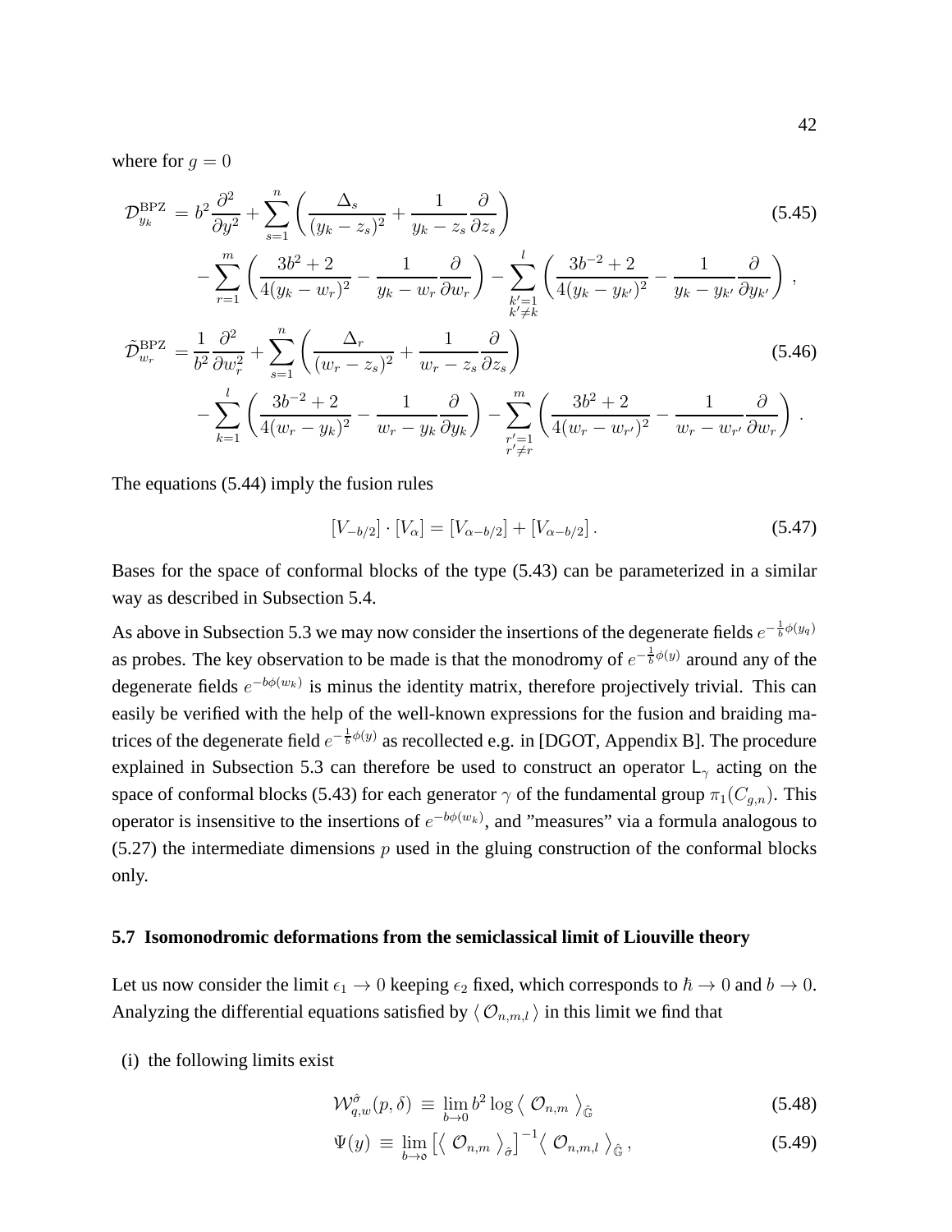where for $g = 0$

$$
\begin{aligned}
\mathcal{D}^{\rm BPZ}_{y_k} &= b^2 \frac{\partial^2}{\partial y^2} + \sum_{s=1}^{n} \left( \frac{\Delta_s}{(y_k - z_s)^2} + \frac{1}{y_k - z_s} \frac{\partial}{\partial z_s} \right) \\
&\quad - \sum_{r=1}^{m} \left( \frac{3b^2 + 2}{4(y_k - w_r)^2} - \frac{1}{y_k - w_r} \frac{\partial}{\partial w_r} \right) - \sum_{\substack{k'=1 \\ k' \neq k}}^{l} \left( \frac{3b^{-2} + 2}{4(y_k - y_{k'})^2} - \frac{1}{y_k - y_{k'}} \frac{\partial}{\partial y_{k'}} \right) ,
\end{aligned} \tag{5.45}
$$

$$
\begin{aligned}
\tilde{\mathcal{D}}^{\rm BPZ}_{w_r} &= \frac{1}{b^2} \frac{\partial^2}{\partial w_r^2} + \sum_{s=1}^{n} \left( \frac{\Delta_r}{(w_r - z_s)^2} + \frac{1}{w_r - z_s} \frac{\partial}{\partial z_s} \right) \\
&\quad - \sum_{k=1}^{l} \left( \frac{3b^{-2} + 2}{4(w_r - y_k)^2} - \frac{1}{w_r - y_k} \frac{\partial}{\partial y_k} \right) - \sum_{\substack{r'=1 \\ r' \neq r}}^{m} \left( \frac{3b^2 + 2}{4(w_r - w_{r'})^2} - \frac{1}{w_r - w_{r'}} \frac{\partial}{\partial w_r} \right) .
\end{aligned} \tag{5.46}
$$

The equations (5.44) imply the fusion rules

$$
[V_{-b/2}] \cdot [V_\alpha] = [V_{\alpha - b/2}] + [V_{\alpha - b/2}] . \tag{5.47}
$$

Bases for the space of conformal blocks of the type (5.43) can be parameterized in a similar way as described in Subsection 5.4.

As above in Subsection 5.3 we may now consider the insertions of the degenerate fields $e^{-\frac{1}{b}\phi(y_q)}$ as probes. The key observation to be made is that the monodromy of $e^{-\frac{1}{b}\phi(y)}$ around any of the degenerate fields $e^{-b\phi(w_k)}$ is minus the identity matrix, therefore projectively trivial. This can easily be verified with the help of the well-known expressions for the fusion and braiding matrices of the degenerate field $e^{-\frac{1}{b}\phi(y)}$ as recollected e.g. in [DGOT, Appendix B]. The procedure explained in Subsection 5.3 can therefore be used to construct an operator $\mathsf{L}_\gamma$ acting on the space of conformal blocks (5.43) for each generator $\gamma$ of the fundamental group $\pi_1(C_{g,n})$. This operator is insensitive to the insertions of $e^{-b\phi(w_k)}$, and "measures" via a formula analogous to (5.27) the intermediate dimensions $p$ used in the gluing construction of the conformal blocks only.

### 5.7 Isomonodromic deformations from the semiclassical limit of Liouville theory

Let us now consider the limit $\epsilon_1 \to 0$ keeping $\epsilon_2$ fixed, which corresponds to $\hbar \to 0$ and $b \to 0$. Analyzing the differential equations satisfied by $\langle\, \mathcal{O}_{n,m,l}\, \rangle$ in this limit we find that

(i) the following limits exist

$$
\mathcal{W}^{\hat{\sigma}}_{q,w}(p, \delta) \equiv \lim_{b \to 0} b^2 \log \big\langle\, \mathcal{O}_{n,m}\, \big\rangle_{\hat{\mathbb{G}}} \tag{5.48}
$$

$$
\Psi(y) \equiv \lim_{b \to \mathfrak{o}} \left[ \big\langle\, \mathcal{O}_{n,m}\, \big\rangle_{\hat{\sigma}} \right]^{-1} \big\langle\, \mathcal{O}_{n,m,l}\, \big\rangle_{\hat{\mathbb{G}}} , \tag{5.49}
$$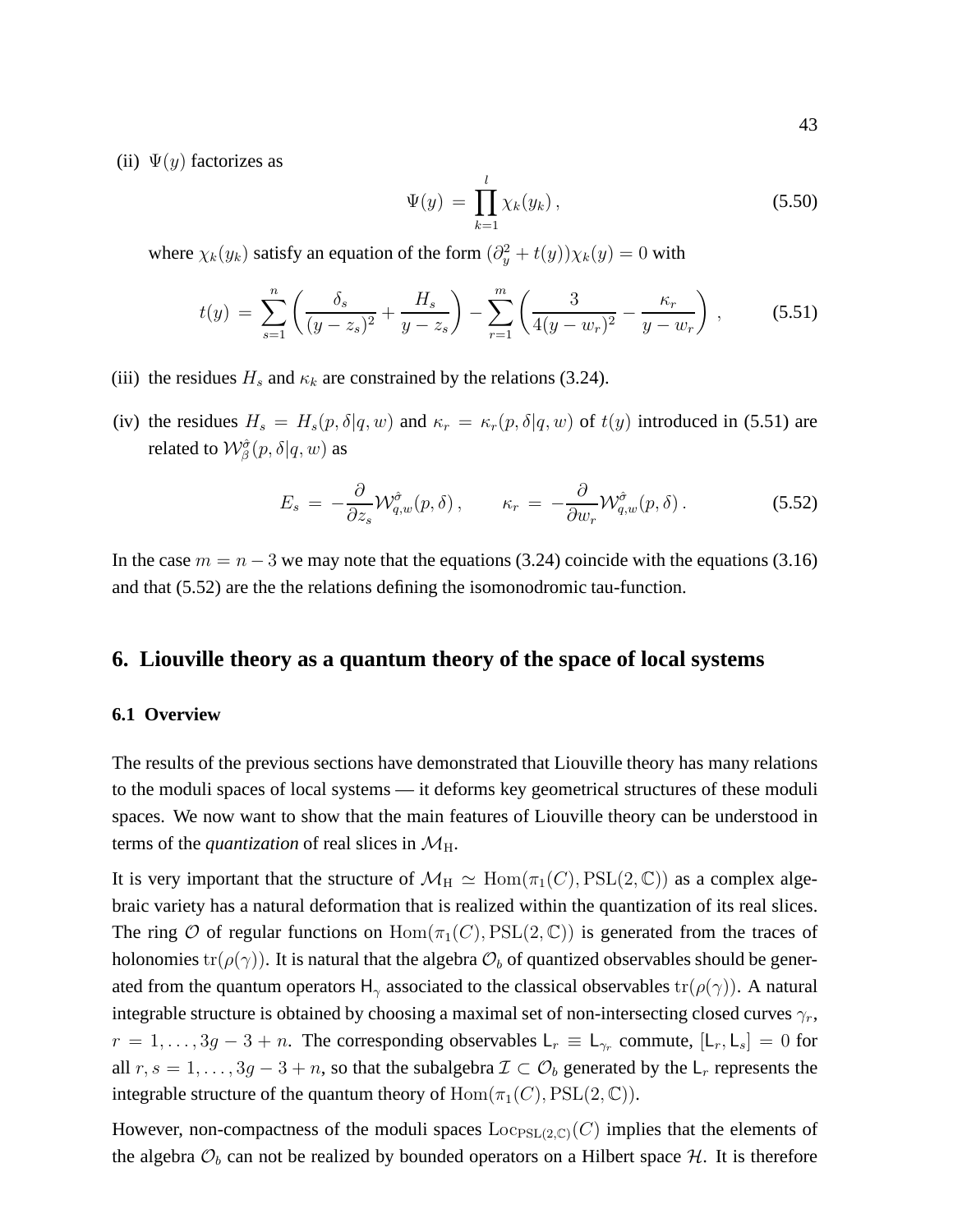(ii) $\Psi(y)$ factorizes as

$$\Psi(y) = \prod_{k=1}^{l} \chi_k(y_k)\,, \tag{5.50}$$

where $\chi_k(y_k)$ satisfy an equation of the form $(\partial_y^2 + t(y))\chi_k(y) = 0$ with

$$t(y) = \sum_{s=1}^{n} \left( \frac{\delta_s}{(y-z_s)^2} + \frac{H_s}{y-z_s} \right) - \sum_{r=1}^{m} \left( \frac{3}{4(y-w_r)^2} - \frac{\kappa_r}{y-w_r} \right)\,, \tag{5.51}$$

(iii) the residues $H_s$ and $\kappa_k$ are constrained by the relations (3.24).

(iv) the residues $H_s = H_s(p,\delta|q,w)$ and $\kappa_r = \kappa_r(p,\delta|q,w)$ of $t(y)$ introduced in (5.51) are related to $\mathcal{W}_\beta^{\hat{\sigma}}(p,\delta|q,w)$ as

$$E_s = -\frac{\partial}{\partial z_s}\mathcal{W}_{q,w}^{\hat{\sigma}}(p,\delta)\,, \qquad \kappa_r = -\frac{\partial}{\partial w_r}\mathcal{W}_{q,w}^{\hat{\sigma}}(p,\delta)\,. \tag{5.52}$$

In the case $m = n-3$ we may note that the equations (3.24) coincide with the equations (3.16) and that (5.52) are the the relations defining the isomonodromic tau-function.

## 6. Liouville theory as a quantum theory of the space of local systems

### 6.1 Overview

The results of the previous sections have demonstrated that Liouville theory has many relations to the moduli spaces of local systems — it deforms key geometrical structures of these moduli spaces. We now want to show that the main features of Liouville theory can be understood in terms of the *quantization* of real slices in $\mathcal{M}_{\rm H}$.

It is very important that the structure of $\mathcal{M}_{\rm H} \simeq \mathrm{Hom}(\pi_1(C), \mathrm{PSL}(2,\mathbb{C}))$ as a complex algebraic variety has a natural deformation that is realized within the quantization of its real slices. The ring $\mathcal{O}$ of regular functions on $\mathrm{Hom}(\pi_1(C), \mathrm{PSL}(2,\mathbb{C}))$ is generated from the traces of holonomies $\mathrm{tr}(\rho(\gamma))$. It is natural that the algebra $\mathcal{O}_b$ of quantized observables should be generated from the quantum operators $\mathsf{H}_\gamma$ associated to the classical observables $\mathrm{tr}(\rho(\gamma))$. A natural integrable structure is obtained by choosing a maximal set of non-intersecting closed curves $\gamma_r$, $r = 1,\ldots,3g-3+n$. The corresponding observables $\mathsf{L}_r \equiv \mathsf{L}_{\gamma_r}$ commute, $[\mathsf{L}_r, \mathsf{L}_s] = 0$ for all $r,s = 1,\ldots,3g-3+n$, so that the subalgebra $\mathcal{I} \subset \mathcal{O}_b$ generated by the $\mathsf{L}_r$ represents the integrable structure of the quantum theory of $\mathrm{Hom}(\pi_1(C), \mathrm{PSL}(2,\mathbb{C}))$.

However, non-compactness of the moduli spaces $\mathrm{Loc}_{\mathrm{PSL}(2,\mathbb{C})}(C)$ implies that the elements of the algebra $\mathcal{O}_b$ can not be realized by bounded operators on a Hilbert space $\mathcal{H}$. It is therefore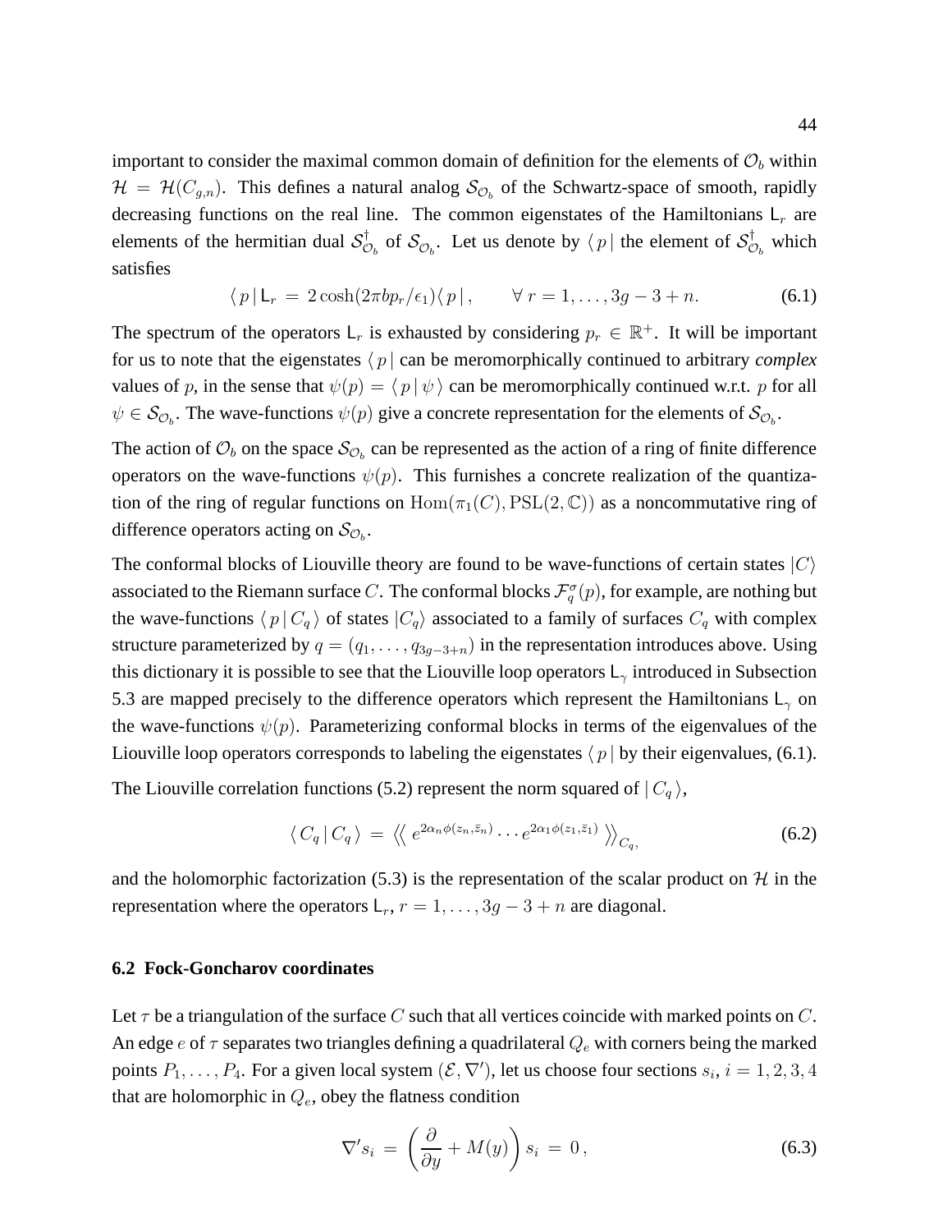important to consider the maximal common domain of definition for the elements of $\mathcal{O}_b$ within $\mathcal{H} = \mathcal{H}(C_{g,n})$. This defines a natural analog $\mathcal{S}_{\mathcal{O}_b}$ of the Schwartz-space of smooth, rapidly decreasing functions on the real line. The common eigenstates of the Hamiltonians $\mathsf{L}_r$ are elements of the hermitian dual $\mathcal{S}_{\mathcal{O}_b}^\dagger$ of $\mathcal{S}_{\mathcal{O}_b}$. Let us denote by $\langle\, p\,|$ the element of $\mathcal{S}_{\mathcal{O}_b}^\dagger$ which satisfies

$$\langle\, p\,|\,\mathsf{L}_r \,=\, 2\cosh(2\pi b p_r/\epsilon_1)\langle\, p\,|\,, \qquad \forall\, r = 1,\ldots,3g-3+n. \tag{6.1}$$

The spectrum of the operators $\mathsf{L}_r$ is exhausted by considering $p_r \in \mathbb{R}^+$. It will be important for us to note that the eigenstates $\langle\, p\,|$ can be meromorphically continued to arbitrary *complex* values of $p$, in the sense that $\psi(p) = \langle\, p\,|\,\psi\,\rangle$ can be meromorphically continued w.r.t. $p$ for all $\psi \in \mathcal{S}_{\mathcal{O}_b}$. The wave-functions $\psi(p)$ give a concrete representation for the elements of $\mathcal{S}_{\mathcal{O}_b}$.

The action of $\mathcal{O}_b$ on the space $\mathcal{S}_{\mathcal{O}_b}$ can be represented as the action of a ring of finite difference operators on the wave-functions $\psi(p)$. This furnishes a concrete realization of the quantization of the ring of regular functions on $\mathrm{Hom}(\pi_1(C),\mathrm{PSL}(2,\mathbb{C}))$ as a noncommutative ring of difference operators acting on $\mathcal{S}_{\mathcal{O}_b}$.

The conformal blocks of Liouville theory are found to be wave-functions of certain states $|C\rangle$ associated to the Riemann surface $C$. The conformal blocks $\mathcal{F}_q^\sigma(p)$, for example, are nothing but the wave-functions $\langle\, p\,|\,C_q\,\rangle$ of states $|C_q\rangle$ associated to a family of surfaces $C_q$ with complex structure parameterized by $q = (q_1,\ldots,q_{3g-3+n})$ in the representation introduces above. Using this dictionary it is possible to see that the Liouville loop operators $\mathsf{L}_\gamma$ introduced in Subsection 5.3 are mapped precisely to the difference operators which represent the Hamiltonians $\mathsf{L}_\gamma$ on the wave-functions $\psi(p)$. Parameterizing conformal blocks in terms of the eigenvalues of the Liouville loop operators corresponds to labeling the eigenstates $\langle\, p\,|$ by their eigenvalues, (6.1).

The Liouville correlation functions (5.2) represent the norm squared of $|\,C_q\,\rangle$,

$$\langle\, C_q\,|\,C_q\,\rangle \,=\, \Big\langle\!\Big\langle\, e^{2\alpha_n\phi(z_n,\bar{z}_n)}\cdots e^{2\alpha_1\phi(z_1,\bar{z}_1)}\,\Big\rangle\!\Big\rangle_{C_q}, \tag{6.2}$$

and the holomorphic factorization (5.3) is the representation of the scalar product on $\mathcal{H}$ in the representation where the operators $\mathsf{L}_r$, $r = 1,\ldots,3g-3+n$ are diagonal.

### 6.2 Fock-Goncharov coordinates

Let $\tau$ be a triangulation of the surface $C$ such that all vertices coincide with marked points on $C$. An edge $e$ of $\tau$ separates two triangles defining a quadrilateral $Q_e$ with corners being the marked points $P_1,\ldots,P_4$. For a given local system $(\mathcal{E},\nabla')$, let us choose four sections $s_i$, $i = 1,2,3,4$ that are holomorphic in $Q_e$, obey the flatness condition

$$\nabla' s_i \,=\, \left(\frac{\partial}{\partial y} + M(y)\right) s_i \,=\, 0\,, \tag{6.3}$$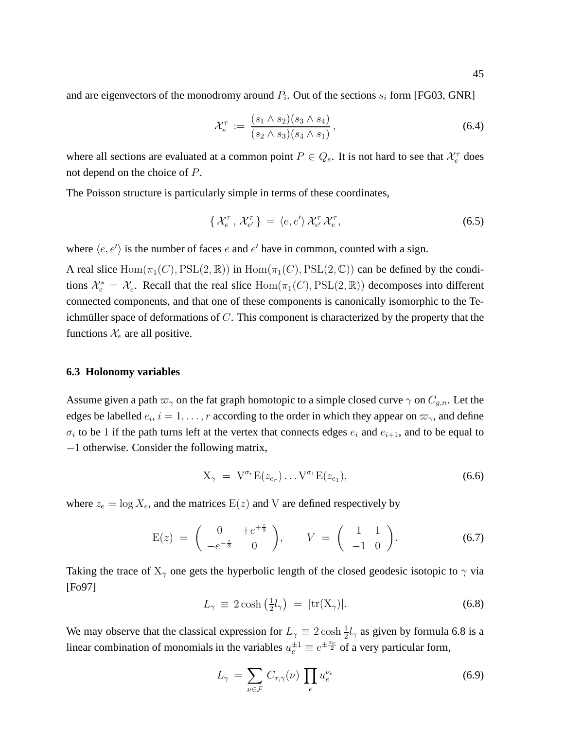and are eigenvectors of the monodromy around $P_i$. Out of the sections $s_i$ form [FG03, GNR]

$$\mathcal{X}_e^\tau := \frac{(s_1 \wedge s_2)(s_3 \wedge s_4)}{(s_2 \wedge s_3)(s_4 \wedge s_1)}, \tag{6.4}$$

where all sections are evaluated at a common point $P \in Q_e$. It is not hard to see that $\mathcal{X}_e^\tau$ does not depend on the choice of $P$.

The Poisson structure is particularly simple in terms of these coordinates,

$$\{ \mathcal{X}_e^\tau , \mathcal{X}_{e'}^\tau \} = \langle e, e' \rangle \mathcal{X}_{e'}^\tau \mathcal{X}_e^\tau, \tag{6.5}$$

where $\langle e, e' \rangle$ is the number of faces $e$ and $e'$ have in common, counted with a sign.

A real slice $\mathrm{Hom}(\pi_1(C), \mathrm{PSL}(2,\mathbb{R}))$ in $\mathrm{Hom}(\pi_1(C), \mathrm{PSL}(2,\mathbb{C}))$ can be defined by the conditions $\mathcal{X}_e^* = \mathcal{X}_e$. Recall that the real slice $\mathrm{Hom}(\pi_1(C), \mathrm{PSL}(2,\mathbb{R}))$ decomposes into different connected components, and that one of these components is canonically isomorphic to the Teichmüller space of deformations of $C$. This component is characterized by the property that the functions $\mathcal{X}_e$ are all positive.

### 6.3 Holonomy variables

Assume given a path $\varpi_\gamma$ on the fat graph homotopic to a simple closed curve $\gamma$ on $C_{g,n}$. Let the edges be labelled $e_i$, $i = 1, \dots, r$ according to the order in which they appear on $\varpi_\gamma$, and define $\sigma_i$ to be $1$ if the path turns left at the vertex that connects edges $e_i$ and $e_{i+1}$, and to be equal to $-1$ otherwise. Consider the following matrix,

$$\mathrm{X}_\gamma = \mathrm{V}^{\sigma_r} \mathrm{E}(z_{e_r}) \dots \mathrm{V}^{\sigma_1} \mathrm{E}(z_{e_1}), \tag{6.6}$$

where $z_e = \log X_e$, and the matrices $\mathrm{E}(z)$ and $\mathrm{V}$ are defined respectively by

$$\mathrm{E}(z) = \begin{pmatrix} 0 & +e^{+\frac{z}{2}} \\ -e^{-\frac{z}{2}} & 0 \end{pmatrix}, \qquad V = \begin{pmatrix} 1 & 1 \\ -1 & 0 \end{pmatrix}. \tag{6.7}$$

Taking the trace of $\mathrm{X}_\gamma$ one gets the hyperbolic length of the closed geodesic isotopic to $\gamma$ via [Fo97]

$$L_\gamma \equiv 2\cosh\left(\tfrac{1}{2} l_\gamma\right) = |\mathrm{tr}(\mathrm{X}_\gamma)|. \tag{6.8}$$

We may observe that the classical expression for $L_\gamma \equiv 2\cosh \frac{1}{2} l_\gamma$ as given by formula 6.8 is a linear combination of monomials in the variables $u_e^{\pm 1} \equiv e^{\pm \frac{z_e}{2}}$ of a very particular form,

$$L_\gamma = \sum_{\nu \in \mathcal{F}} C_{\tau,\gamma}(\nu) \prod_e u_e^{\nu_e} \tag{6.9}$$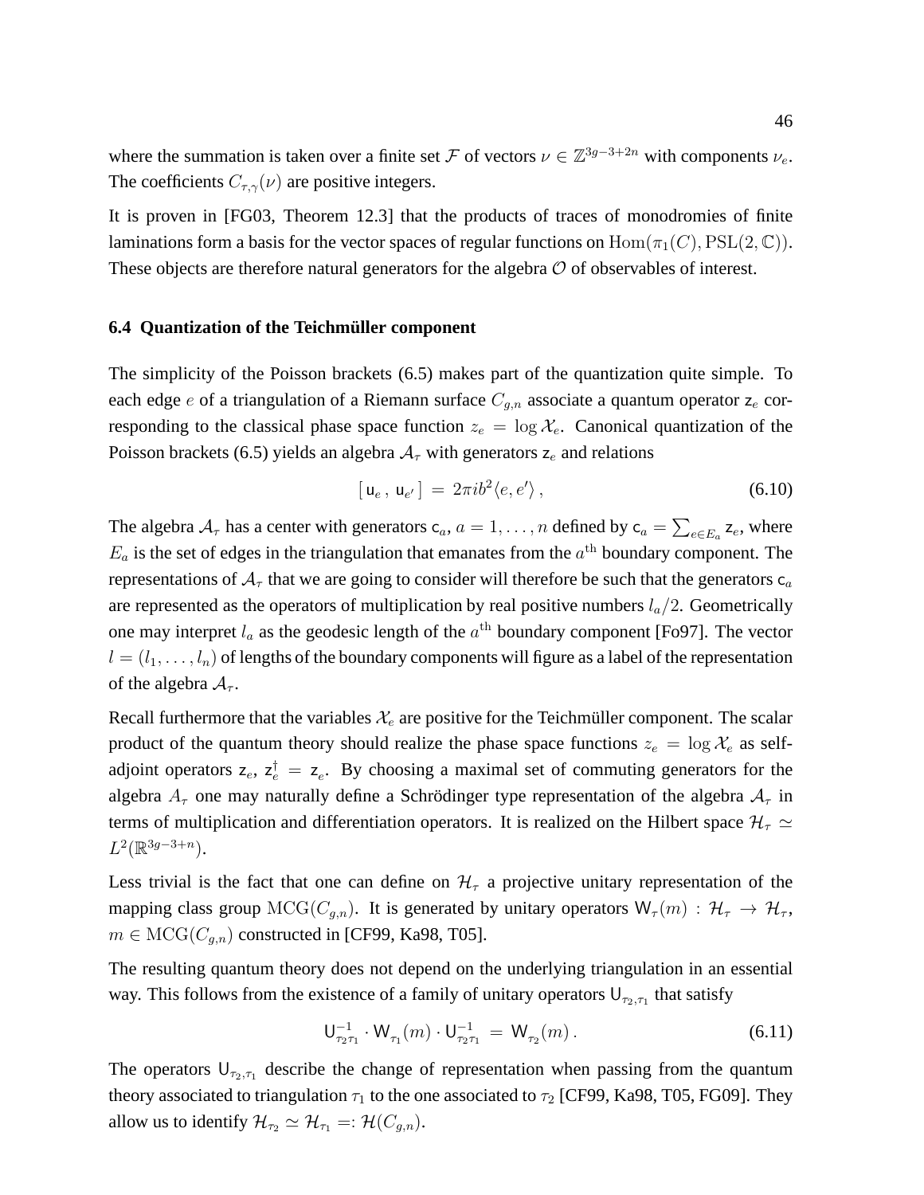where the summation is taken over a finite set $\mathcal{F}$ of vectors $\nu \in \mathbb{Z}^{3g-3+2n}$ with components $\nu_e$. The coefficients $C_{\tau,\gamma}(\nu)$ are positive integers.

It is proven in [FG03, Theorem 12.3] that the products of traces of monodromies of finite laminations form a basis for the vector spaces of regular functions on $\mathrm{Hom}(\pi_1(C), \mathrm{PSL}(2,\mathbb{C}))$. These objects are therefore natural generators for the algebra $\mathcal{O}$ of observables of interest.

### 6.4 Quantization of the Teichmüller component

The simplicity of the Poisson brackets (6.5) makes part of the quantization quite simple. To each edge $e$ of a triangulation of a Riemann surface $C_{g,n}$ associate a quantum operator $\mathsf{z}_e$ corresponding to the classical phase space function $z_e = \log \mathcal{X}_e$. Canonical quantization of the Poisson brackets (6.5) yields an algebra $\mathcal{A}_\tau$ with generators $\mathsf{z}_e$ and relations

$$[\,\mathsf{u}_e\,,\,\mathsf{u}_{e'}\,] \,=\, 2\pi i b^2 \langle e, e' \rangle\,, \tag{6.10}$$

The algebra $\mathcal{A}_\tau$ has a center with generators $\mathsf{c}_a$, $a = 1, \ldots, n$ defined by $\mathsf{c}_a = \sum_{e \in E_a} \mathsf{z}_e$, where $E_a$ is the set of edges in the triangulation that emanates from the $a^{\text{th}}$ boundary component. The representations of $\mathcal{A}_\tau$ that we are going to consider will therefore be such that the generators $\mathsf{c}_a$ are represented as the operators of multiplication by real positive numbers $l_a/2$. Geometrically one may interpret $l_a$ as the geodesic length of the $a^{\text{th}}$ boundary component [Fo97]. The vector $l = (l_1, \ldots, l_n)$ of lengths of the boundary components will figure as a label of the representation of the algebra $\mathcal{A}_\tau$.

Recall furthermore that the variables $\mathcal{X}_e$ are positive for the Teichmüller component. The scalar product of the quantum theory should realize the phase space functions $z_e = \log \mathcal{X}_e$ as self-adjoint operators $\mathsf{z}_e$, $\mathsf{z}_e^\dagger = \mathsf{z}_e$. By choosing a maximal set of commuting generators for the algebra $A_\tau$ one may naturally define a Schrödinger type representation of the algebra $\mathcal{A}_\tau$ in terms of multiplication and differentiation operators. It is realized on the Hilbert space $\mathcal{H}_\tau \simeq L^2(\mathbb{R}^{3g-3+n})$.

Less trivial is the fact that one can define on $\mathcal{H}_\tau$ a projective unitary representation of the mapping class group $\mathrm{MCG}(C_{g,n})$. It is generated by unitary operators $\mathsf{W}_\tau(m) : \mathcal{H}_\tau \to \mathcal{H}_\tau$, $m \in \mathrm{MCG}(C_{g,n})$ constructed in [CF99, Ka98, T05].

The resulting quantum theory does not depend on the underlying triangulation in an essential way. This follows from the existence of a family of unitary operators $\mathsf{U}_{\tau_2,\tau_1}$ that satisfy

$$\mathsf{U}_{\tau_2\tau_1}^{-1} \cdot \mathsf{W}_{\tau_1}(m) \cdot \mathsf{U}_{\tau_2\tau_1}^{-1} \,=\, \mathsf{W}_{\tau_2}(m)\,. \tag{6.11}$$

The operators $\mathsf{U}_{\tau_2,\tau_1}$ describe the change of representation when passing from the quantum theory associated to triangulation $\tau_1$ to the one associated to $\tau_2$ [CF99, Ka98, T05, FG09]. They allow us to identify $\mathcal{H}_{\tau_2} \simeq \mathcal{H}_{\tau_1} =: \mathcal{H}(C_{g,n})$.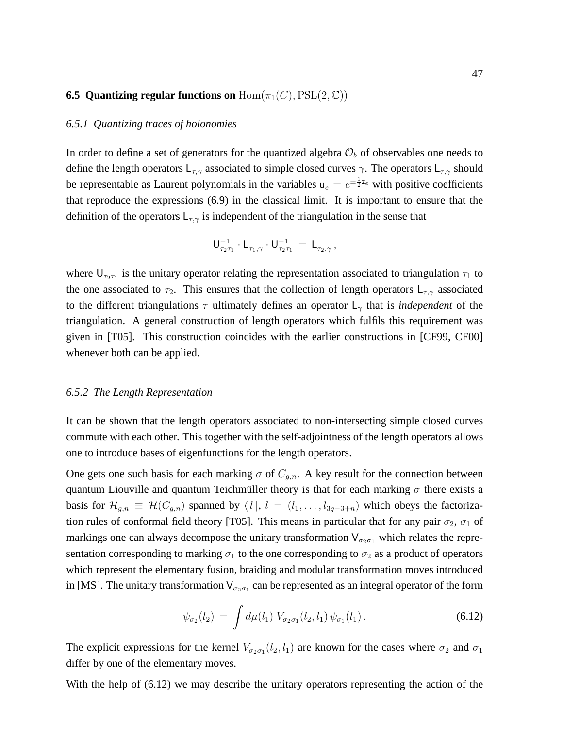### 6.5 Quantizing regular functions on $\mathrm{Hom}(\pi_1(C), \mathrm{PSL}(2,\mathbb{C}))$

#### 6.5.1 Quantizing traces of holonomies

In order to define a set of generators for the quantized algebra $\mathcal{O}_b$ of observables one needs to define the length operators $\mathsf{L}_{\tau,\gamma}$ associated to simple closed curves $\gamma$. The operators $\mathsf{L}_{\tau,\gamma}$ should be representable as Laurent polynomials in the variables $\mathsf{u}_e = e^{\pm\frac{1}{2}\mathsf{z}_e}$ with positive coefficients that reproduce the expressions (6.9) in the classical limit. It is important to ensure that the definition of the operators $\mathsf{L}_{\tau,\gamma}$ is independent of the triangulation in the sense that

$$\mathsf{U}_{\tau_2\tau_1}^{-1} \cdot \mathsf{L}_{\tau_1,\gamma} \cdot \mathsf{U}_{\tau_2\tau_1}^{-1} \;=\; \mathsf{L}_{\tau_2,\gamma}\,,$$

where $\mathsf{U}_{\tau_2\tau_1}$ is the unitary operator relating the representation associated to triangulation $\tau_1$ to the one associated to $\tau_2$. This ensures that the collection of length operators $\mathsf{L}_{\tau,\gamma}$ associated to the different triangulations $\tau$ ultimately defines an operator $\mathsf{L}_\gamma$ that is *independent* of the triangulation. A general construction of length operators which fulfils this requirement was given in [T05]. This construction coincides with the earlier constructions in [CF99, CF00] whenever both can be applied.

#### 6.5.2 The Length Representation

It can be shown that the length operators associated to non-intersecting simple closed curves commute with each other. This together with the self-adjointness of the length operators allows one to introduce bases of eigenfunctions for the length operators.

One gets one such basis for each marking $\sigma$ of $C_{g,n}$. A key result for the connection between quantum Liouville and quantum Teichmüller theory is that for each marking $\sigma$ there exists a basis for $\mathcal{H}_{g,n} \equiv \mathcal{H}(C_{g,n})$ spanned by $\langle\, l\,|$, $l = (l_1,\dots,l_{3g-3+n})$ which obeys the factorization rules of conformal field theory [T05]. This means in particular that for any pair $\sigma_2$, $\sigma_1$ of markings one can always decompose the unitary transformation $\mathsf{V}_{\sigma_2\sigma_1}$ which relates the representation corresponding to marking $\sigma_1$ to the one corresponding to $\sigma_2$ as a product of operators which represent the elementary fusion, braiding and modular transformation moves introduced in [MS]. The unitary transformation $\mathsf{V}_{\sigma_2\sigma_1}$ can be represented as an integral operator of the form

$$\psi_{\sigma_2}(l_2) \;=\; \int d\mu(l_1)\; V_{\sigma_2\sigma_1}(l_2,l_1)\,\psi_{\sigma_1}(l_1)\,. \tag{6.12}$$

The explicit expressions for the kernel $V_{\sigma_2\sigma_1}(l_2,l_1)$ are known for the cases where $\sigma_2$ and $\sigma_1$ differ by one of the elementary moves.

With the help of (6.12) we may describe the unitary operators representing the action of the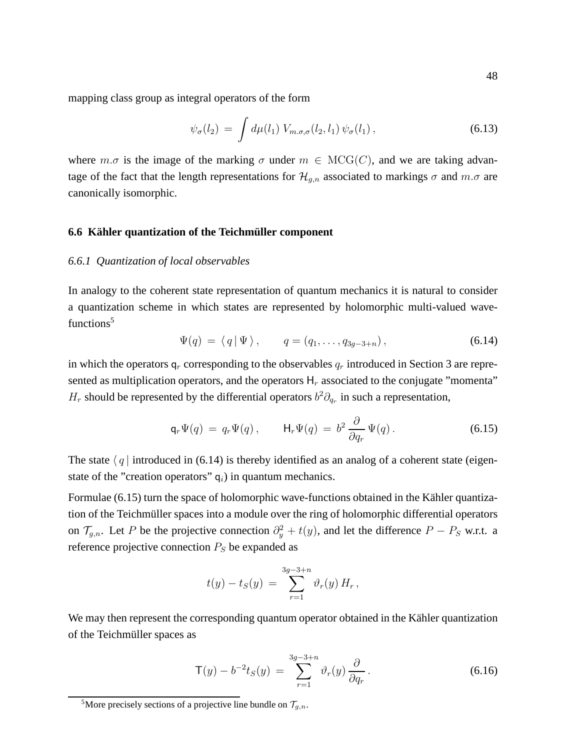mapping class group as integral operators of the form

$$\psi_\sigma(l_2) \,=\, \int d\mu(l_1)\, V_{m.\sigma,\sigma}(l_2,l_1)\,\psi_\sigma(l_1)\,, \tag{6.13}$$

where $m.\sigma$ is the image of the marking $\sigma$ under $m \in \mathrm{MCG}(C)$, and we are taking advantage of the fact that the length representations for $\mathcal{H}_{g,n}$ associated to markings $\sigma$ and $m.\sigma$ are canonically isomorphic.

### 6.6 Kähler quantization of the Teichmüller component

#### 6.6.1 Quantization of local observables

In analogy to the coherent state representation of quantum mechanics it is natural to consider a quantization scheme in which states are represented by holomorphic multi-valued wave-functions[5]

$$\Psi(q) \,=\, \langle\, q \,|\, \Psi \,\rangle\,, \qquad q = (q_1, \dots, q_{3g-3+n})\,, \tag{6.14}$$

in which the operators $\mathsf{q}_r$ corresponding to the observables $q_r$ introduced in Section 3 are represented as multiplication operators, and the operators $\mathsf{H}_r$ associated to the conjugate "momenta" $H_r$ should be represented by the differential operators $b^2\partial_{q_r}$ in such a representation,

$$\mathsf{q}_r\Psi(q) \,=\, q_r\Psi(q)\,, \qquad \mathsf{H}_r\Psi(q) \,=\, b^2\,\frac{\partial}{\partial q_r}\,\Psi(q)\,. \tag{6.15}$$

The state $\langle\, q\,|$ introduced in (6.14) is thereby identified as an analog of a coherent state (eigenstate of the "creation operators" $\mathsf{q}_i$) in quantum mechanics.

Formulae (6.15) turn the space of holomorphic wave-functions obtained in the Kähler quantization of the Teichmüller spaces into a module over the ring of holomorphic differential operators on $\mathcal{T}_{g,n}$. Let $P$ be the projective connection $\partial_y^2 + t(y)$, and let the difference $P - P_S$ w.r.t. a reference projective connection $P_S$ be expanded as

$$t(y) - t_S(y) \,=\, \sum_{r=1}^{3g-3+n} \vartheta_r(y)\, H_r\,,$$

We may then represent the corresponding quantum operator obtained in the Kähler quantization of the Teichmüller spaces as

$$\mathsf{T}(y) - b^{-2}t_S(y) \,=\, \sum_{r=1}^{3g-3+n} \vartheta_r(y)\,\frac{\partial}{\partial q_r}\,. \tag{6.16}$$

[5] More precisely sections of a projective line bundle on $\mathcal{T}_{g,n}$.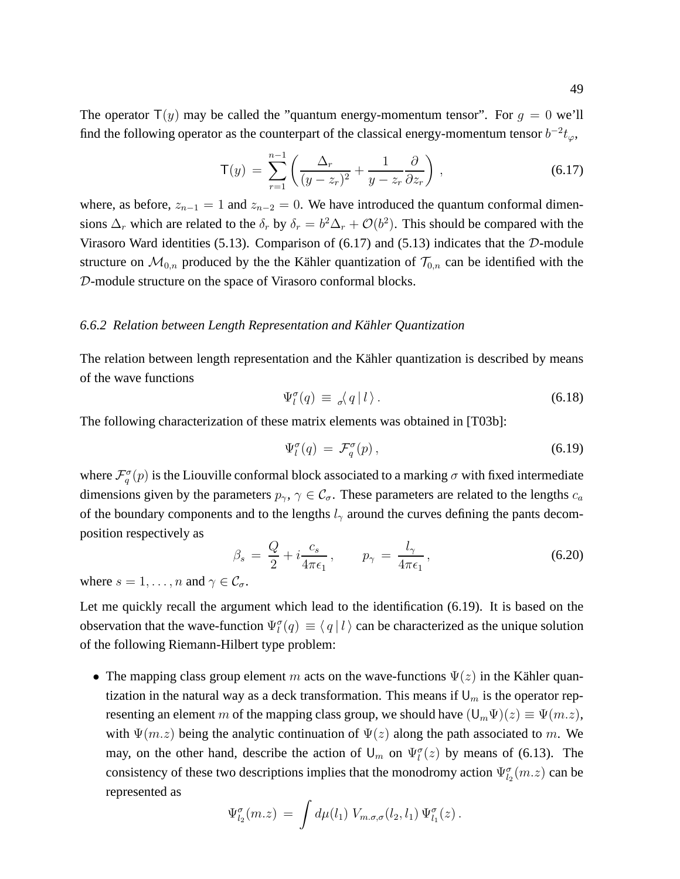The operator $\mathsf{T}(y)$ may be called the "quantum energy-momentum tensor". For $g = 0$ we'll find the following operator as the counterpart of the classical energy-momentum tensor $b^{-2}t_\varphi$,

$$\mathsf{T}(y) \,=\, \sum_{r=1}^{n-1} \left( \frac{\Delta_r}{(y-z_r)^2} + \frac{1}{y-z_r}\frac{\partial}{\partial z_r} \right) \,, \tag{6.17}$$

where, as before, $z_{n-1} = 1$ and $z_{n-2} = 0$. We have introduced the quantum conformal dimensions $\Delta_r$ which are related to the $\delta_r$ by $\delta_r = b^2\Delta_r + \mathcal{O}(b^2)$. This should be compared with the Virasoro Ward identities (5.13). Comparison of (6.17) and (5.13) indicates that the $\mathcal{D}$-module structure on $\mathcal{M}_{0,n}$ produced by the the Kähler quantization of $\mathcal{T}_{0,n}$ can be identified with the $\mathcal{D}$-module structure on the space of Virasoro conformal blocks.

### *6.6.2 Relation between Length Representation and Kähler Quantization*

The relation between length representation and the Kähler quantization is described by means of the wave functions

$$\Psi_l^\sigma(q) \,\equiv\, {}_\sigma\langle\, q \,|\, l \,\rangle \,. \tag{6.18}$$

The following characterization of these matrix elements was obtained in [T03b]:

$$\Psi_l^\sigma(q) \,=\, \mathcal{F}_q^\sigma(p) \,, \tag{6.19}$$

where $\mathcal{F}_q^\sigma(p)$ is the Liouville conformal block associated to a marking $\sigma$ with fixed intermediate dimensions given by the parameters $p_\gamma$, $\gamma \in \mathcal{C}_\sigma$. These parameters are related to the lengths $c_a$ of the boundary components and to the lengths $l_\gamma$ around the curves defining the pants decomposition respectively as

$$\beta_s \,=\, \frac{Q}{2} + i\frac{c_s}{4\pi\epsilon_1} \,, \qquad p_\gamma \,=\, \frac{l_\gamma}{4\pi\epsilon_1} \,, \tag{6.20}$$

where $s = 1, \ldots, n$ and $\gamma \in \mathcal{C}_\sigma$.

Let me quickly recall the argument which lead to the identification (6.19). It is based on the observation that the wave-function $\Psi_l^\sigma(q) \equiv \langle\, q \,|\, l \,\rangle$ can be characterized as the unique solution of the following Riemann-Hilbert type problem:

- The mapping class group element $m$ acts on the wave-functions $\Psi(z)$ in the Kähler quantization in the natural way as a deck transformation. This means if $\mathsf{U}_m$ is the operator representing an element $m$ of the mapping class group, we should have $(\mathsf{U}_m\Psi)(z) \equiv \Psi(m.z)$, with $\Psi(m.z)$ being the analytic continuation of $\Psi(z)$ along the path associated to $m$. We may, on the other hand, describe the action of $\mathsf{U}_m$ on $\Psi_l^\sigma(z)$ by means of (6.13). The consistency of these two descriptions implies that the monodromy action $\Psi_{l_2}^\sigma(m.z)$ can be represented as

$$\Psi_{l_2}^\sigma(m.z) \,=\, \int d\mu(l_1)\; V_{m.\sigma,\sigma}(l_2,l_1)\; \Psi_{l_1}^\sigma(z) \,.$$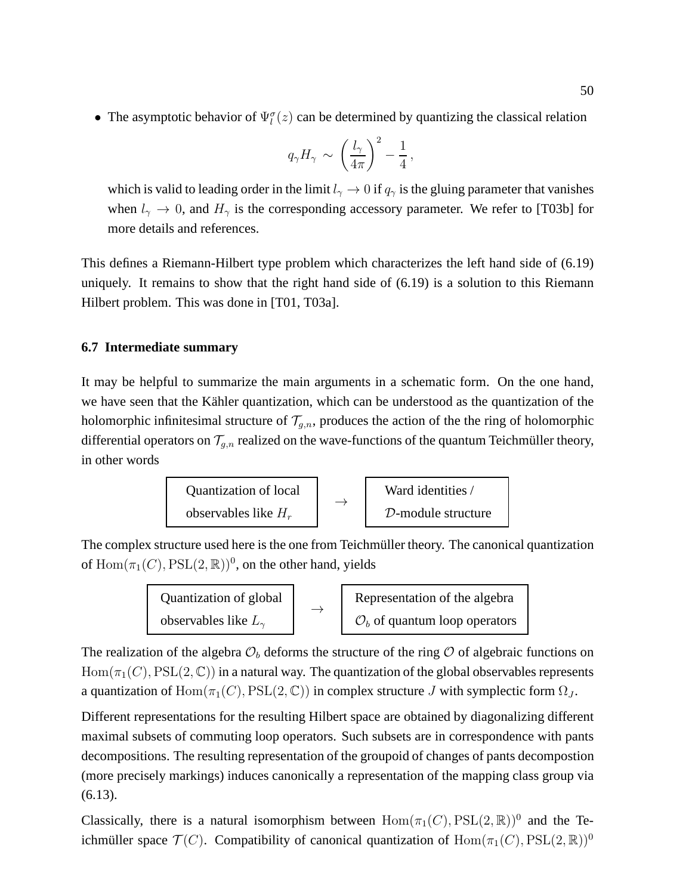- The asymptotic behavior of $\Psi_l^\sigma(z)$ can be determined by quantizing the classical relation

$$q_\gamma H_\gamma \sim \left(\frac{l_\gamma}{4\pi}\right)^2 - \frac{1}{4},$$

  which is valid to leading order in the limit $l_\gamma \to 0$ if $q_\gamma$ is the gluing parameter that vanishes when $l_\gamma \to 0$, and $H_\gamma$ is the corresponding accessory parameter. We refer to [T03b] for more details and references.

This defines a Riemann-Hilbert type problem which characterizes the left hand side of (6.19) uniquely. It remains to show that the right hand side of (6.19) is a solution to this Riemann Hilbert problem. This was done in [T01, T03a].

### 6.7 Intermediate summary

It may be helpful to summarize the main arguments in a schematic form. On the one hand, we have seen that the Kähler quantization, which can be understood as the quantization of the holomorphic infinitesimal structure of $\mathcal{T}_{g,n}$, produces the action of the the ring of holomorphic differential operators on $\mathcal{T}_{g,n}$ realized on the wave-functions of the quantum Teichmüller theory, in other words

| Quantization of local observables like $H_r$ | $\rightarrow$ | Ward identities / $\mathcal{D}$-module structure |
|---|---|---|

The complex structure used here is the one from Teichmüller theory. The canonical quantization of $\mathrm{Hom}(\pi_1(C), \mathrm{PSL}(2,\mathbb{R}))^0$, on the other hand, yields

| Quantization of global observables like $L_\gamma$ | $\rightarrow$ | Representation of the algebra $\mathcal{O}_b$ of quantum loop operators |
|---|---|---|

The realization of the algebra $\mathcal{O}_b$ deforms the structure of the ring $\mathcal{O}$ of algebraic functions on $\mathrm{Hom}(\pi_1(C), \mathrm{PSL}(2,\mathbb{C}))$ in a natural way. The quantization of the global observables represents a quantization of $\mathrm{Hom}(\pi_1(C), \mathrm{PSL}(2,\mathbb{C}))$ in complex structure $J$ with symplectic form $\Omega_J$.

Different representations for the resulting Hilbert space are obtained by diagonalizing different maximal subsets of commuting loop operators. Such subsets are in correspondence with pants decompositions. The resulting representation of the groupoid of changes of pants decompostion (more precisely markings) induces canonically a representation of the mapping class group via (6.13).

Classically, there is a natural isomorphism between $\mathrm{Hom}(\pi_1(C), \mathrm{PSL}(2,\mathbb{R}))^0$ and the Teichmüller space $\mathcal{T}(C)$. Compatibility of canonical quantization of $\mathrm{Hom}(\pi_1(C), \mathrm{PSL}(2,\mathbb{R}))^0$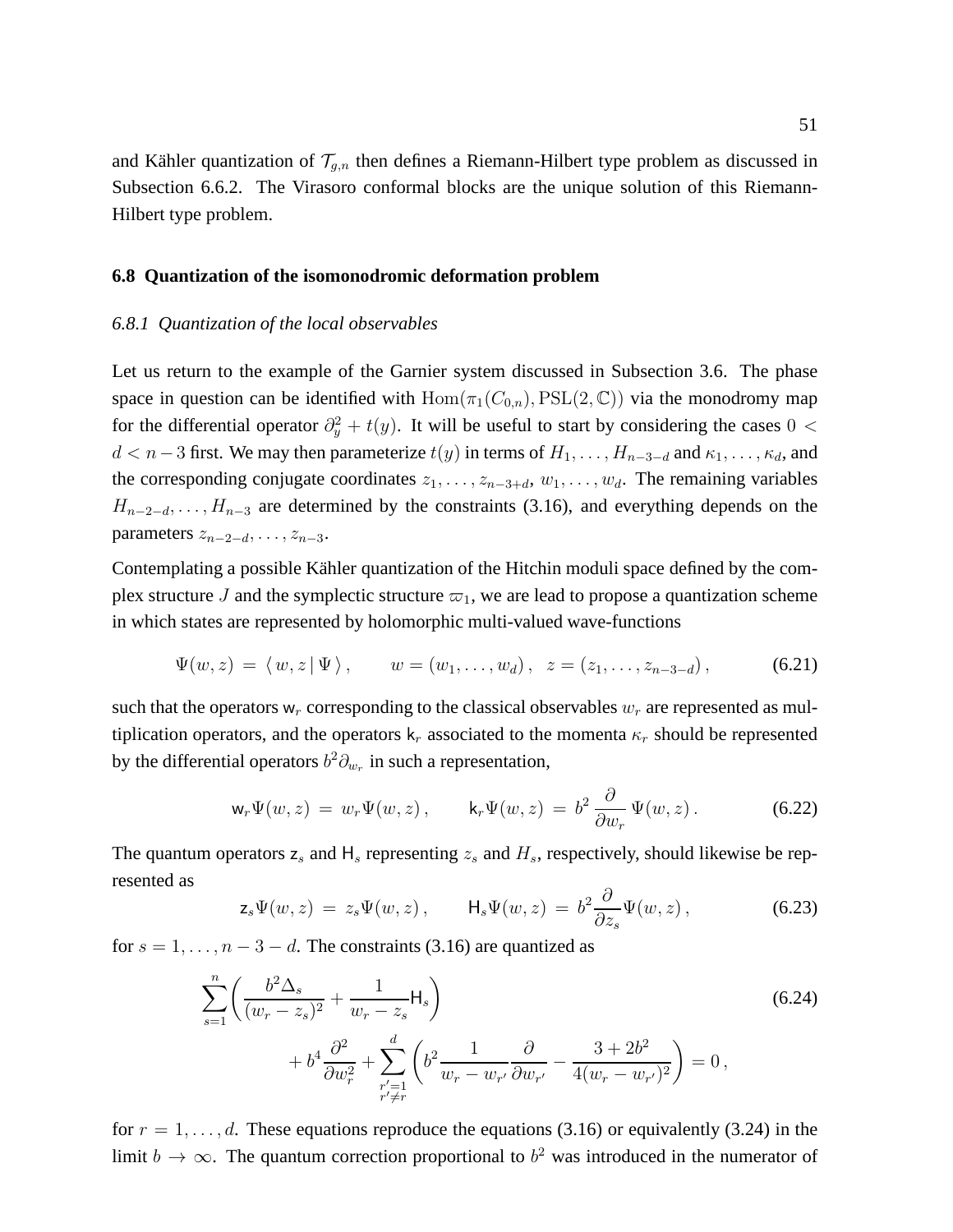and Kähler quantization of $\mathcal{T}_{g,n}$ then defines a Riemann-Hilbert type problem as discussed in Subsection 6.6.2. The Virasoro conformal blocks are the unique solution of this Riemann-Hilbert type problem.

### 6.8 Quantization of the isomonodromic deformation problem

#### *6.8.1 Quantization of the local observables*

Let us return to the example of the Garnier system discussed in Subsection 3.6. The phase space in question can be identified with $\mathrm{Hom}(\pi_1(C_{0,n}), \mathrm{PSL}(2,\mathbb{C}))$ via the monodromy map for the differential operator $\partial_y^2 + t(y)$. It will be useful to start by considering the cases $0 < d < n-3$ first. We may then parameterize $t(y)$ in terms of $H_1, \dots, H_{n-3-d}$ and $\kappa_1, \dots, \kappa_d$, and the corresponding conjugate coordinates $z_1, \dots, z_{n-3+d}$, $w_1, \dots, w_d$. The remaining variables $H_{n-2-d}, \dots, H_{n-3}$ are determined by the constraints (3.16), and everything depends on the parameters $z_{n-2-d}, \dots, z_{n-3}$.

Contemplating a possible Kähler quantization of the Hitchin moduli space defined by the complex structure $J$ and the symplectic structure $\varpi_1$, we are lead to propose a quantization scheme in which states are represented by holomorphic multi-valued wave-functions

$$
\Psi(w,z) \,=\, \langle\, w,z\,|\,\Psi\,\rangle\,, \qquad w = (w_1,\dots,w_d)\,, \;\; z = (z_1,\dots,z_{n-3-d})\,, \tag{6.21}
$$

such that the operators $\mathsf{w}_r$ corresponding to the classical observables $w_r$ are represented as multiplication operators, and the operators $\mathsf{k}_r$ associated to the momenta $\kappa_r$ should be represented by the differential operators $b^2\partial_{w_r}$ in such a representation,

$$
\mathsf{w}_r\Psi(w,z) \,=\, w_r\Psi(w,z)\,, \qquad \mathsf{k}_r\Psi(w,z) \,=\, b^2\,\frac{\partial}{\partial w_r}\,\Psi(w,z)\,. \tag{6.22}
$$

The quantum operators $\mathsf{z}_s$ and $\mathsf{H}_s$ representing $z_s$ and $H_s$, respectively, should likewise be represented as

$$
\mathsf{z}_s\Psi(w,z) \,=\, z_s\Psi(w,z)\,, \qquad \mathsf{H}_s\Psi(w,z) \,=\, b^2\frac{\partial}{\partial z_s}\Psi(w,z)\,, \tag{6.23}
$$

for $s = 1, \dots, n-3-d$. The constraints (3.16) are quantized as

$$
\begin{aligned}
\sum_{s=1}^{n}\bigg(\frac{b^2\Delta_s}{(w_r-z_s)^2} + \frac{1}{w_r-z_s}\mathsf{H}_s\bigg)& \\
+\, b^4\frac{\partial^2}{\partial w_r^2} + \sum_{\substack{r'=1\\ r'\neq r}}^{d}&\left(b^2\frac{1}{w_r-w_{r'}}\frac{\partial}{\partial w_{r'}} - \frac{3+2b^2}{4(w_r-w_{r'})^2}\right) = 0\,,
\end{aligned} \tag{6.24}
$$

for $r = 1, \dots, d$. These equations reproduce the equations (3.16) or equivalently (3.24) in the limit $b \to \infty$. The quantum correction proportional to $b^2$ was introduced in the numerator of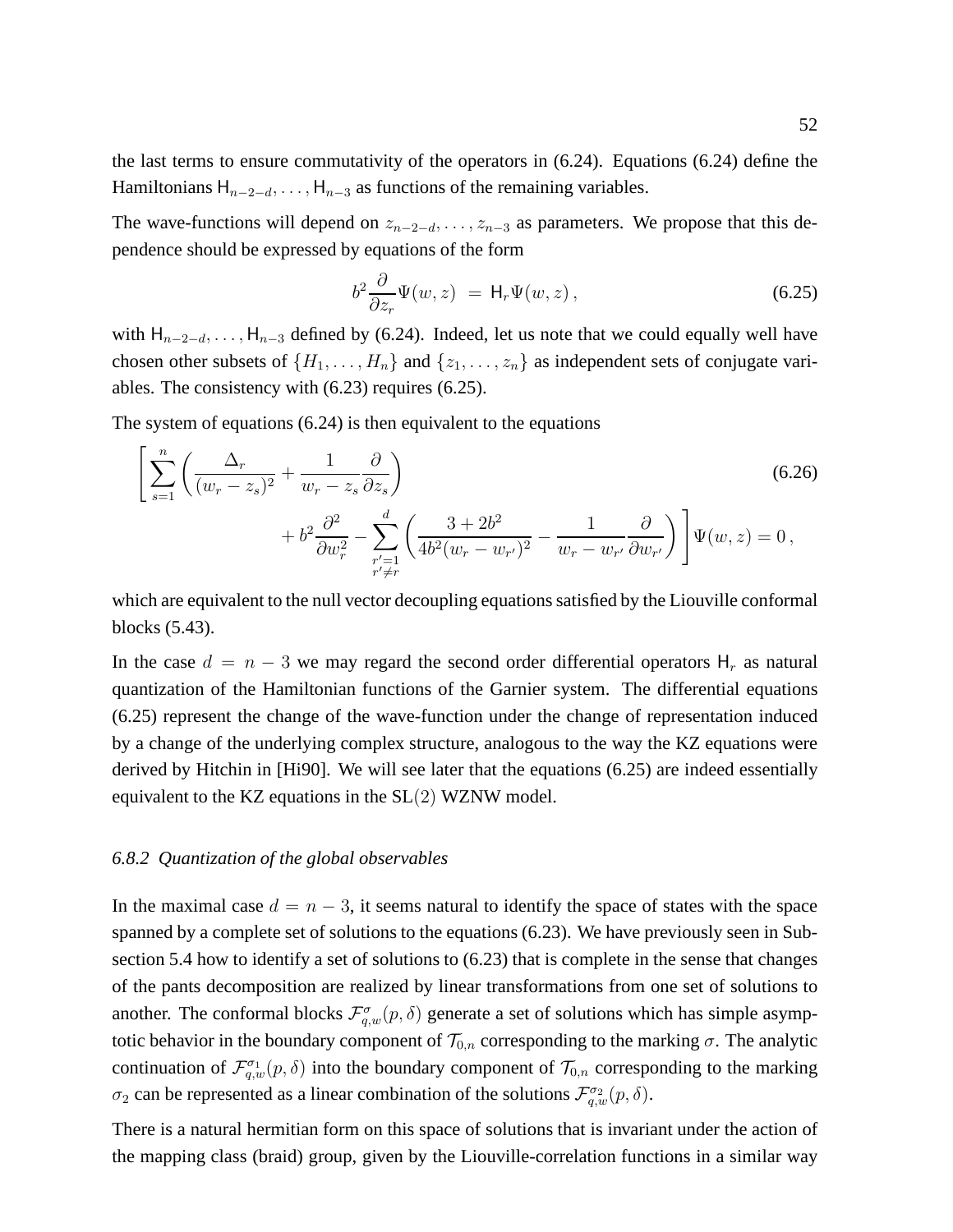the last terms to ensure commutativity of the operators in (6.24). Equations (6.24) define the Hamiltonians $\mathsf{H}_{n-2-d}, \dots, \mathsf{H}_{n-3}$ as functions of the remaining variables.

The wave-functions will depend on $z_{n-2-d}, \dots, z_{n-3}$ as parameters. We propose that this dependence should be expressed by equations of the form

$$b^2 \frac{\partial}{\partial z_r} \Psi(w,z) \;=\; \mathsf{H}_r \Psi(w,z)\,, \tag{6.25}$$

with $\mathsf{H}_{n-2-d}, \dots, \mathsf{H}_{n-3}$ defined by (6.24). Indeed, let us note that we could equally well have chosen other subsets of $\{H_1, \dots, H_n\}$ and $\{z_1, \dots, z_n\}$ as independent sets of conjugate variables. The consistency with (6.23) requires (6.25).

The system of equations (6.24) is then equivalent to the equations

$$\begin{aligned}
\Bigg[ \sum_{s=1}^{n} \bigg( \frac{\Delta_r}{(w_r - z_s)^2} + \frac{1}{w_r - z_s} \frac{\partial}{\partial z_s} \bigg) & \qquad\qquad\qquad\qquad\qquad\qquad\qquad\qquad\qquad (6.26) \\
+ b^2 \frac{\partial^2}{\partial w_r^2} - \sum_{\substack{r'=1 \\ r' \neq r}}^{d} & \bigg( \frac{3 + 2b^2}{4b^2 (w_r - w_{r'})^2} - \frac{1}{w_r - w_{r'}} \frac{\partial}{\partial w_{r'}} \bigg) \Bigg] \Psi(w,z) = 0\,,
\end{aligned}$$

which are equivalent to the null vector decoupling equations satisfied by the Liouville conformal blocks (5.43).

In the case $d = n - 3$ we may regard the second order differential operators $\mathsf{H}_r$ as natural quantization of the Hamiltonian functions of the Garnier system. The differential equations (6.25) represent the change of the wave-function under the change of representation induced by a change of the underlying complex structure, analogous to the way the KZ equations were derived by Hitchin in [Hi90]. We will see later that the equations (6.25) are indeed essentially equivalent to the KZ equations in the $\mathrm{SL}(2)$ WZNW model.

### *6.8.2 Quantization of the global observables*

In the maximal case $d = n - 3$, it seems natural to identify the space of states with the space spanned by a complete set of solutions to the equations (6.23). We have previously seen in Subsection 5.4 how to identify a set of solutions to (6.23) that is complete in the sense that changes of the pants decomposition are realized by linear transformations from one set of solutions to another. The conformal blocks $\mathcal{F}^{\sigma}_{q,w}(p,\delta)$ generate a set of solutions which has simple asymptotic behavior in the boundary component of $\mathcal{T}_{0,n}$ corresponding to the marking $\sigma$. The analytic continuation of $\mathcal{F}^{\sigma_1}_{q,w}(p,\delta)$ into the boundary component of $\mathcal{T}_{0,n}$ corresponding to the marking $\sigma_2$ can be represented as a linear combination of the solutions $\mathcal{F}^{\sigma_2}_{q,w}(p,\delta)$.

There is a natural hermitian form on this space of solutions that is invariant under the action of the mapping class (braid) group, given by the Liouville-correlation functions in a similar way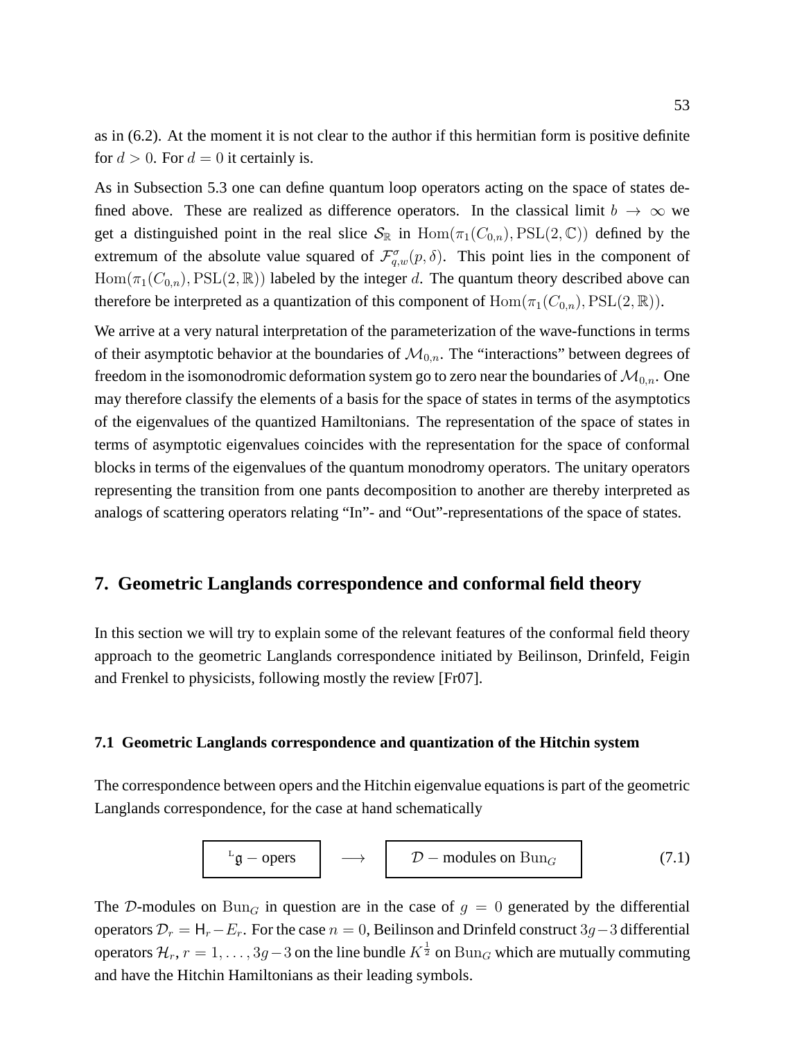as in (6.2). At the moment it is not clear to the author if this hermitian form is positive definite for $d > 0$. For $d = 0$ it certainly is.

As in Subsection 5.3 one can define quantum loop operators acting on the space of states defined above. These are realized as difference operators. In the classical limit $b \to \infty$ we get a distinguished point in the real slice $\mathcal{S}_{\mathbb{R}}$ in $\mathrm{Hom}(\pi_1(C_{0,n}), \mathrm{PSL}(2,\mathbb{C}))$ defined by the extremum of the absolute value squared of $\mathcal{F}^{\sigma}_{q,w}(p,\delta)$. This point lies in the component of $\mathrm{Hom}(\pi_1(C_{0,n}), \mathrm{PSL}(2,\mathbb{R}))$ labeled by the integer $d$. The quantum theory described above can therefore be interpreted as a quantization of this component of $\mathrm{Hom}(\pi_1(C_{0,n}), \mathrm{PSL}(2,\mathbb{R}))$.

We arrive at a very natural interpretation of the parameterization of the wave-functions in terms of their asymptotic behavior at the boundaries of $\mathcal{M}_{0,n}$. The "interactions" between degrees of freedom in the isomonodromic deformation system go to zero near the boundaries of $\mathcal{M}_{0,n}$. One may therefore classify the elements of a basis for the space of states in terms of the asymptotics of the eigenvalues of the quantized Hamiltonians. The representation of the space of states in terms of asymptotic eigenvalues coincides with the representation for the space of conformal blocks in terms of the eigenvalues of the quantum monodromy operators. The unitary operators representing the transition from one pants decomposition to another are thereby interpreted as analogs of scattering operators relating "In"- and "Out"-representations of the space of states.

## 7. Geometric Langlands correspondence and conformal field theory

In this section we will try to explain some of the relevant features of the conformal field theory approach to the geometric Langlands correspondence initiated by Beilinson, Drinfeld, Feigin and Frenkel to physicists, following mostly the review [Fr07].

### 7.1 Geometric Langlands correspondence and quantization of the Hitchin system

The correspondence between opers and the Hitchin eigenvalue equations is part of the geometric Langlands correspondence, for the case at hand schematically

$$\boxed{\;{}^{\mathrm{L}}\mathfrak{g} - \text{opers}\;} \quad \longrightarrow \quad \boxed{\;\mathcal{D} - \text{modules on } \mathrm{Bun}_G\;} \tag{7.1}$$

The $\mathcal{D}$-modules on $\mathrm{Bun}_G$ in question are in the case of $g = 0$ generated by the differential operators $\mathcal{D}_r = \mathsf{H}_r - E_r$. For the case $n = 0$, Beilinson and Drinfeld construct $3g-3$ differential operators $\mathcal{H}_r$, $r = 1, \ldots, 3g-3$ on the line bundle $K^{\frac{1}{2}}$ on $\mathrm{Bun}_G$ which are mutually commuting and have the Hitchin Hamiltonians as their leading symbols.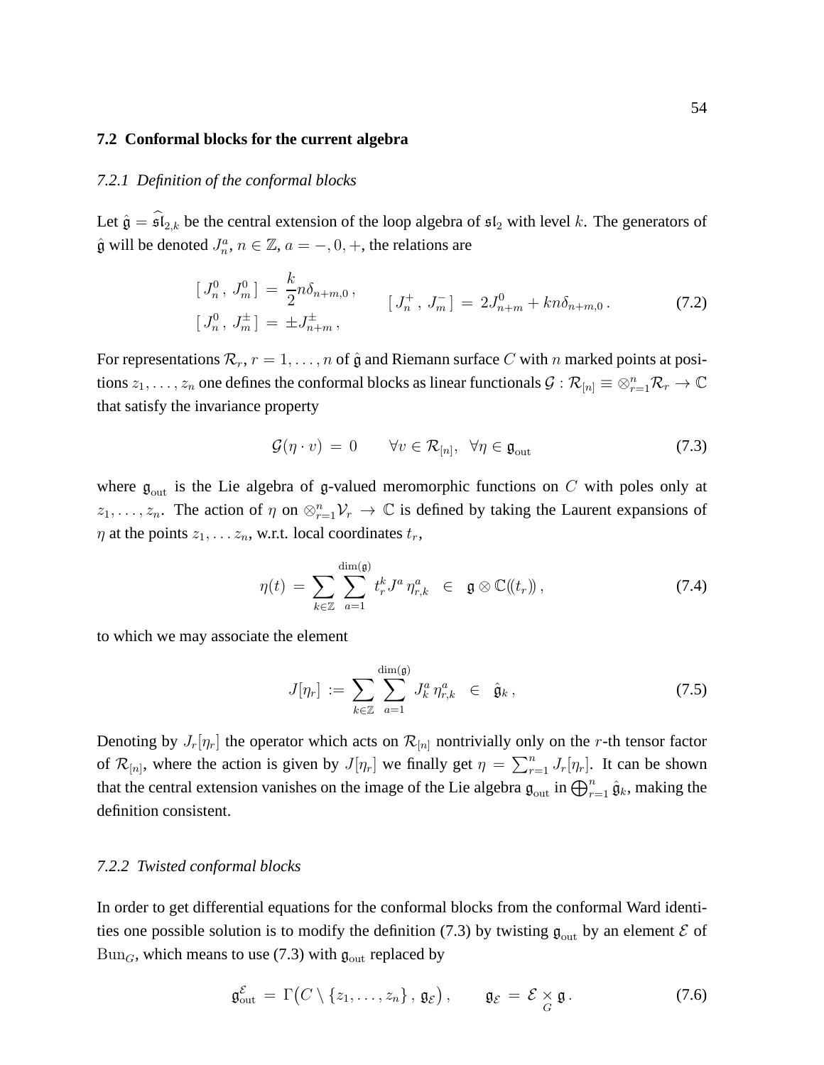### 7.2 Conformal blocks for the current algebra

#### *7.2.1 Definition of the conformal blocks*

Let $\hat{\mathfrak{g}} = \widehat{\mathfrak{sl}}_{2,k}$ be the central extension of the loop algebra of $\mathfrak{sl}_2$ with level $k$. The generators of $\hat{\mathfrak{g}}$ will be denoted $J^a_n$, $n \in \mathbb{Z}$, $a = -, 0, +$, the relations are

$$
\begin{aligned}
[\, J^0_n \,,\, J^0_m \,] \,&=\, \frac{k}{2} n \delta_{n+m,0}\,, \\
[\, J^0_n \,,\, J^\pm_m \,] \,&=\, \pm J^\pm_{n+m}\,,
\end{aligned}
\qquad
[\, J^+_n \,,\, J^-_m \,] \,=\, 2J^0_{n+m} + kn\delta_{n+m,0}\,. \tag{7.2}
$$

For representations $\mathcal{R}_r$, $r = 1, \ldots, n$ of $\hat{\mathfrak{g}}$ and Riemann surface $C$ with $n$ marked points at positions $z_1, \ldots, z_n$ one defines the conformal blocks as linear functionals $\mathcal{G} : \mathcal{R}_{[n]} \equiv \otimes_{r=1}^n \mathcal{R}_r \to \mathbb{C}$ that satisfy the invariance property

$$
\mathcal{G}(\eta \cdot v) \,=\, 0 \qquad \forall v \in \mathcal{R}_{[n]}, \;\; \forall \eta \in \mathfrak{g}_{\text{out}} \tag{7.3}
$$

where $\mathfrak{g}_{\text{out}}$ is the Lie algebra of $\mathfrak{g}$-valued meromorphic functions on $C$ with poles only at $z_1, \ldots, z_n$. The action of $\eta$ on $\otimes_{r=1}^n \mathcal{V}_r \to \mathbb{C}$ is defined by taking the Laurent expansions of $\eta$ at the points $z_1, \ldots z_n$, w.r.t. local coordinates $t_r$,

$$
\eta(t) \,=\, \sum_{k \in \mathbb{Z}} \sum_{a=1}^{\dim(\mathfrak{g})} t_r^k J^a \, \eta^a_{r,k} \quad \in \quad \mathfrak{g} \otimes \mathbb{C}(\!(t_r)\!)\,, \tag{7.4}
$$

to which we may associate the element

$$
J[\eta_r] \,:=\, \sum_{k \in \mathbb{Z}} \sum_{a=1}^{\dim(\mathfrak{g})} J^a_k \, \eta^a_{r,k} \quad \in \quad \hat{\mathfrak{g}}_k\,, \tag{7.5}
$$

Denoting by $J_r[\eta_r]$ the operator which acts on $\mathcal{R}_{[n]}$ nontrivially only on the $r$-th tensor factor of $\mathcal{R}_{[n]}$, where the action is given by $J[\eta_r]$ we finally get $\eta = \sum_{r=1}^n J_r[\eta_r]$. It can be shown that the central extension vanishes on the image of the Lie algebra $\mathfrak{g}_{\text{out}}$ in $\bigoplus_{r=1}^n \hat{\mathfrak{g}}_k$, making the definition consistent.

#### *7.2.2 Twisted conformal blocks*

In order to get differential equations for the conformal blocks from the conformal Ward identities one possible solution is to modify the definition (7.3) by twisting $\mathfrak{g}_{\text{out}}$ by an element $\mathcal{E}$ of $\mathrm{Bun}_G$, which means to use (7.3) with $\mathfrak{g}_{\text{out}}$ replaced by

$$
\mathfrak{g}^{\mathcal{E}}_{\text{out}} \,=\, \Gamma\big(C \setminus \{z_1, \ldots, z_n\}\,,\, \mathfrak{g}_{\mathcal{E}}\big)\,, \qquad \mathfrak{g}_{\mathcal{E}} \,=\, \mathcal{E} \underset{G}{\times} \mathfrak{g}\,. \tag{7.6}
$$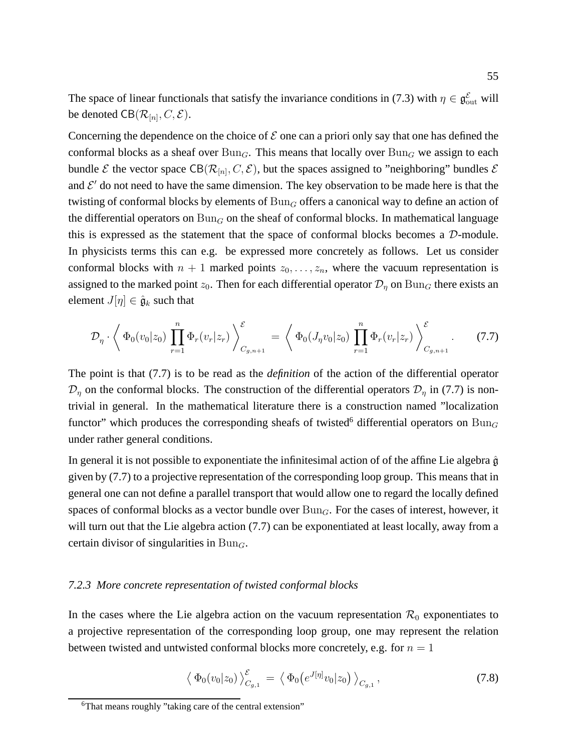The space of linear functionals that satisfy the invariance conditions in (7.3) with $\eta \in \mathfrak{g}_{\rm out}^{\mathcal{E}}$ will be denoted $\mathsf{CB}(\mathcal{R}_{[n]}, C, \mathcal{E})$.

Concerning the dependence on the choice of $\mathcal{E}$ one can a priori only say that one has defined the conformal blocks as a sheaf over $\mathrm{Bun}_G$. This means that locally over $\mathrm{Bun}_G$ we assign to each bundle $\mathcal{E}$ the vector space $\mathsf{CB}(\mathcal{R}_{[n]}, C, \mathcal{E})$, but the spaces assigned to "neighboring" bundles $\mathcal{E}$ and $\mathcal{E}'$ do not need to have the same dimension. The key observation to be made here is that the twisting of conformal blocks by elements of $\mathrm{Bun}_G$ offers a canonical way to define an action of the differential operators on $\mathrm{Bun}_G$ on the sheaf of conformal blocks. In mathematical language this is expressed as the statement that the space of conformal blocks becomes a $\mathcal{D}$-module. In physicists terms this can e.g. be expressed more concretely as follows. Let us consider conformal blocks with $n+1$ marked points $z_0, \dots, z_n$, where the vacuum representation is assigned to the marked point $z_0$. Then for each differential operator $\mathcal{D}_\eta$ on $\mathrm{Bun}_G$ there exists an element $J[\eta] \in \hat{\mathfrak{g}}_k$ such that

$$\mathcal{D}_\eta \cdot \Big\langle\, \Phi_0(v_0|z_0) \prod_{r=1}^{n} \Phi_r(v_r|z_r) \,\Big\rangle_{C_{g,n+1}}^{\mathcal{E}} = \Big\langle\, \Phi_0(J_\eta v_0|z_0) \prod_{r=1}^{n} \Phi_r(v_r|z_r) \,\Big\rangle_{C_{g,n+1}}^{\mathcal{E}}. \qquad (7.7)$$

The point is that (7.7) is to be read as the *definition* of the action of the differential operator $\mathcal{D}_\eta$ on the conformal blocks. The construction of the differential operators $\mathcal{D}_\eta$ in (7.7) is non-trivial in general. In the mathematical literature there is a construction named "localization functor" which produces the corresponding sheafs of twisted[6] differential operators on $\mathrm{Bun}_G$ under rather general conditions.

In general it is not possible to exponentiate the infinitesimal action of of the affine Lie algebra $\hat{\mathfrak{g}}$ given by (7.7) to a projective representation of the corresponding loop group. This means that in general one can not define a parallel transport that would allow one to regard the locally defined spaces of conformal blocks as a vector bundle over $\mathrm{Bun}_G$. For the cases of interest, however, it will turn out that the Lie algebra action (7.7) can be exponentiated at least locally, away from a certain divisor of singularities in $\mathrm{Bun}_G$.

### *7.2.3 More concrete representation of twisted conformal blocks*

In the cases where the Lie algebra action on the vacuum representation $\mathcal{R}_0$ exponentiates to a projective representation of the corresponding loop group, one may represent the relation between twisted and untwisted conformal blocks more concretely, e.g. for $n = 1$

$$\big\langle\, \Phi_0(v_0|z_0) \,\big\rangle_{C_{g,1}}^{\mathcal{E}} = \big\langle\, \Phi_0\big(e^{J[\eta]} v_0|z_0\big) \,\big\rangle_{C_{g,1}}, \qquad (7.8)$$

[6] That means roughly "taking care of the central extension"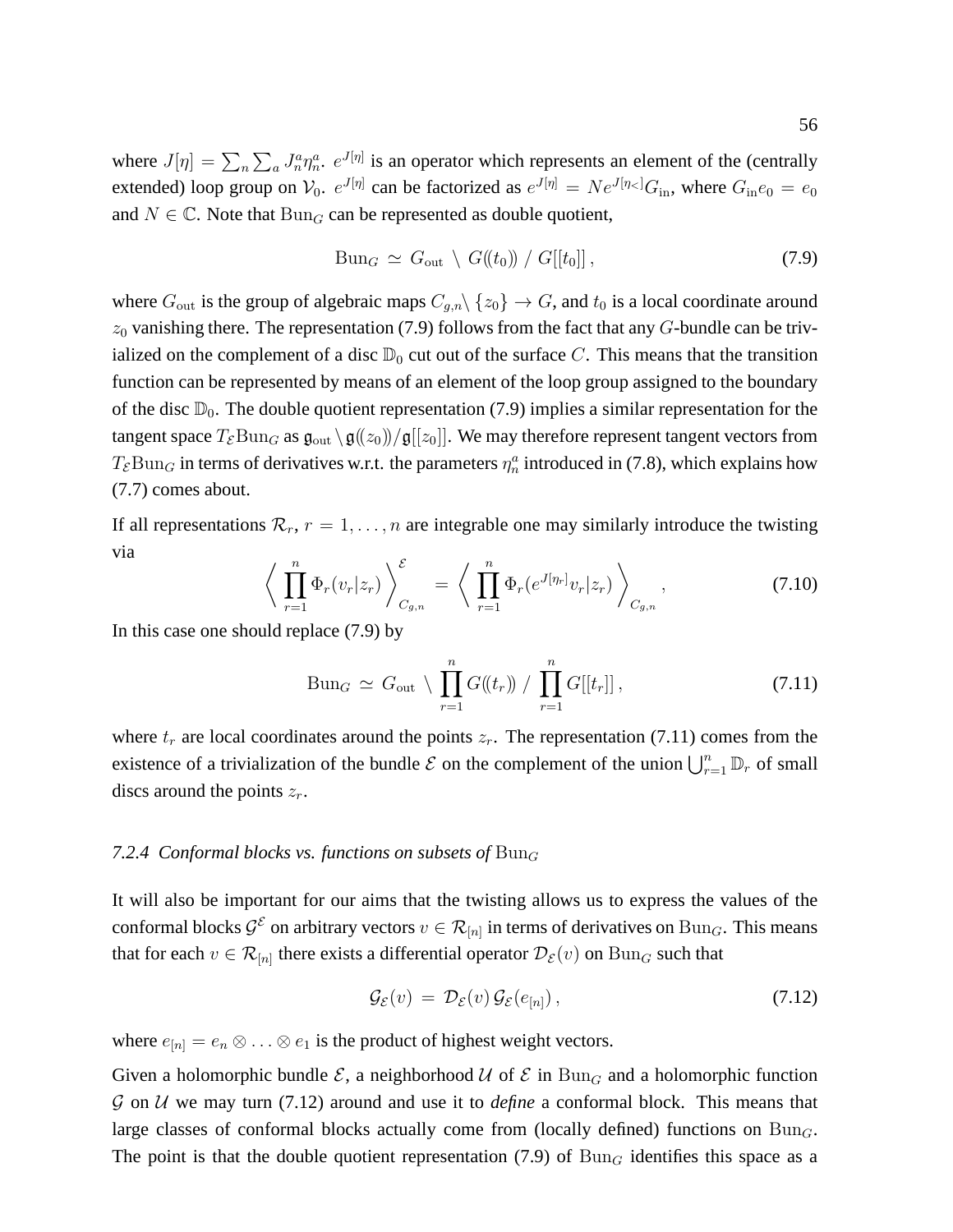where $J[\eta] = \sum_n \sum_a J_n^a \eta_n^a$. $e^{J[\eta]}$ is an operator which represents an element of the (centrally extended) loop group on $\mathcal{V}_0$. $e^{J[\eta]}$ can be factorized as $e^{J[\eta]} = N e^{J[\eta_<]} G_{\rm in}$, where $G_{\rm in} e_0 = e_0$ and $N \in \mathbb{C}$. Note that $\mathrm{Bun}_G$ can be represented as double quotient,

$$
\mathrm{Bun}_G \simeq G_{\rm out} \setminus G((t_0)) \,/\, G[[t_0]] \,, \tag{7.9}
$$

where $G_{\rm out}$ is the group of algebraic maps $C_{g,n} \setminus \{z_0\} \to G$, and $t_0$ is a local coordinate around $z_0$ vanishing there. The representation (7.9) follows from the fact that any $G$-bundle can be trivialized on the complement of a disc $\mathbb{D}_0$ cut out of the surface $C$. This means that the transition function can be represented by means of an element of the loop group assigned to the boundary of the disc $\mathbb{D}_0$. The double quotient representation (7.9) implies a similar representation for the tangent space $T_{\mathcal{E}}\mathrm{Bun}_G$ as $\mathfrak{g}_{\rm out} \setminus \mathfrak{g}((z_0))/\mathfrak{g}[[z_0]]$. We may therefore represent tangent vectors from $T_{\mathcal{E}}\mathrm{Bun}_G$ in terms of derivatives w.r.t. the parameters $\eta_n^a$ introduced in (7.8), which explains how (7.7) comes about.

If all representations $\mathcal{R}_r$, $r = 1, \ldots, n$ are integrable one may similarly introduce the twisting via

$$
\left\langle \, \prod_{r=1}^n \Phi_r(v_r|z_r) \, \right\rangle_{C_{g,n}}^{\mathcal{E}} = \left\langle \, \prod_{r=1}^n \Phi_r(e^{J[\eta_r]} v_r|z_r) \, \right\rangle_{C_{g,n}} , \tag{7.10}
$$

In this case one should replace (7.9) by

$$
\mathrm{Bun}_G \simeq G_{\rm out} \setminus \prod_{r=1}^n G((t_r)) \,/\, \prod_{r=1}^n G[[t_r]] \,, \tag{7.11}
$$

where $t_r$ are local coordinates around the points $z_r$. The representation (7.11) comes from the existence of a trivialization of the bundle $\mathcal{E}$ on the complement of the union $\bigcup_{r=1}^n \mathbb{D}_r$ of small discs around the points $z_r$.

### *7.2.4 Conformal blocks vs. functions on subsets of* $\mathrm{Bun}_G$

It will also be important for our aims that the twisting allows us to express the values of the conformal blocks $\mathcal{G}^{\mathcal{E}}$ on arbitrary vectors $v \in \mathcal{R}_{[n]}$ in terms of derivatives on $\mathrm{Bun}_G$. This means that for each $v \in \mathcal{R}_{[n]}$ there exists a differential operator $\mathcal{D}_{\mathcal{E}}(v)$ on $\mathrm{Bun}_G$ such that

$$
\mathcal{G}_{\mathcal{E}}(v) = \mathcal{D}_{\mathcal{E}}(v) \, \mathcal{G}_{\mathcal{E}}(e_{[n]}) \,, \tag{7.12}
$$

where $e_{[n]} = e_n \otimes \ldots \otimes e_1$ is the product of highest weight vectors.

Given a holomorphic bundle $\mathcal{E}$, a neighborhood $\mathcal{U}$ of $\mathcal{E}$ in $\mathrm{Bun}_G$ and a holomorphic function $\mathcal{G}$ on $\mathcal{U}$ we may turn (7.12) around and use it to *define* a conformal block. This means that large classes of conformal blocks actually come from (locally defined) functions on $\mathrm{Bun}_G$. The point is that the double quotient representation (7.9) of $\mathrm{Bun}_G$ identifies this space as a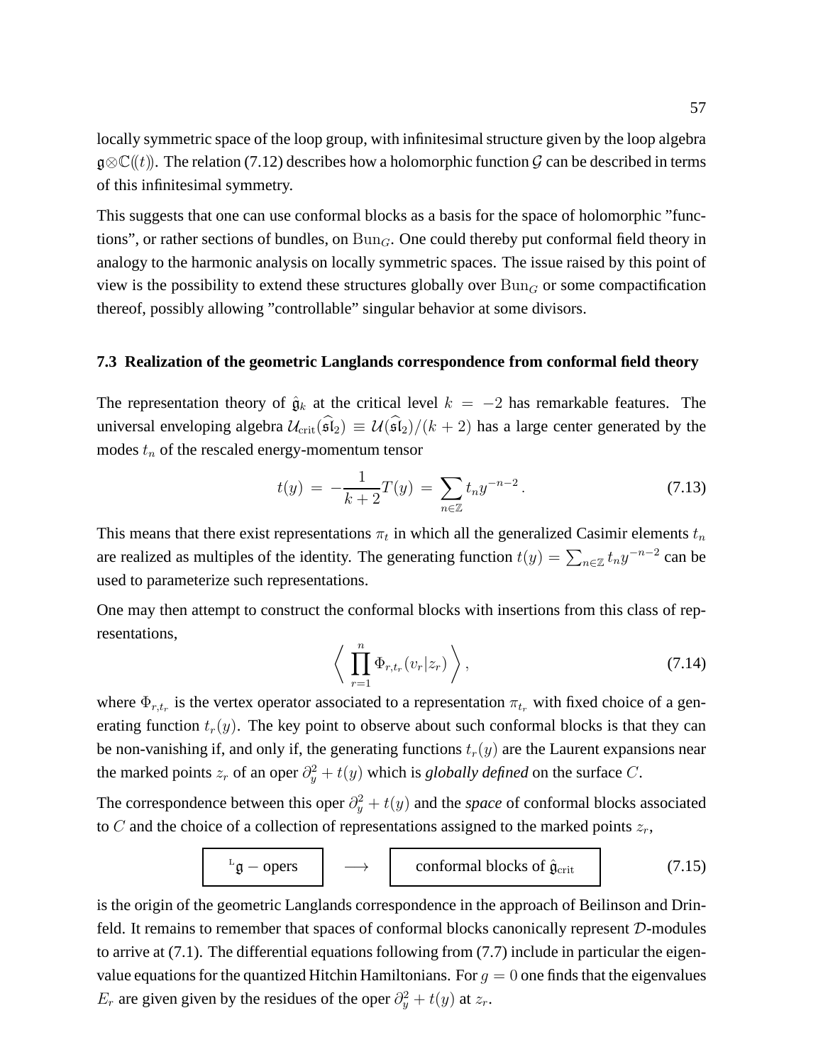locally symmetric space of the loop group, with infinitesimal structure given by the loop algebra $\mathfrak{g}\otimes\mathbb{C}(\!(t)\!)$. The relation (7.12) describes how a holomorphic function $\mathcal{G}$ can be described in terms of this infinitesimal symmetry.

This suggests that one can use conformal blocks as a basis for the space of holomorphic "functions", or rather sections of bundles, on $\mathrm{Bun}_G$. One could thereby put conformal field theory in analogy to the harmonic analysis on locally symmetric spaces. The issue raised by this point of view is the possibility to extend these structures globally over $\mathrm{Bun}_G$ or some compactification thereof, possibly allowing "controllable" singular behavior at some divisors.

### 7.3 Realization of the geometric Langlands correspondence from conformal field theory

The representation theory of $\hat{\mathfrak{g}}_k$ at the critical level $k = -2$ has remarkable features. The universal enveloping algebra $\mathcal{U}_{\mathrm{crit}}(\widehat{\mathfrak{sl}}_2) \equiv \mathcal{U}(\widehat{\mathfrak{sl}}_2)/(k+2)$ has a large center generated by the modes $t_n$ of the rescaled energy-momentum tensor

$$t(y) \,=\, -\frac{1}{k+2}T(y) \,=\, \sum_{n\in\mathbb{Z}} t_n y^{-n-2}\,. \tag{7.13}$$

This means that there exist representations $\pi_t$ in which all the generalized Casimir elements $t_n$ are realized as multiples of the identity. The generating function $t(y) = \sum_{n\in\mathbb{Z}} t_n y^{-n-2}$ can be used to parameterize such representations.

One may then attempt to construct the conformal blocks with insertions from this class of representations,

$$\left\langle \,\prod_{r=1}^{n} \Phi_{r,t_r}(v_r|z_r)\,\right\rangle, \tag{7.14}$$

where $\Phi_{r,t_r}$ is the vertex operator associated to a representation $\pi_{t_r}$ with fixed choice of a generating function $t_r(y)$. The key point to observe about such conformal blocks is that they can be non-vanishing if, and only if, the generating functions $t_r(y)$ are the Laurent expansions near the marked points $z_r$ of an oper $\partial_y^2 + t(y)$ which is *globally defined* on the surface $C$.

The correspondence between this oper $\partial_y^2 + t(y)$ and the *space* of conformal blocks associated to $C$ and the choice of a collection of representations assigned to the marked points $z_r$,

$$\boxed{\;{}^{\mathrm{L}}\mathfrak{g} - \text{opers}\;} \quad\longrightarrow\quad \boxed{\;\text{conformal blocks of } \hat{\mathfrak{g}}_{\mathrm{crit}}\;} \tag{7.15}$$

is the origin of the geometric Langlands correspondence in the approach of Beilinson and Drinfeld. It remains to remember that spaces of conformal blocks canonically represent $\mathcal{D}$-modules to arrive at (7.1). The differential equations following from (7.7) include in particular the eigenvalue equations for the quantized Hitchin Hamiltonians. For $g = 0$ one finds that the eigenvalues $E_r$ are given given by the residues of the oper $\partial_y^2 + t(y)$ at $z_r$.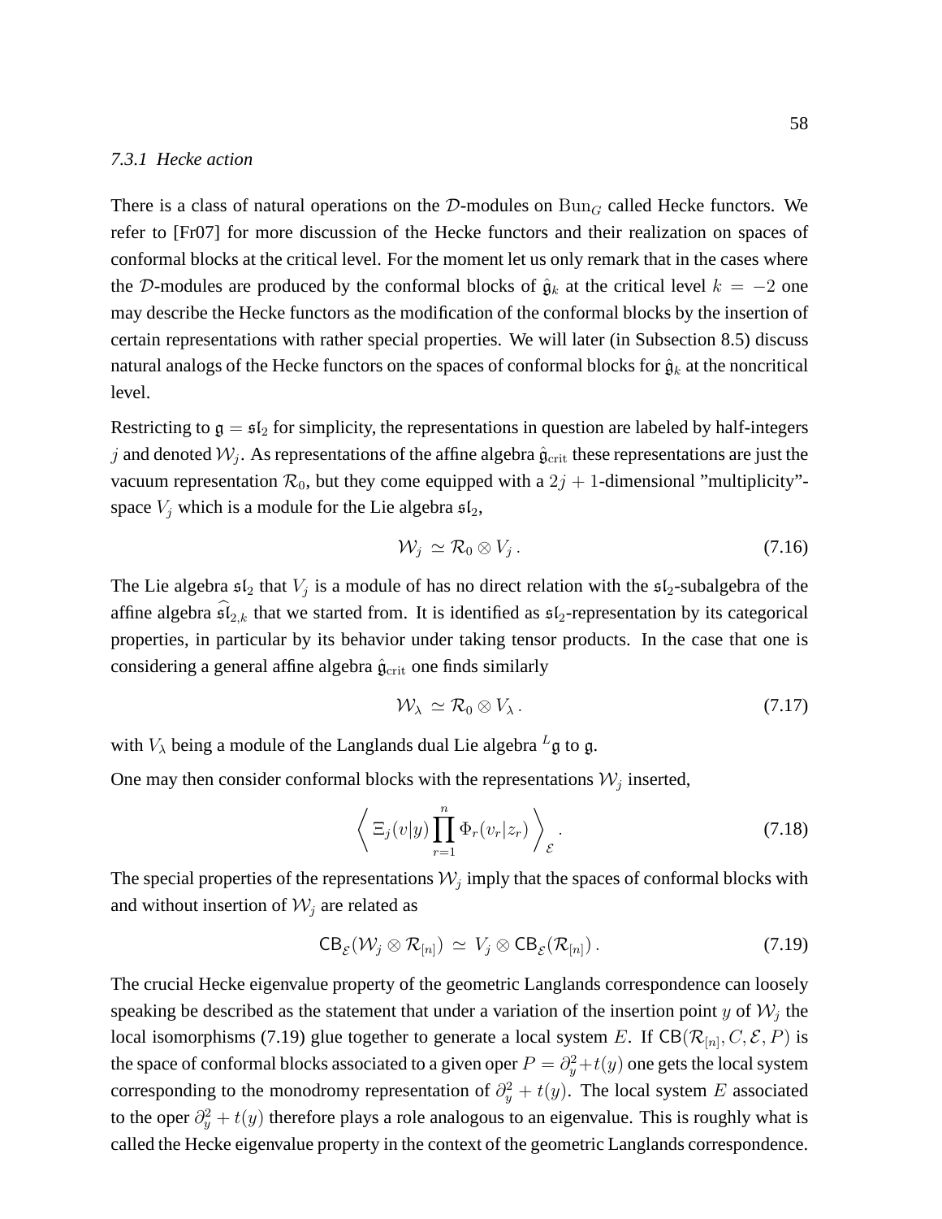#### *7.3.1 Hecke action*

There is a class of natural operations on the $\mathcal{D}$-modules on $\mathrm{Bun}_G$ called Hecke functors. We refer to [Fr07] for more discussion of the Hecke functors and their realization on spaces of conformal blocks at the critical level. For the moment let us only remark that in the cases where the $\mathcal{D}$-modules are produced by the conformal blocks of $\hat{\mathfrak{g}}_k$ at the critical level $k = -2$ one may describe the Hecke functors as the modification of the conformal blocks by the insertion of certain representations with rather special properties. We will later (in Subsection 8.5) discuss natural analogs of the Hecke functors on the spaces of conformal blocks for $\hat{\mathfrak{g}}_k$ at the noncritical level.

Restricting to $\mathfrak{g} = \mathfrak{sl}_2$ for simplicity, the representations in question are labeled by half-integers $j$ and denoted $\mathcal{W}_j$. As representations of the affine algebra $\hat{\mathfrak{g}}_{\mathrm{crit}}$ these representations are just the vacuum representation $\mathcal{R}_0$, but they come equipped with a $2j+1$-dimensional "multiplicity"-space $V_j$ which is a module for the Lie algebra $\mathfrak{sl}_2$,

$$\mathcal{W}_j \simeq \mathcal{R}_0 \otimes V_j\,. \tag{7.16}$$

The Lie algebra $\mathfrak{sl}_2$ that $V_j$ is a module of has no direct relation with the $\mathfrak{sl}_2$-subalgebra of the affine algebra $\widehat{\mathfrak{sl}}_{2,k}$ that we started from. It is identified as $\mathfrak{sl}_2$-representation by its categorical properties, in particular by its behavior under taking tensor products. In the case that one is considering a general affine algebra $\hat{\mathfrak{g}}_{\mathrm{crit}}$ one finds similarly

$$\mathcal{W}_\lambda \simeq \mathcal{R}_0 \otimes V_\lambda\,. \tag{7.17}$$

with $V_\lambda$ being a module of the Langlands dual Lie algebra ${}^L\mathfrak{g}$ to $\mathfrak{g}$.

One may then consider conformal blocks with the representations $\mathcal{W}_j$ inserted,

$$\left\langle\, \Xi_j(v|y) \prod_{r=1}^{n} \Phi_r(v_r|z_r) \,\right\rangle_{\mathcal{E}}. \tag{7.18}$$

The special properties of the representations $\mathcal{W}_j$ imply that the spaces of conformal blocks with and without insertion of $\mathcal{W}_j$ are related as

$$\mathsf{CB}_{\mathcal{E}}(\mathcal{W}_j \otimes \mathcal{R}_{[n]}) \simeq V_j \otimes \mathsf{CB}_{\mathcal{E}}(\mathcal{R}_{[n]})\,. \tag{7.19}$$

The crucial Hecke eigenvalue property of the geometric Langlands correspondence can loosely speaking be described as the statement that under a variation of the insertion point $y$ of $\mathcal{W}_j$ the local isomorphisms (7.19) glue together to generate a local system $E$. If $\mathsf{CB}(\mathcal{R}_{[n]}, C, \mathcal{E}, P)$ is the space of conformal blocks associated to a given oper $P = \partial_y^2 + t(y)$ one gets the local system corresponding to the monodromy representation of $\partial_y^2 + t(y)$. The local system $E$ associated to the oper $\partial_y^2 + t(y)$ therefore plays a role analogous to an eigenvalue. This is roughly what is called the Hecke eigenvalue property in the context of the geometric Langlands correspondence.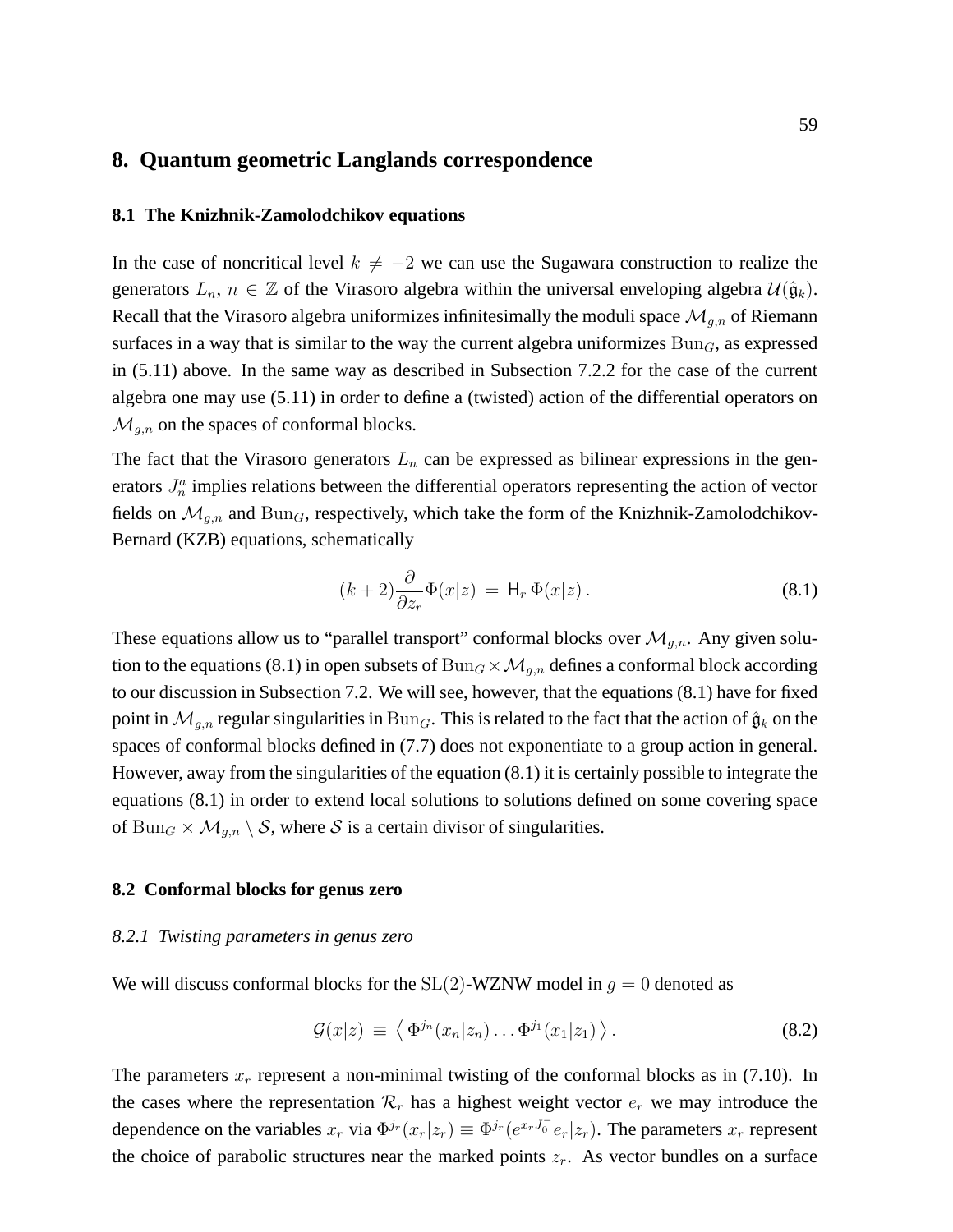## 8. Quantum geometric Langlands correspondence

### 8.1 The Knizhnik-Zamolodchikov equations

In the case of noncritical level $k \neq -2$ we can use the Sugawara construction to realize the generators $L_n$, $n \in \mathbb{Z}$ of the Virasoro algebra within the universal enveloping algebra $\mathcal{U}(\hat{\mathfrak{g}}_k)$. Recall that the Virasoro algebra uniformizes infinitesimally the moduli space $\mathcal{M}_{g,n}$ of Riemann surfaces in a way that is similar to the way the current algebra uniformizes $\mathrm{Bun}_G$, as expressed in (5.11) above. In the same way as described in Subsection 7.2.2 for the case of the current algebra one may use (5.11) in order to define a (twisted) action of the differential operators on $\mathcal{M}_{g,n}$ on the spaces of conformal blocks.

The fact that the Virasoro generators $L_n$ can be expressed as bilinear expressions in the generators $J_n^a$ implies relations between the differential operators representing the action of vector fields on $\mathcal{M}_{g,n}$ and $\mathrm{Bun}_G$, respectively, which take the form of the Knizhnik-Zamolodchikov-Bernard (KZB) equations, schematically

$$(k+2)\frac{\partial}{\partial z_r}\Phi(x|z) \,=\, \mathsf{H}_r\,\Phi(x|z)\,. \tag{8.1}$$

These equations allow us to "parallel transport" conformal blocks over $\mathcal{M}_{g,n}$. Any given solution to the equations (8.1) in open subsets of $\mathrm{Bun}_G \times \mathcal{M}_{g,n}$ defines a conformal block according to our discussion in Subsection 7.2. We will see, however, that the equations (8.1) have for fixed point in $\mathcal{M}_{g,n}$ regular singularities in $\mathrm{Bun}_G$. This is related to the fact that the action of $\hat{\mathfrak{g}}_k$ on the spaces of conformal blocks defined in (7.7) does not exponentiate to a group action in general. However, away from the singularities of the equation (8.1) it is certainly possible to integrate the equations (8.1) in order to extend local solutions to solutions defined on some covering space of $\mathrm{Bun}_G \times \mathcal{M}_{g,n} \setminus \mathcal{S}$, where $\mathcal{S}$ is a certain divisor of singularities.

### 8.2 Conformal blocks for genus zero

#### *8.2.1 Twisting parameters in genus zero*

We will discuss conformal blocks for the $\mathrm{SL}(2)$-WZNW model in $g = 0$ denoted as

$$\mathcal{G}(x|z) \,\equiv\, \big\langle\, \Phi^{j_n}(x_n|z_n)\dots\Phi^{j_1}(x_1|z_1)\,\big\rangle\,. \tag{8.2}$$

The parameters $x_r$ represent a non-minimal twisting of the conformal blocks as in (7.10). In the cases where the representation $\mathcal{R}_r$ has a highest weight vector $e_r$ we may introduce the dependence on the variables $x_r$ via $\Phi^{j_r}(x_r|z_r) \equiv \Phi^{j_r}(e^{x_r J_0^-}e_r|z_r)$. The parameters $x_r$ represent the choice of parabolic structures near the marked points $z_r$. As vector bundles on a surface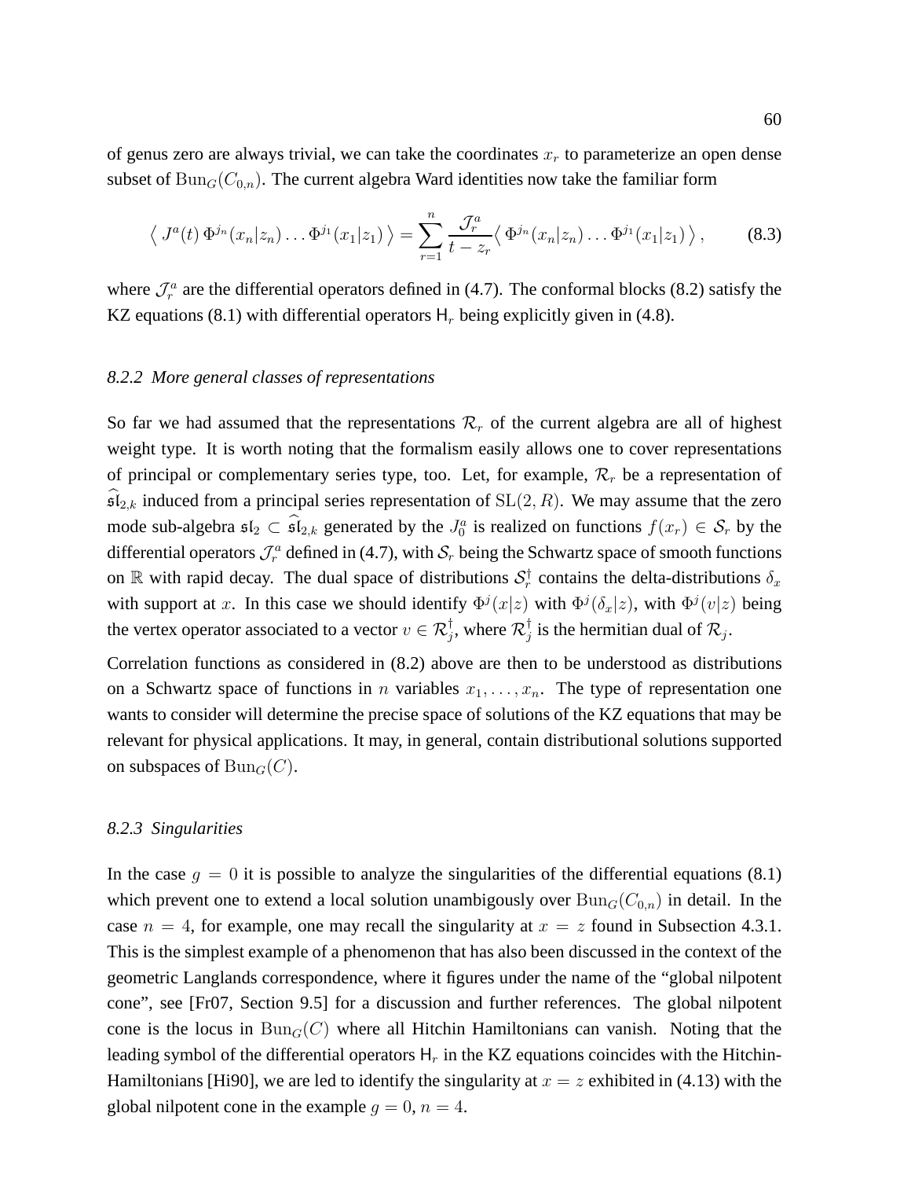of genus zero are always trivial, we can take the coordinates $x_r$ to parameterize an open dense subset of $\mathrm{Bun}_G(C_{0,n})$. The current algebra Ward identities now take the familiar form

$$\left\langle\, J^a(t)\, \Phi^{j_n}(x_n|z_n)\dots\Phi^{j_1}(x_1|z_1)\,\right\rangle = \sum_{r=1}^{n} \frac{\mathcal{J}_r^a}{t-z_r}\left\langle\, \Phi^{j_n}(x_n|z_n)\dots\Phi^{j_1}(x_1|z_1)\,\right\rangle, \tag{8.3}$$

where $\mathcal{J}_r^a$ are the differential operators defined in (4.7). The conformal blocks (8.2) satisfy the KZ equations (8.1) with differential operators $\mathsf{H}_r$ being explicitly given in (4.8).

*8.2.2 More general classes of representations*

So far we had assumed that the representations $\mathcal{R}_r$ of the current algebra are all of highest weight type. It is worth noting that the formalism easily allows one to cover representations of principal or complementary series type, too. Let, for example, $\mathcal{R}_r$ be a representation of $\widehat{\mathfrak{sl}}_{2,k}$ induced from a principal series representation of $\mathrm{SL}(2,R)$. We may assume that the zero mode sub-algebra $\mathfrak{sl}_2 \subset \widehat{\mathfrak{sl}}_{2,k}$ generated by the $J_0^a$ is realized on functions $f(x_r) \in \mathcal{S}_r$ by the differential operators $\mathcal{J}_r^a$ defined in (4.7), with $\mathcal{S}_r$ being the Schwartz space of smooth functions on $\mathbb{R}$ with rapid decay. The dual space of distributions $\mathcal{S}_r^\dagger$ contains the delta-distributions $\delta_x$ with support at $x$. In this case we should identify $\Phi^j(x|z)$ with $\Phi^j(\delta_x|z)$, with $\Phi^j(v|z)$ being the vertex operator associated to a vector $v \in \mathcal{R}_j^\dagger$, where $\mathcal{R}_j^\dagger$ is the hermitian dual of $\mathcal{R}_j$.

Correlation functions as considered in (8.2) above are then to be understood as distributions on a Schwartz space of functions in $n$ variables $x_1,\dots,x_n$. The type of representation one wants to consider will determine the precise space of solutions of the KZ equations that may be relevant for physical applications. It may, in general, contain distributional solutions supported on subspaces of $\mathrm{Bun}_G(C)$.

*8.2.3 Singularities*

In the case $g=0$ it is possible to analyze the singularities of the differential equations (8.1) which prevent one to extend a local solution unambigously over $\mathrm{Bun}_G(C_{0,n})$ in detail. In the case $n=4$, for example, one may recall the singularity at $x=z$ found in Subsection 4.3.1. This is the simplest example of a phenomenon that has also been discussed in the context of the geometric Langlands correspondence, where it figures under the name of the "global nilpotent cone", see [Fr07, Section 9.5] for a discussion and further references. The global nilpotent cone is the locus in $\mathrm{Bun}_G(C)$ where all Hitchin Hamiltonians can vanish. Noting that the leading symbol of the differential operators $\mathsf{H}_r$ in the KZ equations coincides with the Hitchin-Hamiltonians [Hi90], we are led to identify the singularity at $x=z$ exhibited in (4.13) with the global nilpotent cone in the example $g=0$, $n=4$.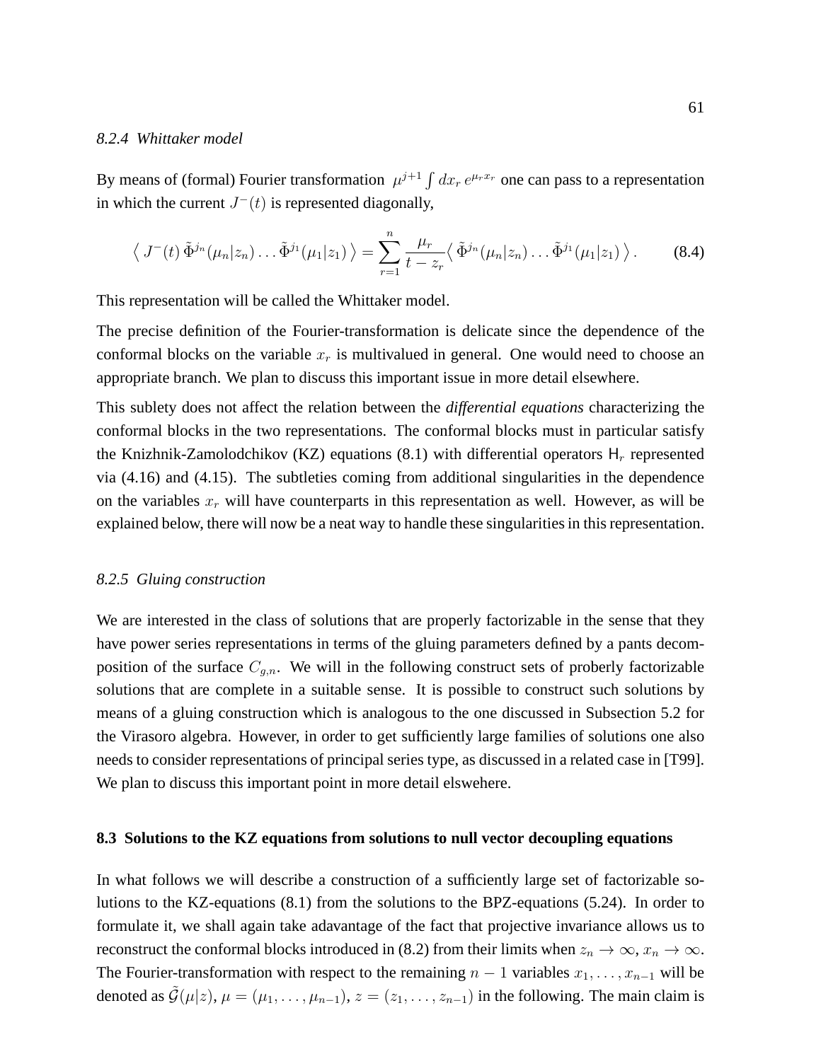#### 8.2.4 Whittaker model

By means of (formal) Fourier transformation $\mu^{j+1}\int dx_r\, e^{\mu_r x_r}$ one can pass to a representation in which the current $J^-(t)$ is represented diagonally,

$$\left\langle\, J^-(t)\, \tilde{\Phi}^{j_n}(\mu_n|z_n)\ldots\tilde{\Phi}^{j_1}(\mu_1|z_1)\,\right\rangle = \sum_{r=1}^{n}\frac{\mu_r}{t-z_r}\left\langle\, \tilde{\Phi}^{j_n}(\mu_n|z_n)\ldots\tilde{\Phi}^{j_1}(\mu_1|z_1)\,\right\rangle. \tag{8.4}$$

This representation will be called the Whittaker model.

The precise definition of the Fourier-transformation is delicate since the dependence of the conformal blocks on the variable $x_r$ is multivalued in general. One would need to choose an appropriate branch. We plan to discuss this important issue in more detail elsewhere.

This sublety does not affect the relation between the *differential equations* characterizing the conformal blocks in the two representations. The conformal blocks must in particular satisfy the Knizhnik-Zamolodchikov (KZ) equations (8.1) with differential operators $\mathsf{H}_r$ represented via (4.16) and (4.15). The subtleties coming from additional singularities in the dependence on the variables $x_r$ will have counterparts in this representation as well. However, as will be explained below, there will now be a neat way to handle these singularities in this representation.

#### 8.2.5 Gluing construction

We are interested in the class of solutions that are properly factorizable in the sense that they have power series representations in terms of the gluing parameters defined by a pants decomposition of the surface $C_{g,n}$. We will in the following construct sets of proberly factorizable solutions that are complete in a suitable sense. It is possible to construct such solutions by means of a gluing construction which is analogous to the one discussed in Subsection 5.2 for the Virasoro algebra. However, in order to get sufficiently large families of solutions one also needs to consider representations of principal series type, as discussed in a related case in [T99]. We plan to discuss this important point in more detail elswehere.

### 8.3 Solutions to the KZ equations from solutions to null vector decoupling equations

In what follows we will describe a construction of a sufficiently large set of factorizable solutions to the KZ-equations (8.1) from the solutions to the BPZ-equations (5.24). In order to formulate it, we shall again take adavantage of the fact that projective invariance allows us to reconstruct the conformal blocks introduced in (8.2) from their limits when $z_n\to\infty$, $x_n\to\infty$. The Fourier-transformation with respect to the remaining $n-1$ variables $x_1,\ldots,x_{n-1}$ will be denoted as $\tilde{\mathcal{G}}(\mu|z)$, $\mu=(\mu_1,\ldots,\mu_{n-1})$, $z=(z_1,\ldots,z_{n-1})$ in the following. The main claim is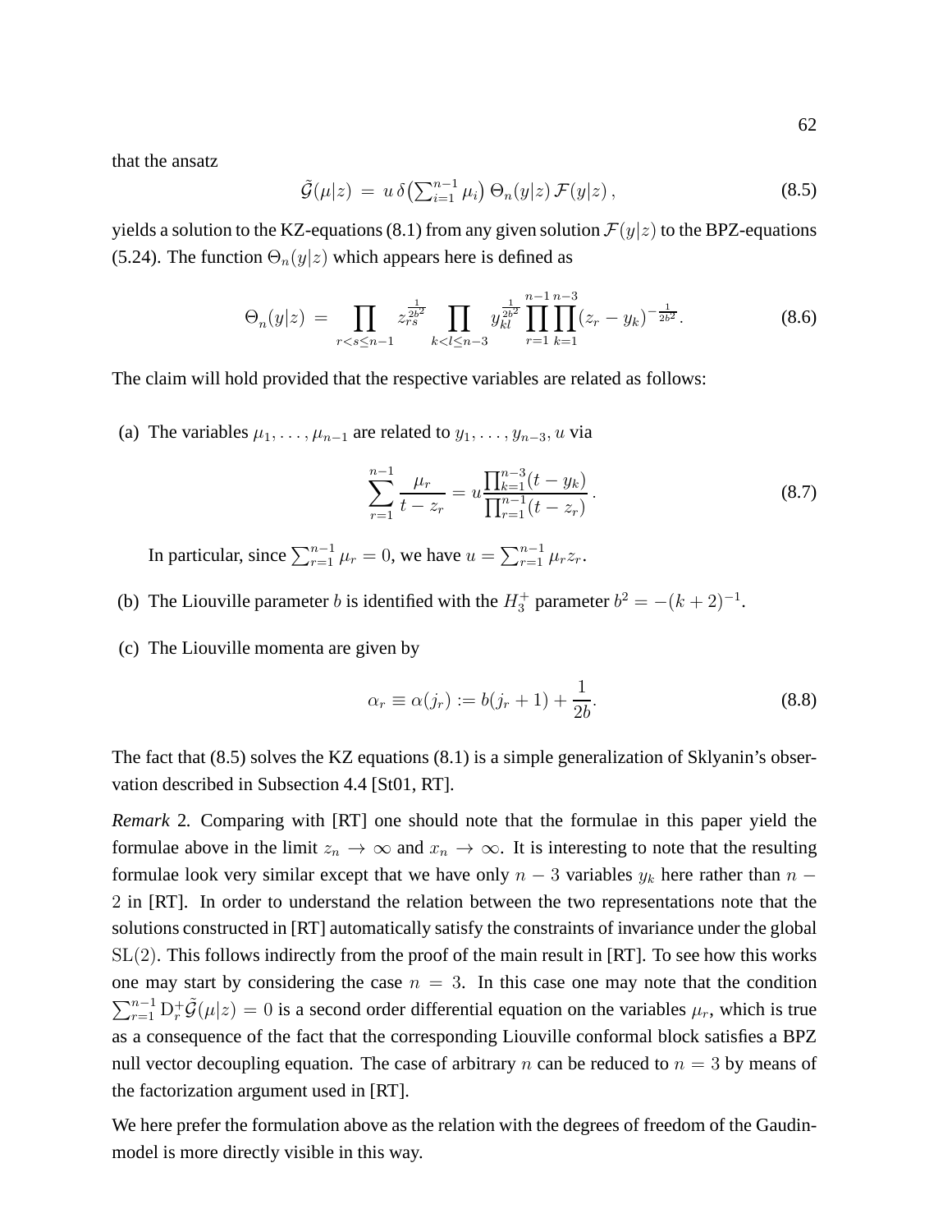that the ansatz

$$\tilde{\mathcal{G}}(\mu|z) \;=\; u\,\delta\big(\textstyle\sum_{i=1}^{n-1}\mu_i\big)\,\Theta_n(y|z)\,\mathcal{F}(y|z)\,, \tag{8.5}$$

yields a solution to the KZ-equations (8.1) from any given solution $\mathcal{F}(y|z)$ to the BPZ-equations (5.24). The function $\Theta_n(y|z)$ which appears here is defined as

$$\Theta_n(y|z) \;=\; \prod_{r<s\leq n-1} z_{rs}^{\frac{1}{2b^2}} \prod_{k<l\leq n-3} y_{kl}^{\frac{1}{2b^2}} \prod_{r=1}^{n-1}\prod_{k=1}^{n-3}(z_r-y_k)^{-\frac{1}{2b^2}}. \tag{8.6}$$

The claim will hold provided that the respective variables are related as follows:

(a) The variables $\mu_1,\ldots,\mu_{n-1}$ are related to $y_1,\ldots,y_{n-3},u$ via

$$\sum_{r=1}^{n-1}\frac{\mu_r}{t-z_r} = u\frac{\prod_{k=1}^{n-3}(t-y_k)}{\prod_{r=1}^{n-1}(t-z_r)}\,. \tag{8.7}$$

In particular, since $\sum_{r=1}^{n-1}\mu_r=0$, we have $u=\sum_{r=1}^{n-1}\mu_r z_r$.

(b) The Liouville parameter $b$ is identified with the $H_3^+$ parameter $b^2=-(k+2)^{-1}$.

(c) The Liouville momenta are given by

$$\alpha_r \equiv \alpha(j_r) := b(j_r+1)+\frac{1}{2b}. \tag{8.8}$$

The fact that (8.5) solves the KZ equations (8.1) is a simple generalization of Sklyanin's observation described in Subsection 4.4 [St01, RT].

*Remark* 2. Comparing with [RT] one should note that the formulae in this paper yield the formulae above in the limit $z_n\to\infty$ and $x_n\to\infty$. It is interesting to note that the resulting formulae look very similar except that we have only $n-3$ variables $y_k$ here rather than $n-2$ in [RT]. In order to understand the relation between the two representations note that the solutions constructed in [RT] automatically satisfy the constraints of invariance under the global $\mathrm{SL}(2)$. This follows indirectly from the proof of the main result in [RT]. To see how this works one may start by considering the case $n=3$. In this case one may note that the condition $\sum_{r=1}^{n-1}\mathrm{D}_r^+\tilde{\mathcal{G}}(\mu|z)=0$ is a second order differential equation on the variables $\mu_r$, which is true as a consequence of the fact that the corresponding Liouville conformal block satisfies a BPZ null vector decoupling equation. The case of arbitrary $n$ can be reduced to $n=3$ by means of the factorization argument used in [RT].

We here prefer the formulation above as the relation with the degrees of freedom of the Gaudin-model is more directly visible in this way.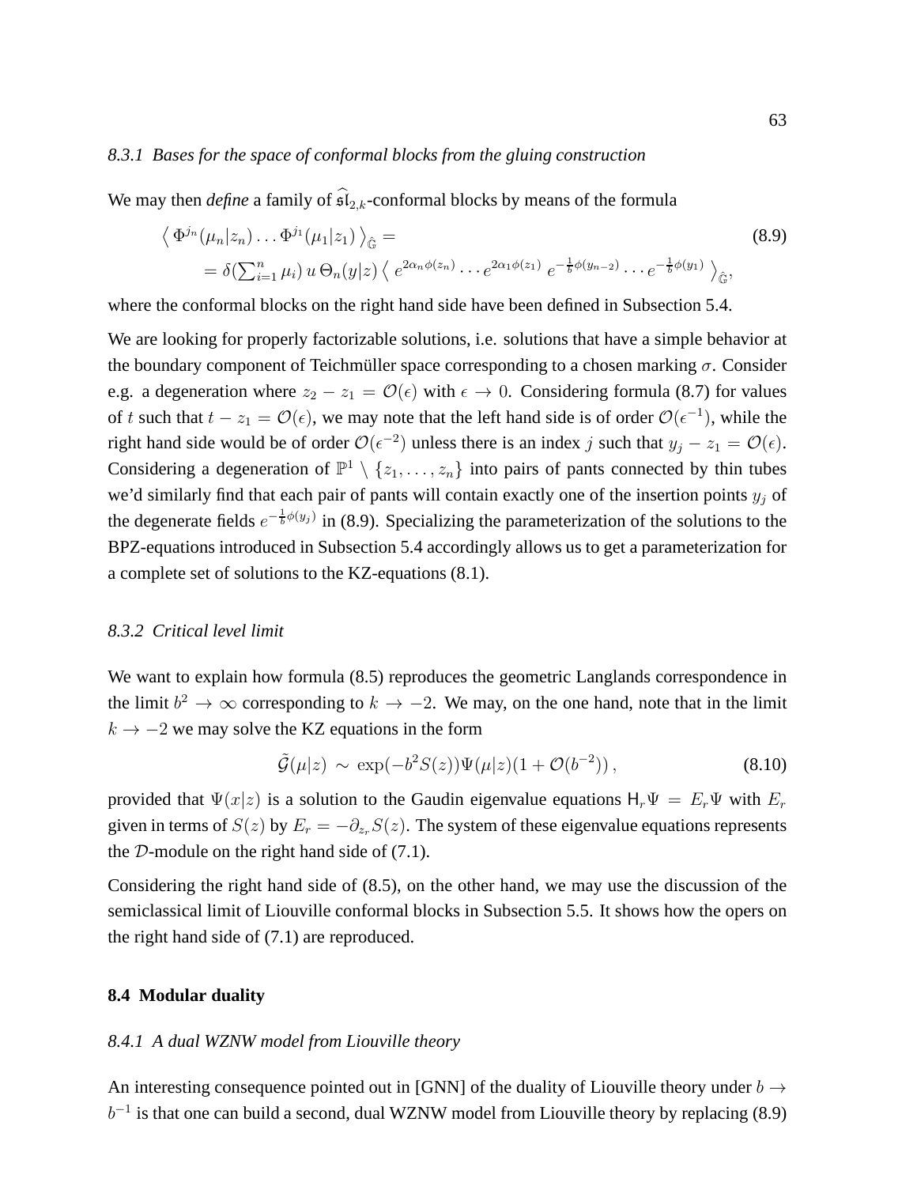#### 8.3.1 *Bases for the space of conformal blocks from the gluing construction*

We may then *define* a family of $\widehat{\mathfrak{sl}}_{2,k}$-conformal blocks by means of the formula

$$
\begin{aligned}
&\left\langle \Phi^{j_n}(\mu_n|z_n)\dots\Phi^{j_1}(\mu_1|z_1)\right\rangle_{\hat{\mathbb{G}}} = \\
&\quad = \delta(\textstyle\sum_{i=1}^n \mu_i)\, u\, \Theta_n(y|z) \left\langle e^{2\alpha_n\phi(z_n)}\cdots e^{2\alpha_1\phi(z_1)}\, e^{-\frac{1}{b}\phi(y_{n-2})}\cdots e^{-\frac{1}{b}\phi(y_1)}\right\rangle_{\hat{\mathbb{G}}},
\end{aligned}
\tag{8.9}
$$

where the conformal blocks on the right hand side have been defined in Subsection 5.4.

We are looking for properly factorizable solutions, i.e. solutions that have a simple behavior at the boundary component of Teichmüller space corresponding to a chosen marking $\sigma$. Consider e.g. a degeneration where $z_2 - z_1 = \mathcal{O}(\epsilon)$ with $\epsilon \to 0$. Considering formula (8.7) for values of $t$ such that $t - z_1 = \mathcal{O}(\epsilon)$, we may note that the left hand side is of order $\mathcal{O}(\epsilon^{-1})$, while the right hand side would be of order $\mathcal{O}(\epsilon^{-2})$ unless there is an index $j$ such that $y_j - z_1 = \mathcal{O}(\epsilon)$. Considering a degeneration of $\mathbb{P}^1 \setminus \{z_1,\dots,z_n\}$ into pairs of pants connected by thin tubes we'd similarly find that each pair of pants will contain exactly one of the insertion points $y_j$ of the degenerate fields $e^{-\frac{1}{b}\phi(y_j)}$ in (8.9). Specializing the parameterization of the solutions to the BPZ-equations introduced in Subsection 5.4 accordingly allows us to get a parameterization for a complete set of solutions to the KZ-equations (8.1).

#### 8.3.2 *Critical level limit*

We want to explain how formula (8.5) reproduces the geometric Langlands correspondence in the limit $b^2 \to \infty$ corresponding to $k \to -2$. We may, on the one hand, note that in the limit $k \to -2$ we may solve the KZ equations in the form

$$
\tilde{\mathcal{G}}(\mu|z) \sim \exp(-b^2 S(z))\Psi(\mu|z)(1+\mathcal{O}(b^{-2}))\,,
\tag{8.10}
$$

provided that $\Psi(x|z)$ is a solution to the Gaudin eigenvalue equations $\mathsf{H}_r\Psi = E_r\Psi$ with $E_r$ given in terms of $S(z)$ by $E_r = -\partial_{z_r}S(z)$. The system of these eigenvalue equations represents the $\mathcal{D}$-module on the right hand side of (7.1).

Considering the right hand side of (8.5), on the other hand, we may use the discussion of the semiclassical limit of Liouville conformal blocks in Subsection 5.5. It shows how the opers on the right hand side of (7.1) are reproduced.

### 8.4 Modular duality

#### 8.4.1 *A dual WZNW model from Liouville theory*

An interesting consequence pointed out in [GNN] of the duality of Liouville theory under $b \to b^{-1}$ is that one can build a second, dual WZNW model from Liouville theory by replacing (8.9)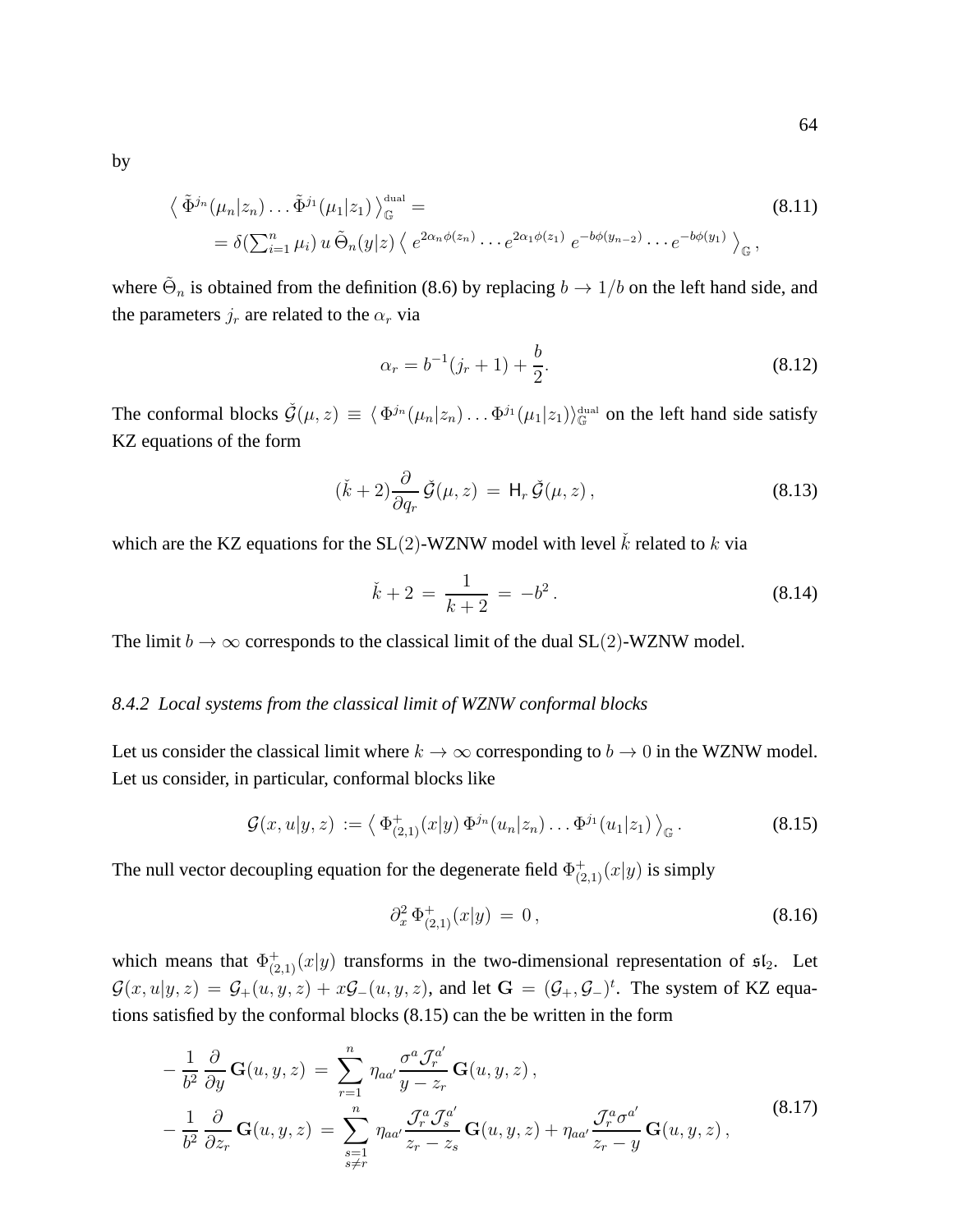by

$$
\begin{aligned}
&\Big\langle\, \tilde{\Phi}^{j_n}(\mu_n|z_n)\dots\tilde{\Phi}^{j_1}(\mu_1|z_1)\,\Big\rangle_{\mathbb{G}}^{\rm dual} = \\
&\quad = \delta(\textstyle\sum_{i=1}^n \mu_i)\, u\, \tilde{\Theta}_n(y|z) \,\Big\langle\, e^{2\alpha_n\phi(z_n)}\cdots e^{2\alpha_1\phi(z_1)}\; e^{-b\phi(y_{n-2})}\cdots e^{-b\phi(y_1)}\,\Big\rangle_{\mathbb{G}}\,,
\end{aligned}
\tag{8.11}
$$

where $\tilde{\Theta}_n$ is obtained from the definition (8.6) by replacing $b\to 1/b$ on the left hand side, and the parameters $j_r$ are related to the $\alpha_r$ via

$$
\alpha_r = b^{-1}(j_r+1)+\frac{b}{2}. \tag{8.12}
$$

The conformal blocks $\check{\mathcal{G}}(\mu,z) \equiv \langle\, \Phi^{j_n}(\mu_n|z_n)\dots\Phi^{j_1}(\mu_1|z_1)\rangle_{\mathbb{G}}^{\rm dual}$ on the left hand side satisfy KZ equations of the form

$$
(\check{k}+2)\frac{\partial}{\partial q_r}\,\check{\mathcal{G}}(\mu,z) \,=\, \mathsf{H}_r\,\check{\mathcal{G}}(\mu,z)\,, \tag{8.13}
$$

which are the KZ equations for the SL(2)-WZNW model with level $\check{k}$ related to $k$ via

$$
\check{k}+2 \,=\, \frac{1}{k+2} \,=\, -b^2\,. \tag{8.14}
$$

The limit $b\to\infty$ corresponds to the classical limit of the dual SL(2)-WZNW model.

### *8.4.2 Local systems from the classical limit of WZNW conformal blocks*

Let us consider the classical limit where $k\to\infty$ corresponding to $b\to 0$ in the WZNW model. Let us consider, in particular, conformal blocks like

$$
\mathcal{G}(x,u|y,z) \,:=\Big\langle\, \Phi^+_{(2,1)}(x|y)\,\Phi^{j_n}(u_n|z_n)\dots\Phi^{j_1}(u_1|z_1)\,\Big\rangle_{\mathbb{G}}\,. \tag{8.15}
$$

The null vector decoupling equation for the degenerate field $\Phi^+_{(2,1)}(x|y)$ is simply

$$
\partial_x^2\,\Phi^+_{(2,1)}(x|y)\,=\,0\,, \tag{8.16}
$$

which means that $\Phi^+_{(2,1)}(x|y)$ transforms in the two-dimensional representation of $\mathfrak{sl}_2$. Let $\mathcal{G}(x,u|y,z) = \mathcal{G}_+(u,y,z)+x\mathcal{G}_-(u,y,z)$, and let $\mathbf{G} = (\mathcal{G}_+,\mathcal{G}_-)^t$. The system of KZ equations satisfied by the conformal blocks (8.15) can the be written in the form

$$
\begin{aligned}
-\frac{1}{b^2}\frac{\partial}{\partial y}\,\mathbf{G}(u,y,z) \,&=\, \sum_{r=1}^n \eta_{aa'}\frac{\sigma^a\mathcal{J}_r^{a'}}{y-z_r}\,\mathbf{G}(u,y,z)\,,\\
-\frac{1}{b^2}\frac{\partial}{\partial z_r}\,\mathbf{G}(u,y,z) \,&=\, \sum_{\substack{s=1\\ s\neq r}}^n \eta_{aa'}\frac{\mathcal{J}_r^a\mathcal{J}_s^{a'}}{z_r-z_s}\,\mathbf{G}(u,y,z) + \eta_{aa'}\frac{\mathcal{J}_r^a\sigma^{a'}}{z_r-y}\,\mathbf{G}(u,y,z)\,,
\end{aligned}
\tag{8.17}
$$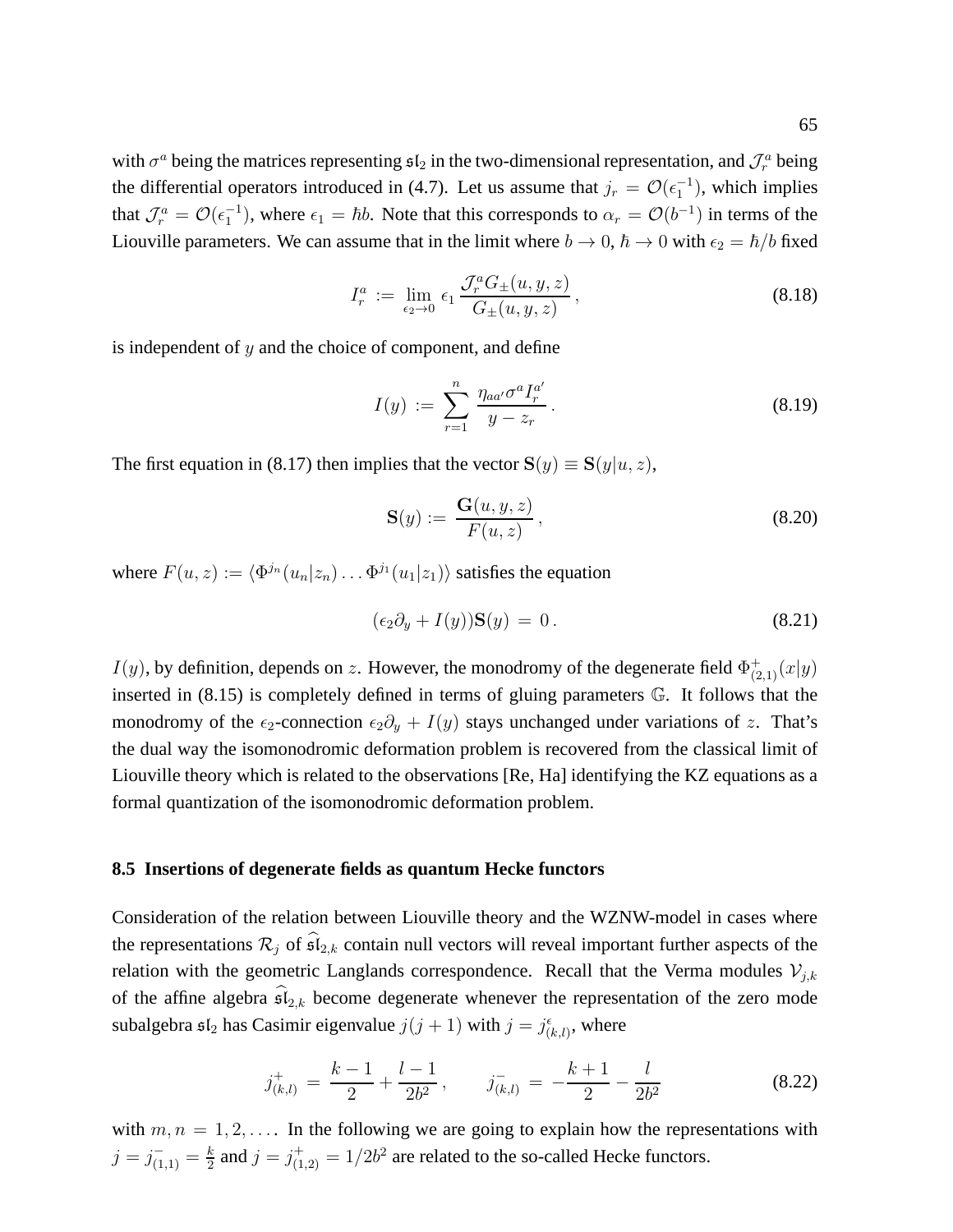with $\sigma^a$ being the matrices representing $\mathfrak{sl}_2$ in the two-dimensional representation, and $\mathcal{J}_r^a$ being the differential operators introduced in (4.7). Let us assume that $j_r = \mathcal{O}(\epsilon_1^{-1})$, which implies that $\mathcal{J}_r^a = \mathcal{O}(\epsilon_1^{-1})$, where $\epsilon_1 = \hbar b$. Note that this corresponds to $\alpha_r = \mathcal{O}(b^{-1})$ in terms of the Liouville parameters. We can assume that in the limit where $b \to 0$, $\hbar \to 0$ with $\epsilon_2 = \hbar/b$ fixed

$$I_r^a := \lim_{\epsilon_2 \to 0} \epsilon_1 \frac{\mathcal{J}_r^a G_\pm(u, y, z)}{G_\pm(u, y, z)}, \tag{8.18}$$

is independent of $y$ and the choice of component, and define

$$I(y) := \sum_{r=1}^{n} \frac{\eta_{aa'}\sigma^a I_r^{a'}}{y - z_r}. \tag{8.19}$$

The first equation in (8.17) then implies that the vector $\mathbf{S}(y) \equiv \mathbf{S}(y|u, z)$,

$$\mathbf{S}(y) := \frac{\mathbf{G}(u, y, z)}{F(u, z)}, \tag{8.20}$$

where $F(u, z) := \langle \Phi^{j_n}(u_n|z_n) \dots \Phi^{j_1}(u_1|z_1) \rangle$ satisfies the equation

$$(\epsilon_2 \partial_y + I(y))\mathbf{S}(y) = 0. \tag{8.21}$$

$I(y)$, by definition, depends on $z$. However, the monodromy of the degenerate field $\Phi^+_{(2,1)}(x|y)$ inserted in (8.15) is completely defined in terms of gluing parameters $\mathbb{G}$. It follows that the monodromy of the $\epsilon_2$-connection $\epsilon_2 \partial_y + I(y)$ stays unchanged under variations of $z$. That's the dual way the isomonodromic deformation problem is recovered from the classical limit of Liouville theory which is related to the observations [Re, Ha] identifying the KZ equations as a formal quantization of the isomonodromic deformation problem.

### 8.5 Insertions of degenerate fields as quantum Hecke functors

Consideration of the relation between Liouville theory and the WZNW-model in cases where the representations $\mathcal{R}_j$ of $\widehat{\mathfrak{sl}}_{2,k}$ contain null vectors will reveal important further aspects of the relation with the geometric Langlands correspondence. Recall that the Verma modules $\mathcal{V}_{j,k}$ of the affine algebra $\widehat{\mathfrak{sl}}_{2,k}$ become degenerate whenever the representation of the zero mode subalgebra $\mathfrak{sl}_2$ has Casimir eigenvalue $j(j+1)$ with $j = j^\epsilon_{(k,l)}$, where

$$j^+_{(k,l)} = \frac{k-1}{2} + \frac{l-1}{2b^2}, \qquad j^-_{(k,l)} = -\frac{k+1}{2} - \frac{l}{2b^2} \tag{8.22}$$

with $m, n = 1, 2, \dots$. In the following we are going to explain how the representations with $j = j^-_{(1,1)} = \frac{k}{2}$ and $j = j^+_{(1,2)} = 1/2b^2$ are related to the so-called Hecke functors.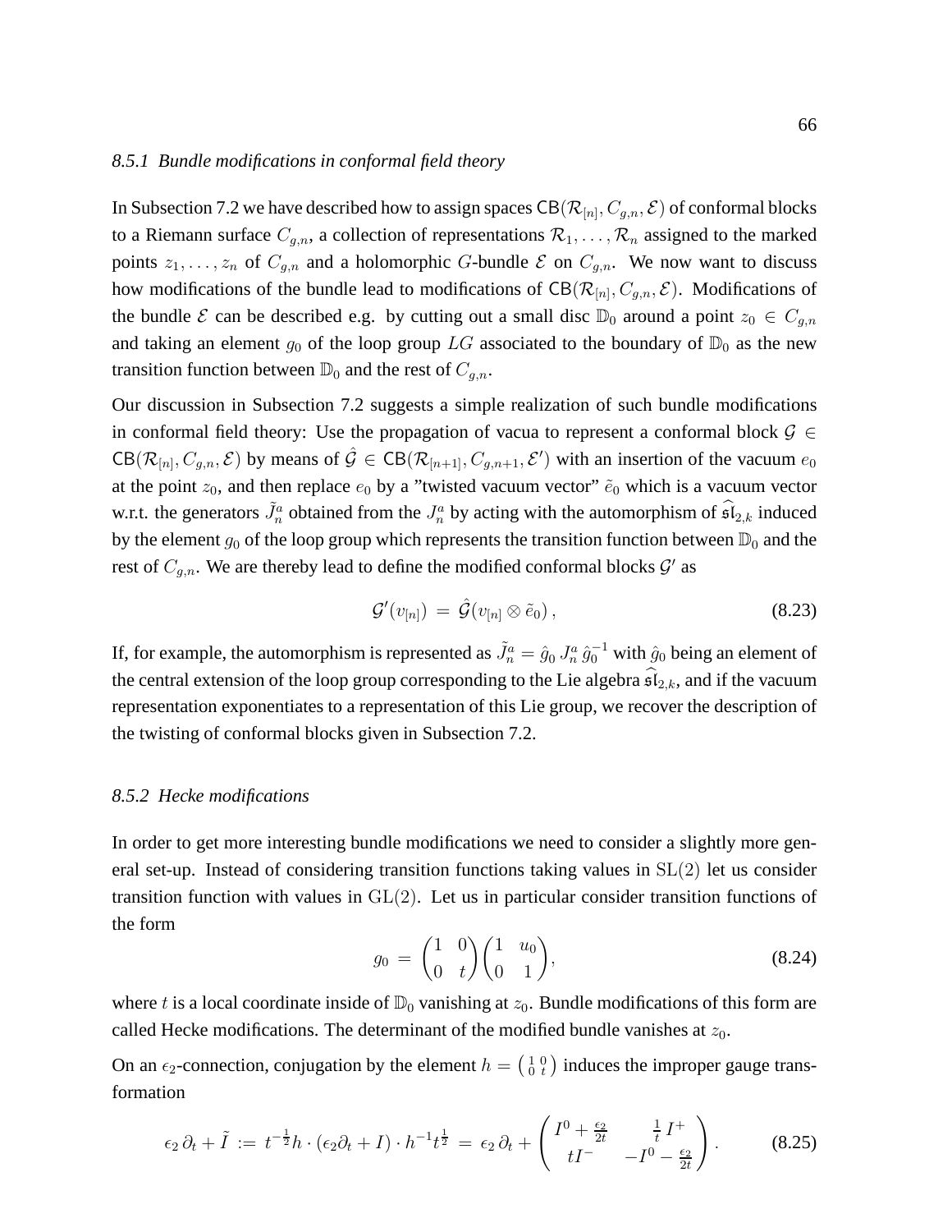#### *8.5.1 Bundle modifications in conformal field theory*

In Subsection 7.2 we have described how to assign spaces $\mathsf{CB}(\mathcal{R}_{[n]}, C_{g,n}, \mathcal{E})$ of conformal blocks to a Riemann surface $C_{g,n}$, a collection of representations $\mathcal{R}_1, \ldots, \mathcal{R}_n$ assigned to the marked points $z_1, \ldots, z_n$ of $C_{g,n}$ and a holomorphic $G$-bundle $\mathcal{E}$ on $C_{g,n}$. We now want to discuss how modifications of the bundle lead to modifications of $\mathsf{CB}(\mathcal{R}_{[n]}, C_{g,n}, \mathcal{E})$. Modifications of the bundle $\mathcal{E}$ can be described e.g. by cutting out a small disc $\mathbb{D}_0$ around a point $z_0 \in C_{g,n}$ and taking an element $g_0$ of the loop group $LG$ associated to the boundary of $\mathbb{D}_0$ as the new transition function between $\mathbb{D}_0$ and the rest of $C_{g,n}$.

Our discussion in Subsection 7.2 suggests a simple realization of such bundle modifications in conformal field theory: Use the propagation of vacua to represent a conformal block $\mathcal{G} \in \mathsf{CB}(\mathcal{R}_{[n]}, C_{g,n}, \mathcal{E})$ by means of $\hat{\mathcal{G}} \in \mathsf{CB}(\mathcal{R}_{[n+1]}, C_{g,n+1}, \mathcal{E}')$ with an insertion of the vacuum $e_0$ at the point $z_0$, and then replace $e_0$ by a "twisted vacuum vector" $\tilde{e}_0$ which is a vacuum vector w.r.t. the generators $\tilde{J}^a_n$ obtained from the $J^a_n$ by acting with the automorphism of $\widehat{\mathfrak{sl}}_{2,k}$ induced by the element $g_0$ of the loop group which represents the transition function between $\mathbb{D}_0$ and the rest of $C_{g,n}$. We are thereby lead to define the modified conformal blocks $\mathcal{G}'$ as

$$\mathcal{G}'(v_{[n]}) \,=\, \hat{\mathcal{G}}(v_{[n]} \otimes \tilde{e}_0)\,, \tag{8.23}$$

If, for example, the automorphism is represented as $\tilde{J}^a_n = \hat{g}_0\, J^a_n\, \hat{g}_0^{-1}$ with $\hat{g}_0$ being an element of the central extension of the loop group corresponding to the Lie algebra $\widehat{\mathfrak{sl}}_{2,k}$, and if the vacuum representation exponentiates to a representation of this Lie group, we recover the description of the twisting of conformal blocks given in Subsection 7.2.

#### *8.5.2 Hecke modifications*

In order to get more interesting bundle modifications we need to consider a slightly more general set-up. Instead of considering transition functions taking values in $\mathrm{SL}(2)$ let us consider transition function with values in $\mathrm{GL}(2)$. Let us in particular consider transition functions of the form

$$g_0 \,=\, \begin{pmatrix} 1 & 0 \\ 0 & t \end{pmatrix} \begin{pmatrix} 1 & u_0 \\ 0 & 1 \end{pmatrix}, \tag{8.24}$$

where $t$ is a local coordinate inside of $\mathbb{D}_0$ vanishing at $z_0$. Bundle modifications of this form are called Hecke modifications. The determinant of the modified bundle vanishes at $z_0$.

On an $\epsilon_2$-connection, conjugation by the element $h = \left(\begin{smallmatrix} 1 & 0 \\ 0 & t \end{smallmatrix}\right)$ induces the improper gauge transformation

$$\epsilon_2\, \partial_t + \tilde{I} \,:=\, t^{-\frac{1}{2}} h \cdot (\epsilon_2 \partial_t + I) \cdot h^{-1} t^{\frac{1}{2}} \,=\, \epsilon_2\, \partial_t + \begin{pmatrix} I^0 + \frac{\epsilon_2}{2t} & \frac{1}{t}\, I^+ \\ t I^- & -I^0 - \frac{\epsilon_2}{2t} \end{pmatrix}. \tag{8.25}$$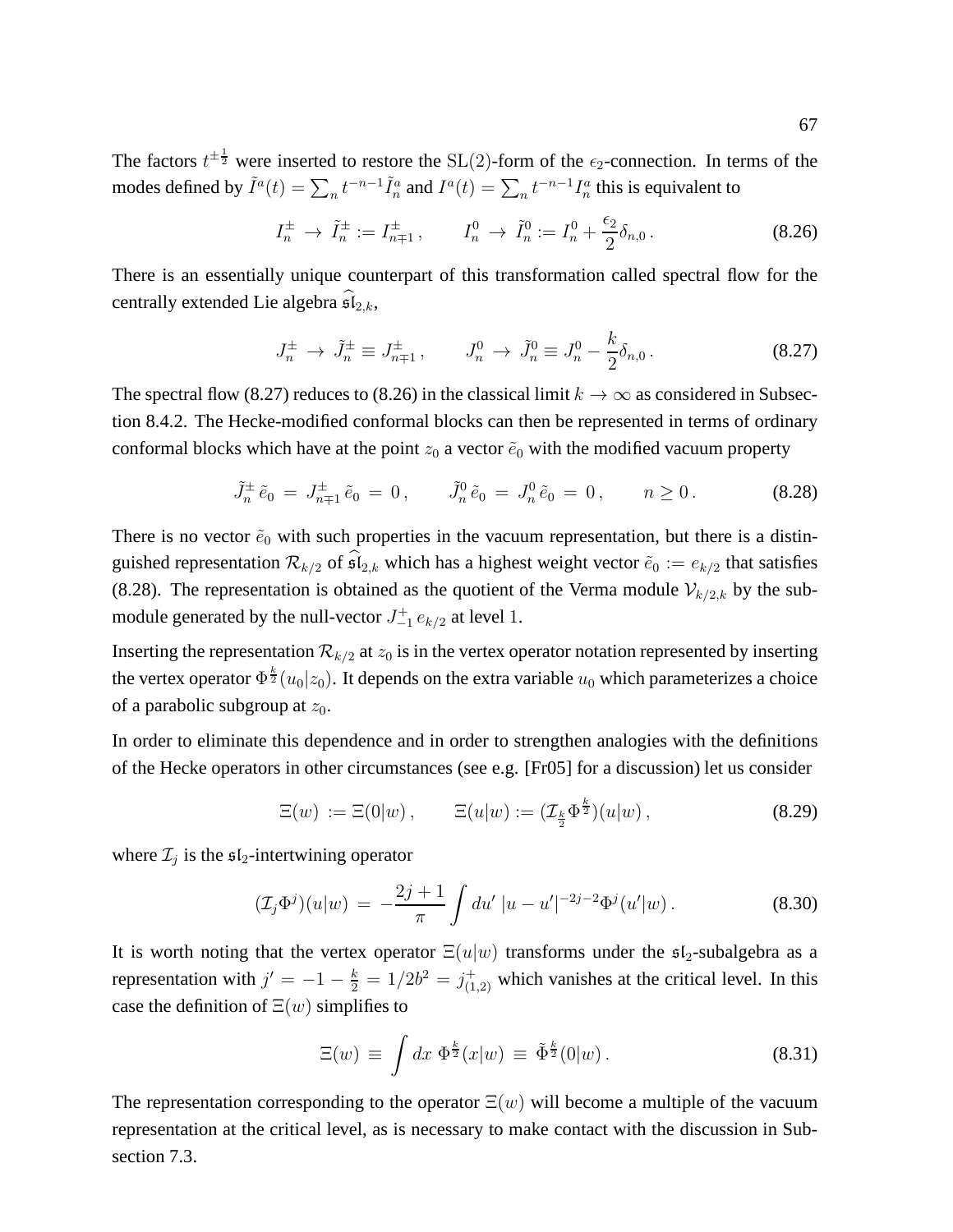The factors $t^{\pm\frac{1}{2}}$ were inserted to restore the $\mathrm{SL}(2)$-form of the $\epsilon_2$-connection. In terms of the modes defined by $\tilde{I}^a(t) = \sum_n t^{-n-1}\tilde{I}^a_n$ and $I^a(t) = \sum_n t^{-n-1}I^a_n$ this is equivalent to

$$I^{\pm}_n \;\to\; \tilde{I}^{\pm}_n := I^{\pm}_{n\mp 1}\,, \qquad I^0_n \;\to\; \tilde{I}^0_n := I^0_n + \frac{\epsilon_2}{2}\delta_{n,0}\,. \tag{8.26}$$

There is an essentially unique counterpart of this transformation called spectral flow for the centrally extended Lie algebra $\widehat{\mathfrak{sl}}_{2,k}$,

$$J^{\pm}_n \;\to\; \tilde{J}^{\pm}_n \equiv J^{\pm}_{n\mp 1}\,, \qquad J^0_n \;\to\; \tilde{J}^0_n \equiv J^0_n - \frac{k}{2}\delta_{n,0}\,. \tag{8.27}$$

The spectral flow (8.27) reduces to (8.26) in the classical limit $k \to \infty$ as considered in Subsection 8.4.2. The Hecke-modified conformal blocks can then be represented in terms of ordinary conformal blocks which have at the point $z_0$ a vector $\tilde{e}_0$ with the modified vacuum property

$$\tilde{J}^{\pm}_n\,\tilde{e}_0 \;=\; J^{\pm}_{n\mp 1}\,\tilde{e}_0 \;=\; 0\,, \qquad \tilde{J}^0_n\,\tilde{e}_0 \;=\; J^0_n\,\tilde{e}_0 \;=\; 0\,, \qquad n \geq 0\,. \tag{8.28}$$

There is no vector $\tilde{e}_0$ with such properties in the vacuum representation, but there is a distinguished representation $\mathcal{R}_{k/2}$ of $\widehat{\mathfrak{sl}}_{2,k}$ which has a highest weight vector $\tilde{e}_0 := e_{k/2}$ that satisfies (8.28). The representation is obtained as the quotient of the Verma module $\mathcal{V}_{k/2,k}$ by the submodule generated by the null-vector $J^+_{-1}\,e_{k/2}$ at level 1.

Inserting the representation $\mathcal{R}_{k/2}$ at $z_0$ is in the vertex operator notation represented by inserting the vertex operator $\Phi^{\frac{k}{2}}(u_0|z_0)$. It depends on the extra variable $u_0$ which parameterizes a choice of a parabolic subgroup at $z_0$.

In order to eliminate this dependence and in order to strengthen analogies with the definitions of the Hecke operators in other circumstances (see e.g. [Fr05] for a discussion) let us consider

$$\Xi(w) \;:=\; \Xi(0|w)\,, \qquad \Xi(u|w) := (\mathcal{I}_{\frac{k}{2}}\Phi^{\frac{k}{2}})(u|w)\,, \tag{8.29}$$

where $\mathcal{I}_j$ is the $\mathfrak{sl}_2$-intertwining operator

$$(\mathcal{I}_j\Phi^j)(u|w) \;=\; -\frac{2j+1}{\pi}\int du'\;|u-u'|^{-2j-2}\Phi^j(u'|w)\,. \tag{8.30}$$

It is worth noting that the vertex operator $\Xi(u|w)$ transforms under the $\mathfrak{sl}_2$-subalgebra as a representation with $j' = -1 - \frac{k}{2} = 1/2b^2 = j^+_{(1,2)}$ which vanishes at the critical level. In this case the definition of $\Xi(w)$ simplifies to

$$\Xi(w) \;\equiv\; \int dx\;\Phi^{\frac{k}{2}}(x|w) \;\equiv\; \tilde{\Phi}^{\frac{k}{2}}(0|w)\,. \tag{8.31}$$

The representation corresponding to the operator $\Xi(w)$ will become a multiple of the vacuum representation at the critical level, as is necessary to make contact with the discussion in Subsection 7.3.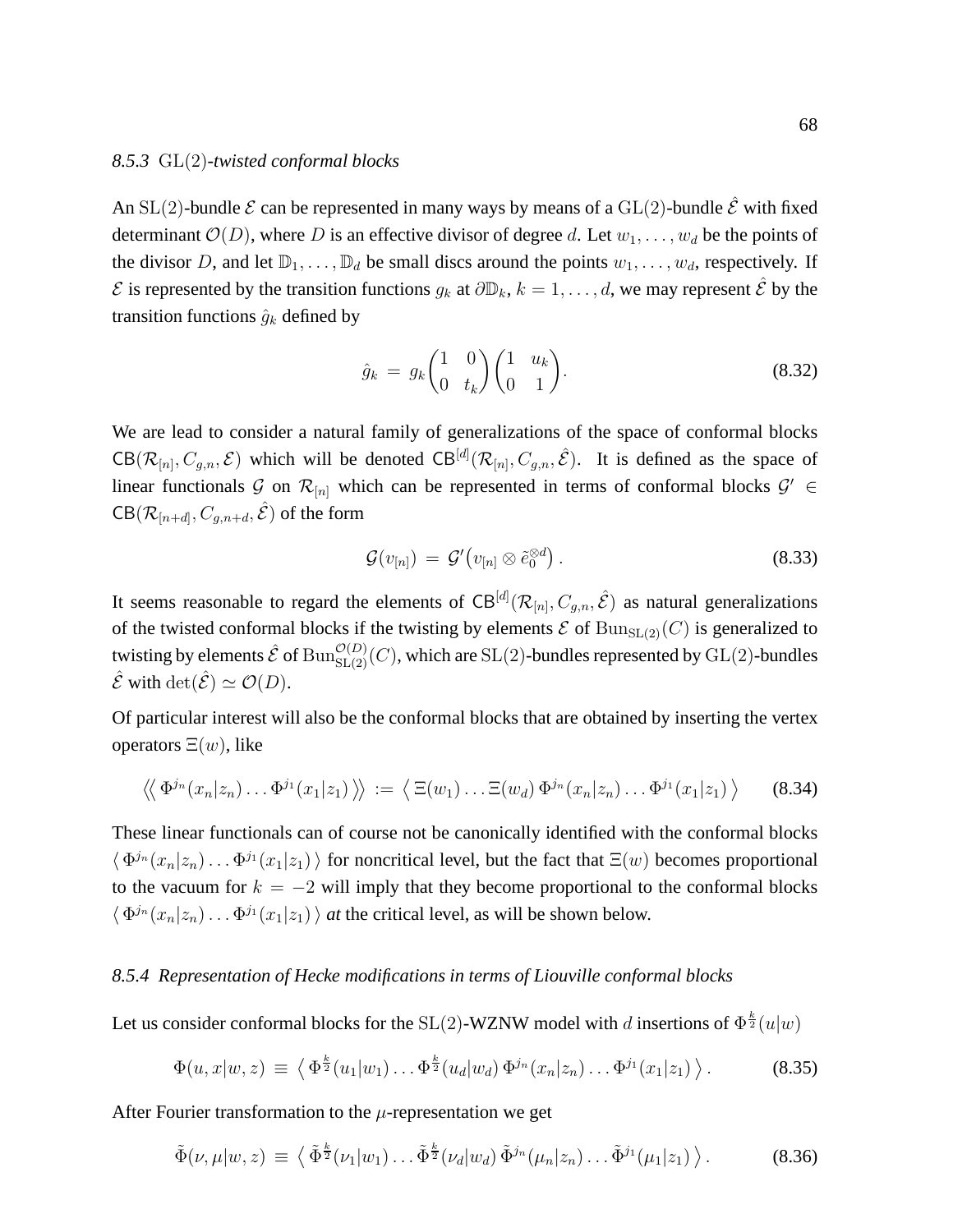### 8.5.3 $\mathrm{GL}(2)$-*twisted conformal blocks*

An $\mathrm{SL}(2)$-bundle $\mathcal{E}$ can be represented in many ways by means of a $\mathrm{GL}(2)$-bundle $\hat{\mathcal{E}}$ with fixed determinant $\mathcal{O}(D)$, where $D$ is an effective divisor of degree $d$. Let $w_1, \dots, w_d$ be the points of the divisor $D$, and let $\mathbb{D}_1, \dots, \mathbb{D}_d$ be small discs around the points $w_1, \dots, w_d$, respectively. If $\mathcal{E}$ is represented by the transition functions $g_k$ at $\partial\mathbb{D}_k$, $k = 1, \dots, d$, we may represent $\hat{\mathcal{E}}$ by the transition functions $\hat{g}_k$ defined by

$$\hat{g}_k \,=\, g_k \begin{pmatrix} 1 & 0 \\ 0 & t_k \end{pmatrix} \begin{pmatrix} 1 & u_k \\ 0 & 1 \end{pmatrix}. \tag{8.32}$$

We are lead to consider a natural family of generalizations of the space of conformal blocks $\mathsf{CB}(\mathcal{R}_{[n]}, C_{g,n}, \mathcal{E})$ which will be denoted $\mathsf{CB}^{[d]}(\mathcal{R}_{[n]}, C_{g,n}, \hat{\mathcal{E}})$. It is defined as the space of linear functionals $\mathcal{G}$ on $\mathcal{R}_{[n]}$ which can be represented in terms of conformal blocks $\mathcal{G}' \in \mathsf{CB}(\mathcal{R}_{[n+d]}, C_{g,n+d}, \hat{\mathcal{E}})$ of the form

$$\mathcal{G}(v_{[n]}) \,=\, \mathcal{G}'\big(v_{[n]} \otimes \tilde{e}_0^{\otimes d}\big)\,. \tag{8.33}$$

It seems reasonable to regard the elements of $\mathsf{CB}^{[d]}(\mathcal{R}_{[n]}, C_{g,n}, \hat{\mathcal{E}})$ as natural generalizations of the twisted conformal blocks if the twisting by elements $\mathcal{E}$ of $\mathrm{Bun}_{\mathrm{SL}(2)}(C)$ is generalized to twisting by elements $\hat{\mathcal{E}}$ of $\mathrm{Bun}_{\mathrm{SL}(2)}^{\mathcal{O}(D)}(C)$, which are $\mathrm{SL}(2)$-bundles represented by $\mathrm{GL}(2)$-bundles $\hat{\mathcal{E}}$ with $\det(\hat{\mathcal{E}}) \simeq \mathcal{O}(D)$.

Of particular interest will also be the conformal blocks that are obtained by inserting the vertex operators $\Xi(w)$, like

$$\big\langle\!\big\langle\, \Phi^{j_n}(x_n|z_n) \dots \Phi^{j_1}(x_1|z_1) \,\big\rangle\!\big\rangle \,:=\, \big\langle\, \Xi(w_1) \dots \Xi(w_d)\, \Phi^{j_n}(x_n|z_n) \dots \Phi^{j_1}(x_1|z_1) \,\big\rangle \tag{8.34}$$

These linear functionals can of course not be canonically identified with the conformal blocks $\langle\, \Phi^{j_n}(x_n|z_n) \dots \Phi^{j_1}(x_1|z_1) \,\rangle$ for noncritical level, but the fact that $\Xi(w)$ becomes proportional to the vacuum for $k = -2$ will imply that they become proportional to the conformal blocks $\langle\, \Phi^{j_n}(x_n|z_n) \dots \Phi^{j_1}(x_1|z_1) \,\rangle$ *at* the critical level, as will be shown below.

### 8.5.4 *Representation of Hecke modifications in terms of Liouville conformal blocks*

Let us consider conformal blocks for the $\mathrm{SL}(2)$-WZNW model with $d$ insertions of $\Phi^{\frac{k}{2}}(u|w)$

$$\Phi(u,x|w,z) \,\equiv\, \big\langle\, \Phi^{\frac{k}{2}}(u_1|w_1) \dots \Phi^{\frac{k}{2}}(u_d|w_d)\, \Phi^{j_n}(x_n|z_n) \dots \Phi^{j_1}(x_1|z_1) \,\big\rangle\,. \tag{8.35}$$

After Fourier transformation to the $\mu$-representation we get

$$\tilde{\Phi}(\nu,\mu|w,z) \,\equiv\, \big\langle\, \tilde{\Phi}^{\frac{k}{2}}(\nu_1|w_1) \dots \tilde{\Phi}^{\frac{k}{2}}(\nu_d|w_d)\, \tilde{\Phi}^{j_n}(\mu_n|z_n) \dots \tilde{\Phi}^{j_1}(\mu_1|z_1) \,\big\rangle\,. \tag{8.36}$$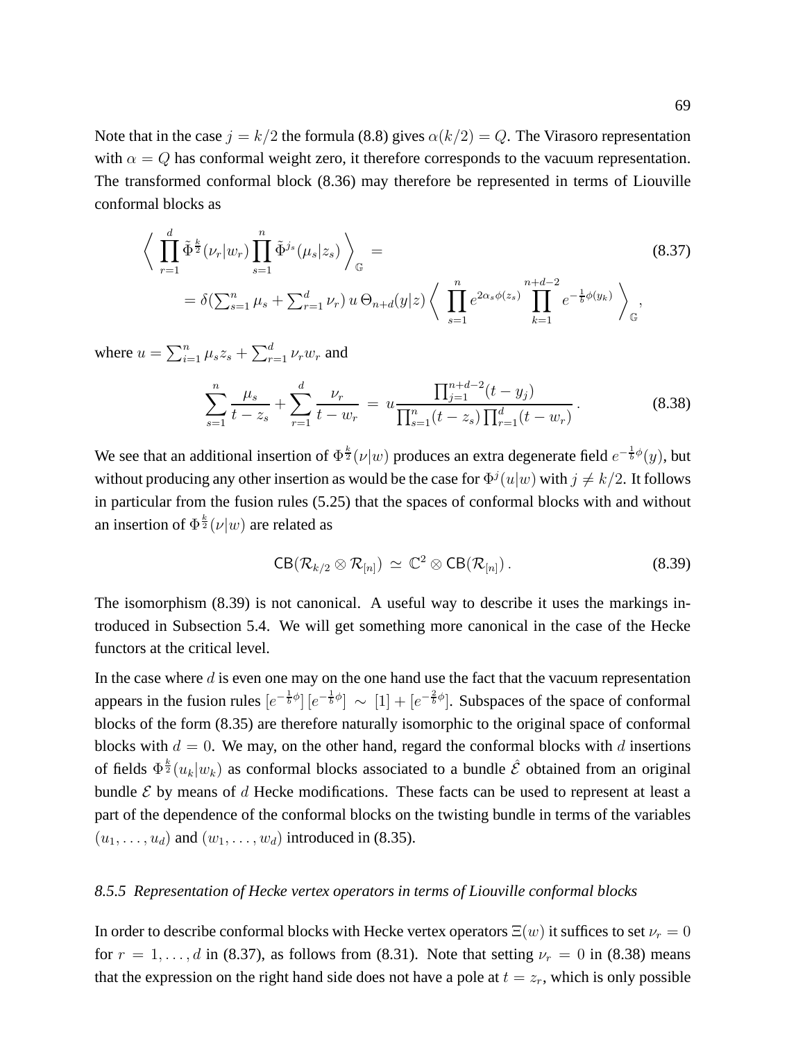Note that in the case $j = k/2$ the formula (8.8) gives $\alpha(k/2) = Q$. The Virasoro representation with $\alpha = Q$ has conformal weight zero, it therefore corresponds to the vacuum representation. The transformed conformal block (8.36) may therefore be represented in terms of Liouville conformal blocks as

$$
\begin{aligned}
&\left\langle \prod_{r=1}^{d} \tilde{\Phi}^{\frac{k}{2}}(\nu_r|w_r) \prod_{s=1}^{n} \tilde{\Phi}^{j_s}(\mu_s|z_s) \right\rangle_{\mathbb{G}} = \qquad (8.37)\\
&\quad = \delta(\textstyle\sum_{s=1}^{n} \mu_s + \sum_{r=1}^{d} \nu_r)\, u\, \Theta_{n+d}(y|z) \left\langle \displaystyle\prod_{s=1}^{n} e^{2\alpha_s \phi(z_s)} \prod_{k=1}^{n+d-2} e^{-\frac{1}{b}\phi(y_k)} \right\rangle_{\mathbb{G}},
\end{aligned}
$$

where $u = \sum_{i=1}^{n} \mu_s z_s + \sum_{r=1}^{d} \nu_r w_r$ and

$$
\sum_{s=1}^{n} \frac{\mu_s}{t - z_s} + \sum_{r=1}^{d} \frac{\nu_r}{t - w_r} \;=\; u \frac{\prod_{j=1}^{n+d-2}(t - y_j)}{\prod_{s=1}^{n}(t - z_s) \prod_{r=1}^{d}(t - w_r)}\,. \qquad (8.38)
$$

We see that an additional insertion of $\Phi^{\frac{k}{2}}(\nu|w)$ produces an extra degenerate field $e^{-\frac{1}{b}\phi}(y)$, but without producing any other insertion as would be the case for $\Phi^{j}(u|w)$ with $j \neq k/2$. It follows in particular from the fusion rules (5.25) that the spaces of conformal blocks with and without an insertion of $\Phi^{\frac{k}{2}}(\nu|w)$ are related as

$$
\mathsf{CB}(\mathcal{R}_{k/2} \otimes \mathcal{R}_{[n]}) \;\simeq\; \mathbb{C}^2 \otimes \mathsf{CB}(\mathcal{R}_{[n]})\,. \qquad (8.39)
$$

The isomorphism (8.39) is not canonical. A useful way to describe it uses the markings introduced in Subsection 5.4. We will get something more canonical in the case of the Hecke functors at the critical level.

In the case where $d$ is even one may on the one hand use the fact that the vacuum representation appears in the fusion rules $[e^{-\frac{1}{b}\phi}]\,[e^{-\frac{1}{b}\phi}] \;\sim\; [1] + [e^{-\frac{2}{b}\phi}]$. Subspaces of the space of conformal blocks of the form (8.35) are therefore naturally isomorphic to the original space of conformal blocks with $d = 0$. We may, on the other hand, regard the conformal blocks with $d$ insertions of fields $\Phi^{\frac{k}{2}}(u_k|w_k)$ as conformal blocks associated to a bundle $\hat{\mathcal{E}}$ obtained from an original bundle $\mathcal{E}$ by means of $d$ Hecke modifications. These facts can be used to represent at least a part of the dependence of the conformal blocks on the twisting bundle in terms of the variables $(u_1, \dots, u_d)$ and $(w_1, \dots, w_d)$ introduced in (8.35).

#### *8.5.5 Representation of Hecke vertex operators in terms of Liouville conformal blocks*

In order to describe conformal blocks with Hecke vertex operators $\Xi(w)$ it suffices to set $\nu_r = 0$ for $r = 1, \dots, d$ in (8.37), as follows from (8.31). Note that setting $\nu_r = 0$ in (8.38) means that the expression on the right hand side does not have a pole at $t = z_r$, which is only possible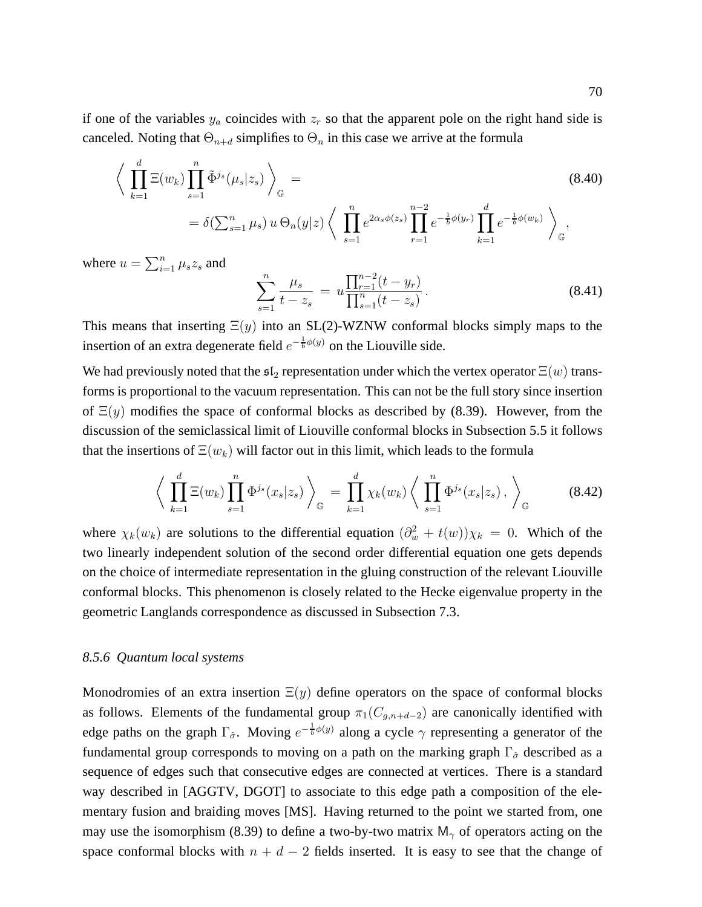if one of the variables $y_a$ coincides with $z_r$ so that the apparent pole on the right hand side is canceled. Noting that $\Theta_{n+d}$ simplifies to $\Theta_n$ in this case we arrive at the formula

$$
\begin{aligned}
\bigg\langle \prod_{k=1}^{d} \Xi(w_k) \prod_{s=1}^{n} \tilde{\Phi}^{j_s}(\mu_s|z_s) \bigg\rangle_{\mathbb{G}} &= \qquad\qquad\qquad\qquad\qquad\qquad\qquad\qquad\qquad\qquad\qquad\qquad (8.40) \\
&= \delta(\textstyle\sum_{s=1}^{n} \mu_s)\, u\, \Theta_n(y|z) \bigg\langle \displaystyle\prod_{s=1}^{n} e^{2\alpha_s \phi(z_s)} \prod_{r=1}^{n-2} e^{-\frac{1}{b}\phi(y_r)} \prod_{k=1}^{d} e^{-\frac{1}{b}\phi(w_k)} \bigg\rangle_{\mathbb{G}},
\end{aligned}
$$

where $u = \sum_{i=1}^{n} \mu_s z_s$ and

$$
\sum_{s=1}^{n} \frac{\mu_s}{t - z_s} \,=\, u \frac{\prod_{r=1}^{n-2}(t - y_r)}{\prod_{s=1}^{n}(t - z_s)}\,. \tag{8.41}
$$

This means that inserting $\Xi(y)$ into an SL(2)-WZNW conformal blocks simply maps to the insertion of an extra degenerate field $e^{-\frac{1}{b}\phi(y)}$ on the Liouville side.

We had previously noted that the $\mathfrak{sl}_2$ representation under which the vertex operator $\Xi(w)$ transforms is proportional to the vacuum representation. This can not be the full story since insertion of $\Xi(y)$ modifies the space of conformal blocks as described by (8.39). However, from the discussion of the semiclassical limit of Liouville conformal blocks in Subsection 5.5 it follows that the insertions of $\Xi(w_k)$ will factor out in this limit, which leads to the formula

$$
\bigg\langle \prod_{k=1}^{d} \Xi(w_k) \prod_{s=1}^{n} \Phi^{j_s}(x_s|z_s) \bigg\rangle_{\mathbb{G}} \,=\, \prod_{k=1}^{d} \chi_k(w_k) \bigg\langle \prod_{s=1}^{n} \Phi^{j_s}(x_s|z_s)\,, \bigg\rangle_{\mathbb{G}} \tag{8.42}
$$

where $\chi_k(w_k)$ are solutions to the differential equation $(\partial_w^2 + t(w))\chi_k = 0$. Which of the two linearly independent solution of the second order differential equation one gets depends on the choice of intermediate representation in the gluing construction of the relevant Liouville conformal blocks. This phenomenon is closely related to the Hecke eigenvalue property in the geometric Langlands correspondence as discussed in Subsection 7.3.

#### *8.5.6 Quantum local systems*

Monodromies of an extra insertion $\Xi(y)$ define operators on the space of conformal blocks as follows. Elements of the fundamental group $\pi_1(C_{g,n+d-2})$ are canonically identified with edge paths on the graph $\Gamma_{\hat{\sigma}}$. Moving $e^{-\frac{1}{b}\phi(y)}$ along a cycle $\gamma$ representing a generator of the fundamental group corresponds to moving on a path on the marking graph $\Gamma_{\hat{\sigma}}$ described as a sequence of edges such that consecutive edges are connected at vertices. There is a standard way described in [AGGTV, DGOT] to associate to this edge path a composition of the elementary fusion and braiding moves [MS]. Having returned to the point we started from, one may use the isomorphism (8.39) to define a two-by-two matrix $\mathsf{M}_\gamma$ of operators acting on the space conformal blocks with $n + d - 2$ fields inserted. It is easy to see that the change of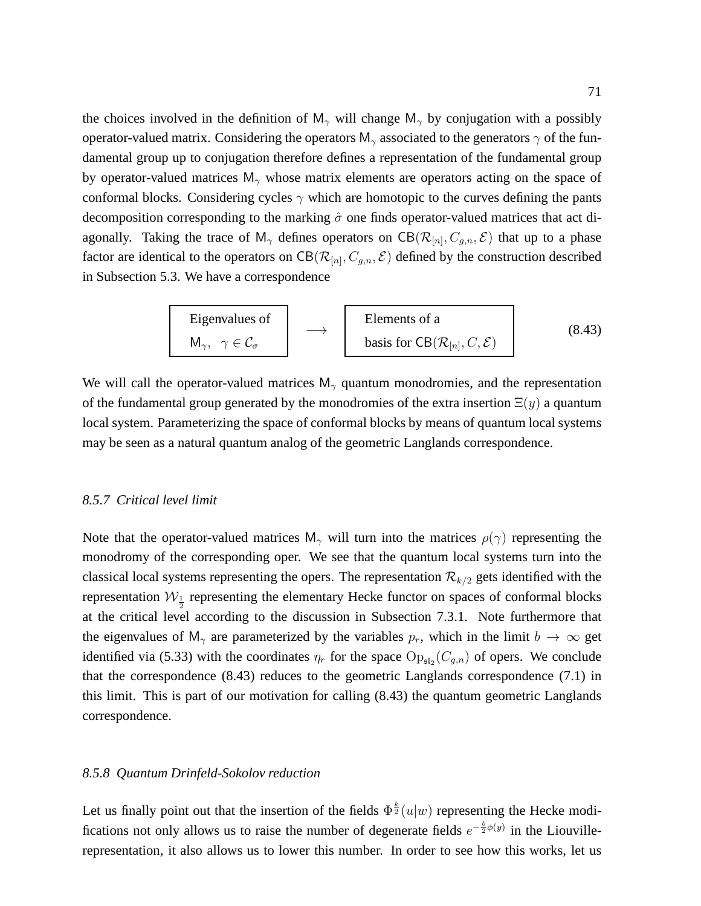the choices involved in the definition of $\mathsf{M}_\gamma$ will change $\mathsf{M}_\gamma$ by conjugation with a possibly operator-valued matrix. Considering the operators $\mathsf{M}_\gamma$ associated to the generators $\gamma$ of the fundamental group up to conjugation therefore defines a representation of the fundamental group by operator-valued matrices $\mathsf{M}_\gamma$ whose matrix elements are operators acting on the space of conformal blocks. Considering cycles $\gamma$ which are homotopic to the curves defining the pants decomposition corresponding to the marking $\hat{\sigma}$ one finds operator-valued matrices that act diagonally. Taking the trace of $\mathsf{M}_\gamma$ defines operators on $\mathsf{CB}(\mathcal{R}_{[n]}, C_{g,n}, \mathcal{E})$ that up to a phase factor are identical to the operators on $\mathsf{CB}(\mathcal{R}_{[n]}, C_{g,n}, \mathcal{E})$ defined by the construction described in Subsection 5.3. We have a correspondence

$$\boxed{\begin{array}{l}\text{Eigenvalues of} \\ \mathsf{M}_\gamma, \quad \gamma \in \mathcal{C}_\sigma\end{array}} \quad \longrightarrow \quad \boxed{\begin{array}{l}\text{Elements of a} \\ \text{basis for } \mathsf{CB}(\mathcal{R}_{[n]}, C, \mathcal{E})\end{array}} \tag{8.43}$$

We will call the operator-valued matrices $\mathsf{M}_\gamma$ quantum monodromies, and the representation of the fundamental group generated by the monodromies of the extra insertion $\Xi(y)$ a quantum local system. Parameterizing the space of conformal blocks by means of quantum local systems may be seen as a natural quantum analog of the geometric Langlands correspondence.

### *8.5.7 Critical level limit*

Note that the operator-valued matrices $\mathsf{M}_\gamma$ will turn into the matrices $\rho(\gamma)$ representing the monodromy of the corresponding oper. We see that the quantum local systems turn into the classical local systems representing the opers. The representation $\mathcal{R}_{k/2}$ gets identified with the representation $\mathcal{W}_{\frac{1}{2}}$ representing the elementary Hecke functor on spaces of conformal blocks at the critical level according to the discussion in Subsection 7.3.1. Note furthermore that the eigenvalues of $\mathsf{M}_\gamma$ are parameterized by the variables $p_r$, which in the limit $b \to \infty$ get identified via (5.33) with the coordinates $\eta_r$ for the space $\mathrm{Op}_{\mathfrak{sl}_2}(C_{g,n})$ of opers. We conclude that the correspondence (8.43) reduces to the geometric Langlands correspondence (7.1) in this limit. This is part of our motivation for calling (8.43) the quantum geometric Langlands correspondence.

### *8.5.8 Quantum Drinfeld-Sokolov reduction*

Let us finally point out that the insertion of the fields $\Phi^{\frac{k}{2}}(u|w)$ representing the Hecke modifications not only allows us to raise the number of degenerate fields $e^{-\frac{b}{2}\phi(y)}$ in the Liouville-representation, it also allows us to lower this number. In order to see how this works, let us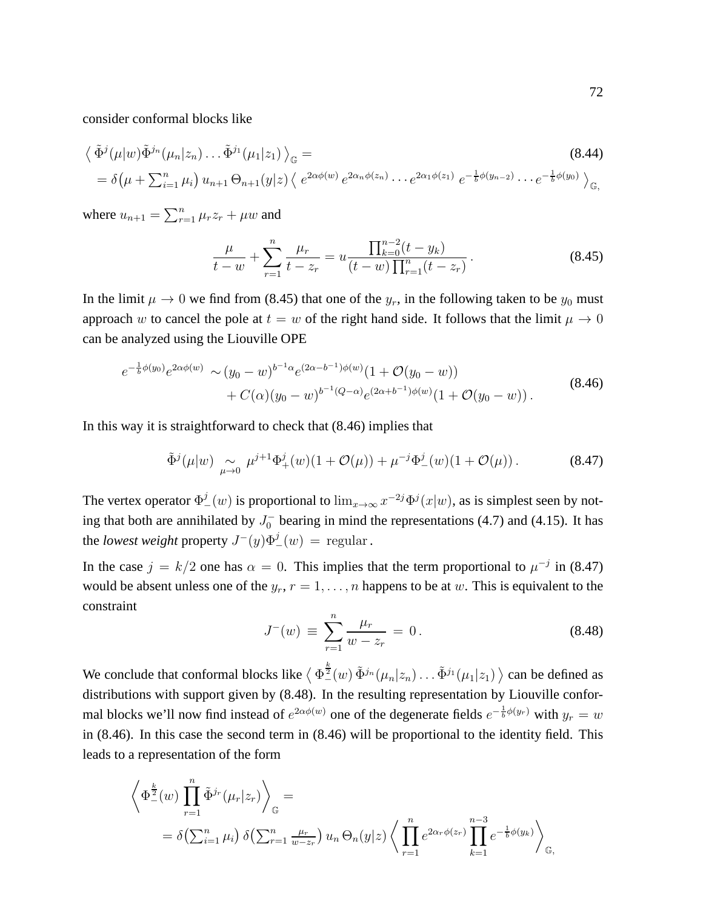consider conformal blocks like

$$
\begin{aligned}
&\big\langle\, \tilde{\Phi}^{j}(\mu|w)\tilde{\Phi}^{j_n}(\mu_n|z_n)\dots\tilde{\Phi}^{j_1}(\mu_1|z_1)\,\big\rangle_{\mathbb{G}} = \\
&= \delta\big(\mu + \textstyle\sum_{i=1}^{n}\mu_i\big)\, u_{n+1}\,\Theta_{n+1}(y|z)\,\big\langle\, e^{2\alpha\phi(w)}\, e^{2\alpha_n\phi(z_n)}\cdots e^{2\alpha_1\phi(z_1)}\; e^{-\frac{1}{b}\phi(y_{n-2})}\cdots e^{-\frac{1}{b}\phi(y_0)}\,\big\rangle_{\mathbb{G}},
\end{aligned}
\tag{8.44}
$$

where $u_{n+1} = \sum_{r=1}^{n}\mu_r z_r + \mu w$ and

$$
\frac{\mu}{t-w} + \sum_{r=1}^{n}\frac{\mu_r}{t-z_r} = u\,\frac{\prod_{k=0}^{n-2}(t-y_k)}{(t-w)\prod_{r=1}^{n}(t-z_r)}\,. \tag{8.45}
$$

In the limit $\mu \to 0$ we find from (8.45) that one of the $y_r$, in the following taken to be $y_0$ must approach $w$ to cancel the pole at $t = w$ of the right hand side. It follows that the limit $\mu \to 0$ can be analyzed using the Liouville OPE

$$
\begin{aligned}
e^{-\frac{1}{b}\phi(y_0)}e^{2\alpha\phi(w)} \;\sim\; &(y_0-w)^{b^{-1}\alpha}e^{(2\alpha-b^{-1})\phi(w)}(1+\mathcal{O}(y_0-w)) \\
&+ C(\alpha)(y_0-w)^{b^{-1}(Q-\alpha)}e^{(2\alpha+b^{-1})\phi(w)}(1+\mathcal{O}(y_0-w))\,.
\end{aligned}
\tag{8.46}
$$

In this way it is straightforward to check that (8.46) implies that

$$
\tilde{\Phi}^{j}(\mu|w) \underset{\mu\to 0}{\sim} \mu^{j+1}\Phi^{j}_{+}(w)(1+\mathcal{O}(\mu)) + \mu^{-j}\Phi^{j}_{-}(w)(1+\mathcal{O}(\mu))\,. \tag{8.47}
$$

The vertex operator $\Phi^{j}_{-}(w)$ is proportional to $\lim_{x\to\infty} x^{-2j}\Phi^{j}(x|w)$, as is simplest seen by noting that both are annihilated by $J_0^-$ bearing in mind the representations (4.7) and (4.15). It has the *lowest weight* property $J^-(y)\Phi^{j}_{-}(w) \,=\, \text{regular}\,.$

In the case $j = k/2$ one has $\alpha = 0$. This implies that the term proportional to $\mu^{-j}$ in (8.47) would be absent unless one of the $y_r$, $r = 1,\dots,n$ happens to be at $w$. This is equivalent to the constraint

$$
J^-(w) \,\equiv\, \sum_{r=1}^{n}\frac{\mu_r}{w-z_r} \,=\, 0\,. \tag{8.48}
$$

We conclude that conformal blocks like $\big\langle\, \Phi^{\frac{k}{2}}_{-}(w)\,\tilde{\Phi}^{j_n}(\mu_n|z_n)\dots\tilde{\Phi}^{j_1}(\mu_1|z_1)\,\big\rangle$ can be defined as distributions with support given by (8.48). In the resulting representation by Liouville conformal blocks we'll now find instead of $e^{2\alpha\phi(w)}$ one of the degenerate fields $e^{-\frac{1}{b}\phi(y_r)}$ with $y_r = w$ in (8.46). In this case the second term in (8.46) will be proportional to the identity field. This leads to a representation of the form

$$
\begin{aligned}
&\bigg\langle \Phi^{\frac{k}{2}}_{-}(w)\prod_{r=1}^{n}\tilde{\Phi}^{j_r}(\mu_r|z_r)\bigg\rangle_{\mathbb{G}} = \\
&\quad = \delta\big(\textstyle\sum_{i=1}^{n}\mu_i\big)\,\delta\big(\textstyle\sum_{r=1}^{n}\frac{\mu_r}{w-z_r}\big)\,u_n\,\Theta_n(y|z)\,\bigg\langle \prod_{r=1}^{n}e^{2\alpha_r\phi(z_r)}\prod_{k=1}^{n-3}e^{-\frac{1}{b}\phi(y_k)}\bigg\rangle_{\mathbb{G}},
\end{aligned}
$$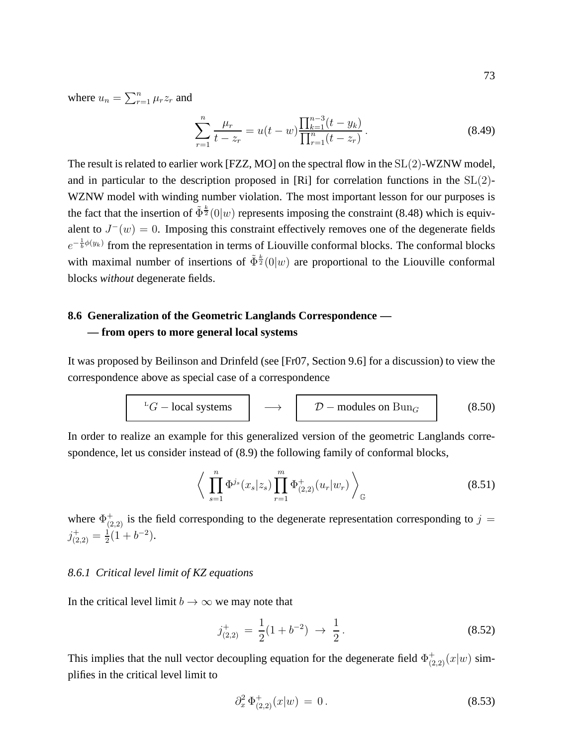where $u_n = \sum_{r=1}^{n} \mu_r z_r$ and

$$\sum_{r=1}^{n} \frac{\mu_r}{t - z_r} = u(t-w)\frac{\prod_{k=1}^{n-3}(t-y_k)}{\prod_{r=1}^{n}(t-z_r)}\,. \tag{8.49}$$

The result is related to earlier work [FZZ, MO] on the spectral flow in the $\mathrm{SL}(2)$-WZNW model, and in particular to the description proposed in [Ri] for correlation functions in the $\mathrm{SL}(2)$-WZNW model with winding number violation. The most important lesson for our purposes is the fact that the insertion of $\tilde{\Phi}^{\frac{k}{2}}(0|w)$ represents imposing the constraint (8.48) which is equivalent to $J^-(w) = 0$. Imposing this constraint effectively removes one of the degenerate fields $e^{-\frac{1}{b}\phi(y_k)}$ from the representation in terms of Liouville conformal blocks. The conformal blocks with maximal number of insertions of $\tilde{\Phi}^{\frac{k}{2}}(0|w)$ are proportional to the Liouville conformal blocks *without* degenerate fields.

## 8.6 Generalization of the Geometric Langlands Correspondence — — from opers to more general local systems

It was proposed by Beilinson and Drinfeld (see [Fr07, Section 9.6] for a discussion) to view the correspondence above as special case of a correspondence

$$\boxed{{}^{\mathrm{L}}G - \text{local systems}} \quad \longrightarrow \quad \boxed{\mathcal{D} - \text{modules on } \mathrm{Bun}_G} \tag{8.50}$$

In order to realize an example for this generalized version of the geometric Langlands correspondence, let us consider instead of (8.9) the following family of conformal blocks,

$$\left\langle \prod_{s=1}^{n} \Phi^{j_s}(x_s|z_s) \prod_{r=1}^{m} \Phi^{+}_{(2,2)}(u_r|w_r) \right\rangle_{\mathbb{G}} \tag{8.51}$$

where $\Phi^{+}_{(2,2)}$ is the field corresponding to the degenerate representation corresponding to $j = j^{+}_{(2,2)} = \frac{1}{2}(1+b^{-2})$.

### 8.6.1 Critical level limit of KZ equations

In the critical level limit $b \to \infty$ we may note that

$$j^{+}_{(2,2)} \;=\; \frac{1}{2}(1+b^{-2}) \;\to\; \frac{1}{2}\,. \tag{8.52}$$

This implies that the null vector decoupling equation for the degenerate field $\Phi^{+}_{(2,2)}(x|w)$ simplifies in the critical level limit to

$$\partial_x^2\, \Phi^{+}_{(2,2)}(x|w) \;=\; 0\,. \tag{8.53}$$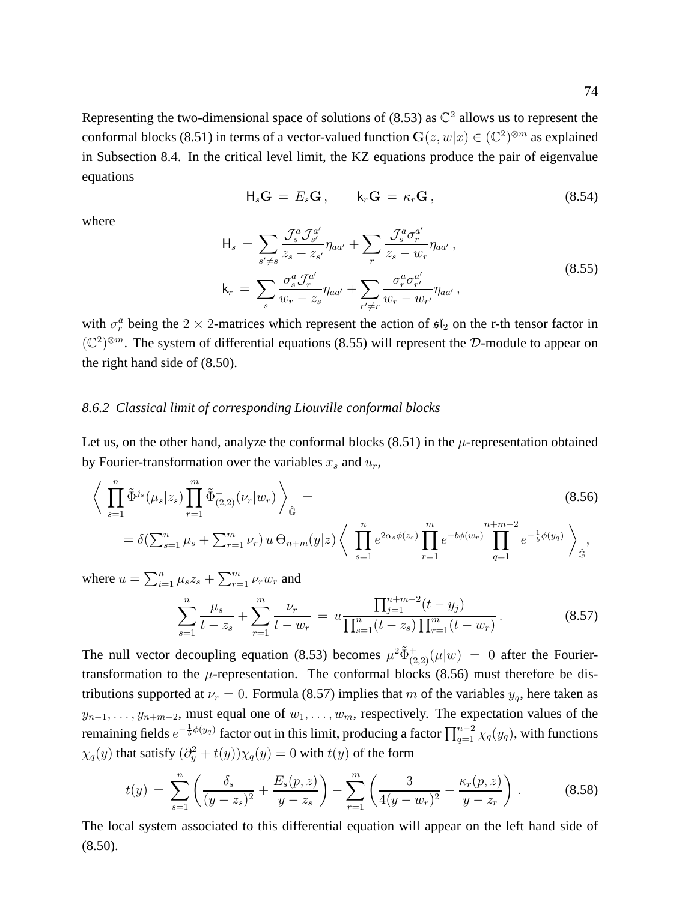Representing the two-dimensional space of solutions of (8.53) as $\mathbb{C}^2$ allows us to represent the conformal blocks (8.51) in terms of a vector-valued function $\mathbf{G}(z,w|x) \in (\mathbb{C}^2)^{\otimes m}$ as explained in Subsection 8.4. In the critical level limit, the KZ equations produce the pair of eigenvalue equations

$$\mathsf{H}_s \mathbf{G} \,=\, E_s \mathbf{G}\,, \qquad \mathsf{k}_r \mathbf{G} \,=\, \kappa_r \mathbf{G}\,, \tag{8.54}$$

where

$$\begin{aligned} \mathsf{H}_s \,&=\, \sum_{s' \neq s} \frac{\mathcal{J}_s^a \mathcal{J}_{s'}^{a'}}{z_s - z_{s'}} \eta_{aa'} + \sum_r \frac{\mathcal{J}_s^a \sigma_r^{a'}}{z_s - w_r} \eta_{aa'}\,, \\ \mathsf{k}_r \,&=\, \sum_s \frac{\sigma_s^a \mathcal{J}_r^{a'}}{w_r - z_s} \eta_{aa'} + \sum_{r' \neq r} \frac{\sigma_r^a \sigma_{r'}^{a'}}{w_r - w_{r'}} \eta_{aa'}\,, \end{aligned} \tag{8.55}$$

with $\sigma_r^a$ being the $2\times 2$-matrices which represent the action of $\mathfrak{sl}_2$ on the r-th tensor factor in $(\mathbb{C}^2)^{\otimes m}$. The system of differential equations (8.55) will represent the $\mathcal{D}$-module to appear on the right hand side of (8.50).

### 8.6.2 *Classical limit of corresponding Liouville conformal blocks*

Let us, on the other hand, analyze the conformal blocks (8.51) in the $\mu$-representation obtained by Fourier-transformation over the variables $x_s$ and $u_r$,

$$\begin{aligned} &\bigg\langle \prod_{s=1}^n \tilde{\Phi}^{j_s}(\mu_s|z_s) \prod_{r=1}^m \tilde{\Phi}^+_{(2,2)}(\nu_r|w_r) \bigg\rangle_{\hat{\mathbb{G}}} \,= \\ &= \delta(\textstyle\sum_{s=1}^n \mu_s + \sum_{r=1}^m \nu_r)\, u\, \Theta_{n+m}(y|z) \bigg\langle \displaystyle\prod_{s=1}^n e^{2\alpha_s \phi(z_s)} \prod_{r=1}^m e^{-b\phi(w_r)} \prod_{q=1}^{n+m-2} e^{-\frac{1}{b}\phi(y_q)} \bigg\rangle_{\hat{\mathbb{G}}}, \end{aligned} \tag{8.56}$$

where $u = \sum_{i=1}^n \mu_s z_s + \sum_{r=1}^m \nu_r w_r$ and

$$\sum_{s=1}^n \frac{\mu_s}{t - z_s} + \sum_{r=1}^m \frac{\nu_r}{t - w_r} \,=\, u \frac{\prod_{j=1}^{n+m-2}(t - y_j)}{\prod_{s=1}^n (t - z_s) \prod_{r=1}^m (t - w_r)}\,. \tag{8.57}$$

The null vector decoupling equation (8.53) becomes $\mu^2 \tilde{\Phi}^+_{(2,2)}(\mu|w) \,=\, 0$ after the Fourier-transformation to the $\mu$-representation. The conformal blocks (8.56) must therefore be distributions supported at $\nu_r = 0$. Formula (8.57) implies that $m$ of the variables $y_q$, here taken as $y_{n-1}, \dots, y_{n+m-2}$, must equal one of $w_1, \dots, w_m$, respectively. The expectation values of the remaining fields $e^{-\frac{1}{b}\phi(y_q)}$ factor out in this limit, producing a factor $\prod_{q=1}^{n-2} \chi_q(y_q)$, with functions $\chi_q(y)$ that satisfy $(\partial_y^2 + t(y))\chi_q(y) = 0$ with $t(y)$ of the form

$$t(y) \,=\, \sum_{s=1}^n \left( \frac{\delta_s}{(y - z_s)^2} + \frac{E_s(p,z)}{y - z_s} \right) - \sum_{r=1}^m \left( \frac{3}{4(y - w_r)^2} - \frac{\kappa_r(p,z)}{y - z_r} \right)\,. \tag{8.58}$$

The local system associated to this differential equation will appear on the left hand side of (8.50).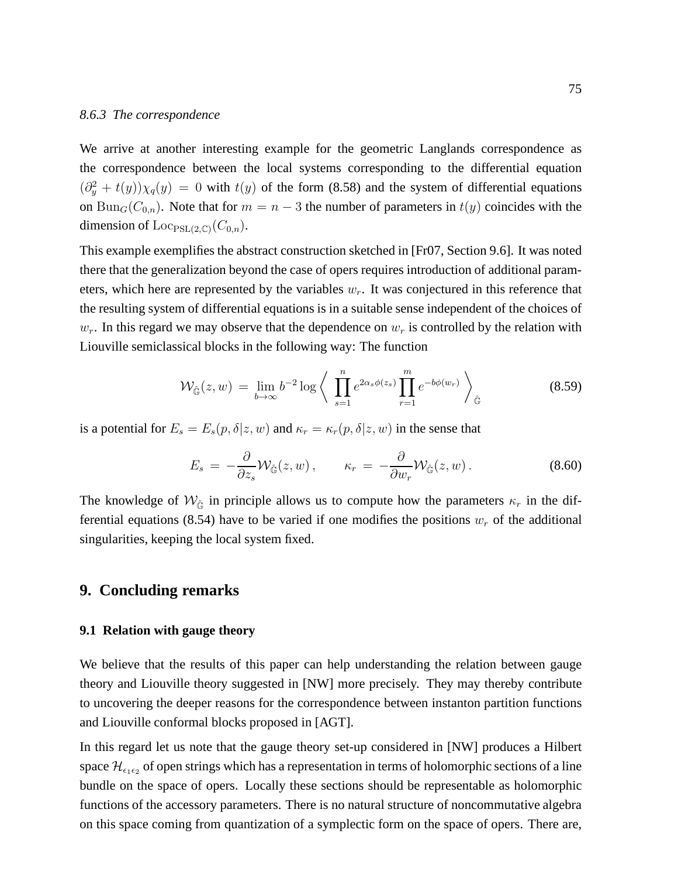### 8.6.3 The correspondence

We arrive at another interesting example for the geometric Langlands correspondence as the correspondence between the local systems corresponding to the differential equation $(\partial_y^2 + t(y))\chi_q(y) = 0$ with $t(y)$ of the form (8.58) and the system of differential equations on $\mathrm{Bun}_G(C_{0,n})$. Note that for $m = n-3$ the number of parameters in $t(y)$ coincides with the dimension of $\mathrm{Loc}_{\mathrm{PSL}(2,\mathbb{C})}(C_{0,n})$.

This example exemplifies the abstract construction sketched in [Fr07, Section 9.6]. It was noted there that the generalization beyond the case of opers requires introduction of additional parameters, which here are represented by the variables $w_r$. It was conjectured in this reference that the resulting system of differential equations is in a suitable sense independent of the choices of $w_r$. In this regard we may observe that the dependence on $w_r$ is controlled by the relation with Liouville semiclassical blocks in the following way: The function

$$\mathcal{W}_{\hat{\mathbb{G}}}(z,w) \,=\, \lim_{b\to\infty} b^{-2} \log \left\langle \, \prod_{s=1}^{n} e^{2\alpha_s \phi(z_s)} \prod_{r=1}^{m} e^{-b\phi(w_r)} \, \right\rangle_{\hat{\mathbb{G}}} \tag{8.59}$$

is a potential for $E_s = E_s(p,\delta|z,w)$ and $\kappa_r = \kappa_r(p,\delta|z,w)$ in the sense that

$$E_s \,=\, -\frac{\partial}{\partial z_s}\mathcal{W}_{\hat{\mathbb{G}}}(z,w)\,, \qquad \kappa_r \,=\, -\frac{\partial}{\partial w_r}\mathcal{W}_{\hat{\mathbb{G}}}(z,w)\,. \tag{8.60}$$

The knowledge of $\mathcal{W}_{\hat{\mathbb{G}}}$ in principle allows us to compute how the parameters $\kappa_r$ in the differential equations (8.54) have to be varied if one modifies the positions $w_r$ of the additional singularities, keeping the local system fixed.

## 9. Concluding remarks

### 9.1 Relation with gauge theory

We believe that the results of this paper can help understanding the relation between gauge theory and Liouville theory suggested in [NW] more precisely. They may thereby contribute to uncovering the deeper reasons for the correspondence between instanton partition functions and Liouville conformal blocks proposed in [AGT].

In this regard let us note that the gauge theory set-up considered in [NW] produces a Hilbert space $\mathcal{H}_{\epsilon_1\epsilon_2}$ of open strings which has a representation in terms of holomorphic sections of a line bundle on the space of opers. Locally these sections should be representable as holomorphic functions of the accessory parameters. There is no natural structure of noncommutative algebra on this space coming from quantization of a symplectic form on the space of opers. There are,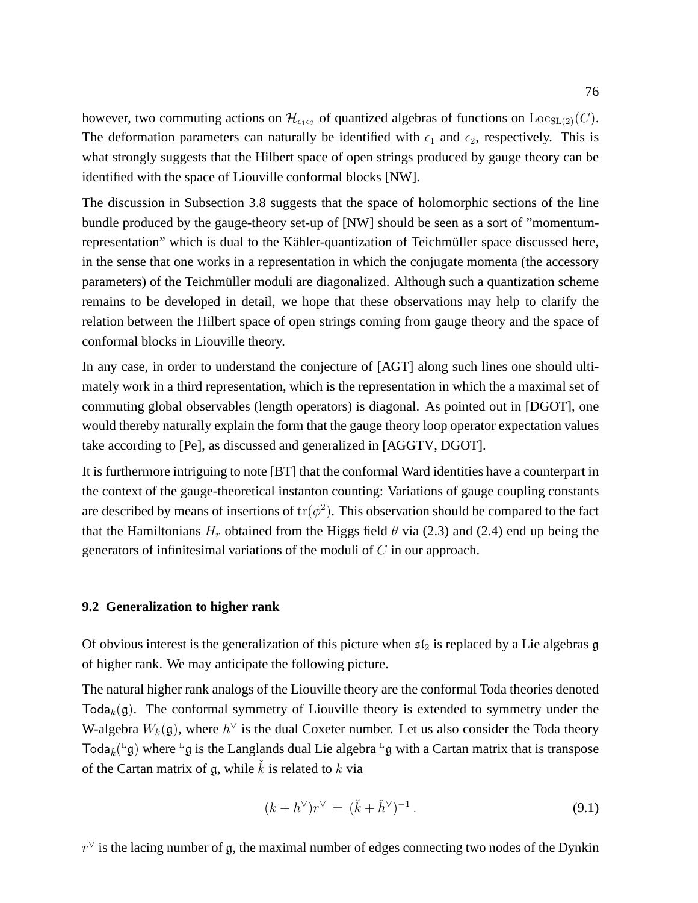however, two commuting actions on $\mathcal{H}_{\epsilon_1\epsilon_2}$ of quantized algebras of functions on $\mathrm{Loc}_{\mathrm{SL}(2)}(C)$. The deformation parameters can naturally be identified with $\epsilon_1$ and $\epsilon_2$, respectively. This is what strongly suggests that the Hilbert space of open strings produced by gauge theory can be identified with the space of Liouville conformal blocks [NW].

The discussion in Subsection 3.8 suggests that the space of holomorphic sections of the line bundle produced by the gauge-theory set-up of [NW] should be seen as a sort of "momentum-representation" which is dual to the Kähler-quantization of Teichmüller space discussed here, in the sense that one works in a representation in which the conjugate momenta (the accessory parameters) of the Teichmüller moduli are diagonalized. Although such a quantization scheme remains to be developed in detail, we hope that these observations may help to clarify the relation between the Hilbert space of open strings coming from gauge theory and the space of conformal blocks in Liouville theory.

In any case, in order to understand the conjecture of [AGT] along such lines one should ultimately work in a third representation, which is the representation in which the a maximal set of commuting global observables (length operators) is diagonal. As pointed out in [DGOT], one would thereby naturally explain the form that the gauge theory loop operator expectation values take according to [Pe], as discussed and generalized in [AGGTV, DGOT].

It is furthermore intriguing to note [BT] that the conformal Ward identities have a counterpart in the context of the gauge-theoretical instanton counting: Variations of gauge coupling constants are described by means of insertions of $\mathrm{tr}(\phi^2)$. This observation should be compared to the fact that the Hamiltonians $H_r$ obtained from the Higgs field $\theta$ via (2.3) and (2.4) end up being the generators of infinitesimal variations of the moduli of $C$ in our approach.

### 9.2 Generalization to higher rank

Of obvious interest is the generalization of this picture when $\mathfrak{sl}_2$ is replaced by a Lie algebras $\mathfrak{g}$ of higher rank. We may anticipate the following picture.

The natural higher rank analogs of the Liouville theory are the conformal Toda theories denoted $\mathsf{Toda}_k(\mathfrak{g})$. The conformal symmetry of Liouville theory is extended to symmetry under the W-algebra $W_k(\mathfrak{g})$, where $h^\vee$ is the dual Coxeter number. Let us also consider the Toda theory $\mathsf{Toda}_{\check{k}}({}^{\mathrm{L}}\mathfrak{g})$ where ${}^{\mathrm{L}}\mathfrak{g}$ is the Langlands dual Lie algebra ${}^{\mathrm{L}}\mathfrak{g}$ with a Cartan matrix that is transpose of the Cartan matrix of $\mathfrak{g}$, while $\check{k}$ is related to $k$ via

$$(k + h^\vee)r^\vee \;=\; (\check{k} + \check{h}^\vee)^{-1}\,. \tag{9.1}$$

$r^\vee$ is the lacing number of $\mathfrak{g}$, the maximal number of edges connecting two nodes of the Dynkin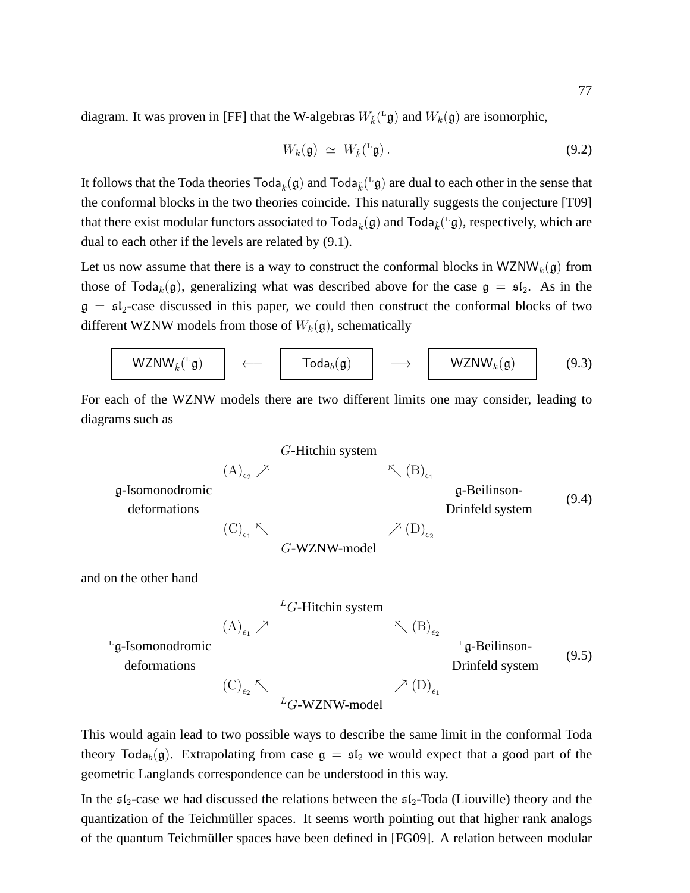diagram. It was proven in [FF] that the W-algebras $W_{\check{k}}({}^{\mathrm{L}}\mathfrak{g})$ and $W_k(\mathfrak{g})$ are isomorphic,

$$W_k(\mathfrak{g}) \simeq W_{\check{k}}({}^{\mathrm{L}}\mathfrak{g}) . \tag{9.2}$$

It follows that the Toda theories $\mathsf{Toda}_k(\mathfrak{g})$ and $\mathsf{Toda}_{\check{k}}({}^{\mathrm{L}}\mathfrak{g})$ are dual to each other in the sense that the conformal blocks in the two theories coincide. This naturally suggests the conjecture [T09] that there exist modular functors associated to $\mathsf{Toda}_k(\mathfrak{g})$ and $\mathsf{Toda}_{\check{k}}({}^{\mathrm{L}}\mathfrak{g})$, respectively, which are dual to each other if the levels are related by (9.1).

Let us now assume that there is a way to construct the conformal blocks in $\mathsf{WZNW}_k(\mathfrak{g})$ from those of $\mathsf{Toda}_k(\mathfrak{g})$, generalizing what was described above for the case $\mathfrak{g} = \mathfrak{sl}_2$. As in the $\mathfrak{g} = \mathfrak{sl}_2$-case discussed in this paper, we could then construct the conformal blocks of two different WZNW models from those of $W_k(\mathfrak{g})$, schematically

$$\boxed{\mathsf{WZNW}_{\check{k}}({}^{\mathrm{L}}\mathfrak{g})} \quad \longleftarrow \quad \boxed{\mathsf{Toda}_b(\mathfrak{g})} \quad \longrightarrow \quad \boxed{\mathsf{WZNW}_k(\mathfrak{g})} \tag{9.3}$$

For each of the WZNW models there are two different limits one may consider, leading to diagrams such as

$$\begin{array}{ccccc} & & G\text{-Hitchin system} & & \\ & (\mathrm{A})_{\epsilon_2} \nearrow & & \nwarrow (\mathrm{B})_{\epsilon_1} & \\ \mathfrak{g}\text{-Isomonodromic deformations} & & & & \mathfrak{g}\text{-Beilinson-Drinfeld system} \\ & (\mathrm{C})_{\epsilon_1} \nwarrow & & \nearrow (\mathrm{D})_{\epsilon_2} & \\ & & G\text{-WZNW-model} & & \end{array} \tag{9.4}$$

and on the other hand

$$\begin{array}{ccccc} & & {}^{L}G\text{-Hitchin system} & & \\ & (\mathrm{A})_{\epsilon_1} \nearrow & & \nwarrow (\mathrm{B})_{\epsilon_2} & \\ {}^{\mathrm{L}}\mathfrak{g}\text{-Isomonodromic deformations} & & & & {}^{\mathrm{L}}\mathfrak{g}\text{-Beilinson-Drinfeld system} \\ & (\mathrm{C})_{\epsilon_2} \nwarrow & & \nearrow (\mathrm{D})_{\epsilon_1} & \\ & & {}^{L}G\text{-WZNW-model} & & \end{array} \tag{9.5}$$

This would again lead to two possible ways to describe the same limit in the conformal Toda theory $\mathsf{Toda}_b(\mathfrak{g})$. Extrapolating from case $\mathfrak{g} = \mathfrak{sl}_2$ we would expect that a good part of the geometric Langlands correspondence can be understood in this way.

In the $\mathfrak{sl}_2$-case we had discussed the relations between the $\mathfrak{sl}_2$-Toda (Liouville) theory and the quantization of the Teichmüller spaces. It seems worth pointing out that higher rank analogs of the quantum Teichmüller spaces have been defined in [FG09]. A relation between modular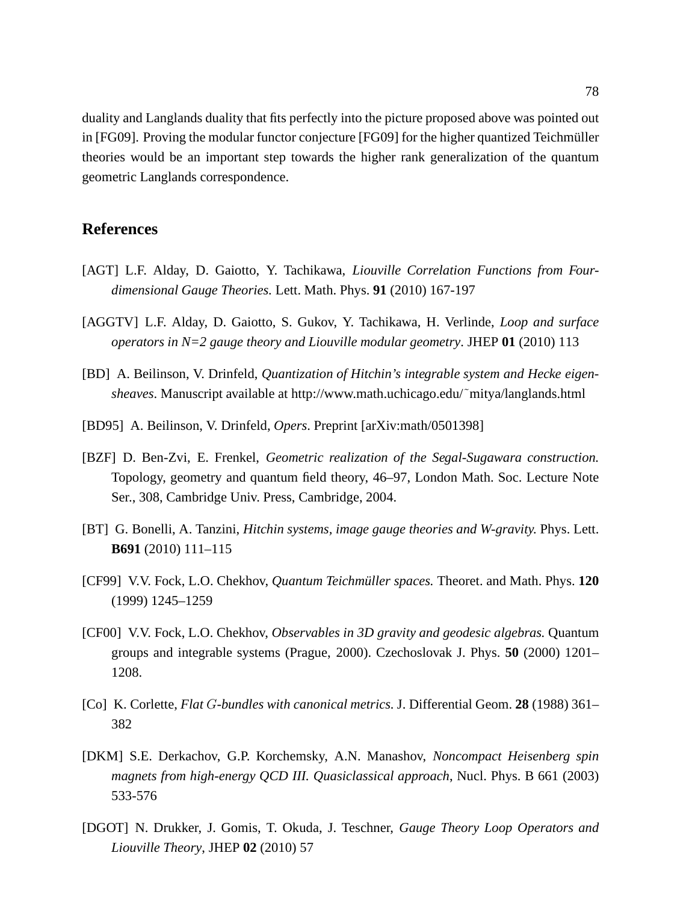duality and Langlands duality that fits perfectly into the picture proposed above was pointed out in [FG09]. Proving the modular functor conjecture [FG09] for the higher quantized Teichmüller theories would be an important step towards the higher rank generalization of the quantum geometric Langlands correspondence.

## References

[AGT] L.F. Alday, D. Gaiotto, Y. Tachikawa, *Liouville Correlation Functions from Four-dimensional Gauge Theories.* Lett. Math. Phys. **91** (2010) 167-197

[AGGTV] L.F. Alday, D. Gaiotto, S. Gukov, Y. Tachikawa, H. Verlinde, *Loop and surface operators in N=2 gauge theory and Liouville modular geometry*. JHEP **01** (2010) 113

[BD] A. Beilinson, V. Drinfeld, *Quantization of Hitchin's integrable system and Hecke eigensheaves*. Manuscript available at http://www.math.uchicago.edu/˜mitya/langlands.html

[BD95] A. Beilinson, V. Drinfeld, *Opers*. Preprint [arXiv:math/0501398]

[BZF] D. Ben-Zvi, E. Frenkel, *Geometric realization of the Segal-Sugawara construction.* Topology, geometry and quantum field theory, 46–97, London Math. Soc. Lecture Note Ser., 308, Cambridge Univ. Press, Cambridge, 2004.

[BT] G. Bonelli, A. Tanzini, *Hitchin systems, image gauge theories and W-gravity.* Phys. Lett. **B691** (2010) 111–115

[CF99] V.V. Fock, L.O. Chekhov, *Quantum Teichmüller spaces.* Theoret. and Math. Phys. **120** (1999) 1245–1259

[CF00] V.V. Fock, L.O. Chekhov, *Observables in 3D gravity and geodesic algebras.* Quantum groups and integrable systems (Prague, 2000). Czechoslovak J. Phys. **50** (2000) 1201–1208.

[Co] K. Corlette, *Flat $G$-bundles with canonical metrics.* J. Differential Geom. **28** (1988) 361–382

[DKM] S.E. Derkachov, G.P. Korchemsky, A.N. Manashov, *Noncompact Heisenberg spin magnets from high-energy QCD III. Quasiclassical approach*, Nucl. Phys. B 661 (2003) 533-576

[DGOT] N. Drukker, J. Gomis, T. Okuda, J. Teschner, *Gauge Theory Loop Operators and Liouville Theory*, JHEP **02** (2010) 57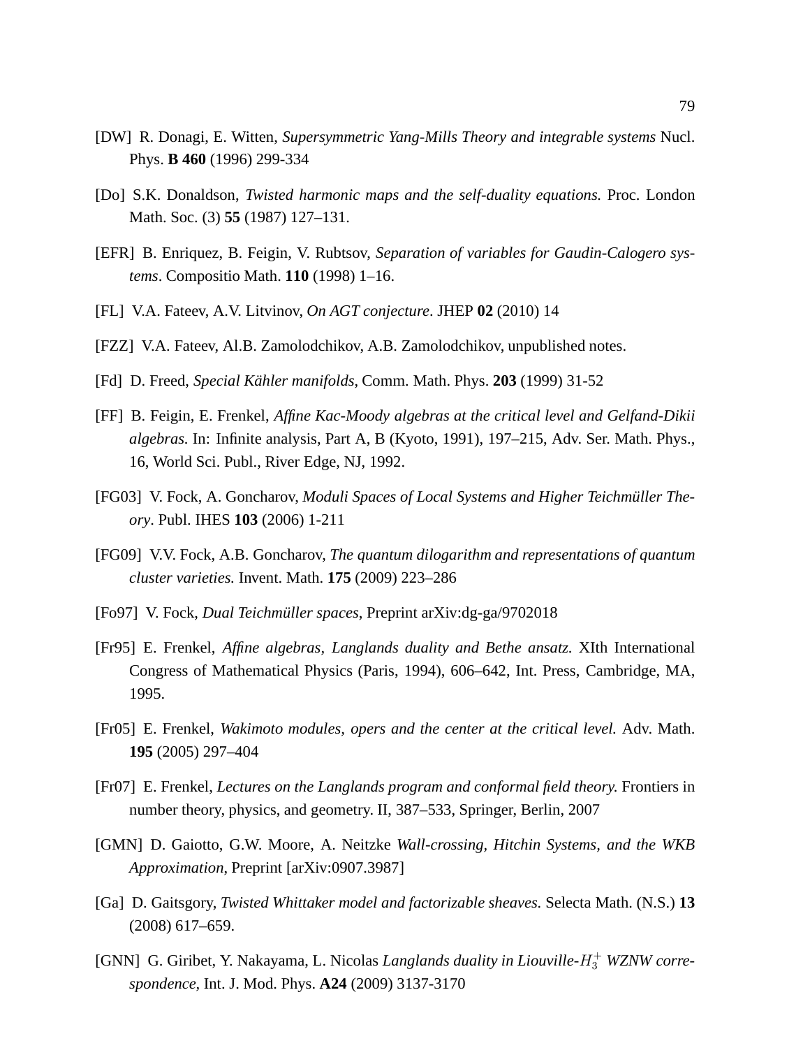[DW] R. Donagi, E. Witten, *Supersymmetric Yang-Mills Theory and integrable systems* Nucl. Phys. **B 460** (1996) 299-334

[Do] S.K. Donaldson, *Twisted harmonic maps and the self-duality equations.* Proc. London Math. Soc. (3) **55** (1987) 127–131.

[EFR] B. Enriquez, B. Feigin, V. Rubtsov, *Separation of variables for Gaudin-Calogero systems*. Compositio Math. **110** (1998) 1–16.

[FL] V.A. Fateev, A.V. Litvinov, *On AGT conjecture*. JHEP **02** (2010) 14

[FZZ] V.A. Fateev, Al.B. Zamolodchikov, A.B. Zamolodchikov, unpublished notes.

[Fd] D. Freed, *Special Kähler manifolds*, Comm. Math. Phys. **203** (1999) 31-52

[FF] B. Feigin, E. Frenkel, *Affine Kac-Moody algebras at the critical level and Gelfand-Dikii algebras.* In: Infinite analysis, Part A, B (Kyoto, 1991), 197–215, Adv. Ser. Math. Phys., 16, World Sci. Publ., River Edge, NJ, 1992.

[FG03] V. Fock, A. Goncharov, *Moduli Spaces of Local Systems and Higher Teichmüller Theory*. Publ. IHES **103** (2006) 1-211

[FG09] V.V. Fock, A.B. Goncharov, *The quantum dilogarithm and representations of quantum cluster varieties.* Invent. Math. **175** (2009) 223–286

[Fo97] V. Fock, *Dual Teichmüller spaces*, Preprint arXiv:dg-ga/9702018

[Fr95] E. Frenkel, *Affine algebras, Langlands duality and Bethe ansatz.* XIth International Congress of Mathematical Physics (Paris, 1994), 606–642, Int. Press, Cambridge, MA, 1995.

[Fr05] E. Frenkel, *Wakimoto modules, opers and the center at the critical level.* Adv. Math. **195** (2005) 297–404

[Fr07] E. Frenkel, *Lectures on the Langlands program and conformal field theory.* Frontiers in number theory, physics, and geometry. II, 387–533, Springer, Berlin, 2007

[GMN] D. Gaiotto, G.W. Moore, A. Neitzke *Wall-crossing, Hitchin Systems, and the WKB Approximation*, Preprint [arXiv:0907.3987]

[Ga] D. Gaitsgory, *Twisted Whittaker model and factorizable sheaves.* Selecta Math. (N.S.) **13** (2008) 617–659.

[GNN] G. Giribet, Y. Nakayama, L. Nicolas *Langlands duality in Liouville-$H_3^+$ WZNW correspondence*, Int. J. Mod. Phys. **A24** (2009) 3137-3170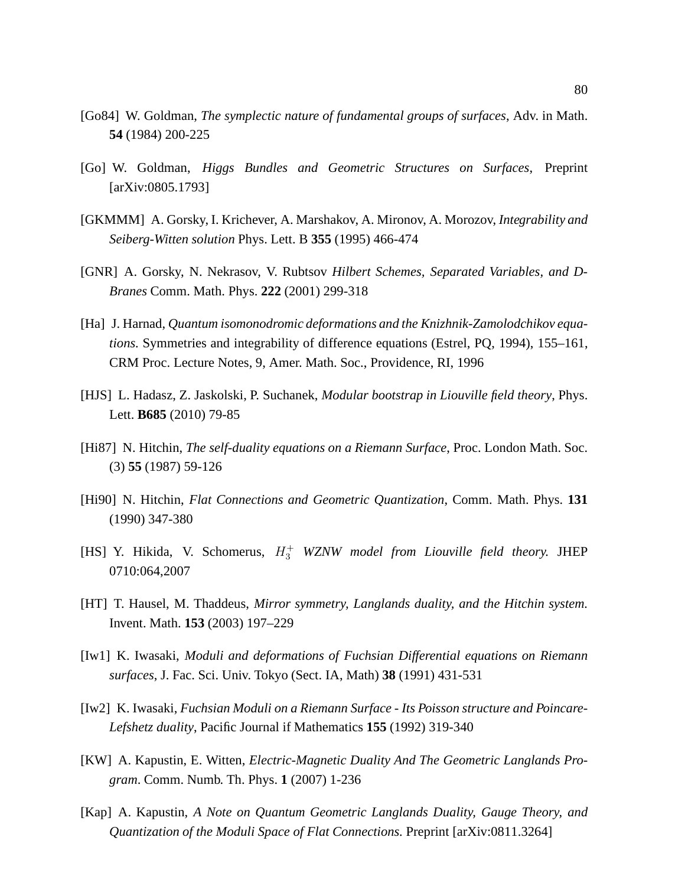[Go84] W. Goldman, *The symplectic nature of fundamental groups of surfaces*, Adv. in Math. **54** (1984) 200-225

[Go] W. Goldman, *Higgs Bundles and Geometric Structures on Surfaces*, Preprint [arXiv:0805.1793]

[GKMMM] A. Gorsky, I. Krichever, A. Marshakov, A. Mironov, A. Morozov, *Integrability and Seiberg-Witten solution* Phys. Lett. B **355** (1995) 466-474

[GNR] A. Gorsky, N. Nekrasov, V. Rubtsov *Hilbert Schemes, Separated Variables, and D-Branes* Comm. Math. Phys. **222** (2001) 299-318

[Ha] J. Harnad, *Quantum isomonodromic deformations and the Knizhnik-Zamolodchikov equations.* Symmetries and integrability of difference equations (Estrel, PQ, 1994), 155–161, CRM Proc. Lecture Notes, 9, Amer. Math. Soc., Providence, RI, 1996

[HJS] L. Hadasz, Z. Jaskolski, P. Suchanek, *Modular bootstrap in Liouville field theory*, Phys. Lett. **B685** (2010) 79-85

[Hi87] N. Hitchin, *The self-duality equations on a Riemann Surface*, Proc. London Math. Soc. (3) **55** (1987) 59-126

[Hi90] N. Hitchin, *Flat Connections and Geometric Quantization*, Comm. Math. Phys. **131** (1990) 347-380

[HS] Y. Hikida, V. Schomerus, $H_3^+$ *WZNW model from Liouville field theory.* JHEP 0710:064,2007

[HT] T. Hausel, M. Thaddeus, *Mirror symmetry, Langlands duality, and the Hitchin system.* Invent. Math. **153** (2003) 197–229

[Iw1] K. Iwasaki, *Moduli and deformations of Fuchsian Differential equations on Riemann surfaces*, J. Fac. Sci. Univ. Tokyo (Sect. IA, Math) **38** (1991) 431-531

[Iw2] K. Iwasaki, *Fuchsian Moduli on a Riemann Surface - Its Poisson structure and Poincare-Lefshetz duality*, Pacific Journal if Mathematics **155** (1992) 319-340

[KW] A. Kapustin, E. Witten, *Electric-Magnetic Duality And The Geometric Langlands Program*. Comm. Numb. Th. Phys. **1** (2007) 1-236

[Kap] A. Kapustin, *A Note on Quantum Geometric Langlands Duality, Gauge Theory, and Quantization of the Moduli Space of Flat Connections.* Preprint [arXiv:0811.3264]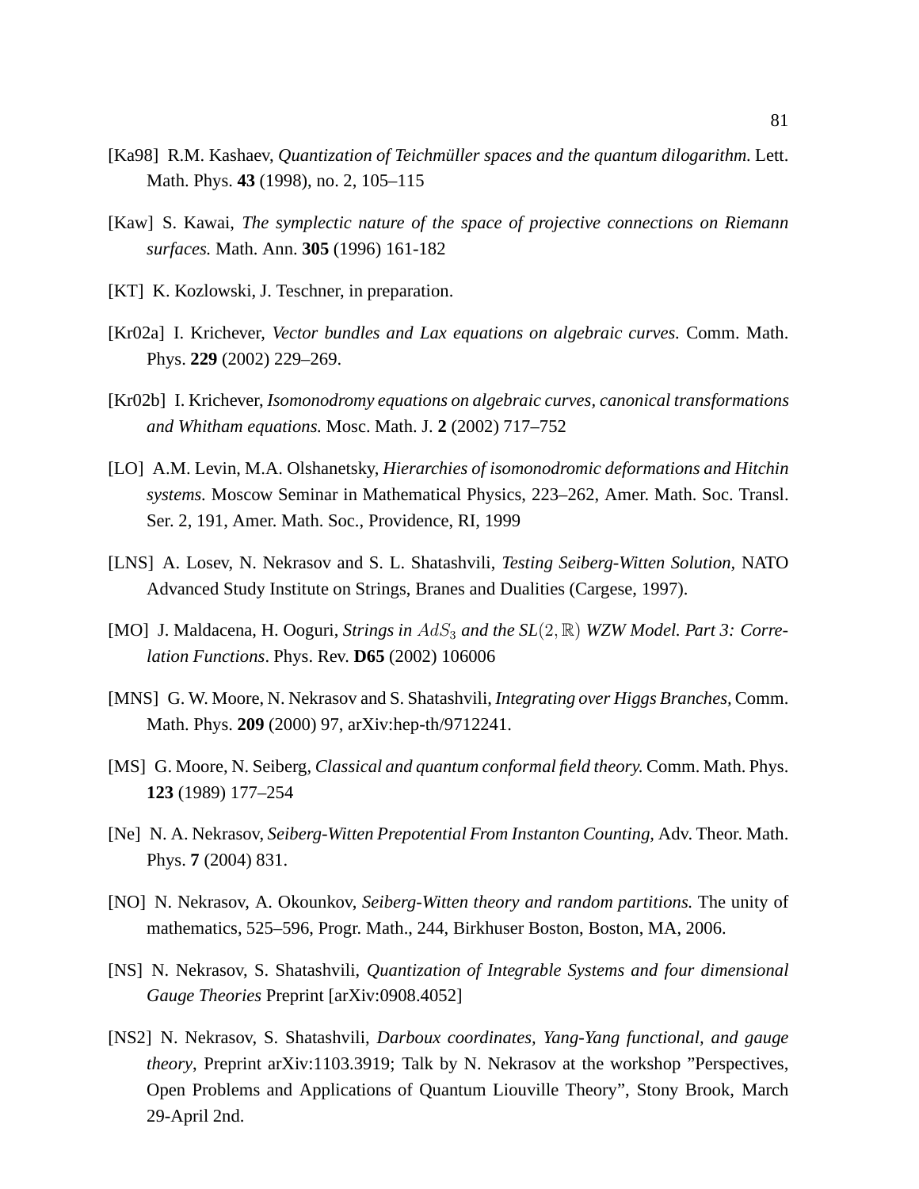[Ka98] R.M. Kashaev, *Quantization of Teichmüller spaces and the quantum dilogarithm.* Lett. Math. Phys. **43** (1998), no. 2, 105–115

[Kaw] S. Kawai, *The symplectic nature of the space of projective connections on Riemann surfaces.* Math. Ann. **305** (1996) 161-182

[KT] K. Kozlowski, J. Teschner, in preparation.

[Kr02a] I. Krichever, *Vector bundles and Lax equations on algebraic curves.* Comm. Math. Phys. **229** (2002) 229–269.

[Kr02b] I. Krichever, *Isomonodromy equations on algebraic curves, canonical transformations and Whitham equations.* Mosc. Math. J. **2** (2002) 717–752

[LO] A.M. Levin, M.A. Olshanetsky, *Hierarchies of isomonodromic deformations and Hitchin systems.* Moscow Seminar in Mathematical Physics, 223–262, Amer. Math. Soc. Transl. Ser. 2, 191, Amer. Math. Soc., Providence, RI, 1999

[LNS] A. Losev, N. Nekrasov and S. L. Shatashvili, *Testing Seiberg-Witten Solution*, NATO Advanced Study Institute on Strings, Branes and Dualities (Cargese, 1997).

[MO] J. Maldacena, H. Ooguri, *Strings in $AdS_3$ and the SL$(2,\mathbb{R})$ WZW Model. Part 3: Correlation Functions*. Phys. Rev. **D65** (2002) 106006

[MNS] G. W. Moore, N. Nekrasov and S. Shatashvili, *Integrating over Higgs Branches,* Comm. Math. Phys. **209** (2000) 97, arXiv:hep-th/9712241.

[MS] G. Moore, N. Seiberg, *Classical and quantum conformal field theory.* Comm. Math. Phys. **123** (1989) 177–254

[Ne] N. A. Nekrasov, *Seiberg-Witten Prepotential From Instanton Counting,* Adv. Theor. Math. Phys. **7** (2004) 831.

[NO] N. Nekrasov, A. Okounkov, *Seiberg-Witten theory and random partitions.* The unity of mathematics, 525–596, Progr. Math., 244, Birkhuser Boston, Boston, MA, 2006.

[NS] N. Nekrasov, S. Shatashvili, *Quantization of Integrable Systems and four dimensional Gauge Theories* Preprint [arXiv:0908.4052]

[NS2] N. Nekrasov, S. Shatashvili, *Darboux coordinates, Yang-Yang functional, and gauge theory*, Preprint arXiv:1103.3919; Talk by N. Nekrasov at the workshop "Perspectives, Open Problems and Applications of Quantum Liouville Theory", Stony Brook, March 29-April 2nd.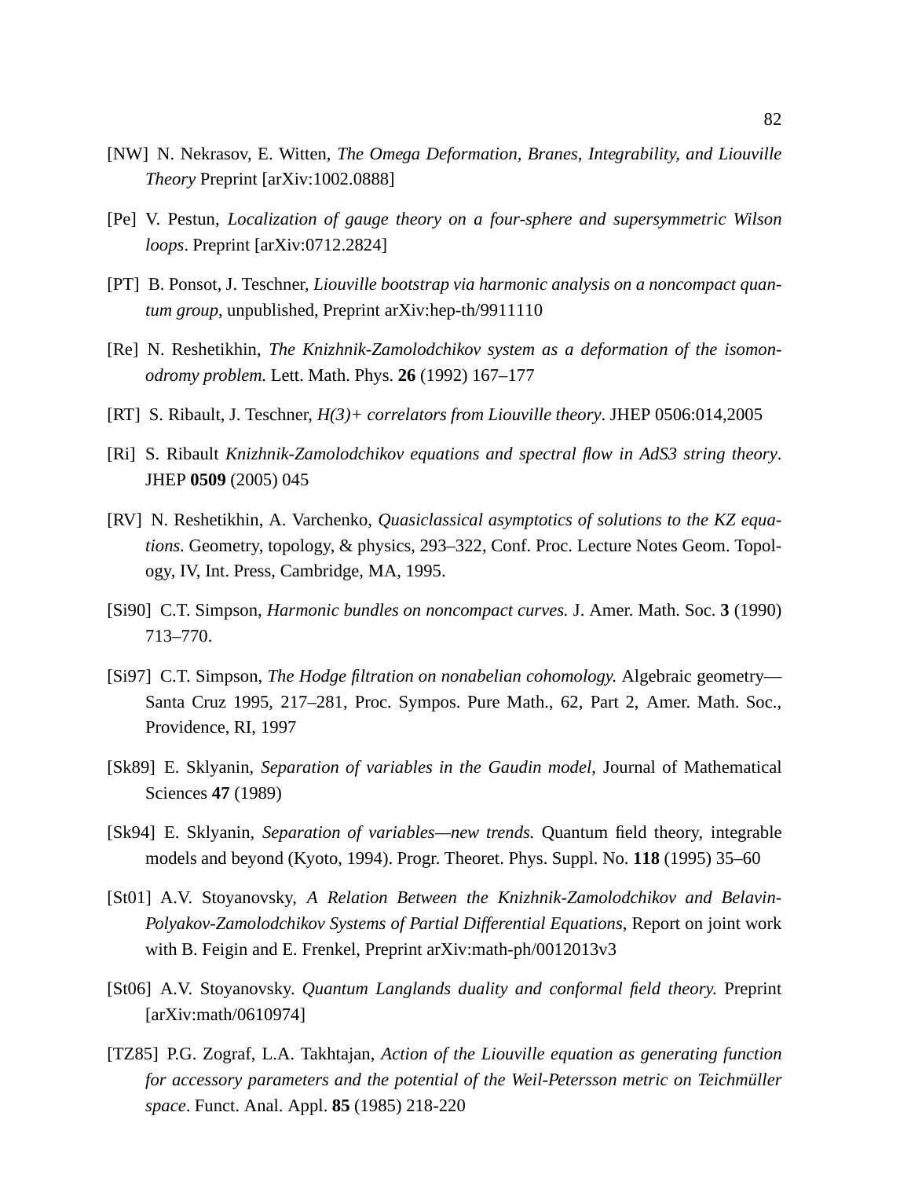[NW] N. Nekrasov, E. Witten, *The Omega Deformation, Branes, Integrability, and Liouville Theory* Preprint [arXiv:1002.0888]

[Pe] V. Pestun, *Localization of gauge theory on a four-sphere and supersymmetric Wilson loops*. Preprint [arXiv:0712.2824]

[PT] B. Ponsot, J. Teschner, *Liouville bootstrap via harmonic analysis on a noncompact quantum group*, unpublished, Preprint arXiv:hep-th/9911110

[Re] N. Reshetikhin, *The Knizhnik-Zamolodchikov system as a deformation of the isomonodromy problem.* Lett. Math. Phys. **26** (1992) 167–177

[RT] S. Ribault, J. Teschner, *H(3)+ correlators from Liouville theory*. JHEP 0506:014,2005

[Ri] S. Ribault *Knizhnik-Zamolodchikov equations and spectral flow in AdS3 string theory*. JHEP **0509** (2005) 045

[RV] N. Reshetikhin, A. Varchenko, *Quasiclassical asymptotics of solutions to the KZ equations.* Geometry, topology, & physics, 293–322, Conf. Proc. Lecture Notes Geom. Topology, IV, Int. Press, Cambridge, MA, 1995.

[Si90] C.T. Simpson, *Harmonic bundles on noncompact curves.* J. Amer. Math. Soc. **3** (1990) 713–770.

[Si97] C.T. Simpson, *The Hodge filtration on nonabelian cohomology.* Algebraic geometry—Santa Cruz 1995, 217–281, Proc. Sympos. Pure Math., 62, Part 2, Amer. Math. Soc., Providence, RI, 1997

[Sk89] E. Sklyanin, *Separation of variables in the Gaudin model*, Journal of Mathematical Sciences **47** (1989)

[Sk94] E. Sklyanin, *Separation of variables—new trends.* Quantum field theory, integrable models and beyond (Kyoto, 1994). Progr. Theoret. Phys. Suppl. No. **118** (1995) 35–60

[St01] A.V. Stoyanovsky, *A Relation Between the Knizhnik-Zamolodchikov and Belavin-Polyakov-Zamolodchikov Systems of Partial Differential Equations*, Report on joint work with B. Feigin and E. Frenkel, Preprint arXiv:math-ph/0012013v3

[St06] A.V. Stoyanovsky. *Quantum Langlands duality and conformal field theory.* Preprint [arXiv:math/0610974]

[TZ85] P.G. Zograf, L.A. Takhtajan, *Action of the Liouville equation as generating function for accessory parameters and the potential of the Weil-Petersson metric on Teichmüller space*. Funct. Anal. Appl. **85** (1985) 218-220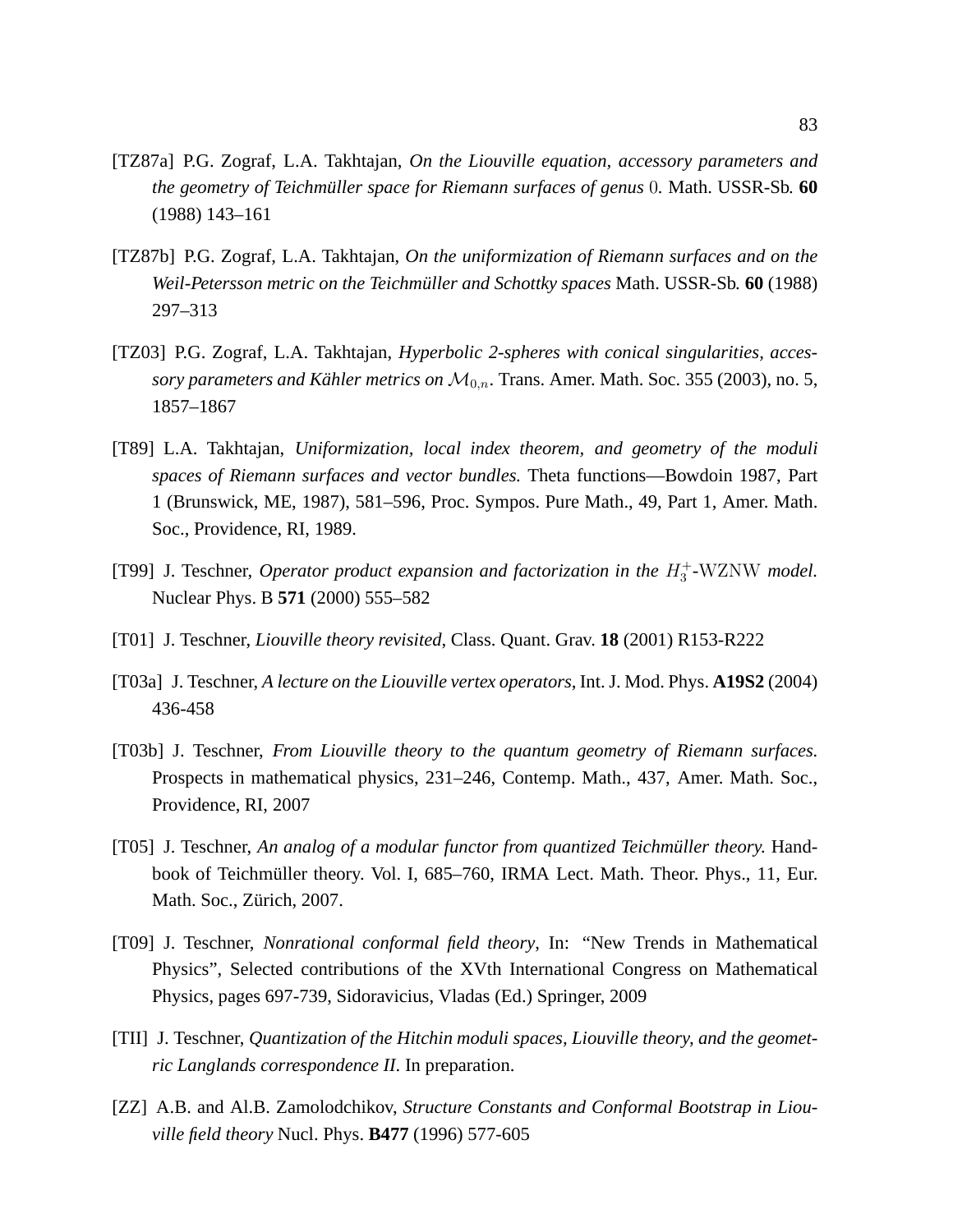[TZ87a] P.G. Zograf, L.A. Takhtajan, *On the Liouville equation, accessory parameters and the geometry of Teichmüller space for Riemann surfaces of genus* $0$. Math. USSR-Sb. **60** (1988) 143–161

[TZ87b] P.G. Zograf, L.A. Takhtajan, *On the uniformization of Riemann surfaces and on the Weil-Petersson metric on the Teichmüller and Schottky spaces* Math. USSR-Sb. **60** (1988) 297–313

[TZ03] P.G. Zograf, L.A. Takhtajan, *Hyperbolic 2-spheres with conical singularities, accessory parameters and Kähler metrics on* $\mathcal{M}_{0,n}$. Trans. Amer. Math. Soc. 355 (2003), no. 5, 1857–1867

[T89] L.A. Takhtajan, *Uniformization, local index theorem, and geometry of the moduli spaces of Riemann surfaces and vector bundles.* Theta functions—Bowdoin 1987, Part 1 (Brunswick, ME, 1987), 581–596, Proc. Sympos. Pure Math., 49, Part 1, Amer. Math. Soc., Providence, RI, 1989.

[T99] J. Teschner, *Operator product expansion and factorization in the* $H_3^+$-$\mathrm{WZNW}$ *model*. Nuclear Phys. B **571** (2000) 555–582

[T01] J. Teschner, *Liouville theory revisited*, Class. Quant. Grav. **18** (2001) R153-R222

[T03a] J. Teschner, *A lecture on the Liouville vertex operators*, Int. J. Mod. Phys. **A19S2** (2004) 436-458

[T03b] J. Teschner, *From Liouville theory to the quantum geometry of Riemann surfaces.* Prospects in mathematical physics, 231–246, Contemp. Math., 437, Amer. Math. Soc., Providence, RI, 2007

[T05] J. Teschner, *An analog of a modular functor from quantized Teichmüller theory.* Handbook of Teichmüller theory. Vol. I, 685–760, IRMA Lect. Math. Theor. Phys., 11, Eur. Math. Soc., Zürich, 2007.

[T09] J. Teschner, *Nonrational conformal field theory*, In: "New Trends in Mathematical Physics", Selected contributions of the XVth International Congress on Mathematical Physics, pages 697-739, Sidoravicius, Vladas (Ed.) Springer, 2009

[TII] J. Teschner, *Quantization of the Hitchin moduli spaces, Liouville theory, and the geometric Langlands correspondence II*. In preparation.

[ZZ] A.B. and Al.B. Zamolodchikov, *Structure Constants and Conformal Bootstrap in Liouville field theory* Nucl. Phys. **B477** (1996) 577-605